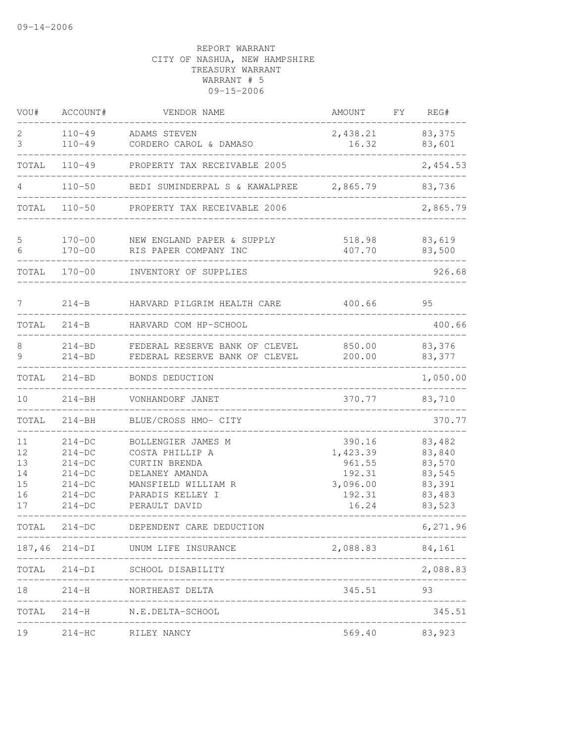09-14-2006

REPORT WARRANT
CITY OF NASHUA, NEW HAMPSHIRE
TREASURY WARRANT
WARRANT # 5
09-15-2006

| VOU# | ACCOUNT# | VENDOR NAME | AMOUNT | FY | REG# |
|---|---|---|---|---|---|
| 2 | 110-49 | ADAMS STEVEN | 2,438.21 | | 83,375 |
| 3 | 110-49 | CORDERO CAROL & DAMASO | 16.32 | | 83,601 |
| TOTAL | 110-49 | PROPERTY TAX RECEIVABLE 2005 | | | 2,454.53 |
| 4 | 110-50 | BEDI SUMINDERPAL S & KAWALPREE | 2,865.79 | | 83,736 |
| TOTAL | 110-50 | PROPERTY TAX RECEIVABLE 2006 | | | 2,865.79 |
| 5 | 170-00 | NEW ENGLAND PAPER & SUPPLY | 518.98 | | 83,619 |
| 6 | 170-00 | RIS PAPER COMPANY INC | 407.70 | | 83,500 |
| TOTAL | 170-00 | INVENTORY OF SUPPLIES | | | 926.68 |
| 7 | 214-B | HARVARD PILGRIM HEALTH CARE | 400.66 | | 95 |
| TOTAL | 214-B | HARVARD COM HP-SCHOOL | | | 400.66 |
| 8 | 214-BD | FEDERAL RESERVE BANK OF CLEVEL | 850.00 | | 83,376 |
| 9 | 214-BD | FEDERAL RESERVE BANK OF CLEVEL | 200.00 | | 83,377 |
| TOTAL | 214-BD | BONDS DEDUCTION | | | 1,050.00 |
| 10 | 214-BH | VONHANDORF JANET | 370.77 | | 83,710 |
| TOTAL | 214-BH | BLUE/CROSS HMO- CITY | | | 370.77 |
| 11 | 214-DC | BOLLENGIER JAMES M | 390.16 | | 83,482 |
| 12 | 214-DC | COSTA PHILLIP A | 1,423.39 | | 83,840 |
| 13 | 214-DC | CURTIN BRENDA | 961.55 | | 83,570 |
| 14 | 214-DC | DELANEY AMANDA | 192.31 | | 83,545 |
| 15 | 214-DC | MANSFIELD WILLIAM R | 3,096.00 | | 83,391 |
| 16 | 214-DC | PARADIS KELLEY I | 192.31 | | 83,483 |
| 17 | 214-DC | PERAULT DAVID | 16.24 | | 83,523 |
| TOTAL | 214-DC | DEPENDENT CARE DEDUCTION | | | 6,271.96 |
| 187,46 | 214-DI | UNUM LIFE INSURANCE | 2,088.83 | | 84,161 |
| TOTAL | 214-DI | SCHOOL DISABILITY | | | 2,088.83 |
| 18 | 214-H | NORTHEAST DELTA | 345.51 | | 93 |
| TOTAL | 214-H | N.E.DELTA-SCHOOL | | | 345.51 |
| 19 | 214-HC | RILEY NANCY | 569.40 | | 83,923 |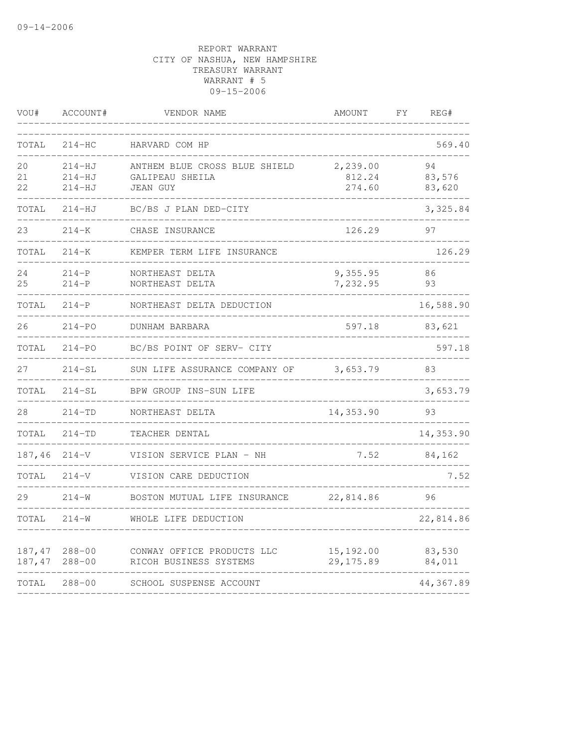REPORT WARRANT
CITY OF NASHUA, NEW HAMPSHIRE
TREASURY WARRANT
WARRANT # 5
09-15-2006

| VOU# | ACCOUNT# | VENDOR NAME | AMOUNT | FY | REG# |
|---|---|---|---|---|---|
| TOTAL | 214-HC | HARVARD COM HP | | | 569.40 |
| 20 | 214-HJ | ANTHEM BLUE CROSS BLUE SHIELD | 2,239.00 | | 94 |
| 21 | 214-HJ | GALIPEAU SHEILA | 812.24 | | 83,576 |
| 22 | 214-HJ | JEAN GUY | 274.60 | | 83,620 |
| TOTAL | 214-HJ | BC/BS J PLAN DED-CITY | | | 3,325.84 |
| 23 | 214-K | CHASE INSURANCE | 126.29 | | 97 |
| TOTAL | 214-K | KEMPER TERM LIFE INSURANCE | | | 126.29 |
| 24 | 214-P | NORTHEAST DELTA | 9,355.95 | | 86 |
| 25 | 214-P | NORTHEAST DELTA | 7,232.95 | | 93 |
| TOTAL | 214-P | NORTHEAST DELTA DEDUCTION | | | 16,588.90 |
| 26 | 214-PO | DUNHAM BARBARA | 597.18 | | 83,621 |
| TOTAL | 214-PO | BC/BS POINT OF SERV- CITY | | | 597.18 |
| 27 | 214-SL | SUN LIFE ASSURANCE COMPANY OF | 3,653.79 | | 83 |
| TOTAL | 214-SL | BPW GROUP INS-SUN LIFE | | | 3,653.79 |
| 28 | 214-TD | NORTHEAST DELTA | 14,353.90 | | 93 |
| TOTAL | 214-TD | TEACHER DENTAL | | | 14,353.90 |
| 187,46 | 214-V | VISION SERVICE PLAN - NH | 7.52 | | 84,162 |
| TOTAL | 214-V | VISION CARE DEDUCTION | | | 7.52 |
| 29 | 214-W | BOSTON MUTUAL LIFE INSURANCE | 22,814.86 | | 96 |
| TOTAL | 214-W | WHOLE LIFE DEDUCTION | | | 22,814.86 |
| 187,47 | 288-00 | CONWAY OFFICE PRODUCTS LLC | 15,192.00 | | 83,530 |
| 187,47 | 288-00 | RICOH BUSINESS SYSTEMS | 29,175.89 | | 84,011 |
| TOTAL | 288-00 | SCHOOL SUSPENSE ACCOUNT | | | 44,367.89 |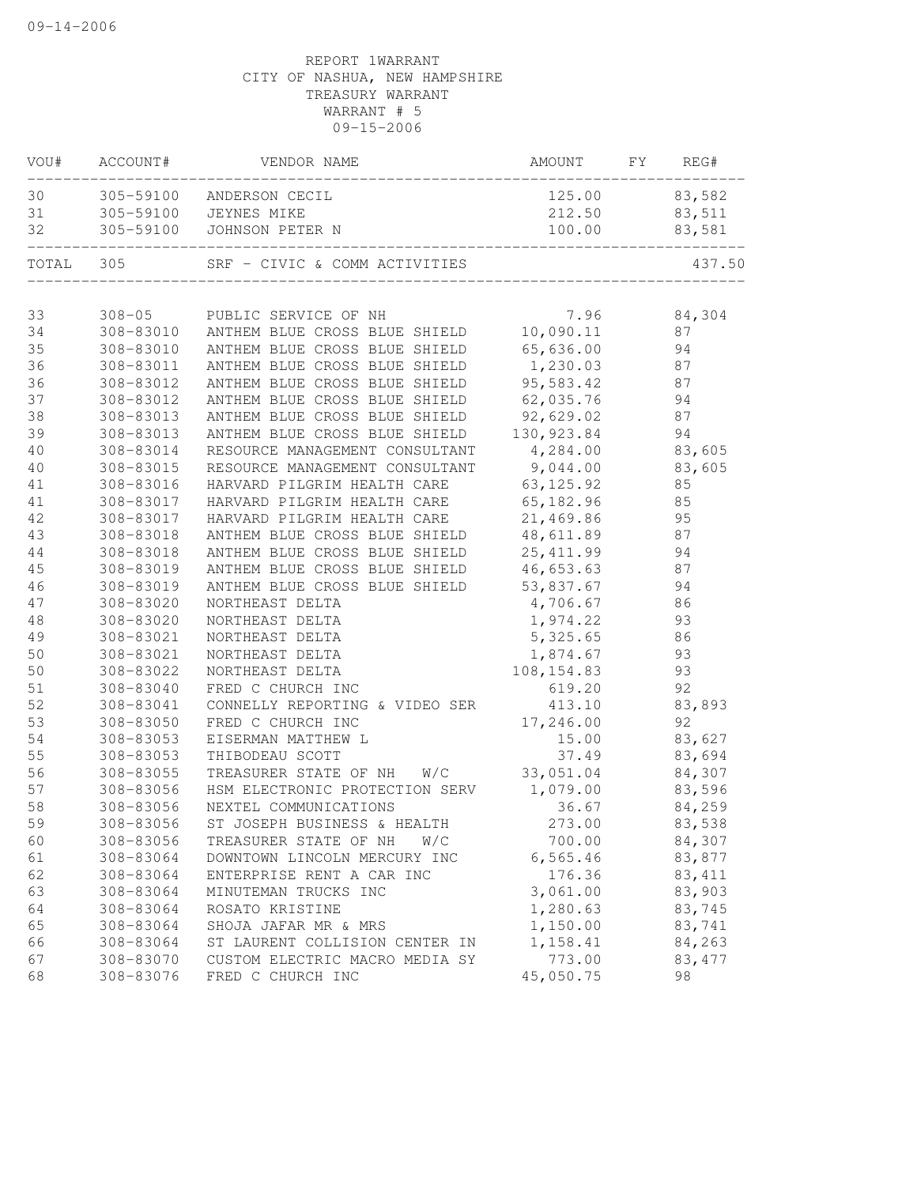REPORT 1WARRANT
CITY OF NASHUA, NEW HAMPSHIRE
TREASURY WARRANT
WARRANT # 5
09-15-2006

| VOU# | ACCOUNT# | VENDOR NAME | AMOUNT | FY | REG# |
|---|---|---|---|---|---|
| 30 | 305-59100 | ANDERSON CECIL | 125.00 | | 83,582 |
| 31 | 305-59100 | JEYNES MIKE | 212.50 | | 83,511 |
| 32 | 305-59100 | JOHNSON PETER N | 100.00 | | 83,581 |
| TOTAL | 305 | SRF - CIVIC & COMM ACTIVITIES | | | 437.50 |
| 33 | 308-05 | PUBLIC SERVICE OF NH | 7.96 | | 84,304 |
| 34 | 308-83010 | ANTHEM BLUE CROSS BLUE SHIELD | 10,090.11 | | 87 |
| 35 | 308-83010 | ANTHEM BLUE CROSS BLUE SHIELD | 65,636.00 | | 94 |
| 36 | 308-83011 | ANTHEM BLUE CROSS BLUE SHIELD | 1,230.03 | | 87 |
| 36 | 308-83012 | ANTHEM BLUE CROSS BLUE SHIELD | 95,583.42 | | 87 |
| 37 | 308-83012 | ANTHEM BLUE CROSS BLUE SHIELD | 62,035.76 | | 94 |
| 38 | 308-83013 | ANTHEM BLUE CROSS BLUE SHIELD | 92,629.02 | | 87 |
| 39 | 308-83013 | ANTHEM BLUE CROSS BLUE SHIELD | 130,923.84 | | 94 |
| 40 | 308-83014 | RESOURCE MANAGEMENT CONSULTANT | 4,284.00 | | 83,605 |
| 40 | 308-83015 | RESOURCE MANAGEMENT CONSULTANT | 9,044.00 | | 83,605 |
| 41 | 308-83016 | HARVARD PILGRIM HEALTH CARE | 63,125.92 | | 85 |
| 41 | 308-83017 | HARVARD PILGRIM HEALTH CARE | 65,182.96 | | 85 |
| 42 | 308-83017 | HARVARD PILGRIM HEALTH CARE | 21,469.86 | | 95 |
| 43 | 308-83018 | ANTHEM BLUE CROSS BLUE SHIELD | 48,611.89 | | 87 |
| 44 | 308-83018 | ANTHEM BLUE CROSS BLUE SHIELD | 25,411.99 | | 94 |
| 45 | 308-83019 | ANTHEM BLUE CROSS BLUE SHIELD | 46,653.63 | | 87 |
| 46 | 308-83019 | ANTHEM BLUE CROSS BLUE SHIELD | 53,837.67 | | 94 |
| 47 | 308-83020 | NORTHEAST DELTA | 4,706.67 | | 86 |
| 48 | 308-83020 | NORTHEAST DELTA | 1,974.22 | | 93 |
| 49 | 308-83021 | NORTHEAST DELTA | 5,325.65 | | 86 |
| 50 | 308-83021 | NORTHEAST DELTA | 1,874.67 | | 93 |
| 50 | 308-83022 | NORTHEAST DELTA | 108,154.83 | | 93 |
| 51 | 308-83040 | FRED C CHURCH INC | 619.20 | | 92 |
| 52 | 308-83041 | CONNELLY REPORTING & VIDEO SER | 413.10 | | 83,893 |
| 53 | 308-83050 | FRED C CHURCH INC | 17,246.00 | | 92 |
| 54 | 308-83053 | EISERMAN MATTHEW L | 15.00 | | 83,627 |
| 55 | 308-83053 | THIBODEAU SCOTT | 37.49 | | 83,694 |
| 56 | 308-83055 | TREASURER STATE OF NH W/C | 33,051.04 | | 84,307 |
| 57 | 308-83056 | HSM ELECTRONIC PROTECTION SERV | 1,079.00 | | 83,596 |
| 58 | 308-83056 | NEXTEL COMMUNICATIONS | 36.67 | | 84,259 |
| 59 | 308-83056 | ST JOSEPH BUSINESS & HEALTH | 273.00 | | 83,538 |
| 60 | 308-83056 | TREASURER STATE OF NH W/C | 700.00 | | 84,307 |
| 61 | 308-83064 | DOWNTOWN LINCOLN MERCURY INC | 6,565.46 | | 83,877 |
| 62 | 308-83064 | ENTERPRISE RENT A CAR INC | 176.36 | | 83,411 |
| 63 | 308-83064 | MINUTEMAN TRUCKS INC | 3,061.00 | | 83,903 |
| 64 | 308-83064 | ROSATO KRISTINE | 1,280.63 | | 83,745 |
| 65 | 308-83064 | SHOJA JAFAR MR & MRS | 1,150.00 | | 83,741 |
| 66 | 308-83064 | ST LAURENT COLLISION CENTER IN | 1,158.41 | | 84,263 |
| 67 | 308-83070 | CUSTOM ELECTRIC MACRO MEDIA SY | 773.00 | | 83,477 |
| 68 | 308-83076 | FRED C CHURCH INC | 45,050.75 | | 98 |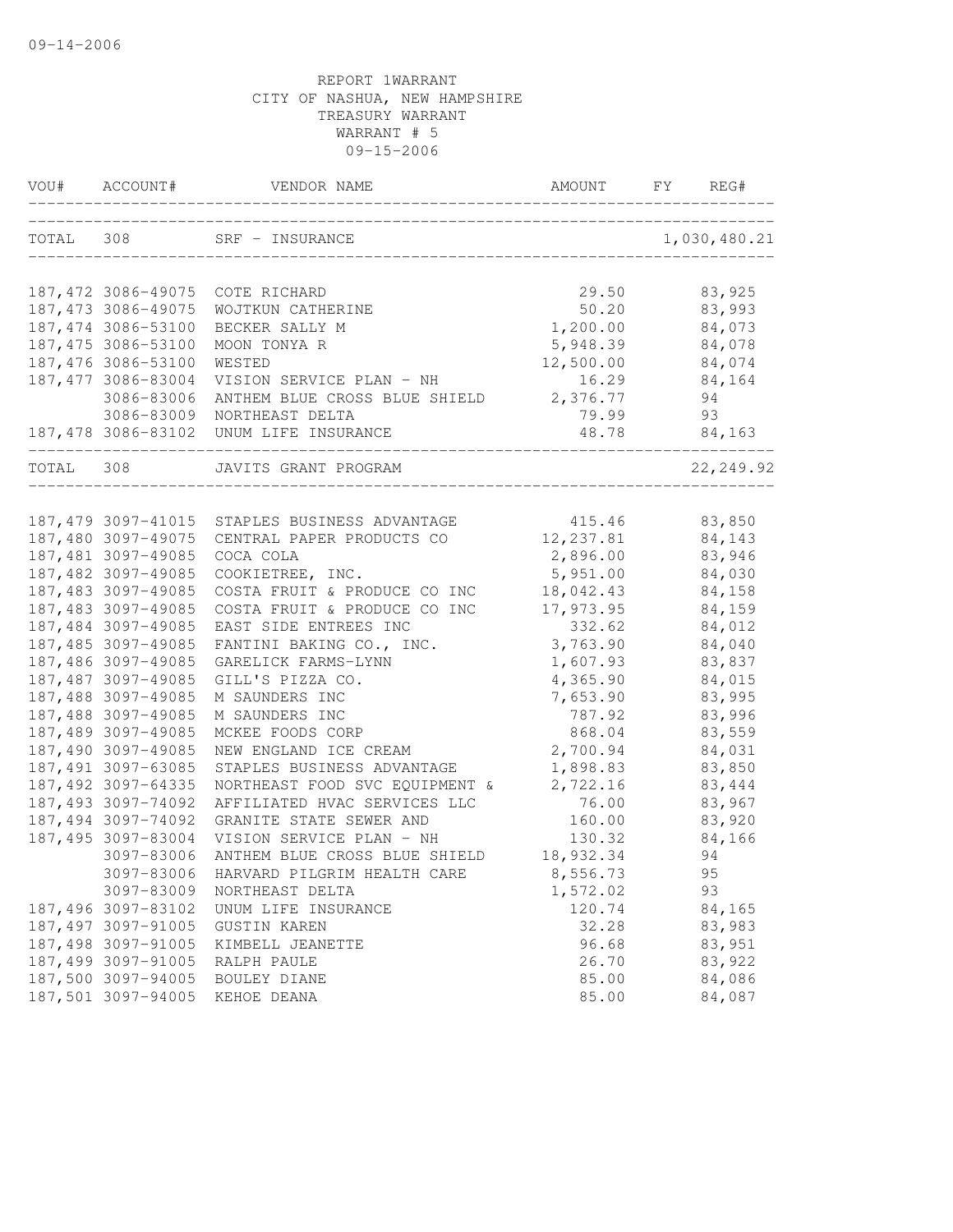REPORT 1WARRANT
CITY OF NASHUA, NEW HAMPSHIRE
TREASURY WARRANT
WARRANT # 5
09-15-2006

| VOU# | ACCOUNT# | VENDOR NAME | AMOUNT | FY | REG# |
|---|---|---|---|---|---|
| TOTAL | 308 | SRF - INSURANCE | | | 1,030,480.21 |
| 187,472 | 3086-49075 | COTE RICHARD | 29.50 | | 83,925 |
| 187,473 | 3086-49075 | WOJTKUN CATHERINE | 50.20 | | 83,993 |
| 187,474 | 3086-53100 | BECKER SALLY M | 1,200.00 | | 84,073 |
| 187,475 | 3086-53100 | MOON TONYA R | 5,948.39 | | 84,078 |
| 187,476 | 3086-53100 | WESTED | 12,500.00 | | 84,074 |
| 187,477 | 3086-83004 | VISION SERVICE PLAN - NH | 16.29 | | 84,164 |
| | 3086-83006 | ANTHEM BLUE CROSS BLUE SHIELD | 2,376.77 | | 94 |
| | 3086-83009 | NORTHEAST DELTA | 79.99 | | 93 |
| 187,478 | 3086-83102 | UNUM LIFE INSURANCE | 48.78 | | 84,163 |
| TOTAL | 308 | JAVITS GRANT PROGRAM | | | 22,249.92 |
| 187,479 | 3097-41015 | STAPLES BUSINESS ADVANTAGE | 415.46 | | 83,850 |
| 187,480 | 3097-49075 | CENTRAL PAPER PRODUCTS CO | 12,237.81 | | 84,143 |
| 187,481 | 3097-49085 | COCA COLA | 2,896.00 | | 83,946 |
| 187,482 | 3097-49085 | COOKIETREE, INC. | 5,951.00 | | 84,030 |
| 187,483 | 3097-49085 | COSTA FRUIT & PRODUCE CO INC | 18,042.43 | | 84,158 |
| 187,483 | 3097-49085 | COSTA FRUIT & PRODUCE CO INC | 17,973.95 | | 84,159 |
| 187,484 | 3097-49085 | EAST SIDE ENTREES INC | 332.62 | | 84,012 |
| 187,485 | 3097-49085 | FANTINI BAKING CO., INC. | 3,763.90 | | 84,040 |
| 187,486 | 3097-49085 | GARELICK FARMS-LYNN | 1,607.93 | | 83,837 |
| 187,487 | 3097-49085 | GILL'S PIZZA CO. | 4,365.90 | | 84,015 |
| 187,488 | 3097-49085 | M SAUNDERS INC | 7,653.90 | | 83,995 |
| 187,488 | 3097-49085 | M SAUNDERS INC | 787.92 | | 83,996 |
| 187,489 | 3097-49085 | MCKEE FOODS CORP | 868.04 | | 83,559 |
| 187,490 | 3097-49085 | NEW ENGLAND ICE CREAM | 2,700.94 | | 84,031 |
| 187,491 | 3097-63085 | STAPLES BUSINESS ADVANTAGE | 1,898.83 | | 83,850 |
| 187,492 | 3097-64335 | NORTHEAST FOOD SVC EQUIPMENT & | 2,722.16 | | 83,444 |
| 187,493 | 3097-74092 | AFFILIATED HVAC SERVICES LLC | 76.00 | | 83,967 |
| 187,494 | 3097-74092 | GRANITE STATE SEWER AND | 160.00 | | 83,920 |
| 187,495 | 3097-83004 | VISION SERVICE PLAN - NH | 130.32 | | 84,166 |
| | 3097-83006 | ANTHEM BLUE CROSS BLUE SHIELD | 18,932.34 | | 94 |
| | 3097-83006 | HARVARD PILGRIM HEALTH CARE | 8,556.73 | | 95 |
| | 3097-83009 | NORTHEAST DELTA | 1,572.02 | | 93 |
| 187,496 | 3097-83102 | UNUM LIFE INSURANCE | 120.74 | | 84,165 |
| 187,497 | 3097-91005 | GUSTIN KAREN | 32.28 | | 83,983 |
| 187,498 | 3097-91005 | KIMBELL JEANETTE | 96.68 | | 83,951 |
| 187,499 | 3097-91005 | RALPH PAULE | 26.70 | | 83,922 |
| 187,500 | 3097-94005 | BOULEY DIANE | 85.00 | | 84,086 |
| 187,501 | 3097-94005 | KEHOE DEANA | 85.00 | | 84,087 |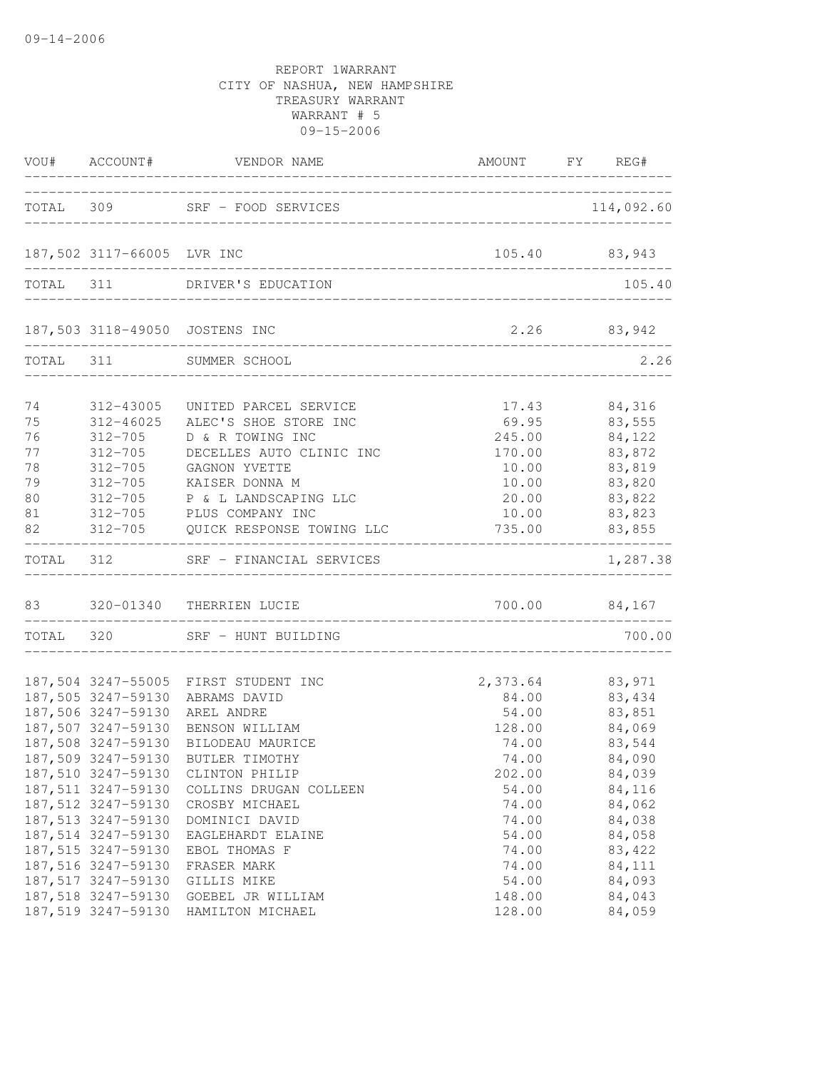09-14-2006

REPORT 1WARRANT
CITY OF NASHUA, NEW HAMPSHIRE
TREASURY WARRANT
WARRANT # 5
09-15-2006

| VOU# | ACCOUNT# | VENDOR NAME | AMOUNT | FY | REG# |
|---|---|---|---|---|---|
| TOTAL | 309 | SRF - FOOD SERVICES | | | 114,092.60 |
| 187,502 | 3117-66005 | LVR INC | 105.40 | | 83,943 |
| TOTAL | 311 | DRIVER'S EDUCATION | | | 105.40 |
| 187,503 | 3118-49050 | JOSTENS INC | 2.26 | | 83,942 |
| TOTAL | 311 | SUMMER SCHOOL | | | 2.26 |
| 74 | 312-43005 | UNITED PARCEL SERVICE | 17.43 | | 84,316 |
| 75 | 312-46025 | ALEC'S SHOE STORE INC | 69.95 | | 83,555 |
| 76 | 312-705 | D & R TOWING INC | 245.00 | | 84,122 |
| 77 | 312-705 | DECELLES AUTO CLINIC INC | 170.00 | | 83,872 |
| 78 | 312-705 | GAGNON YVETTE | 10.00 | | 83,819 |
| 79 | 312-705 | KAISER DONNA M | 10.00 | | 83,820 |
| 80 | 312-705 | P & L LANDSCAPING LLC | 20.00 | | 83,822 |
| 81 | 312-705 | PLUS COMPANY INC | 10.00 | | 83,823 |
| 82 | 312-705 | QUICK RESPONSE TOWING LLC | 735.00 | | 83,855 |
| TOTAL | 312 | SRF - FINANCIAL SERVICES | | | 1,287.38 |
| 83 | 320-01340 | THERRIEN LUCIE | 700.00 | | 84,167 |
| TOTAL | 320 | SRF - HUNT BUILDING | | | 700.00 |
| 187,504 | 3247-55005 | FIRST STUDENT INC | 2,373.64 | | 83,971 |
| 187,505 | 3247-59130 | ABRAMS DAVID | 84.00 | | 83,434 |
| 187,506 | 3247-59130 | AREL ANDRE | 54.00 | | 83,851 |
| 187,507 | 3247-59130 | BENSON WILLIAM | 128.00 | | 84,069 |
| 187,508 | 3247-59130 | BILODEAU MAURICE | 74.00 | | 83,544 |
| 187,509 | 3247-59130 | BUTLER TIMOTHY | 74.00 | | 84,090 |
| 187,510 | 3247-59130 | CLINTON PHILIP | 202.00 | | 84,039 |
| 187,511 | 3247-59130 | COLLINS DRUGAN COLLEEN | 54.00 | | 84,116 |
| 187,512 | 3247-59130 | CROSBY MICHAEL | 74.00 | | 84,062 |
| 187,513 | 3247-59130 | DOMINICI DAVID | 74.00 | | 84,038 |
| 187,514 | 3247-59130 | EAGLEHARDT ELAINE | 54.00 | | 84,058 |
| 187,515 | 3247-59130 | EBOL THOMAS F | 74.00 | | 83,422 |
| 187,516 | 3247-59130 | FRASER MARK | 74.00 | | 84,111 |
| 187,517 | 3247-59130 | GILLIS MIKE | 54.00 | | 84,093 |
| 187,518 | 3247-59130 | GOEBEL JR WILLIAM | 148.00 | | 84,043 |
| 187,519 | 3247-59130 | HAMILTON MICHAEL | 128.00 | | 84,059 |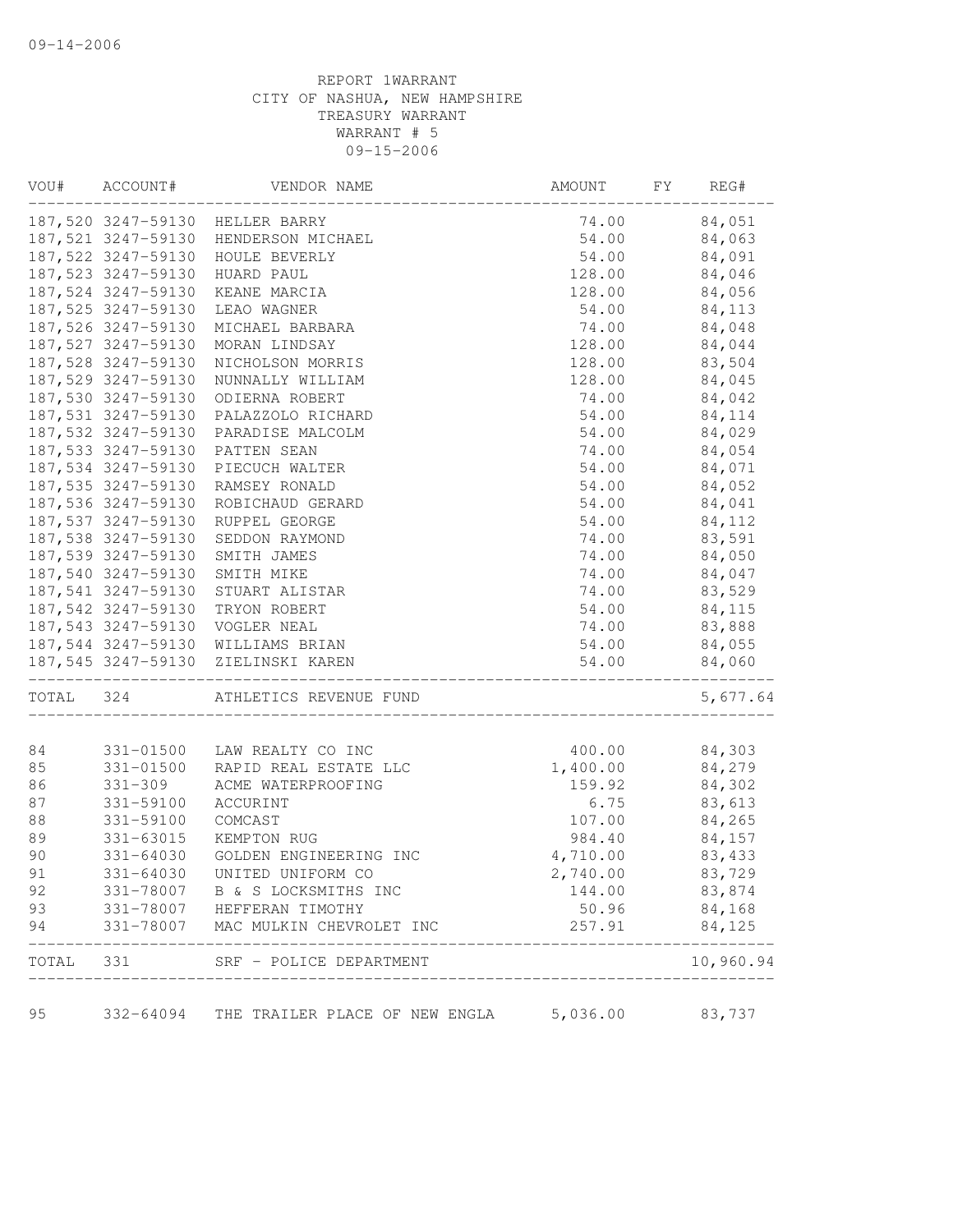09-14-2006

REPORT 1WARRANT
CITY OF NASHUA, NEW HAMPSHIRE
TREASURY WARRANT
WARRANT # 5
09-15-2006

| VOU# | ACCOUNT# | VENDOR NAME | AMOUNT | FY | REG# |
|---|---|---|---|---|---|
| 187,520 | 3247-59130 | HELLER BARRY | 74.00 | | 84,051 |
| 187,521 | 3247-59130 | HENDERSON MICHAEL | 54.00 | | 84,063 |
| 187,522 | 3247-59130 | HOULE BEVERLY | 54.00 | | 84,091 |
| 187,523 | 3247-59130 | HUARD PAUL | 128.00 | | 84,046 |
| 187,524 | 3247-59130 | KEANE MARCIA | 128.00 | | 84,056 |
| 187,525 | 3247-59130 | LEAO WAGNER | 54.00 | | 84,113 |
| 187,526 | 3247-59130 | MICHAEL BARBARA | 74.00 | | 84,048 |
| 187,527 | 3247-59130 | MORAN LINDSAY | 128.00 | | 84,044 |
| 187,528 | 3247-59130 | NICHOLSON MORRIS | 128.00 | | 83,504 |
| 187,529 | 3247-59130 | NUNNALLY WILLIAM | 128.00 | | 84,045 |
| 187,530 | 3247-59130 | ODIERNA ROBERT | 74.00 | | 84,042 |
| 187,531 | 3247-59130 | PALAZZOLO RICHARD | 54.00 | | 84,114 |
| 187,532 | 3247-59130 | PARADISE MALCOLM | 54.00 | | 84,029 |
| 187,533 | 3247-59130 | PATTEN SEAN | 74.00 | | 84,054 |
| 187,534 | 3247-59130 | PIECUCH WALTER | 54.00 | | 84,071 |
| 187,535 | 3247-59130 | RAMSEY RONALD | 54.00 | | 84,052 |
| 187,536 | 3247-59130 | ROBICHAUD GERARD | 54.00 | | 84,041 |
| 187,537 | 3247-59130 | RUPPEL GEORGE | 54.00 | | 84,112 |
| 187,538 | 3247-59130 | SEDDON RAYMOND | 74.00 | | 83,591 |
| 187,539 | 3247-59130 | SMITH JAMES | 74.00 | | 84,050 |
| 187,540 | 3247-59130 | SMITH MIKE | 74.00 | | 84,047 |
| 187,541 | 3247-59130 | STUART ALISTAR | 74.00 | | 83,529 |
| 187,542 | 3247-59130 | TRYON ROBERT | 54.00 | | 84,115 |
| 187,543 | 3247-59130 | VOGLER NEAL | 74.00 | | 83,888 |
| 187,544 | 3247-59130 | WILLIAMS BRIAN | 54.00 | | 84,055 |
| 187,545 | 3247-59130 | ZIELINSKI KAREN | 54.00 | | 84,060 |
| TOTAL | 324 | ATHLETICS REVENUE FUND | | | 5,677.64 |
| 84 | 331-01500 | LAW REALTY CO INC | 400.00 | | 84,303 |
| 85 | 331-01500 | RAPID REAL ESTATE LLC | 1,400.00 | | 84,279 |
| 86 | 331-309 | ACME WATERPROOFING | 159.92 | | 84,302 |
| 87 | 331-59100 | ACCURINT | 6.75 | | 83,613 |
| 88 | 331-59100 | COMCAST | 107.00 | | 84,265 |
| 89 | 331-63015 | KEMPTON RUG | 984.40 | | 84,157 |
| 90 | 331-64030 | GOLDEN ENGINEERING INC | 4,710.00 | | 83,433 |
| 91 | 331-64030 | UNITED UNIFORM CO | 2,740.00 | | 83,729 |
| 92 | 331-78007 | B & S LOCKSMITHS INC | 144.00 | | 83,874 |
| 93 | 331-78007 | HEFFERAN TIMOTHY | 50.96 | | 84,168 |
| 94 | 331-78007 | MAC MULKIN CHEVROLET INC | 257.91 | | 84,125 |
| TOTAL | 331 | SRF - POLICE DEPARTMENT | | | 10,960.94 |
| 95 | 332-64094 | THE TRAILER PLACE OF NEW ENGLA | 5,036.00 | | 83,737 |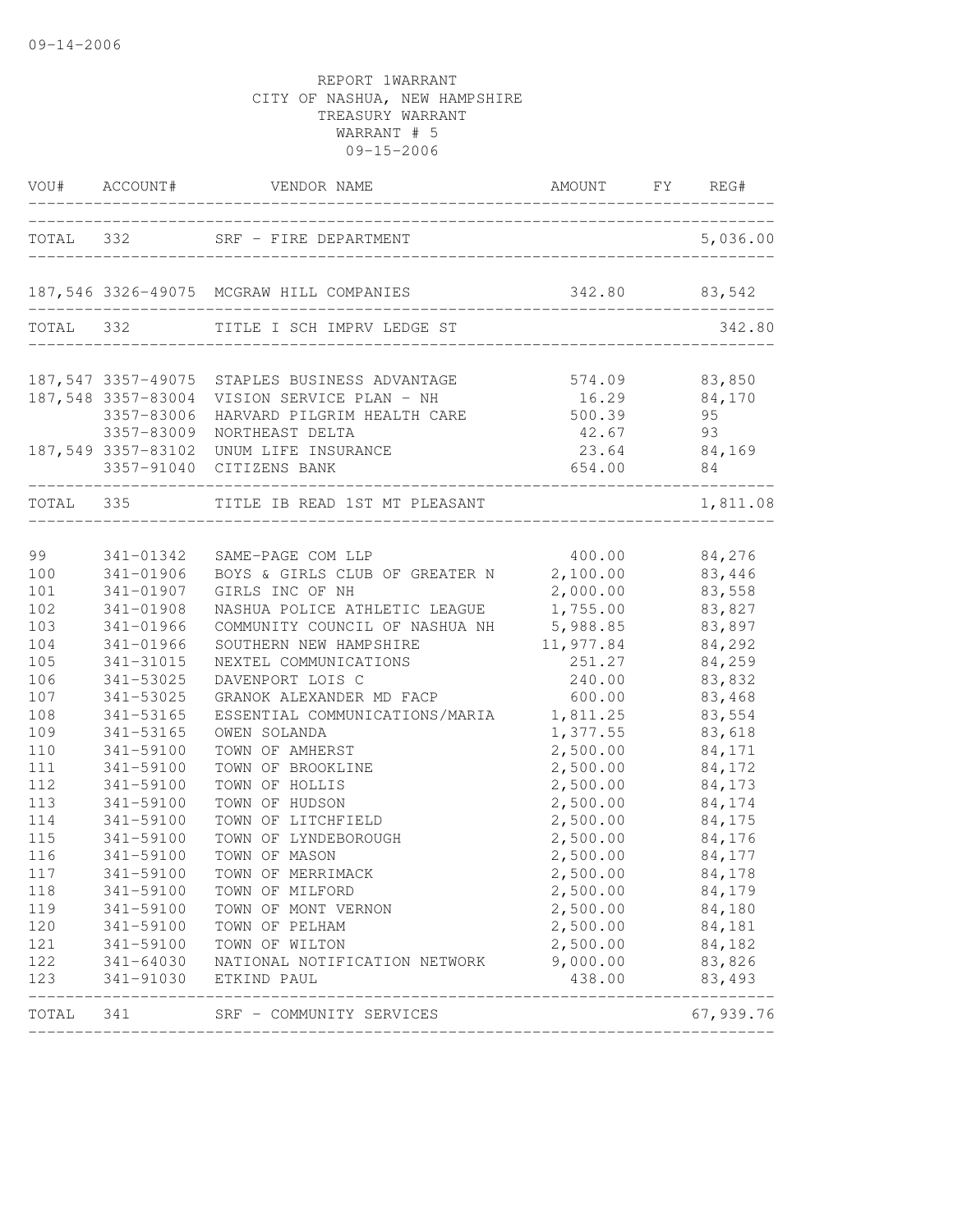09-14-2006

REPORT 1WARRANT
CITY OF NASHUA, NEW HAMPSHIRE
TREASURY WARRANT
WARRANT # 5
09-15-2006

| VOU# | ACCOUNT# | VENDOR NAME | AMOUNT | FY | REG# |
|---|---|---|---|---|---|
| TOTAL | 332 | SRF - FIRE DEPARTMENT | | | 5,036.00 |
| 187,546 | 3326-49075 | MCGRAW HILL COMPANIES | 342.80 | | 83,542 |
| TOTAL | 332 | TITLE I SCH IMPRV LEDGE ST | | | 342.80 |
| 187,547 | 3357-49075 | STAPLES BUSINESS ADVANTAGE | 574.09 | | 83,850 |
| 187,548 | 3357-83004 | VISION SERVICE PLAN - NH | 16.29 | | 84,170 |
| | 3357-83006 | HARVARD PILGRIM HEALTH CARE | 500.39 | | 95 |
| | 3357-83009 | NORTHEAST DELTA | 42.67 | | 93 |
| 187,549 | 3357-83102 | UNUM LIFE INSURANCE | 23.64 | | 84,169 |
| | 3357-91040 | CITIZENS BANK | 654.00 | | 84 |
| TOTAL | 335 | TITLE IB READ 1ST MT PLEASANT | | | 1,811.08 |
| 99 | 341-01342 | SAME-PAGE COM LLP | 400.00 | | 84,276 |
| 100 | 341-01906 | BOYS & GIRLS CLUB OF GREATER N | 2,100.00 | | 83,446 |
| 101 | 341-01907 | GIRLS INC OF NH | 2,000.00 | | 83,558 |
| 102 | 341-01908 | NASHUA POLICE ATHLETIC LEAGUE | 1,755.00 | | 83,827 |
| 103 | 341-01966 | COMMUNITY COUNCIL OF NASHUA NH | 5,988.85 | | 83,897 |
| 104 | 341-01966 | SOUTHERN NEW HAMPSHIRE | 11,977.84 | | 84,292 |
| 105 | 341-31015 | NEXTEL COMMUNICATIONS | 251.27 | | 84,259 |
| 106 | 341-53025 | DAVENPORT LOIS C | 240.00 | | 83,832 |
| 107 | 341-53025 | GRANOK ALEXANDER MD FACP | 600.00 | | 83,468 |
| 108 | 341-53165 | ESSENTIAL COMMUNICATIONS/MARIA | 1,811.25 | | 83,554 |
| 109 | 341-53165 | OWEN SOLANDA | 1,377.55 | | 83,618 |
| 110 | 341-59100 | TOWN OF AMHERST | 2,500.00 | | 84,171 |
| 111 | 341-59100 | TOWN OF BROOKLINE | 2,500.00 | | 84,172 |
| 112 | 341-59100 | TOWN OF HOLLIS | 2,500.00 | | 84,173 |
| 113 | 341-59100 | TOWN OF HUDSON | 2,500.00 | | 84,174 |
| 114 | 341-59100 | TOWN OF LITCHFIELD | 2,500.00 | | 84,175 |
| 115 | 341-59100 | TOWN OF LYNDEBOROUGH | 2,500.00 | | 84,176 |
| 116 | 341-59100 | TOWN OF MASON | 2,500.00 | | 84,177 |
| 117 | 341-59100 | TOWN OF MERRIMACK | 2,500.00 | | 84,178 |
| 118 | 341-59100 | TOWN OF MILFORD | 2,500.00 | | 84,179 |
| 119 | 341-59100 | TOWN OF MONT VERNON | 2,500.00 | | 84,180 |
| 120 | 341-59100 | TOWN OF PELHAM | 2,500.00 | | 84,181 |
| 121 | 341-59100 | TOWN OF WILTON | 2,500.00 | | 84,182 |
| 122 | 341-64030 | NATIONAL NOTIFICATION NETWORK | 9,000.00 | | 83,826 |
| 123 | 341-91030 | ETKIND PAUL | 438.00 | | 83,493 |
| TOTAL | 341 | SRF - COMMUNITY SERVICES | | | 67,939.76 |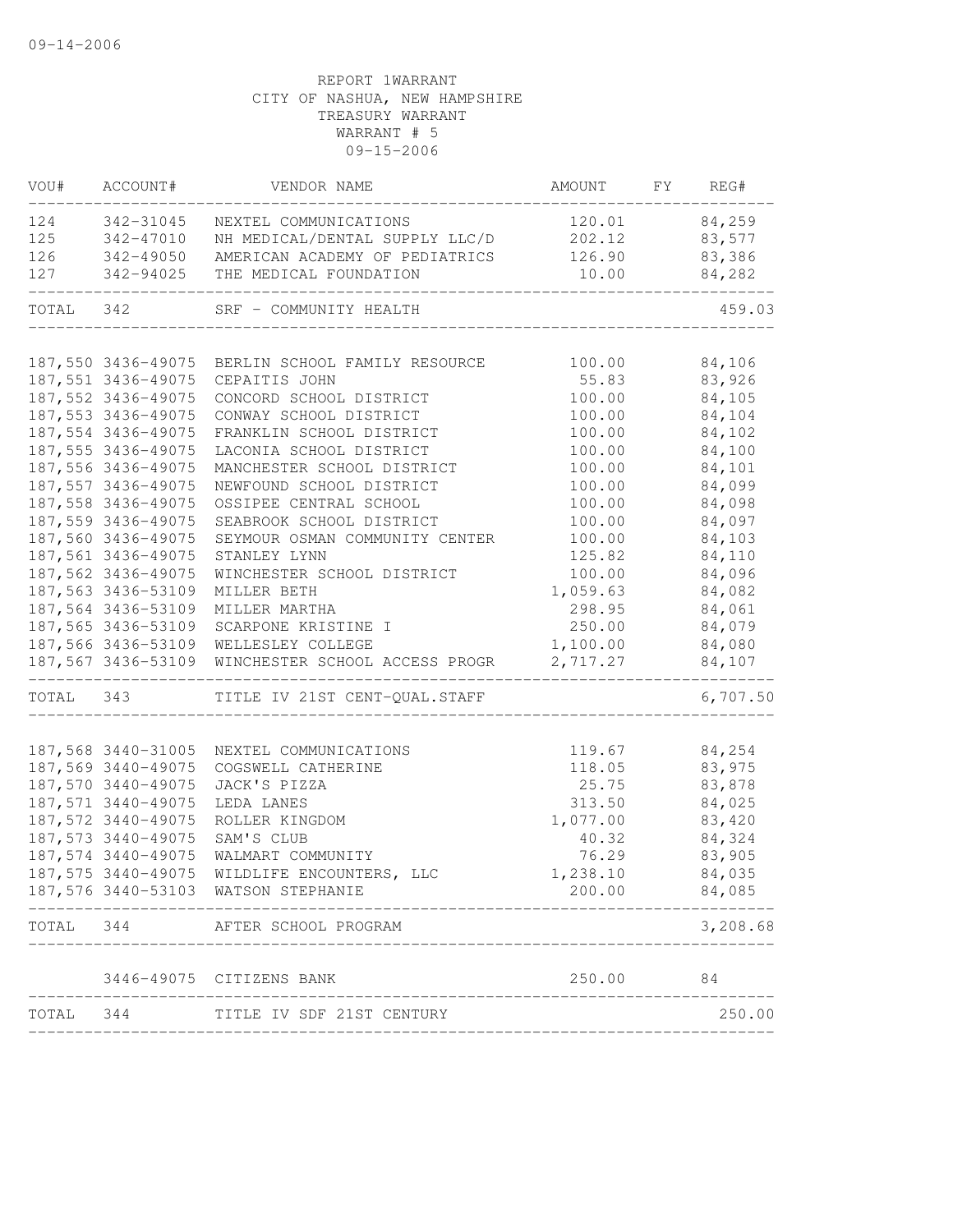09-14-2006

REPORT 1WARRANT
CITY OF NASHUA, NEW HAMPSHIRE
TREASURY WARRANT
WARRANT # 5
09-15-2006

| VOU# | ACCOUNT# | VENDOR NAME | AMOUNT | FY | REG# |
|---|---|---|---|---|---|
| 124 | 342-31045 | NEXTEL COMMUNICATIONS | 120.01 | | 84,259 |
| 125 | 342-47010 | NH MEDICAL/DENTAL SUPPLY LLC/D | 202.12 | | 83,577 |
| 126 | 342-49050 | AMERICAN ACADEMY OF PEDIATRICS | 126.90 | | 83,386 |
| 127 | 342-94025 | THE MEDICAL FOUNDATION | 10.00 | | 84,282 |
| TOTAL | 342 | SRF - COMMUNITY HEALTH | | | 459.03 |
| 187,550 | 3436-49075 | BERLIN SCHOOL FAMILY RESOURCE | 100.00 | | 84,106 |
| 187,551 | 3436-49075 | CEPAITIS JOHN | 55.83 | | 83,926 |
| 187,552 | 3436-49075 | CONCORD SCHOOL DISTRICT | 100.00 | | 84,105 |
| 187,553 | 3436-49075 | CONWAY SCHOOL DISTRICT | 100.00 | | 84,104 |
| 187,554 | 3436-49075 | FRANKLIN SCHOOL DISTRICT | 100.00 | | 84,102 |
| 187,555 | 3436-49075 | LACONIA SCHOOL DISTRICT | 100.00 | | 84,100 |
| 187,556 | 3436-49075 | MANCHESTER SCHOOL DISTRICT | 100.00 | | 84,101 |
| 187,557 | 3436-49075 | NEWFOUND SCHOOL DISTRICT | 100.00 | | 84,099 |
| 187,558 | 3436-49075 | OSSIPEE CENTRAL SCHOOL | 100.00 | | 84,098 |
| 187,559 | 3436-49075 | SEABROOK SCHOOL DISTRICT | 100.00 | | 84,097 |
| 187,560 | 3436-49075 | SEYMOUR OSMAN COMMUNITY CENTER | 100.00 | | 84,103 |
| 187,561 | 3436-49075 | STANLEY LYNN | 125.82 | | 84,110 |
| 187,562 | 3436-49075 | WINCHESTER SCHOOL DISTRICT | 100.00 | | 84,096 |
| 187,563 | 3436-53109 | MILLER BETH | 1,059.63 | | 84,082 |
| 187,564 | 3436-53109 | MILLER MARTHA | 298.95 | | 84,061 |
| 187,565 | 3436-53109 | SCARPONE KRISTINE I | 250.00 | | 84,079 |
| 187,566 | 3436-53109 | WELLESLEY COLLEGE | 1,100.00 | | 84,080 |
| 187,567 | 3436-53109 | WINCHESTER SCHOOL ACCESS PROGR | 2,717.27 | | 84,107 |
| TOTAL | 343 | TITLE IV 21ST CENT-QUAL.STAFF | | | 6,707.50 |
| 187,568 | 3440-31005 | NEXTEL COMMUNICATIONS | 119.67 | | 84,254 |
| 187,569 | 3440-49075 | COGSWELL CATHERINE | 118.05 | | 83,975 |
| 187,570 | 3440-49075 | JACK'S PIZZA | 25.75 | | 83,878 |
| 187,571 | 3440-49075 | LEDA LANES | 313.50 | | 84,025 |
| 187,572 | 3440-49075 | ROLLER KINGDOM | 1,077.00 | | 83,420 |
| 187,573 | 3440-49075 | SAM'S CLUB | 40.32 | | 84,324 |
| 187,574 | 3440-49075 | WALMART COMMUNITY | 76.29 | | 83,905 |
| 187,575 | 3440-49075 | WILDLIFE ENCOUNTERS, LLC | 1,238.10 | | 84,035 |
| 187,576 | 3440-53103 | WATSON STEPHANIE | 200.00 | | 84,085 |
| TOTAL | 344 | AFTER SCHOOL PROGRAM | | | 3,208.68 |
| | 3446-49075 | CITIZENS BANK | 250.00 | | 84 |
| TOTAL | 344 | TITLE IV SDF 21ST CENTURY | | | 250.00 |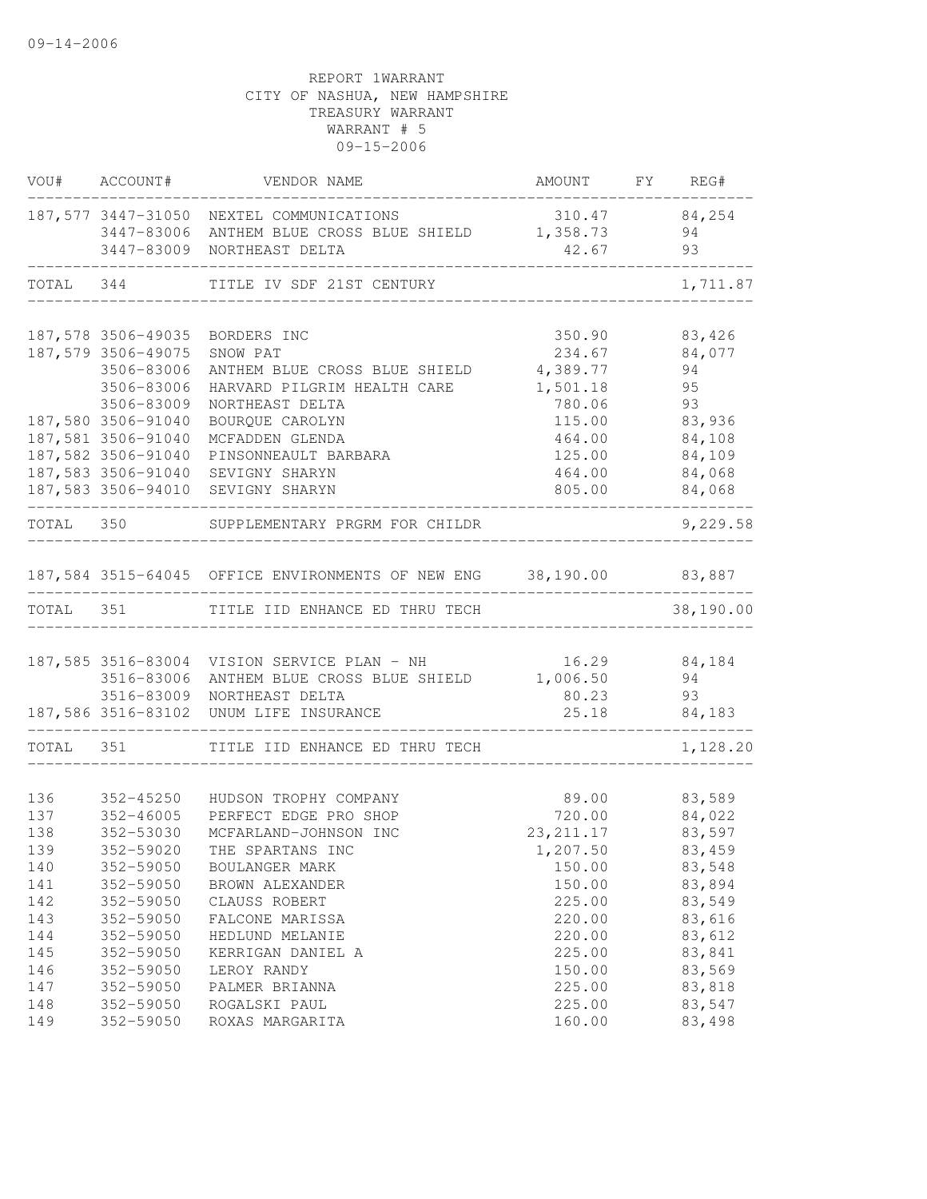09-14-2006

REPORT 1WARRANT
CITY OF NASHUA, NEW HAMPSHIRE
TREASURY WARRANT
WARRANT # 5
09-15-2006

| VOU# | ACCOUNT# | VENDOR NAME | AMOUNT | FY | REG# |
|---|---|---|---|---|---|
| 187,577 | 3447-31050 | NEXTEL COMMUNICATIONS | 310.47 | | 84,254 |
| | 3447-83006 | ANTHEM BLUE CROSS BLUE SHIELD | 1,358.73 | | 94 |
| | 3447-83009 | NORTHEAST DELTA | 42.67 | | 93 |
| TOTAL | 344 | TITLE IV SDF 21ST CENTURY | | | 1,711.87 |
| 187,578 | 3506-49035 | BORDERS INC | 350.90 | | 83,426 |
| 187,579 | 3506-49075 | SNOW PAT | 234.67 | | 84,077 |
| | 3506-83006 | ANTHEM BLUE CROSS BLUE SHIELD | 4,389.77 | | 94 |
| | 3506-83006 | HARVARD PILGRIM HEALTH CARE | 1,501.18 | | 95 |
| | 3506-83009 | NORTHEAST DELTA | 780.06 | | 93 |
| 187,580 | 3506-91040 | BOURQUE CAROLYN | 115.00 | | 83,936 |
| 187,581 | 3506-91040 | MCFADDEN GLENDA | 464.00 | | 84,108 |
| 187,582 | 3506-91040 | PINSONNEAULT BARBARA | 125.00 | | 84,109 |
| 187,583 | 3506-91040 | SEVIGNY SHARYN | 464.00 | | 84,068 |
| 187,583 | 3506-94010 | SEVIGNY SHARYN | 805.00 | | 84,068 |
| TOTAL | 350 | SUPPLEMENTARY PRGRM FOR CHILDR | | | 9,229.58 |
| 187,584 | 3515-64045 | OFFICE ENVIRONMENTS OF NEW ENG | 38,190.00 | | 83,887 |
| TOTAL | 351 | TITLE IID ENHANCE ED THRU TECH | | | 38,190.00 |
| 187,585 | 3516-83004 | VISION SERVICE PLAN - NH | 16.29 | | 84,184 |
| | 3516-83006 | ANTHEM BLUE CROSS BLUE SHIELD | 1,006.50 | | 94 |
| | 3516-83009 | NORTHEAST DELTA | 80.23 | | 93 |
| 187,586 | 3516-83102 | UNUM LIFE INSURANCE | 25.18 | | 84,183 |
| TOTAL | 351 | TITLE IID ENHANCE ED THRU TECH | | | 1,128.20 |
| 136 | 352-45250 | HUDSON TROPHY COMPANY | 89.00 | | 83,589 |
| 137 | 352-46005 | PERFECT EDGE PRO SHOP | 720.00 | | 84,022 |
| 138 | 352-53030 | MCFARLAND-JOHNSON INC | 23,211.17 | | 83,597 |
| 139 | 352-59020 | THE SPARTANS INC | 1,207.50 | | 83,459 |
| 140 | 352-59050 | BOULANGER MARK | 150.00 | | 83,548 |
| 141 | 352-59050 | BROWN ALEXANDER | 150.00 | | 83,894 |
| 142 | 352-59050 | CLAUSS ROBERT | 225.00 | | 83,549 |
| 143 | 352-59050 | FALCONE MARISSA | 220.00 | | 83,616 |
| 144 | 352-59050 | HEDLUND MELANIE | 220.00 | | 83,612 |
| 145 | 352-59050 | KERRIGAN DANIEL A | 225.00 | | 83,841 |
| 146 | 352-59050 | LEROY RANDY | 150.00 | | 83,569 |
| 147 | 352-59050 | PALMER BRIANNA | 225.00 | | 83,818 |
| 148 | 352-59050 | ROGALSKI PAUL | 225.00 | | 83,547 |
| 149 | 352-59050 | ROXAS MARGARITA | 160.00 | | 83,498 |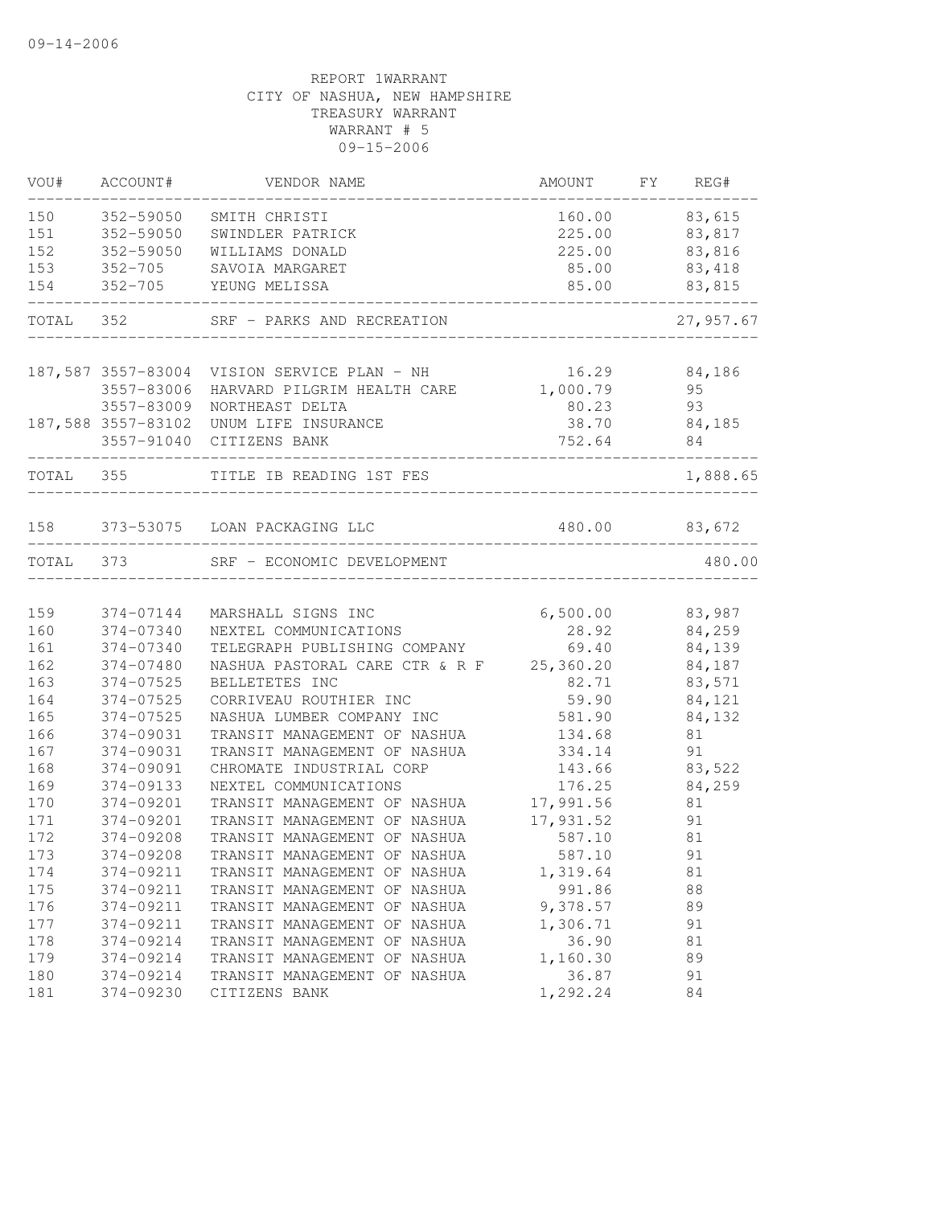09-14-2006

REPORT 1WARRANT
CITY OF NASHUA, NEW HAMPSHIRE
TREASURY WARRANT
WARRANT # 5
09-15-2006

| VOU# | ACCOUNT# | VENDOR NAME | AMOUNT | FY | REG# |
|---|---|---|---|---|---|
| 150 | 352-59050 | SMITH CHRISTI | 160.00 | | 83,615 |
| 151 | 352-59050 | SWINDLER PATRICK | 225.00 | | 83,817 |
| 152 | 352-59050 | WILLIAMS DONALD | 225.00 | | 83,816 |
| 153 | 352-705 | SAVOIA MARGARET | 85.00 | | 83,418 |
| 154 | 352-705 | YEUNG MELISSA | 85.00 | | 83,815 |
| TOTAL | 352 | SRF - PARKS AND RECREATION | | | 27,957.67 |
| 187,587 | 3557-83004 | VISION SERVICE PLAN - NH | 16.29 | | 84,186 |
| | 3557-83006 | HARVARD PILGRIM HEALTH CARE | 1,000.79 | | 95 |
| | 3557-83009 | NORTHEAST DELTA | 80.23 | | 93 |
| 187,588 | 3557-83102 | UNUM LIFE INSURANCE | 38.70 | | 84,185 |
| | 3557-91040 | CITIZENS BANK | 752.64 | | 84 |
| TOTAL | 355 | TITLE IB READING 1ST FES | | | 1,888.65 |
| 158 | 373-53075 | LOAN PACKAGING LLC | 480.00 | | 83,672 |
| TOTAL | 373 | SRF - ECONOMIC DEVELOPMENT | | | 480.00 |
| 159 | 374-07144 | MARSHALL SIGNS INC | 6,500.00 | | 83,987 |
| 160 | 374-07340 | NEXTEL COMMUNICATIONS | 28.92 | | 84,259 |
| 161 | 374-07340 | TELEGRAPH PUBLISHING COMPANY | 69.40 | | 84,139 |
| 162 | 374-07480 | NASHUA PASTORAL CARE CTR & R F | 25,360.20 | | 84,187 |
| 163 | 374-07525 | BELLETETES INC | 82.71 | | 83,571 |
| 164 | 374-07525 | CORRIVEAU ROUTHIER INC | 59.90 | | 84,121 |
| 165 | 374-07525 | NASHUA LUMBER COMPANY INC | 581.90 | | 84,132 |
| 166 | 374-09031 | TRANSIT MANAGEMENT OF NASHUA | 134.68 | | 81 |
| 167 | 374-09031 | TRANSIT MANAGEMENT OF NASHUA | 334.14 | | 91 |
| 168 | 374-09091 | CHROMATE INDUSTRIAL CORP | 143.66 | | 83,522 |
| 169 | 374-09133 | NEXTEL COMMUNICATIONS | 176.25 | | 84,259 |
| 170 | 374-09201 | TRANSIT MANAGEMENT OF NASHUA | 17,991.56 | | 81 |
| 171 | 374-09201 | TRANSIT MANAGEMENT OF NASHUA | 17,931.52 | | 91 |
| 172 | 374-09208 | TRANSIT MANAGEMENT OF NASHUA | 587.10 | | 81 |
| 173 | 374-09208 | TRANSIT MANAGEMENT OF NASHUA | 587.10 | | 91 |
| 174 | 374-09211 | TRANSIT MANAGEMENT OF NASHUA | 1,319.64 | | 81 |
| 175 | 374-09211 | TRANSIT MANAGEMENT OF NASHUA | 991.86 | | 88 |
| 176 | 374-09211 | TRANSIT MANAGEMENT OF NASHUA | 9,378.57 | | 89 |
| 177 | 374-09211 | TRANSIT MANAGEMENT OF NASHUA | 1,306.71 | | 91 |
| 178 | 374-09214 | TRANSIT MANAGEMENT OF NASHUA | 36.90 | | 81 |
| 179 | 374-09214 | TRANSIT MANAGEMENT OF NASHUA | 1,160.30 | | 89 |
| 180 | 374-09214 | TRANSIT MANAGEMENT OF NASHUA | 36.87 | | 91 |
| 181 | 374-09230 | CITIZENS BANK | 1,292.24 | | 84 |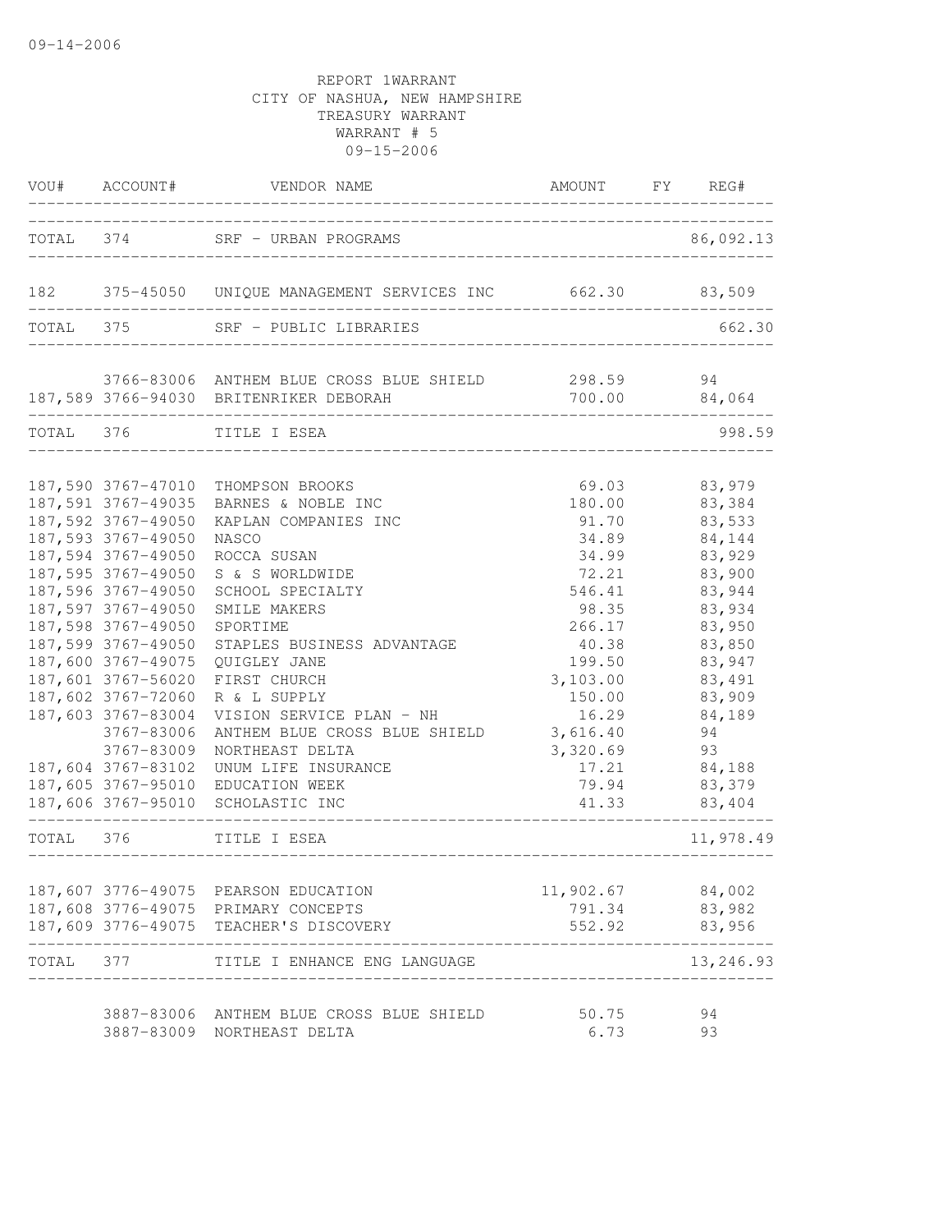09-14-2006

REPORT 1WARRANT
CITY OF NASHUA, NEW HAMPSHIRE
TREASURY WARRANT
WARRANT # 5
09-15-2006

| VOU# | ACCOUNT# | VENDOR NAME | AMOUNT | FY | REG# |
|---|---|---|---|---|---|
| TOTAL | 374 | SRF - URBAN PROGRAMS | | | 86,092.13 |
| 182 | 375-45050 | UNIQUE MANAGEMENT SERVICES INC | 662.30 | | 83,509 |
| TOTAL | 375 | SRF - PUBLIC LIBRARIES | | | 662.30 |
| | 3766-83006 | ANTHEM BLUE CROSS BLUE SHIELD | 298.59 | | 94 |
| 187,589 | 3766-94030 | BRITENRIKER DEBORAH | 700.00 | | 84,064 |
| TOTAL | 376 | TITLE I ESEA | | | 998.59 |
| 187,590 | 3767-47010 | THOMPSON BROOKS | 69.03 | | 83,979 |
| 187,591 | 3767-49035 | BARNES & NOBLE INC | 180.00 | | 83,384 |
| 187,592 | 3767-49050 | KAPLAN COMPANIES INC | 91.70 | | 83,533 |
| 187,593 | 3767-49050 | NASCO | 34.89 | | 84,144 |
| 187,594 | 3767-49050 | ROCCA SUSAN | 34.99 | | 83,929 |
| 187,595 | 3767-49050 | S & S WORLDWIDE | 72.21 | | 83,900 |
| 187,596 | 3767-49050 | SCHOOL SPECIALTY | 546.41 | | 83,944 |
| 187,597 | 3767-49050 | SMILE MAKERS | 98.35 | | 83,934 |
| 187,598 | 3767-49050 | SPORTIME | 266.17 | | 83,950 |
| 187,599 | 3767-49050 | STAPLES BUSINESS ADVANTAGE | 40.38 | | 83,850 |
| 187,600 | 3767-49075 | QUIGLEY JANE | 199.50 | | 83,947 |
| 187,601 | 3767-56020 | FIRST CHURCH | 3,103.00 | | 83,491 |
| 187,602 | 3767-72060 | R & L SUPPLY | 150.00 | | 83,909 |
| 187,603 | 3767-83004 | VISION SERVICE PLAN - NH | 16.29 | | 84,189 |
| | 3767-83006 | ANTHEM BLUE CROSS BLUE SHIELD | 3,616.40 | | 94 |
| | 3767-83009 | NORTHEAST DELTA | 3,320.69 | | 93 |
| 187,604 | 3767-83102 | UNUM LIFE INSURANCE | 17.21 | | 84,188 |
| 187,605 | 3767-95010 | EDUCATION WEEK | 79.94 | | 83,379 |
| 187,606 | 3767-95010 | SCHOLASTIC INC | 41.33 | | 83,404 |
| TOTAL | 376 | TITLE I ESEA | | | 11,978.49 |
| 187,607 | 3776-49075 | PEARSON EDUCATION | 11,902.67 | | 84,002 |
| 187,608 | 3776-49075 | PRIMARY CONCEPTS | 791.34 | | 83,982 |
| 187,609 | 3776-49075 | TEACHER'S DISCOVERY | 552.92 | | 83,956 |
| TOTAL | 377 | TITLE I ENHANCE ENG LANGUAGE | | | 13,246.93 |
| | 3887-83006 | ANTHEM BLUE CROSS BLUE SHIELD | 50.75 | | 94 |
| | 3887-83009 | NORTHEAST DELTA | 6.73 | | 93 |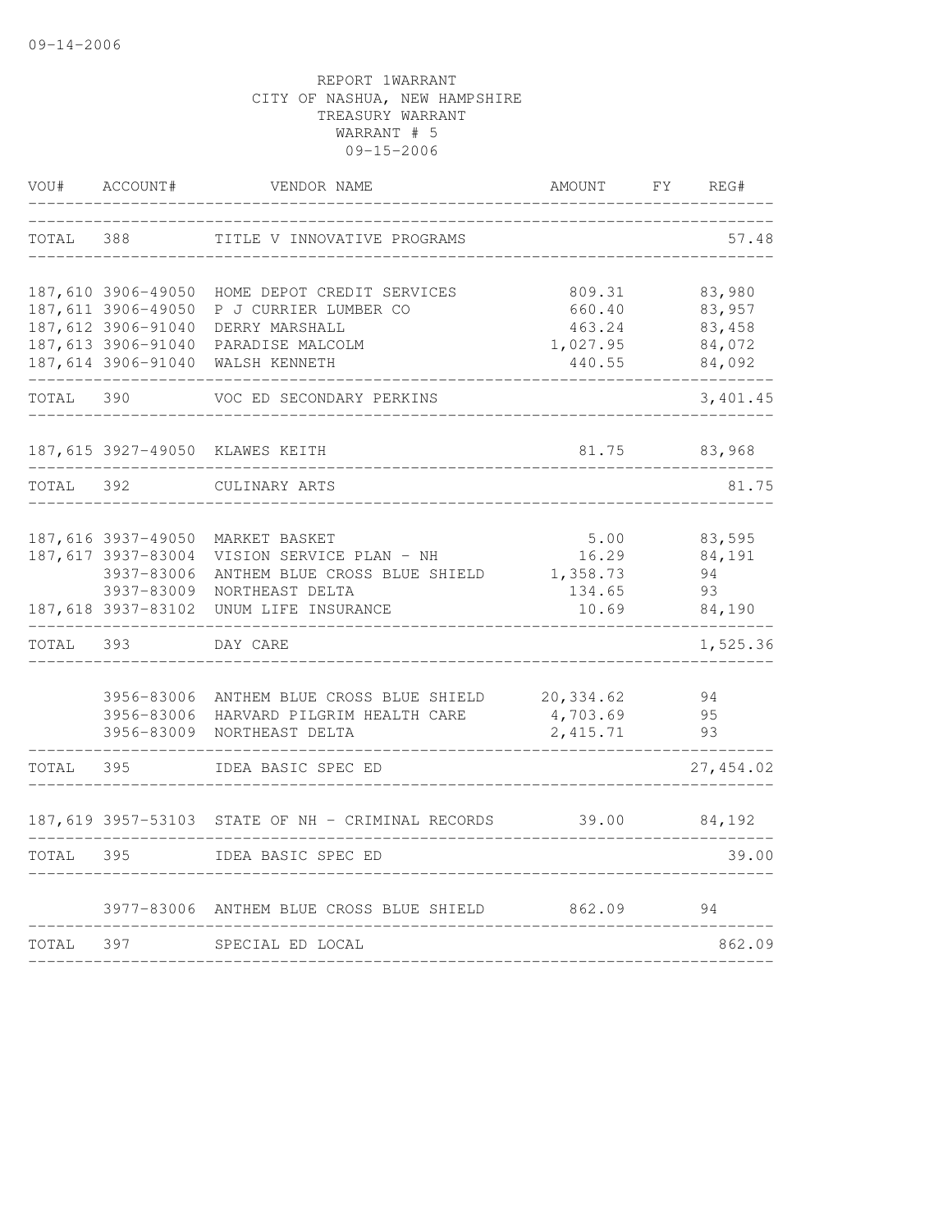09-14-2006

REPORT 1WARRANT
CITY OF NASHUA, NEW HAMPSHIRE
TREASURY WARRANT
WARRANT # 5
09-15-2006

| VOU# | ACCOUNT# | VENDOR NAME | AMOUNT | FY | REG# |
|---|---|---|---|---|---|
| TOTAL | 388 | TITLE V INNOVATIVE PROGRAMS | | | 57.48 |
| 187,610 | 3906-49050 | HOME DEPOT CREDIT SERVICES | 809.31 | | 83,980 |
| 187,611 | 3906-49050 | P J CURRIER LUMBER CO | 660.40 | | 83,957 |
| 187,612 | 3906-91040 | DERRY MARSHALL | 463.24 | | 83,458 |
| 187,613 | 3906-91040 | PARADISE MALCOLM | 1,027.95 | | 84,072 |
| 187,614 | 3906-91040 | WALSH KENNETH | 440.55 | | 84,092 |
| TOTAL | 390 | VOC ED SECONDARY PERKINS | | | 3,401.45 |
| 187,615 | 3927-49050 | KLAWES KEITH | 81.75 | | 83,968 |
| TOTAL | 392 | CULINARY ARTS | | | 81.75 |
| 187,616 | 3937-49050 | MARKET BASKET | 5.00 | | 83,595 |
| 187,617 | 3937-83004 | VISION SERVICE PLAN - NH | 16.29 | | 84,191 |
| | 3937-83006 | ANTHEM BLUE CROSS BLUE SHIELD | 1,358.73 | | 94 |
| | 3937-83009 | NORTHEAST DELTA | 134.65 | | 93 |
| 187,618 | 3937-83102 | UNUM LIFE INSURANCE | 10.69 | | 84,190 |
| TOTAL | 393 | DAY CARE | | | 1,525.36 |
| | 3956-83006 | ANTHEM BLUE CROSS BLUE SHIELD | 20,334.62 | | 94 |
| | 3956-83006 | HARVARD PILGRIM HEALTH CARE | 4,703.69 | | 95 |
| | 3956-83009 | NORTHEAST DELTA | 2,415.71 | | 93 |
| TOTAL | 395 | IDEA BASIC SPEC ED | | | 27,454.02 |
| 187,619 | 3957-53103 | STATE OF NH - CRIMINAL RECORDS | 39.00 | | 84,192 |
| TOTAL | 395 | IDEA BASIC SPEC ED | | | 39.00 |
| | 3977-83006 | ANTHEM BLUE CROSS BLUE SHIELD | 862.09 | | 94 |
| TOTAL | 397 | SPECIAL ED LOCAL | | | 862.09 |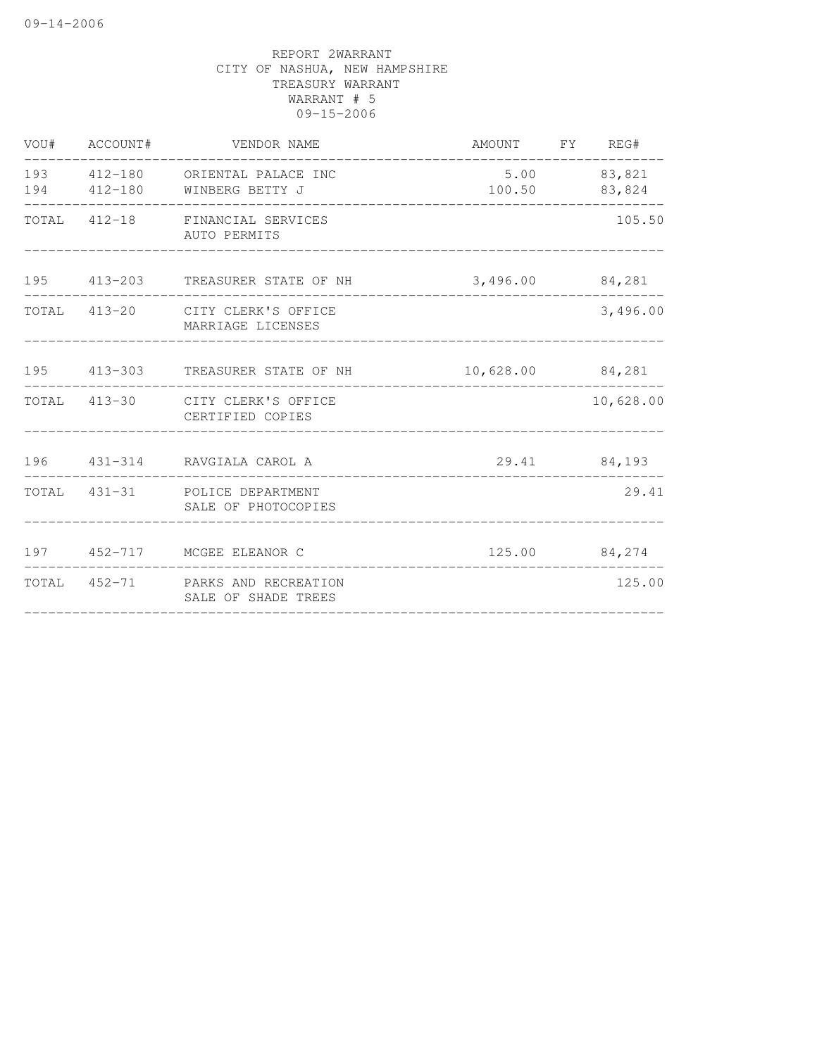REPORT 2WARRANT
CITY OF NASHUA, NEW HAMPSHIRE
TREASURY WARRANT
WARRANT # 5
09-15-2006

| VOU# | ACCOUNT# | VENDOR NAME | AMOUNT | FY | REG# |
|---|---|---|---|---|---|
| 193 | 412-180 | ORIENTAL PALACE INC | 5.00 | | 83,821 |
| 194 | 412-180 | WINBERG BETTY J | 100.50 | | 83,824 |
| TOTAL | 412-18 | FINANCIAL SERVICES AUTO PERMITS | | | 105.50 |
| 195 | 413-203 | TREASURER STATE OF NH | 3,496.00 | | 84,281 |
| TOTAL | 413-20 | CITY CLERK'S OFFICE MARRIAGE LICENSES | | | 3,496.00 |
| 195 | 413-303 | TREASURER STATE OF NH | 10,628.00 | | 84,281 |
| TOTAL | 413-30 | CITY CLERK'S OFFICE CERTIFIED COPIES | | | 10,628.00 |
| 196 | 431-314 | RAVGIALA CAROL A | 29.41 | | 84,193 |
| TOTAL | 431-31 | POLICE DEPARTMENT SALE OF PHOTOCOPIES | | | 29.41 |
| 197 | 452-717 | MCGEE ELEANOR C | 125.00 | | 84,274 |
| TOTAL | 452-71 | PARKS AND RECREATION SALE OF SHADE TREES | | | 125.00 |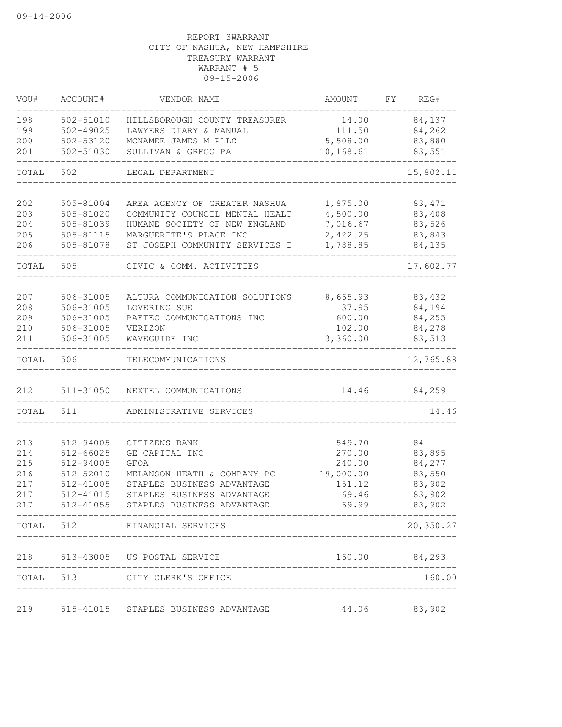REPORT 3WARRANT
CITY OF NASHUA, NEW HAMPSHIRE
TREASURY WARRANT
WARRANT # 5
09-15-2006

| VOU# | ACCOUNT# | VENDOR NAME | AMOUNT | FY | REG# |
|---|---|---|---|---|---|
| 198 | 502-51010 | HILLSBOROUGH COUNTY TREASURER | 14.00 | | 84,137 |
| 199 | 502-49025 | LAWYERS DIARY & MANUAL | 111.50 | | 84,262 |
| 200 | 502-53120 | MCNAMEE JAMES M PLLC | 5,508.00 | | 83,880 |
| 201 | 502-51030 | SULLIVAN & GREGG PA | 10,168.61 | | 83,551 |
| TOTAL | 502 | LEGAL DEPARTMENT | | | 15,802.11 |
| 202 | 505-81004 | AREA AGENCY OF GREATER NASHUA | 1,875.00 | | 83,471 |
| 203 | 505-81020 | COMMUNITY COUNCIL MENTAL HEALT | 4,500.00 | | 83,408 |
| 204 | 505-81039 | HUMANE SOCIETY OF NEW ENGLAND | 7,016.67 | | 83,526 |
| 205 | 505-81115 | MARGUERITE'S PLACE INC | 2,422.25 | | 83,843 |
| 206 | 505-81078 | ST JOSEPH COMMUNITY SERVICES I | 1,788.85 | | 84,135 |
| TOTAL | 505 | CIVIC & COMM. ACTIVITIES | | | 17,602.77 |
| 207 | 506-31005 | ALTURA COMMUNICATION SOLUTIONS | 8,665.93 | | 83,432 |
| 208 | 506-31005 | LOVERING SUE | 37.95 | | 84,194 |
| 209 | 506-31005 | PAETEC COMMUNICATIONS INC | 600.00 | | 84,255 |
| 210 | 506-31005 | VERIZON | 102.00 | | 84,278 |
| 211 | 506-31005 | WAVEGUIDE INC | 3,360.00 | | 83,513 |
| TOTAL | 506 | TELECOMMUNICATIONS | | | 12,765.88 |
| 212 | 511-31050 | NEXTEL COMMUNICATIONS | 14.46 | | 84,259 |
| TOTAL | 511 | ADMINISTRATIVE SERVICES | | | 14.46 |
| 213 | 512-94005 | CITIZENS BANK | 549.70 | | 84 |
| 214 | 512-66025 | GE CAPITAL INC | 270.00 | | 83,895 |
| 215 | 512-94005 | GFOA | 240.00 | | 84,277 |
| 216 | 512-52010 | MELANSON HEATH & COMPANY PC | 19,000.00 | | 83,550 |
| 217 | 512-41005 | STAPLES BUSINESS ADVANTAGE | 151.12 | | 83,902 |
| 217 | 512-41015 | STAPLES BUSINESS ADVANTAGE | 69.46 | | 83,902 |
| 217 | 512-41055 | STAPLES BUSINESS ADVANTAGE | 69.99 | | 83,902 |
| TOTAL | 512 | FINANCIAL SERVICES | | | 20,350.27 |
| 218 | 513-43005 | US POSTAL SERVICE | 160.00 | | 84,293 |
| TOTAL | 513 | CITY CLERK'S OFFICE | | | 160.00 |
| 219 | 515-41015 | STAPLES BUSINESS ADVANTAGE | 44.06 | | 83,902 |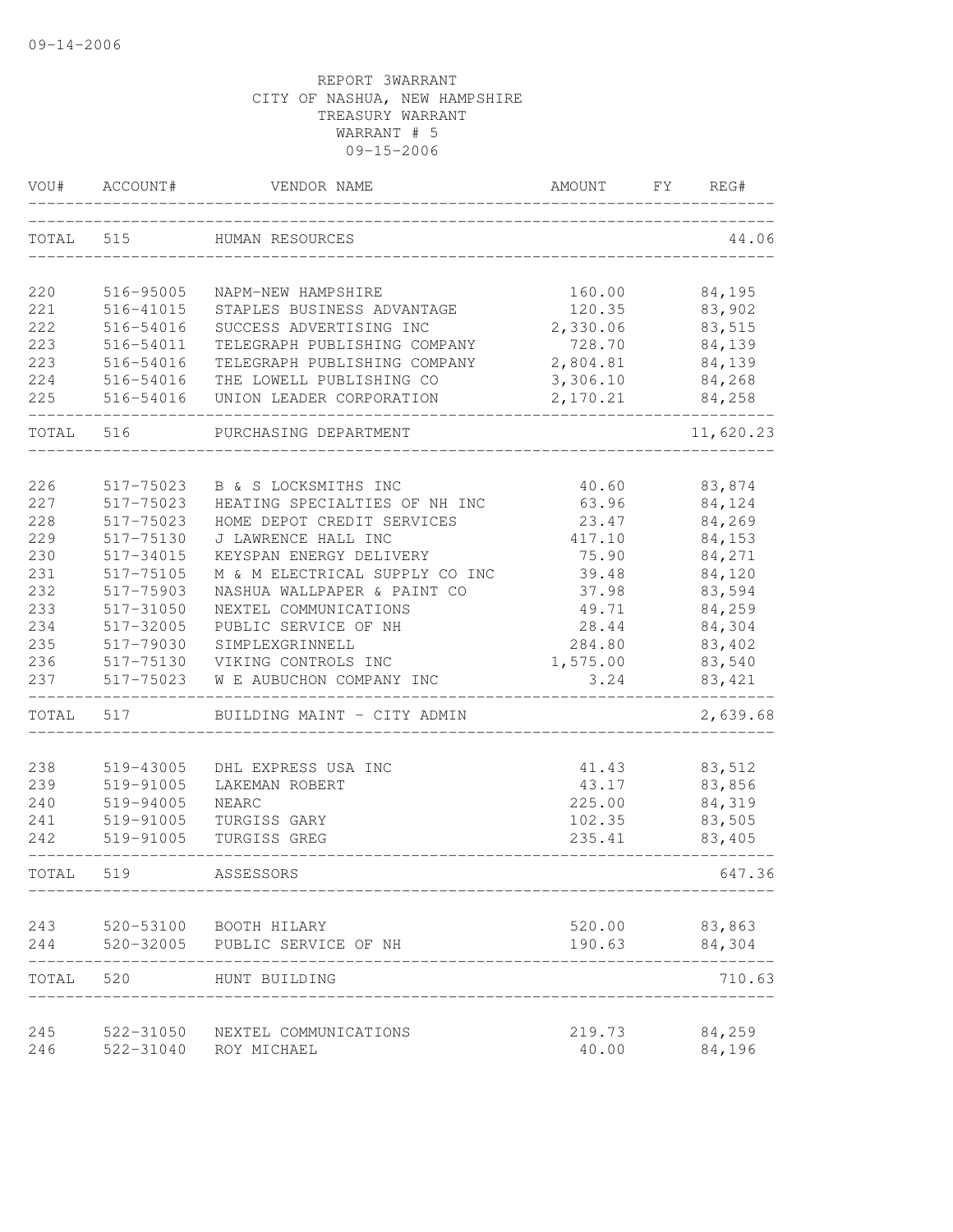REPORT 3WARRANT
CITY OF NASHUA, NEW HAMPSHIRE
TREASURY WARRANT
WARRANT # 5
09-15-2006

| VOU# | ACCOUNT# | VENDOR NAME | AMOUNT | FY | REG# |
|---|---|---|---|---|---|
| TOTAL | 515 | HUMAN RESOURCES | | | 44.06 |
| 220 | 516-95005 | NAPM-NEW HAMPSHIRE | 160.00 | | 84,195 |
| 221 | 516-41015 | STAPLES BUSINESS ADVANTAGE | 120.35 | | 83,902 |
| 222 | 516-54016 | SUCCESS ADVERTISING INC | 2,330.06 | | 83,515 |
| 223 | 516-54011 | TELEGRAPH PUBLISHING COMPANY | 728.70 | | 84,139 |
| 223 | 516-54016 | TELEGRAPH PUBLISHING COMPANY | 2,804.81 | | 84,139 |
| 224 | 516-54016 | THE LOWELL PUBLISHING CO | 3,306.10 | | 84,268 |
| 225 | 516-54016 | UNION LEADER CORPORATION | 2,170.21 | | 84,258 |
| TOTAL | 516 | PURCHASING DEPARTMENT | | | 11,620.23 |
| 226 | 517-75023 | B & S LOCKSMITHS INC | 40.60 | | 83,874 |
| 227 | 517-75023 | HEATING SPECIALTIES OF NH INC | 63.96 | | 84,124 |
| 228 | 517-75023 | HOME DEPOT CREDIT SERVICES | 23.47 | | 84,269 |
| 229 | 517-75130 | J LAWRENCE HALL INC | 417.10 | | 84,153 |
| 230 | 517-34015 | KEYSPAN ENERGY DELIVERY | 75.90 | | 84,271 |
| 231 | 517-75105 | M & M ELECTRICAL SUPPLY CO INC | 39.48 | | 84,120 |
| 232 | 517-75903 | NASHUA WALLPAPER & PAINT CO | 37.98 | | 83,594 |
| 233 | 517-31050 | NEXTEL COMMUNICATIONS | 49.71 | | 84,259 |
| 234 | 517-32005 | PUBLIC SERVICE OF NH | 28.44 | | 84,304 |
| 235 | 517-79030 | SIMPLEXGRINNELL | 284.80 | | 83,402 |
| 236 | 517-75130 | VIKING CONTROLS INC | 1,575.00 | | 83,540 |
| 237 | 517-75023 | W E AUBUCHON COMPANY INC | 3.24 | | 83,421 |
| TOTAL | 517 | BUILDING MAINT - CITY ADMIN | | | 2,639.68 |
| 238 | 519-43005 | DHL EXPRESS USA INC | 41.43 | | 83,512 |
| 239 | 519-91005 | LAKEMAN ROBERT | 43.17 | | 83,856 |
| 240 | 519-94005 | NEARC | 225.00 | | 84,319 |
| 241 | 519-91005 | TURGISS GARY | 102.35 | | 83,505 |
| 242 | 519-91005 | TURGISS GREG | 235.41 | | 83,405 |
| TOTAL | 519 | ASSESSORS | | | 647.36 |
| 243 | 520-53100 | BOOTH HILARY | 520.00 | | 83,863 |
| 244 | 520-32005 | PUBLIC SERVICE OF NH | 190.63 | | 84,304 |
| TOTAL | 520 | HUNT BUILDING | | | 710.63 |
| 245 | 522-31050 | NEXTEL COMMUNICATIONS | 219.73 | | 84,259 |
| 246 | 522-31040 | ROY MICHAEL | 40.00 | | 84,196 |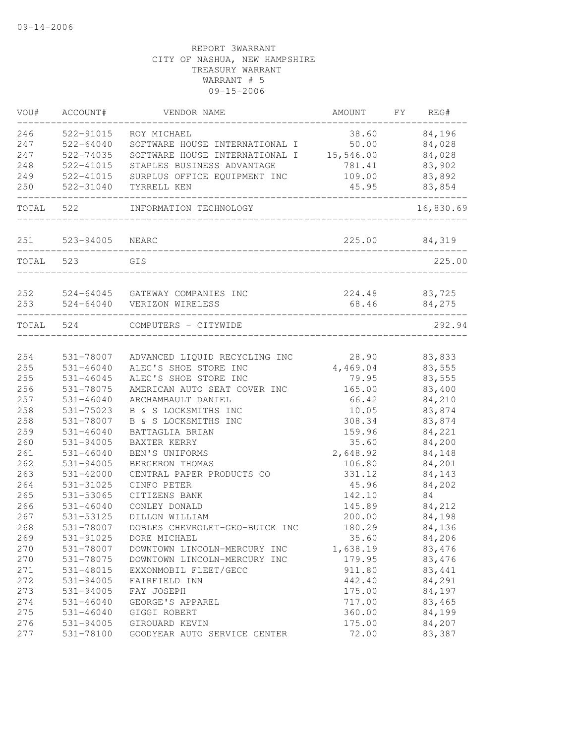09-14-2006

REPORT 3WARRANT
CITY OF NASHUA, NEW HAMPSHIRE
TREASURY WARRANT
WARRANT # 5
09-15-2006

| VOU# | ACCOUNT# | VENDOR NAME | AMOUNT | FY | REG# |
|---|---|---|---|---|---|
| 246 | 522-91015 | ROY MICHAEL | 38.60 | | 84,196 |
| 247 | 522-64040 | SOFTWARE HOUSE INTERNATIONAL I | 50.00 | | 84,028 |
| 247 | 522-74035 | SOFTWARE HOUSE INTERNATIONAL I | 15,546.00 | | 84,028 |
| 248 | 522-41015 | STAPLES BUSINESS ADVANTAGE | 781.41 | | 83,902 |
| 249 | 522-41015 | SURPLUS OFFICE EQUIPMENT INC | 109.00 | | 83,892 |
| 250 | 522-31040 | TYRRELL KEN | 45.95 | | 83,854 |
| TOTAL | 522 | INFORMATION TECHNOLOGY | | | 16,830.69 |
| 251 | 523-94005 | NEARC | 225.00 | | 84,319 |
| TOTAL | 523 | GIS | | | 225.00 |
| 252 | 524-64045 | GATEWAY COMPANIES INC | 224.48 | | 83,725 |
| 253 | 524-64040 | VERIZON WIRELESS | 68.46 | | 84,275 |
| TOTAL | 524 | COMPUTERS - CITYWIDE | | | 292.94 |
| 254 | 531-78007 | ADVANCED LIQUID RECYCLING INC | 28.90 | | 83,833 |
| 255 | 531-46040 | ALEC'S SHOE STORE INC | 4,469.04 | | 83,555 |
| 255 | 531-46045 | ALEC'S SHOE STORE INC | 79.95 | | 83,555 |
| 256 | 531-78075 | AMERICAN AUTO SEAT COVER INC | 165.00 | | 83,400 |
| 257 | 531-46040 | ARCHAMBAULT DANIEL | 66.42 | | 84,210 |
| 258 | 531-75023 | B & S LOCKSMITHS INC | 10.05 | | 83,874 |
| 258 | 531-78007 | B & S LOCKSMITHS INC | 308.34 | | 83,874 |
| 259 | 531-46040 | BATTAGLIA BRIAN | 159.96 | | 84,221 |
| 260 | 531-94005 | BAXTER KERRY | 35.60 | | 84,200 |
| 261 | 531-46040 | BEN'S UNIFORMS | 2,648.92 | | 84,148 |
| 262 | 531-94005 | BERGERON THOMAS | 106.80 | | 84,201 |
| 263 | 531-42000 | CENTRAL PAPER PRODUCTS CO | 331.12 | | 84,143 |
| 264 | 531-31025 | CINFO PETER | 45.96 | | 84,202 |
| 265 | 531-53065 | CITIZENS BANK | 142.10 | | 84 |
| 266 | 531-46040 | CONLEY DONALD | 145.89 | | 84,212 |
| 267 | 531-53125 | DILLON WILLIAM | 200.00 | | 84,198 |
| 268 | 531-78007 | DOBLES CHEVROLET-GEO-BUICK INC | 180.29 | | 84,136 |
| 269 | 531-91025 | DORE MICHAEL | 35.60 | | 84,206 |
| 270 | 531-78007 | DOWNTOWN LINCOLN-MERCURY INC | 1,638.19 | | 83,476 |
| 270 | 531-78075 | DOWNTOWN LINCOLN-MERCURY INC | 179.95 | | 83,476 |
| 271 | 531-48015 | EXXONMOBIL FLEET/GECC | 911.80 | | 83,441 |
| 272 | 531-94005 | FAIRFIELD INN | 442.40 | | 84,291 |
| 273 | 531-94005 | FAY JOSEPH | 175.00 | | 84,197 |
| 274 | 531-46040 | GEORGE'S APPAREL | 717.00 | | 83,465 |
| 275 | 531-46040 | GIGGI ROBERT | 360.00 | | 84,199 |
| 276 | 531-94005 | GIROUARD KEVIN | 175.00 | | 84,207 |
| 277 | 531-78100 | GOODYEAR AUTO SERVICE CENTER | 72.00 | | 83,387 |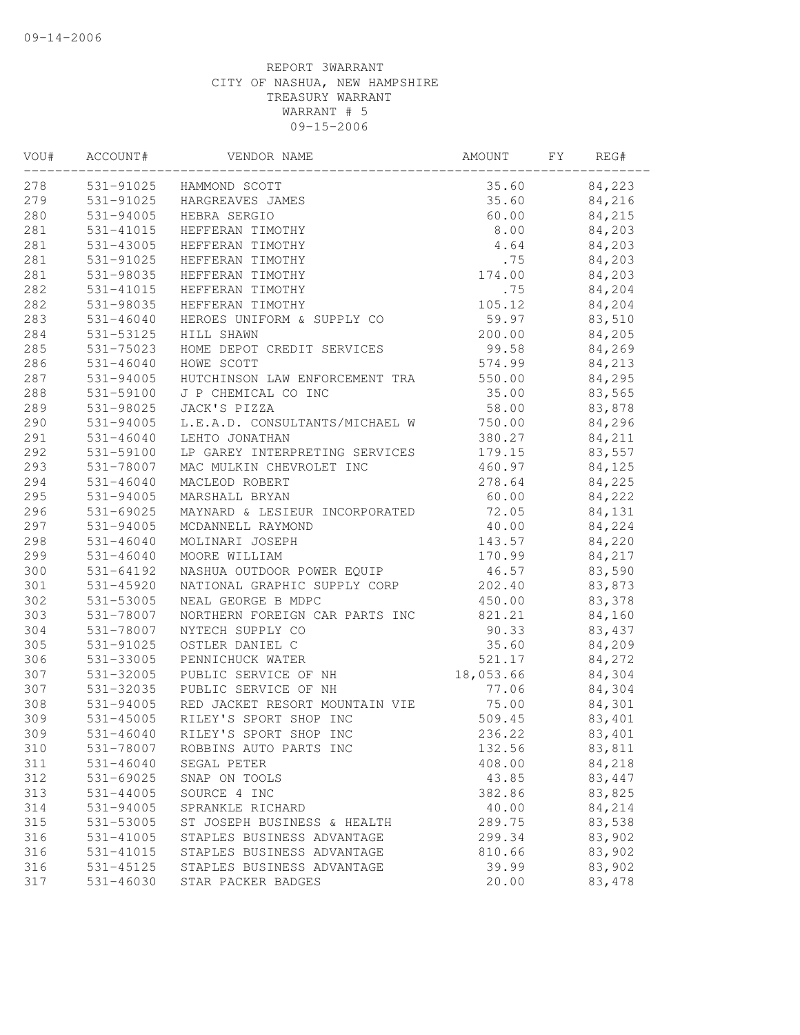09-14-2006

REPORT 3WARRANT
CITY OF NASHUA, NEW HAMPSHIRE
TREASURY WARRANT
WARRANT # 5
09-15-2006

| VOU# | ACCOUNT# | VENDOR NAME | AMOUNT | FY | REG# |
|---|---|---|---|---|---|
| 278 | 531-91025 | HAMMOND SCOTT | 35.60 | | 84,223 |
| 279 | 531-91025 | HARGREAVES JAMES | 35.60 | | 84,216 |
| 280 | 531-94005 | HEBRA SERGIO | 60.00 | | 84,215 |
| 281 | 531-41015 | HEFFERAN TIMOTHY | 8.00 | | 84,203 |
| 281 | 531-43005 | HEFFERAN TIMOTHY | 4.64 | | 84,203 |
| 281 | 531-91025 | HEFFERAN TIMOTHY | .75 | | 84,203 |
| 281 | 531-98035 | HEFFERAN TIMOTHY | 174.00 | | 84,203 |
| 282 | 531-41015 | HEFFERAN TIMOTHY | .75 | | 84,204 |
| 282 | 531-98035 | HEFFERAN TIMOTHY | 105.12 | | 84,204 |
| 283 | 531-46040 | HEROES UNIFORM & SUPPLY CO | 59.97 | | 83,510 |
| 284 | 531-53125 | HILL SHAWN | 200.00 | | 84,205 |
| 285 | 531-75023 | HOME DEPOT CREDIT SERVICES | 99.58 | | 84,269 |
| 286 | 531-46040 | HOWE SCOTT | 574.99 | | 84,213 |
| 287 | 531-94005 | HUTCHINSON LAW ENFORCEMENT TRA | 550.00 | | 84,295 |
| 288 | 531-59100 | J P CHEMICAL CO INC | 35.00 | | 83,565 |
| 289 | 531-98025 | JACK'S PIZZA | 58.00 | | 83,878 |
| 290 | 531-94005 | L.E.A.D. CONSULTANTS/MICHAEL W | 750.00 | | 84,296 |
| 291 | 531-46040 | LEHTO JONATHAN | 380.27 | | 84,211 |
| 292 | 531-59100 | LP GAREY INTERPRETING SERVICES | 179.15 | | 83,557 |
| 293 | 531-78007 | MAC MULKIN CHEVROLET INC | 460.97 | | 84,125 |
| 294 | 531-46040 | MACLEOD ROBERT | 278.64 | | 84,225 |
| 295 | 531-94005 | MARSHALL BRYAN | 60.00 | | 84,222 |
| 296 | 531-69025 | MAYNARD & LESIEUR INCORPORATED | 72.05 | | 84,131 |
| 297 | 531-94005 | MCDANNELL RAYMOND | 40.00 | | 84,224 |
| 298 | 531-46040 | MOLINARI JOSEPH | 143.57 | | 84,220 |
| 299 | 531-46040 | MOORE WILLIAM | 170.99 | | 84,217 |
| 300 | 531-64192 | NASHUA OUTDOOR POWER EQUIP | 46.57 | | 83,590 |
| 301 | 531-45920 | NATIONAL GRAPHIC SUPPLY CORP | 202.40 | | 83,873 |
| 302 | 531-53005 | NEAL GEORGE B MDPC | 450.00 | | 83,378 |
| 303 | 531-78007 | NORTHERN FOREIGN CAR PARTS INC | 821.21 | | 84,160 |
| 304 | 531-78007 | NYTECH SUPPLY CO | 90.33 | | 83,437 |
| 305 | 531-91025 | OSTLER DANIEL C | 35.60 | | 84,209 |
| 306 | 531-33005 | PENNICHUCK WATER | 521.17 | | 84,272 |
| 307 | 531-32005 | PUBLIC SERVICE OF NH | 18,053.66 | | 84,304 |
| 307 | 531-32035 | PUBLIC SERVICE OF NH | 77.06 | | 84,304 |
| 308 | 531-94005 | RED JACKET RESORT MOUNTAIN VIE | 75.00 | | 84,301 |
| 309 | 531-45005 | RILEY'S SPORT SHOP INC | 509.45 | | 83,401 |
| 309 | 531-46040 | RILEY'S SPORT SHOP INC | 236.22 | | 83,401 |
| 310 | 531-78007 | ROBBINS AUTO PARTS INC | 132.56 | | 83,811 |
| 311 | 531-46040 | SEGAL PETER | 408.00 | | 84,218 |
| 312 | 531-69025 | SNAP ON TOOLS | 43.85 | | 83,447 |
| 313 | 531-44005 | SOURCE 4 INC | 382.86 | | 83,825 |
| 314 | 531-94005 | SPRANKLE RICHARD | 40.00 | | 84,214 |
| 315 | 531-53005 | ST JOSEPH BUSINESS & HEALTH | 289.75 | | 83,538 |
| 316 | 531-41005 | STAPLES BUSINESS ADVANTAGE | 299.34 | | 83,902 |
| 316 | 531-41015 | STAPLES BUSINESS ADVANTAGE | 810.66 | | 83,902 |
| 316 | 531-45125 | STAPLES BUSINESS ADVANTAGE | 39.99 | | 83,902 |
| 317 | 531-46030 | STAR PACKER BADGES | 20.00 | | 83,478 |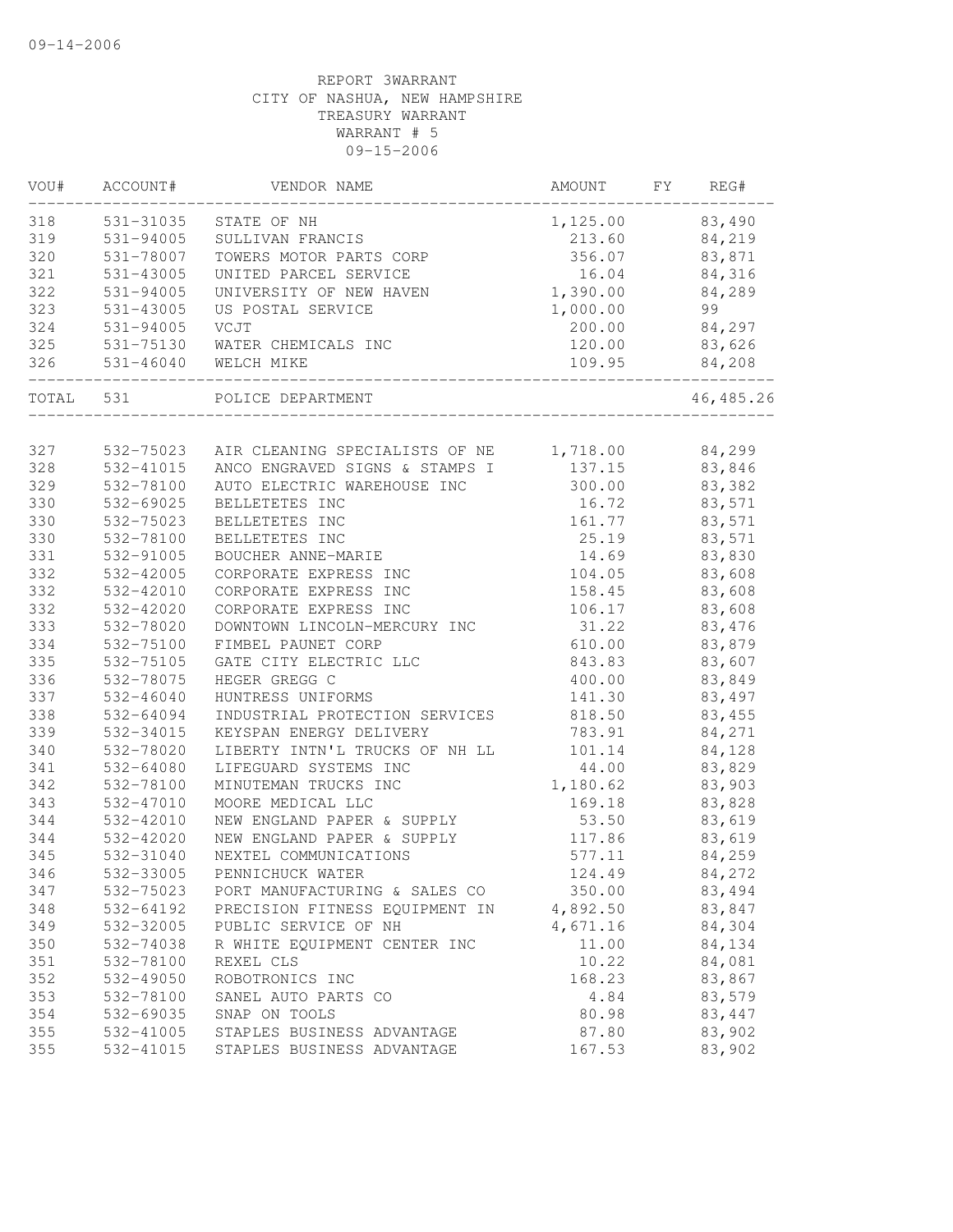09-14-2006

REPORT 3WARRANT
CITY OF NASHUA, NEW HAMPSHIRE
TREASURY WARRANT
WARRANT # 5
09-15-2006

| VOU# | ACCOUNT# | VENDOR NAME | AMOUNT | FY | REG# |
|---|---|---|---|---|---|
| 318 | 531-31035 | STATE OF NH | 1,125.00 | | 83,490 |
| 319 | 531-94005 | SULLIVAN FRANCIS | 213.60 | | 84,219 |
| 320 | 531-78007 | TOWERS MOTOR PARTS CORP | 356.07 | | 83,871 |
| 321 | 531-43005 | UNITED PARCEL SERVICE | 16.04 | | 84,316 |
| 322 | 531-94005 | UNIVERSITY OF NEW HAVEN | 1,390.00 | | 84,289 |
| 323 | 531-43005 | US POSTAL SERVICE | 1,000.00 | | 99 |
| 324 | 531-94005 | VCJT | 200.00 | | 84,297 |
| 325 | 531-75130 | WATER CHEMICALS INC | 120.00 | | 83,626 |
| 326 | 531-46040 | WELCH MIKE | 109.95 | | 84,208 |
| TOTAL | 531 | POLICE DEPARTMENT | | | 46,485.26 |
| 327 | 532-75023 | AIR CLEANING SPECIALISTS OF NE | 1,718.00 | | 84,299 |
| 328 | 532-41015 | ANCO ENGRAVED SIGNS & STAMPS I | 137.15 | | 83,846 |
| 329 | 532-78100 | AUTO ELECTRIC WAREHOUSE INC | 300.00 | | 83,382 |
| 330 | 532-69025 | BELLETETES INC | 16.72 | | 83,571 |
| 330 | 532-75023 | BELLETETES INC | 161.77 | | 83,571 |
| 330 | 532-78100 | BELLETETES INC | 25.19 | | 83,571 |
| 331 | 532-91005 | BOUCHER ANNE-MARIE | 14.69 | | 83,830 |
| 332 | 532-42005 | CORPORATE EXPRESS INC | 104.05 | | 83,608 |
| 332 | 532-42010 | CORPORATE EXPRESS INC | 158.45 | | 83,608 |
| 332 | 532-42020 | CORPORATE EXPRESS INC | 106.17 | | 83,608 |
| 333 | 532-78020 | DOWNTOWN LINCOLN-MERCURY INC | 31.22 | | 83,476 |
| 334 | 532-75100 | FIMBEL PAUNET CORP | 610.00 | | 83,879 |
| 335 | 532-75105 | GATE CITY ELECTRIC LLC | 843.83 | | 83,607 |
| 336 | 532-78075 | HEGER GREGG C | 400.00 | | 83,849 |
| 337 | 532-46040 | HUNTRESS UNIFORMS | 141.30 | | 83,497 |
| 338 | 532-64094 | INDUSTRIAL PROTECTION SERVICES | 818.50 | | 83,455 |
| 339 | 532-34015 | KEYSPAN ENERGY DELIVERY | 783.91 | | 84,271 |
| 340 | 532-78020 | LIBERTY INTN'L TRUCKS OF NH LL | 101.14 | | 84,128 |
| 341 | 532-64080 | LIFEGUARD SYSTEMS INC | 44.00 | | 83,829 |
| 342 | 532-78100 | MINUTEMAN TRUCKS INC | 1,180.62 | | 83,903 |
| 343 | 532-47010 | MOORE MEDICAL LLC | 169.18 | | 83,828 |
| 344 | 532-42010 | NEW ENGLAND PAPER & SUPPLY | 53.50 | | 83,619 |
| 344 | 532-42020 | NEW ENGLAND PAPER & SUPPLY | 117.86 | | 83,619 |
| 345 | 532-31040 | NEXTEL COMMUNICATIONS | 577.11 | | 84,259 |
| 346 | 532-33005 | PENNICHUCK WATER | 124.49 | | 84,272 |
| 347 | 532-75023 | PORT MANUFACTURING & SALES CO | 350.00 | | 83,494 |
| 348 | 532-64192 | PRECISION FITNESS EQUIPMENT IN | 4,892.50 | | 83,847 |
| 349 | 532-32005 | PUBLIC SERVICE OF NH | 4,671.16 | | 84,304 |
| 350 | 532-74038 | R WHITE EQUIPMENT CENTER INC | 11.00 | | 84,134 |
| 351 | 532-78100 | REXEL CLS | 10.22 | | 84,081 |
| 352 | 532-49050 | ROBOTRONICS INC | 168.23 | | 83,867 |
| 353 | 532-78100 | SANEL AUTO PARTS CO | 4.84 | | 83,579 |
| 354 | 532-69035 | SNAP ON TOOLS | 80.98 | | 83,447 |
| 355 | 532-41005 | STAPLES BUSINESS ADVANTAGE | 87.80 | | 83,902 |
| 355 | 532-41015 | STAPLES BUSINESS ADVANTAGE | 167.53 | | 83,902 |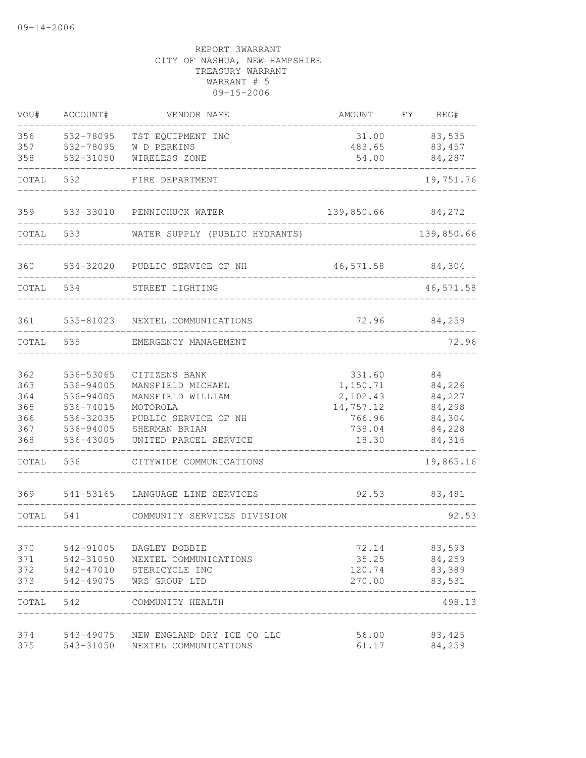09-14-2006

REPORT 3WARRANT
CITY OF NASHUA, NEW HAMPSHIRE
TREASURY WARRANT
WARRANT # 5
09-15-2006

| VOU# | ACCOUNT# | VENDOR NAME | AMOUNT | FY | REG# |
|---|---|---|---|---|---|
| 356 | 532-78095 | TST EQUIPMENT INC | 31.00 | | 83,535 |
| 357 | 532-78095 | W D PERKINS | 483.65 | | 83,457 |
| 358 | 532-31050 | WIRELESS ZONE | 54.00 | | 84,287 |
| TOTAL | 532 | FIRE DEPARTMENT | | | 19,751.76 |
| 359 | 533-33010 | PENNICHUCK WATER | 139,850.66 | | 84,272 |
| TOTAL | 533 | WATER SUPPLY (PUBLIC HYDRANTS) | | | 139,850.66 |
| 360 | 534-32020 | PUBLIC SERVICE OF NH | 46,571.58 | | 84,304 |
| TOTAL | 534 | STREET LIGHTING | | | 46,571.58 |
| 361 | 535-81023 | NEXTEL COMMUNICATIONS | 72.96 | | 84,259 |
| TOTAL | 535 | EMERGENCY MANAGEMENT | | | 72.96 |
| 362 | 536-53065 | CITIZENS BANK | 331.60 | | 84 |
| 363 | 536-94005 | MANSFIELD MICHAEL | 1,150.71 | | 84,226 |
| 364 | 536-94005 | MANSFIELD WILLIAM | 2,102.43 | | 84,227 |
| 365 | 536-74015 | MOTOROLA | 14,757.12 | | 84,298 |
| 366 | 536-32035 | PUBLIC SERVICE OF NH | 766.96 | | 84,304 |
| 367 | 536-94005 | SHERMAN BRIAN | 738.04 | | 84,228 |
| 368 | 536-43005 | UNITED PARCEL SERVICE | 18.30 | | 84,316 |
| TOTAL | 536 | CITYWIDE COMMUNICATIONS | | | 19,865.16 |
| 369 | 541-53165 | LANGUAGE LINE SERVICES | 92.53 | | 83,481 |
| TOTAL | 541 | COMMUNITY SERVICES DIVISION | | | 92.53 |
| 370 | 542-91005 | BAGLEY BOBBIE | 72.14 | | 83,593 |
| 371 | 542-31050 | NEXTEL COMMUNICATIONS | 35.25 | | 84,259 |
| 372 | 542-47010 | STERICYCLE INC | 120.74 | | 83,389 |
| 373 | 542-49075 | WRS GROUP LTD | 270.00 | | 83,531 |
| TOTAL | 542 | COMMUNITY HEALTH | | | 498.13 |
| 374 | 543-49075 | NEW ENGLAND DRY ICE CO LLC | 56.00 | | 83,425 |
| 375 | 543-31050 | NEXTEL COMMUNICATIONS | 61.17 | | 84,259 |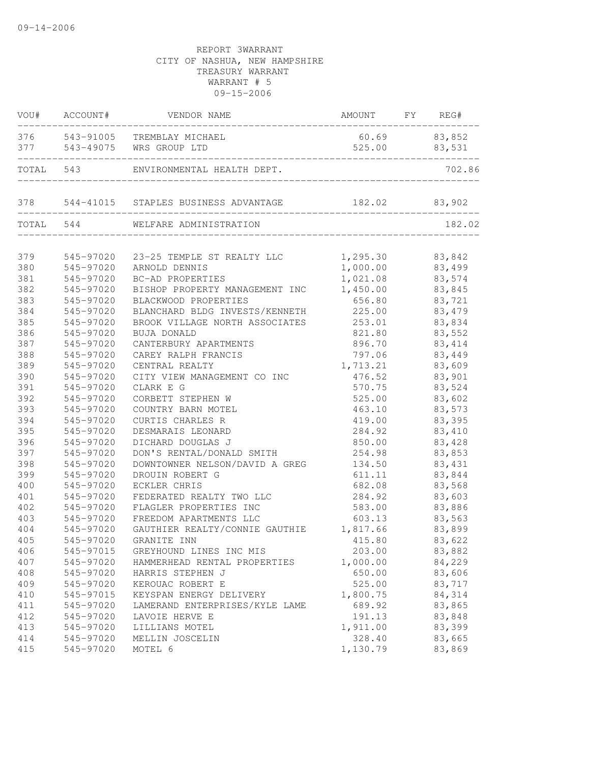REPORT 3WARRANT
CITY OF NASHUA, NEW HAMPSHIRE
TREASURY WARRANT
WARRANT # 5
09-15-2006

| VOU# | ACCOUNT# | VENDOR NAME | AMOUNT | FY | REG# |
|---|---|---|---|---|---|
| 376 | 543-91005 | TREMBLAY MICHAEL | 60.69 | | 83,852 |
| 377 | 543-49075 | WRS GROUP LTD | 525.00 | | 83,531 |
| TOTAL | 543 | ENVIRONMENTAL HEALTH DEPT. | | | 702.86 |
| 378 | 544-41015 | STAPLES BUSINESS ADVANTAGE | 182.02 | | 83,902 |
| TOTAL | 544 | WELFARE ADMINISTRATION | | | 182.02 |
| 379 | 545-97020 | 23-25 TEMPLE ST REALTY LLC | 1,295.30 | | 83,842 |
| 380 | 545-97020 | ARNOLD DENNIS | 1,000.00 | | 83,499 |
| 381 | 545-97020 | BC-AD PROPERTIES | 1,021.08 | | 83,574 |
| 382 | 545-97020 | BISHOP PROPERTY MANAGEMENT INC | 1,450.00 | | 83,845 |
| 383 | 545-97020 | BLACKWOOD PROPERTIES | 656.80 | | 83,721 |
| 384 | 545-97020 | BLANCHARD BLDG INVESTS/KENNETH | 225.00 | | 83,479 |
| 385 | 545-97020 | BROOK VILLAGE NORTH ASSOCIATES | 253.01 | | 83,834 |
| 386 | 545-97020 | BUJA DONALD | 821.80 | | 83,552 |
| 387 | 545-97020 | CANTERBURY APARTMENTS | 896.70 | | 83,414 |
| 388 | 545-97020 | CAREY RALPH FRANCIS | 797.06 | | 83,449 |
| 389 | 545-97020 | CENTRAL REALTY | 1,713.21 | | 83,609 |
| 390 | 545-97020 | CITY VIEW MANAGEMENT CO INC | 476.52 | | 83,901 |
| 391 | 545-97020 | CLARK E G | 570.75 | | 83,524 |
| 392 | 545-97020 | CORBETT STEPHEN W | 525.00 | | 83,602 |
| 393 | 545-97020 | COUNTRY BARN MOTEL | 463.10 | | 83,573 |
| 394 | 545-97020 | CURTIS CHARLES R | 419.00 | | 83,395 |
| 395 | 545-97020 | DESMARAIS LEONARD | 284.92 | | 83,410 |
| 396 | 545-97020 | DICHARD DOUGLAS J | 850.00 | | 83,428 |
| 397 | 545-97020 | DON'S RENTAL/DONALD SMITH | 254.98 | | 83,853 |
| 398 | 545-97020 | DOWNTOWNER NELSON/DAVID A GREG | 134.50 | | 83,431 |
| 399 | 545-97020 | DROUIN ROBERT G | 611.11 | | 83,844 |
| 400 | 545-97020 | ECKLER CHRIS | 682.08 | | 83,568 |
| 401 | 545-97020 | FEDERATED REALTY TWO LLC | 284.92 | | 83,603 |
| 402 | 545-97020 | FLAGLER PROPERTIES INC | 583.00 | | 83,886 |
| 403 | 545-97020 | FREEDOM APARTMENTS LLC | 603.13 | | 83,563 |
| 404 | 545-97020 | GAUTHIER REALTY/CONNIE GAUTHIE | 1,817.66 | | 83,899 |
| 405 | 545-97020 | GRANITE INN | 415.80 | | 83,622 |
| 406 | 545-97015 | GREYHOUND LINES INC MIS | 203.00 | | 83,882 |
| 407 | 545-97020 | HAMMERHEAD RENTAL PROPERTIES | 1,000.00 | | 84,229 |
| 408 | 545-97020 | HARRIS STEPHEN J | 650.00 | | 83,606 |
| 409 | 545-97020 | KEROUAC ROBERT E | 525.00 | | 83,717 |
| 410 | 545-97015 | KEYSPAN ENERGY DELIVERY | 1,800.75 | | 84,314 |
| 411 | 545-97020 | LAMERAND ENTERPRISES/KYLE LAME | 689.92 | | 83,865 |
| 412 | 545-97020 | LAVOIE HERVE E | 191.13 | | 83,848 |
| 413 | 545-97020 | LILLIANS MOTEL | 1,911.00 | | 83,399 |
| 414 | 545-97020 | MELLIN JOSCELIN | 328.40 | | 83,665 |
| 415 | 545-97020 | MOTEL 6 | 1,130.79 | | 83,869 |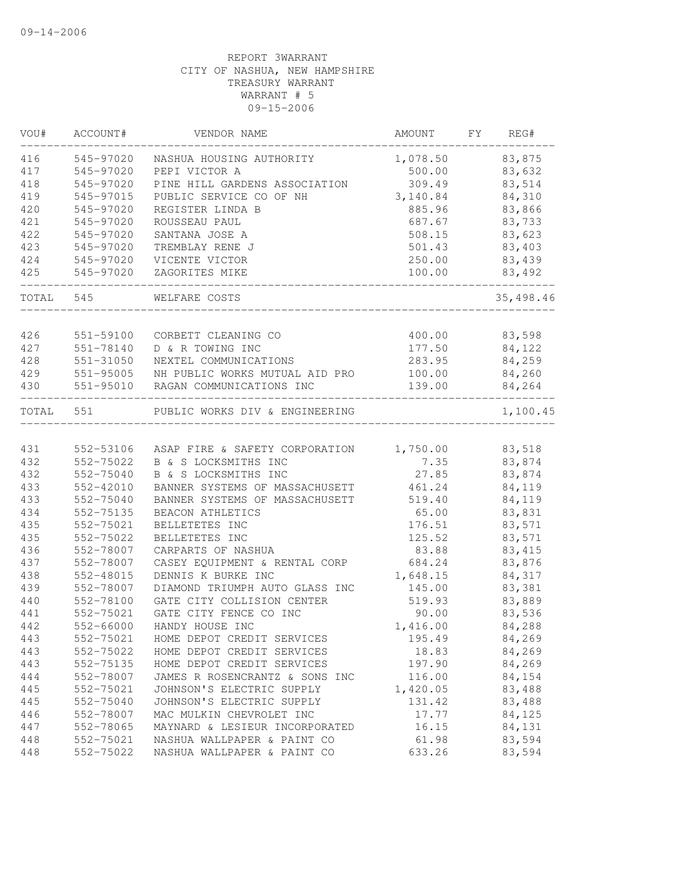09-14-2006

REPORT 3WARRANT
CITY OF NASHUA, NEW HAMPSHIRE
TREASURY WARRANT
WARRANT # 5
09-15-2006

| VOU# | ACCOUNT# | VENDOR NAME | AMOUNT | FY | REG# |
|---|---|---|---|---|---|
| 416 | 545-97020 | NASHUA HOUSING AUTHORITY | 1,078.50 | | 83,875 |
| 417 | 545-97020 | PEPI VICTOR A | 500.00 | | 83,632 |
| 418 | 545-97020 | PINE HILL GARDENS ASSOCIATION | 309.49 | | 83,514 |
| 419 | 545-97015 | PUBLIC SERVICE CO OF NH | 3,140.84 | | 84,310 |
| 420 | 545-97020 | REGISTER LINDA B | 885.96 | | 83,866 |
| 421 | 545-97020 | ROUSSEAU PAUL | 687.67 | | 83,733 |
| 422 | 545-97020 | SANTANA JOSE A | 508.15 | | 83,623 |
| 423 | 545-97020 | TREMBLAY RENE J | 501.43 | | 83,403 |
| 424 | 545-97020 | VICENTE VICTOR | 250.00 | | 83,439 |
| 425 | 545-97020 | ZAGORITES MIKE | 100.00 | | 83,492 |
| TOTAL | 545 | WELFARE COSTS | | | 35,498.46 |
| 426 | 551-59100 | CORBETT CLEANING CO | 400.00 | | 83,598 |
| 427 | 551-78140 | D & R TOWING INC | 177.50 | | 84,122 |
| 428 | 551-31050 | NEXTEL COMMUNICATIONS | 283.95 | | 84,259 |
| 429 | 551-95005 | NH PUBLIC WORKS MUTUAL AID PRO | 100.00 | | 84,260 |
| 430 | 551-95010 | RAGAN COMMUNICATIONS INC | 139.00 | | 84,264 |
| TOTAL | 551 | PUBLIC WORKS DIV & ENGINEERING | | | 1,100.45 |
| 431 | 552-53106 | ASAP FIRE & SAFETY CORPORATION | 1,750.00 | | 83,518 |
| 432 | 552-75022 | B & S LOCKSMITHS INC | 7.35 | | 83,874 |
| 432 | 552-75040 | B & S LOCKSMITHS INC | 27.85 | | 83,874 |
| 433 | 552-42010 | BANNER SYSTEMS OF MASSACHUSETT | 461.24 | | 84,119 |
| 433 | 552-75040 | BANNER SYSTEMS OF MASSACHUSETT | 519.40 | | 84,119 |
| 434 | 552-75135 | BEACON ATHLETICS | 65.00 | | 83,831 |
| 435 | 552-75021 | BELLETETES INC | 176.51 | | 83,571 |
| 435 | 552-75022 | BELLETETES INC | 125.52 | | 83,571 |
| 436 | 552-78007 | CARPARTS OF NASHUA | 83.88 | | 83,415 |
| 437 | 552-78007 | CASEY EQUIPMENT & RENTAL CORP | 684.24 | | 83,876 |
| 438 | 552-48015 | DENNIS K BURKE INC | 1,648.15 | | 84,317 |
| 439 | 552-78007 | DIAMOND TRIUMPH AUTO GLASS INC | 145.00 | | 83,381 |
| 440 | 552-78100 | GATE CITY COLLISION CENTER | 519.93 | | 83,889 |
| 441 | 552-75021 | GATE CITY FENCE CO INC | 90.00 | | 83,536 |
| 442 | 552-66000 | HANDY HOUSE INC | 1,416.00 | | 84,288 |
| 443 | 552-75021 | HOME DEPOT CREDIT SERVICES | 195.49 | | 84,269 |
| 443 | 552-75022 | HOME DEPOT CREDIT SERVICES | 18.83 | | 84,269 |
| 443 | 552-75135 | HOME DEPOT CREDIT SERVICES | 197.90 | | 84,269 |
| 444 | 552-78007 | JAMES R ROSENCRANTZ & SONS INC | 116.00 | | 84,154 |
| 445 | 552-75021 | JOHNSON'S ELECTRIC SUPPLY | 1,420.05 | | 83,488 |
| 445 | 552-75040 | JOHNSON'S ELECTRIC SUPPLY | 131.42 | | 83,488 |
| 446 | 552-78007 | MAC MULKIN CHEVROLET INC | 17.77 | | 84,125 |
| 447 | 552-78065 | MAYNARD & LESIEUR INCORPORATED | 16.15 | | 84,131 |
| 448 | 552-75021 | NASHUA WALLPAPER & PAINT CO | 61.98 | | 83,594 |
| 448 | 552-75022 | NASHUA WALLPAPER & PAINT CO | 633.26 | | 83,594 |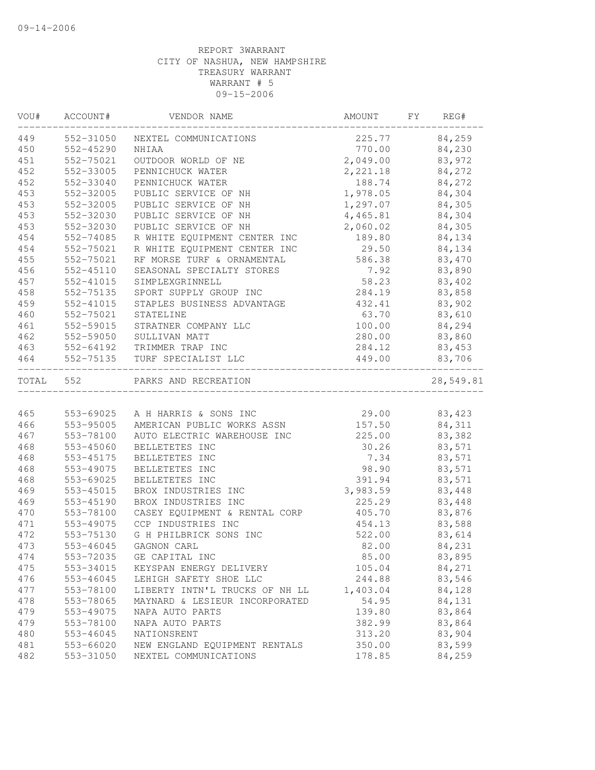09-14-2006

REPORT 3WARRANT
CITY OF NASHUA, NEW HAMPSHIRE
TREASURY WARRANT
WARRANT # 5
09-15-2006

| VOU# | ACCOUNT# | VENDOR NAME | AMOUNT | FY | REG# |
|---|---|---|---|---|---|
| 449 | 552-31050 | NEXTEL COMMUNICATIONS | 225.77 | | 84,259 |
| 450 | 552-45290 | NHIAA | 770.00 | | 84,230 |
| 451 | 552-75021 | OUTDOOR WORLD OF NE | 2,049.00 | | 83,972 |
| 452 | 552-33005 | PENNICHUCK WATER | 2,221.18 | | 84,272 |
| 452 | 552-33040 | PENNICHUCK WATER | 188.74 | | 84,272 |
| 453 | 552-32005 | PUBLIC SERVICE OF NH | 1,978.05 | | 84,304 |
| 453 | 552-32005 | PUBLIC SERVICE OF NH | 1,297.07 | | 84,305 |
| 453 | 552-32030 | PUBLIC SERVICE OF NH | 4,465.81 | | 84,304 |
| 453 | 552-32030 | PUBLIC SERVICE OF NH | 2,060.02 | | 84,305 |
| 454 | 552-74085 | R WHITE EQUIPMENT CENTER INC | 189.80 | | 84,134 |
| 454 | 552-75021 | R WHITE EQUIPMENT CENTER INC | 29.50 | | 84,134 |
| 455 | 552-75021 | RF MORSE TURF & ORNAMENTAL | 586.38 | | 83,470 |
| 456 | 552-45110 | SEASONAL SPECIALTY STORES | 7.92 | | 83,890 |
| 457 | 552-41015 | SIMPLEXGRINNELL | 58.23 | | 83,402 |
| 458 | 552-75135 | SPORT SUPPLY GROUP INC | 284.19 | | 83,858 |
| 459 | 552-41015 | STAPLES BUSINESS ADVANTAGE | 432.41 | | 83,902 |
| 460 | 552-75021 | STATELINE | 63.70 | | 83,610 |
| 461 | 552-59015 | STRATNER COMPANY LLC | 100.00 | | 84,294 |
| 462 | 552-59050 | SULLIVAN MATT | 280.00 | | 83,860 |
| 463 | 552-64192 | TRIMMER TRAP INC | 284.12 | | 83,453 |
| 464 | 552-75135 | TURF SPECIALIST LLC | 449.00 | | 83,706 |
| TOTAL | 552 | PARKS AND RECREATION | | | 28,549.81 |
| 465 | 553-69025 | A H HARRIS & SONS INC | 29.00 | | 83,423 |
| 466 | 553-95005 | AMERICAN PUBLIC WORKS ASSN | 157.50 | | 84,311 |
| 467 | 553-78100 | AUTO ELECTRIC WAREHOUSE INC | 225.00 | | 83,382 |
| 468 | 553-45060 | BELLETETES INC | 30.26 | | 83,571 |
| 468 | 553-45175 | BELLETETES INC | 7.34 | | 83,571 |
| 468 | 553-49075 | BELLETETES INC | 98.90 | | 83,571 |
| 468 | 553-69025 | BELLETETES INC | 391.94 | | 83,571 |
| 469 | 553-45015 | BROX INDUSTRIES INC | 3,983.59 | | 83,448 |
| 469 | 553-45190 | BROX INDUSTRIES INC | 225.29 | | 83,448 |
| 470 | 553-78100 | CASEY EQUIPMENT & RENTAL CORP | 405.70 | | 83,876 |
| 471 | 553-49075 | CCP INDUSTRIES INC | 454.13 | | 83,588 |
| 472 | 553-75130 | G H PHILBRICK SONS INC | 522.00 | | 83,614 |
| 473 | 553-46045 | GAGNON CARL | 82.00 | | 84,231 |
| 474 | 553-72035 | GE CAPITAL INC | 85.00 | | 83,895 |
| 475 | 553-34015 | KEYSPAN ENERGY DELIVERY | 105.04 | | 84,271 |
| 476 | 553-46045 | LEHIGH SAFETY SHOE LLC | 244.88 | | 83,546 |
| 477 | 553-78100 | LIBERTY INTN'L TRUCKS OF NH LL | 1,403.04 | | 84,128 |
| 478 | 553-78065 | MAYNARD & LESIEUR INCORPORATED | 54.95 | | 84,131 |
| 479 | 553-49075 | NAPA AUTO PARTS | 139.80 | | 83,864 |
| 479 | 553-78100 | NAPA AUTO PARTS | 382.99 | | 83,864 |
| 480 | 553-46045 | NATIONSRENT | 313.20 | | 83,904 |
| 481 | 553-66020 | NEW ENGLAND EQUIPMENT RENTALS | 350.00 | | 83,599 |
| 482 | 553-31050 | NEXTEL COMMUNICATIONS | 178.85 | | 84,259 |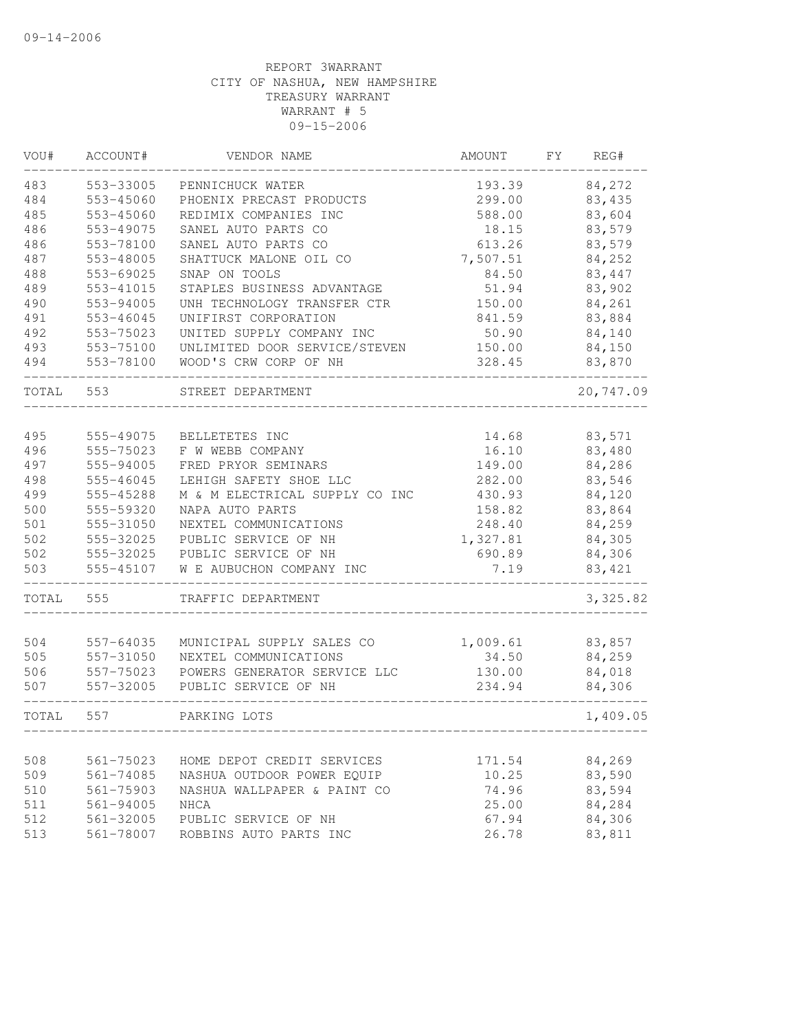09-14-2006

REPORT 3WARRANT
CITY OF NASHUA, NEW HAMPSHIRE
TREASURY WARRANT
WARRANT # 5
09-15-2006

| VOU# | ACCOUNT# | VENDOR NAME | AMOUNT | FY | REG# |
|---|---|---|---|---|---|
| 483 | 553-33005 | PENNICHUCK WATER | 193.39 | | 84,272 |
| 484 | 553-45060 | PHOENIX PRECAST PRODUCTS | 299.00 | | 83,435 |
| 485 | 553-45060 | REDIMIX COMPANIES INC | 588.00 | | 83,604 |
| 486 | 553-49075 | SANEL AUTO PARTS CO | 18.15 | | 83,579 |
| 486 | 553-78100 | SANEL AUTO PARTS CO | 613.26 | | 83,579 |
| 487 | 553-48005 | SHATTUCK MALONE OIL CO | 7,507.51 | | 84,252 |
| 488 | 553-69025 | SNAP ON TOOLS | 84.50 | | 83,447 |
| 489 | 553-41015 | STAPLES BUSINESS ADVANTAGE | 51.94 | | 83,902 |
| 490 | 553-94005 | UNH TECHNOLOGY TRANSFER CTR | 150.00 | | 84,261 |
| 491 | 553-46045 | UNIFIRST CORPORATION | 841.59 | | 83,884 |
| 492 | 553-75023 | UNITED SUPPLY COMPANY INC | 50.90 | | 84,140 |
| 493 | 553-75100 | UNLIMITED DOOR SERVICE/STEVEN | 150.00 | | 84,150 |
| 494 | 553-78100 | WOOD'S CRW CORP OF NH | 328.45 | | 83,870 |
| TOTAL | 553 | STREET DEPARTMENT | | | 20,747.09 |
| 495 | 555-49075 | BELLETETES INC | 14.68 | | 83,571 |
| 496 | 555-75023 | F W WEBB COMPANY | 16.10 | | 83,480 |
| 497 | 555-94005 | FRED PRYOR SEMINARS | 149.00 | | 84,286 |
| 498 | 555-46045 | LEHIGH SAFETY SHOE LLC | 282.00 | | 83,546 |
| 499 | 555-45288 | M & M ELECTRICAL SUPPLY CO INC | 430.93 | | 84,120 |
| 500 | 555-59320 | NAPA AUTO PARTS | 158.82 | | 83,864 |
| 501 | 555-31050 | NEXTEL COMMUNICATIONS | 248.40 | | 84,259 |
| 502 | 555-32025 | PUBLIC SERVICE OF NH | 1,327.81 | | 84,305 |
| 502 | 555-32025 | PUBLIC SERVICE OF NH | 690.89 | | 84,306 |
| 503 | 555-45107 | W E AUBUCHON COMPANY INC | 7.19 | | 83,421 |
| TOTAL | 555 | TRAFFIC DEPARTMENT | | | 3,325.82 |
| 504 | 557-64035 | MUNICIPAL SUPPLY SALES CO | 1,009.61 | | 83,857 |
| 505 | 557-31050 | NEXTEL COMMUNICATIONS | 34.50 | | 84,259 |
| 506 | 557-75023 | POWERS GENERATOR SERVICE LLC | 130.00 | | 84,018 |
| 507 | 557-32005 | PUBLIC SERVICE OF NH | 234.94 | | 84,306 |
| TOTAL | 557 | PARKING LOTS | | | 1,409.05 |
| 508 | 561-75023 | HOME DEPOT CREDIT SERVICES | 171.54 | | 84,269 |
| 509 | 561-74085 | NASHUA OUTDOOR POWER EQUIP | 10.25 | | 83,590 |
| 510 | 561-75903 | NASHUA WALLPAPER & PAINT CO | 74.96 | | 83,594 |
| 511 | 561-94005 | NHCA | 25.00 | | 84,284 |
| 512 | 561-32005 | PUBLIC SERVICE OF NH | 67.94 | | 84,306 |
| 513 | 561-78007 | ROBBINS AUTO PARTS INC | 26.78 | | 83,811 |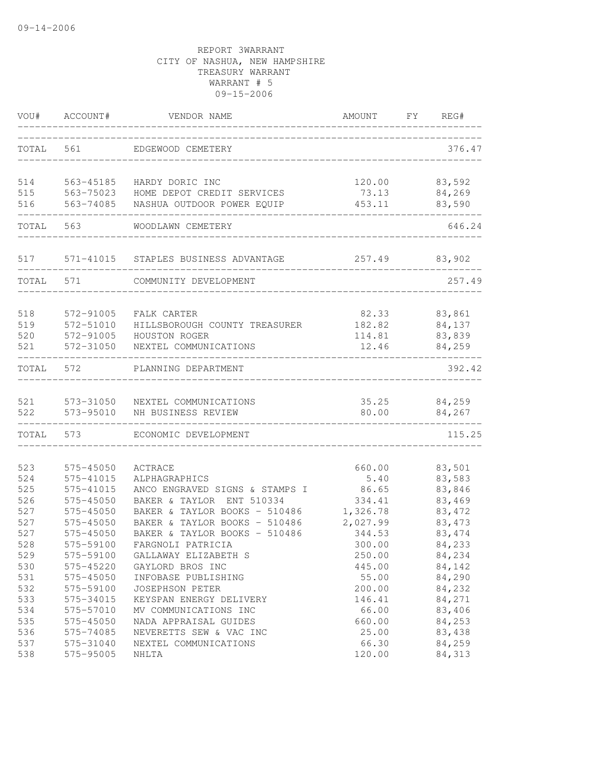09-14-2006

REPORT 3WARRANT
CITY OF NASHUA, NEW HAMPSHIRE
TREASURY WARRANT
WARRANT # 5
09-15-2006

| VOU# | ACCOUNT# | VENDOR NAME | AMOUNT | FY | REG# |
|---|---|---|---|---|---|
| TOTAL | 561 | EDGEWOOD CEMETERY | | | 376.47 |
| 514 | 563-45185 | HARDY DORIC INC | 120.00 | | 83,592 |
| 515 | 563-75023 | HOME DEPOT CREDIT SERVICES | 73.13 | | 84,269 |
| 516 | 563-74085 | NASHUA OUTDOOR POWER EQUIP | 453.11 | | 83,590 |
| TOTAL | 563 | WOODLAWN CEMETERY | | | 646.24 |
| 517 | 571-41015 | STAPLES BUSINESS ADVANTAGE | 257.49 | | 83,902 |
| TOTAL | 571 | COMMUNITY DEVELOPMENT | | | 257.49 |
| 518 | 572-91005 | FALK CARTER | 82.33 | | 83,861 |
| 519 | 572-51010 | HILLSBOROUGH COUNTY TREASURER | 182.82 | | 84,137 |
| 520 | 572-91005 | HOUSTON ROGER | 114.81 | | 83,839 |
| 521 | 572-31050 | NEXTEL COMMUNICATIONS | 12.46 | | 84,259 |
| TOTAL | 572 | PLANNING DEPARTMENT | | | 392.42 |
| 521 | 573-31050 | NEXTEL COMMUNICATIONS | 35.25 | | 84,259 |
| 522 | 573-95010 | NH BUSINESS REVIEW | 80.00 | | 84,267 |
| TOTAL | 573 | ECONOMIC DEVELOPMENT | | | 115.25 |
| 523 | 575-45050 | ACTRACE | 660.00 | | 83,501 |
| 524 | 575-41015 | ALPHAGRAPHICS | 5.40 | | 83,583 |
| 525 | 575-41015 | ANCO ENGRAVED SIGNS & STAMPS I | 86.65 | | 83,846 |
| 526 | 575-45050 | BAKER & TAYLOR ENT 510334 | 334.41 | | 83,469 |
| 527 | 575-45050 | BAKER & TAYLOR BOOKS - 510486 | 1,326.78 | | 83,472 |
| 527 | 575-45050 | BAKER & TAYLOR BOOKS - 510486 | 2,027.99 | | 83,473 |
| 527 | 575-45050 | BAKER & TAYLOR BOOKS - 510486 | 344.53 | | 83,474 |
| 528 | 575-59100 | FARGNOLI PATRICIA | 300.00 | | 84,233 |
| 529 | 575-59100 | GALLAWAY ELIZABETH S | 250.00 | | 84,234 |
| 530 | 575-45220 | GAYLORD BROS INC | 445.00 | | 84,142 |
| 531 | 575-45050 | INFOBASE PUBLISHING | 55.00 | | 84,290 |
| 532 | 575-59100 | JOSEPHSON PETER | 200.00 | | 84,232 |
| 533 | 575-34015 | KEYSPAN ENERGY DELIVERY | 146.41 | | 84,271 |
| 534 | 575-57010 | MV COMMUNICATIONS INC | 66.00 | | 83,406 |
| 535 | 575-45050 | NADA APPRAISAL GUIDES | 660.00 | | 84,253 |
| 536 | 575-74085 | NEVERETTS SEW & VAC INC | 25.00 | | 83,438 |
| 537 | 575-31040 | NEXTEL COMMUNICATIONS | 66.30 | | 84,259 |
| 538 | 575-95005 | NHLTA | 120.00 | | 84,313 |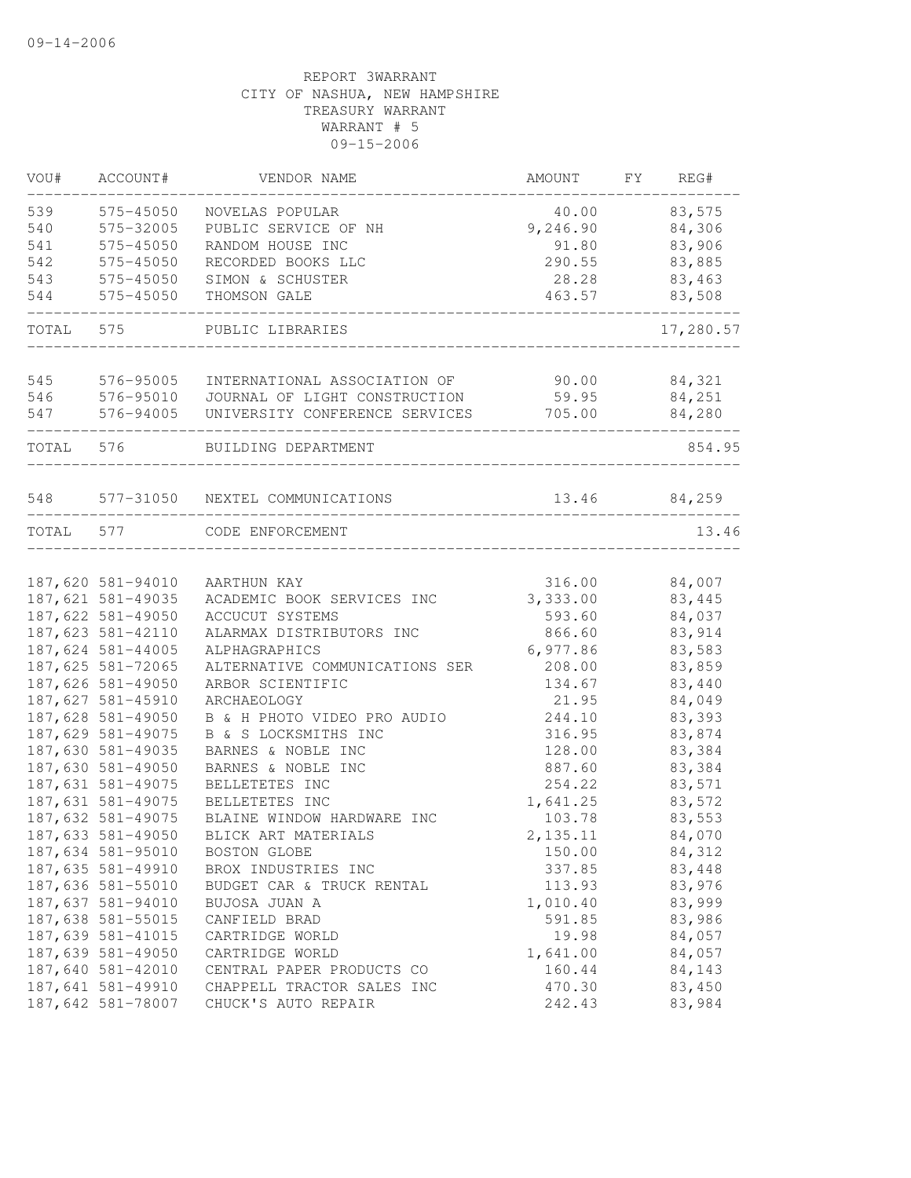09-14-2006

REPORT 3WARRANT
CITY OF NASHUA, NEW HAMPSHIRE
TREASURY WARRANT
WARRANT # 5
09-15-2006

| VOU# | ACCOUNT# | VENDOR NAME | AMOUNT | FY | REG# |
|---|---|---|---|---|---|
| 539 | 575-45050 | NOVELAS POPULAR | 40.00 | | 83,575 |
| 540 | 575-32005 | PUBLIC SERVICE OF NH | 9,246.90 | | 84,306 |
| 541 | 575-45050 | RANDOM HOUSE INC | 91.80 | | 83,906 |
| 542 | 575-45050 | RECORDED BOOKS LLC | 290.55 | | 83,885 |
| 543 | 575-45050 | SIMON & SCHUSTER | 28.28 | | 83,463 |
| 544 | 575-45050 | THOMSON GALE | 463.57 | | 83,508 |
| TOTAL | 575 | PUBLIC LIBRARIES | | | 17,280.57 |
| 545 | 576-95005 | INTERNATIONAL ASSOCIATION OF | 90.00 | | 84,321 |
| 546 | 576-95010 | JOURNAL OF LIGHT CONSTRUCTION | 59.95 | | 84,251 |
| 547 | 576-94005 | UNIVERSITY CONFERENCE SERVICES | 705.00 | | 84,280 |
| TOTAL | 576 | BUILDING DEPARTMENT | | | 854.95 |
| 548 | 577-31050 | NEXTEL COMMUNICATIONS | 13.46 | | 84,259 |
| TOTAL | 577 | CODE ENFORCEMENT | | | 13.46 |
| 187,620 | 581-94010 | AARTHUN KAY | 316.00 | | 84,007 |
| 187,621 | 581-49035 | ACADEMIC BOOK SERVICES INC | 3,333.00 | | 83,445 |
| 187,622 | 581-49050 | ACCUCUT SYSTEMS | 593.60 | | 84,037 |
| 187,623 | 581-42110 | ALARMAX DISTRIBUTORS INC | 866.60 | | 83,914 |
| 187,624 | 581-44005 | ALPHAGRAPHICS | 6,977.86 | | 83,583 |
| 187,625 | 581-72065 | ALTERNATIVE COMMUNICATIONS SER | 208.00 | | 83,859 |
| 187,626 | 581-49050 | ARBOR SCIENTIFIC | 134.67 | | 83,440 |
| 187,627 | 581-45910 | ARCHAEOLOGY | 21.95 | | 84,049 |
| 187,628 | 581-49050 | B & H PHOTO VIDEO PRO AUDIO | 244.10 | | 83,393 |
| 187,629 | 581-49075 | B & S LOCKSMITHS INC | 316.95 | | 83,874 |
| 187,630 | 581-49035 | BARNES & NOBLE INC | 128.00 | | 83,384 |
| 187,630 | 581-49050 | BARNES & NOBLE INC | 887.60 | | 83,384 |
| 187,631 | 581-49075 | BELLETETES INC | 254.22 | | 83,571 |
| 187,631 | 581-49075 | BELLETETES INC | 1,641.25 | | 83,572 |
| 187,632 | 581-49075 | BLAINE WINDOW HARDWARE INC | 103.78 | | 83,553 |
| 187,633 | 581-49050 | BLICK ART MATERIALS | 2,135.11 | | 84,070 |
| 187,634 | 581-95010 | BOSTON GLOBE | 150.00 | | 84,312 |
| 187,635 | 581-49910 | BROX INDUSTRIES INC | 337.85 | | 83,448 |
| 187,636 | 581-55010 | BUDGET CAR & TRUCK RENTAL | 113.93 | | 83,976 |
| 187,637 | 581-94010 | BUJOSA JUAN A | 1,010.40 | | 83,999 |
| 187,638 | 581-55015 | CANFIELD BRAD | 591.85 | | 83,986 |
| 187,639 | 581-41015 | CARTRIDGE WORLD | 19.98 | | 84,057 |
| 187,639 | 581-49050 | CARTRIDGE WORLD | 1,641.00 | | 84,057 |
| 187,640 | 581-42010 | CENTRAL PAPER PRODUCTS CO | 160.44 | | 84,143 |
| 187,641 | 581-49910 | CHAPPELL TRACTOR SALES INC | 470.30 | | 83,450 |
| 187,642 | 581-78007 | CHUCK'S AUTO REPAIR | 242.43 | | 83,984 |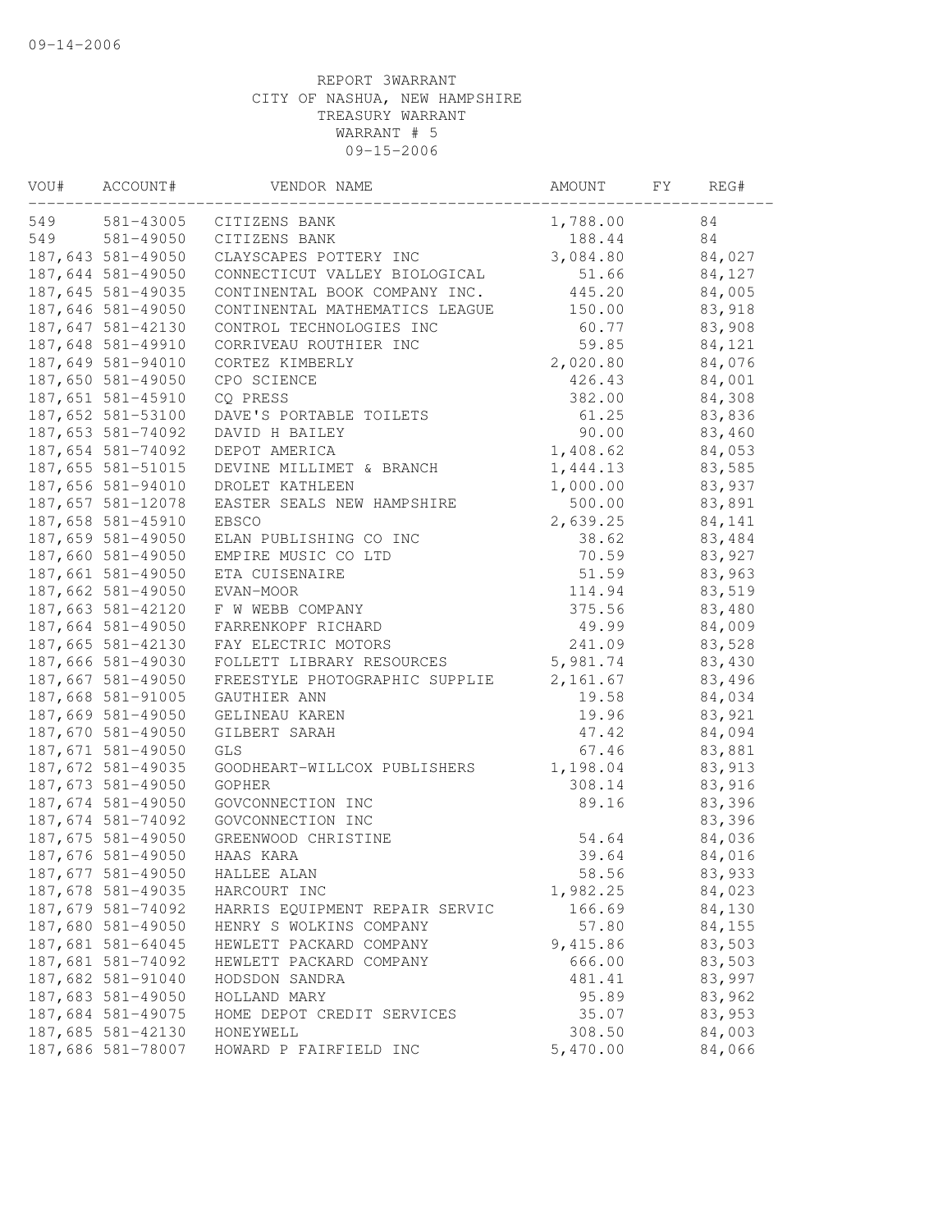09-14-2006

REPORT 3WARRANT
CITY OF NASHUA, NEW HAMPSHIRE
TREASURY WARRANT
WARRANT # 5
09-15-2006

| VOU# | ACCOUNT# | VENDOR NAME | AMOUNT | FY | REG# |
|---|---|---|---|---|---|
| 549 | 581-43005 | CITIZENS BANK | 1,788.00 | | 84 |
| 549 | 581-49050 | CITIZENS BANK | 188.44 | | 84 |
| 187,643 | 581-49050 | CLAYSCAPES POTTERY INC | 3,084.80 | | 84,027 |
| 187,644 | 581-49050 | CONNECTICUT VALLEY BIOLOGICAL | 51.66 | | 84,127 |
| 187,645 | 581-49035 | CONTINENTAL BOOK COMPANY INC. | 445.20 | | 84,005 |
| 187,646 | 581-49050 | CONTINENTAL MATHEMATICS LEAGUE | 150.00 | | 83,918 |
| 187,647 | 581-42130 | CONTROL TECHNOLOGIES INC | 60.77 | | 83,908 |
| 187,648 | 581-49910 | CORRIVEAU ROUTHIER INC | 59.85 | | 84,121 |
| 187,649 | 581-94010 | CORTEZ KIMBERLY | 2,020.80 | | 84,076 |
| 187,650 | 581-49050 | CPO SCIENCE | 426.43 | | 84,001 |
| 187,651 | 581-45910 | CQ PRESS | 382.00 | | 84,308 |
| 187,652 | 581-53100 | DAVE'S PORTABLE TOILETS | 61.25 | | 83,836 |
| 187,653 | 581-74092 | DAVID H BAILEY | 90.00 | | 83,460 |
| 187,654 | 581-74092 | DEPOT AMERICA | 1,408.62 | | 84,053 |
| 187,655 | 581-51015 | DEVINE MILLIMET & BRANCH | 1,444.13 | | 83,585 |
| 187,656 | 581-94010 | DROLET KATHLEEN | 1,000.00 | | 83,937 |
| 187,657 | 581-12078 | EASTER SEALS NEW HAMPSHIRE | 500.00 | | 83,891 |
| 187,658 | 581-45910 | EBSCO | 2,639.25 | | 84,141 |
| 187,659 | 581-49050 | ELAN PUBLISHING CO INC | 38.62 | | 83,484 |
| 187,660 | 581-49050 | EMPIRE MUSIC CO LTD | 70.59 | | 83,927 |
| 187,661 | 581-49050 | ETA CUISENAIRE | 51.59 | | 83,963 |
| 187,662 | 581-49050 | EVAN-MOOR | 114.94 | | 83,519 |
| 187,663 | 581-42120 | F W WEBB COMPANY | 375.56 | | 83,480 |
| 187,664 | 581-49050 | FARRENKOPF RICHARD | 49.99 | | 84,009 |
| 187,665 | 581-42130 | FAY ELECTRIC MOTORS | 241.09 | | 83,528 |
| 187,666 | 581-49030 | FOLLETT LIBRARY RESOURCES | 5,981.74 | | 83,430 |
| 187,667 | 581-49050 | FREESTYLE PHOTOGRAPHIC SUPPLIE | 2,161.67 | | 83,496 |
| 187,668 | 581-91005 | GAUTHIER ANN | 19.58 | | 84,034 |
| 187,669 | 581-49050 | GELINEAU KAREN | 19.96 | | 83,921 |
| 187,670 | 581-49050 | GILBERT SARAH | 47.42 | | 84,094 |
| 187,671 | 581-49050 | GLS | 67.46 | | 83,881 |
| 187,672 | 581-49035 | GOODHEART-WILLCOX PUBLISHERS | 1,198.04 | | 83,913 |
| 187,673 | 581-49050 | GOPHER | 308.14 | | 83,916 |
| 187,674 | 581-49050 | GOVCONNECTION INC | 89.16 | | 83,396 |
| 187,674 | 581-74092 | GOVCONNECTION INC | | | 83,396 |
| 187,675 | 581-49050 | GREENWOOD CHRISTINE | 54.64 | | 84,036 |
| 187,676 | 581-49050 | HAAS KARA | 39.64 | | 84,016 |
| 187,677 | 581-49050 | HALLEE ALAN | 58.56 | | 83,933 |
| 187,678 | 581-49035 | HARCOURT INC | 1,982.25 | | 84,023 |
| 187,679 | 581-74092 | HARRIS EQUIPMENT REPAIR SERVIC | 166.69 | | 84,130 |
| 187,680 | 581-49050 | HENRY S WOLKINS COMPANY | 57.80 | | 84,155 |
| 187,681 | 581-64045 | HEWLETT PACKARD COMPANY | 9,415.86 | | 83,503 |
| 187,681 | 581-74092 | HEWLETT PACKARD COMPANY | 666.00 | | 83,503 |
| 187,682 | 581-91040 | HODSDON SANDRA | 481.41 | | 83,997 |
| 187,683 | 581-49050 | HOLLAND MARY | 95.89 | | 83,962 |
| 187,684 | 581-49075 | HOME DEPOT CREDIT SERVICES | 35.07 | | 83,953 |
| 187,685 | 581-42130 | HONEYWELL | 308.50 | | 84,003 |
| 187,686 | 581-78007 | HOWARD P FAIRFIELD INC | 5,470.00 | | 84,066 |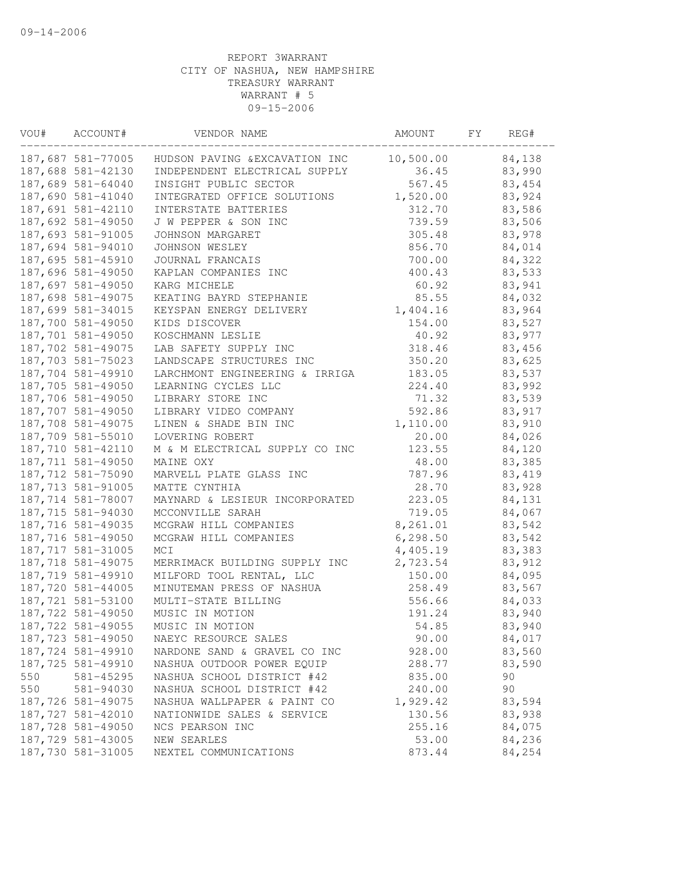09-14-2006

REPORT 3WARRANT
CITY OF NASHUA, NEW HAMPSHIRE
TREASURY WARRANT
WARRANT # 5
09-15-2006

| VOU# | ACCOUNT# | VENDOR NAME | AMOUNT | FY | REG# |
|---|---|---|---|---|---|
| 187,687 | 581-77005 | HUDSON PAVING &EXCAVATION INC | 10,500.00 | | 84,138 |
| 187,688 | 581-42130 | INDEPENDENT ELECTRICAL SUPPLY | 36.45 | | 83,990 |
| 187,689 | 581-64040 | INSIGHT PUBLIC SECTOR | 567.45 | | 83,454 |
| 187,690 | 581-41040 | INTEGRATED OFFICE SOLUTIONS | 1,520.00 | | 83,924 |
| 187,691 | 581-42110 | INTERSTATE BATTERIES | 312.70 | | 83,586 |
| 187,692 | 581-49050 | J W PEPPER & SON INC | 739.59 | | 83,506 |
| 187,693 | 581-91005 | JOHNSON MARGARET | 305.48 | | 83,978 |
| 187,694 | 581-94010 | JOHNSON WESLEY | 856.70 | | 84,014 |
| 187,695 | 581-45910 | JOURNAL FRANCAIS | 700.00 | | 84,322 |
| 187,696 | 581-49050 | KAPLAN COMPANIES INC | 400.43 | | 83,533 |
| 187,697 | 581-49050 | KARG MICHELE | 60.92 | | 83,941 |
| 187,698 | 581-49075 | KEATING BAYRD STEPHANIE | 85.55 | | 84,032 |
| 187,699 | 581-34015 | KEYSPAN ENERGY DELIVERY | 1,404.16 | | 83,964 |
| 187,700 | 581-49050 | KIDS DISCOVER | 154.00 | | 83,527 |
| 187,701 | 581-49050 | KOSCHMANN LESLIE | 40.92 | | 83,977 |
| 187,702 | 581-49075 | LAB SAFETY SUPPLY INC | 318.46 | | 83,456 |
| 187,703 | 581-75023 | LANDSCAPE STRUCTURES INC | 350.20 | | 83,625 |
| 187,704 | 581-49910 | LARCHMONT ENGINEERING & IRRIGA | 183.05 | | 83,537 |
| 187,705 | 581-49050 | LEARNING CYCLES LLC | 224.40 | | 83,992 |
| 187,706 | 581-49050 | LIBRARY STORE INC | 71.32 | | 83,539 |
| 187,707 | 581-49050 | LIBRARY VIDEO COMPANY | 592.86 | | 83,917 |
| 187,708 | 581-49075 | LINEN & SHADE BIN INC | 1,110.00 | | 83,910 |
| 187,709 | 581-55010 | LOVERING ROBERT | 20.00 | | 84,026 |
| 187,710 | 581-42110 | M & M ELECTRICAL SUPPLY CO INC | 123.55 | | 84,120 |
| 187,711 | 581-49050 | MAINE OXY | 48.00 | | 83,385 |
| 187,712 | 581-75090 | MARVELL PLATE GLASS INC | 787.96 | | 83,419 |
| 187,713 | 581-91005 | MATTE CYNTHIA | 28.70 | | 83,928 |
| 187,714 | 581-78007 | MAYNARD & LESIEUR INCORPORATED | 223.05 | | 84,131 |
| 187,715 | 581-94030 | MCCONVILLE SARAH | 719.05 | | 84,067 |
| 187,716 | 581-49035 | MCGRAW HILL COMPANIES | 8,261.01 | | 83,542 |
| 187,716 | 581-49050 | MCGRAW HILL COMPANIES | 6,298.50 | | 83,542 |
| 187,717 | 581-31005 | MCI | 4,405.19 | | 83,383 |
| 187,718 | 581-49075 | MERRIMACK BUILDING SUPPLY INC | 2,723.54 | | 83,912 |
| 187,719 | 581-49910 | MILFORD TOOL RENTAL, LLC | 150.00 | | 84,095 |
| 187,720 | 581-44005 | MINUTEMAN PRESS OF NASHUA | 258.49 | | 83,567 |
| 187,721 | 581-53100 | MULTI-STATE BILLING | 556.66 | | 84,033 |
| 187,722 | 581-49050 | MUSIC IN MOTION | 191.24 | | 83,940 |
| 187,722 | 581-49055 | MUSIC IN MOTION | 54.85 | | 83,940 |
| 187,723 | 581-49050 | NAEYC RESOURCE SALES | 90.00 | | 84,017 |
| 187,724 | 581-49910 | NARDONE SAND & GRAVEL CO INC | 928.00 | | 83,560 |
| 187,725 | 581-49910 | NASHUA OUTDOOR POWER EQUIP | 288.77 | | 83,590 |
| 550 | 581-45295 | NASHUA SCHOOL DISTRICT #42 | 835.00 | | 90 |
| 550 | 581-94030 | NASHUA SCHOOL DISTRICT #42 | 240.00 | | 90 |
| 187,726 | 581-49075 | NASHUA WALLPAPER & PAINT CO | 1,929.42 | | 83,594 |
| 187,727 | 581-42010 | NATIONWIDE SALES & SERVICE | 130.56 | | 83,938 |
| 187,728 | 581-49050 | NCS PEARSON INC | 255.16 | | 84,075 |
| 187,729 | 581-43005 | NEW SEARLES | 53.00 | | 84,236 |
| 187,730 | 581-31005 | NEXTEL COMMUNICATIONS | 873.44 | | 84,254 |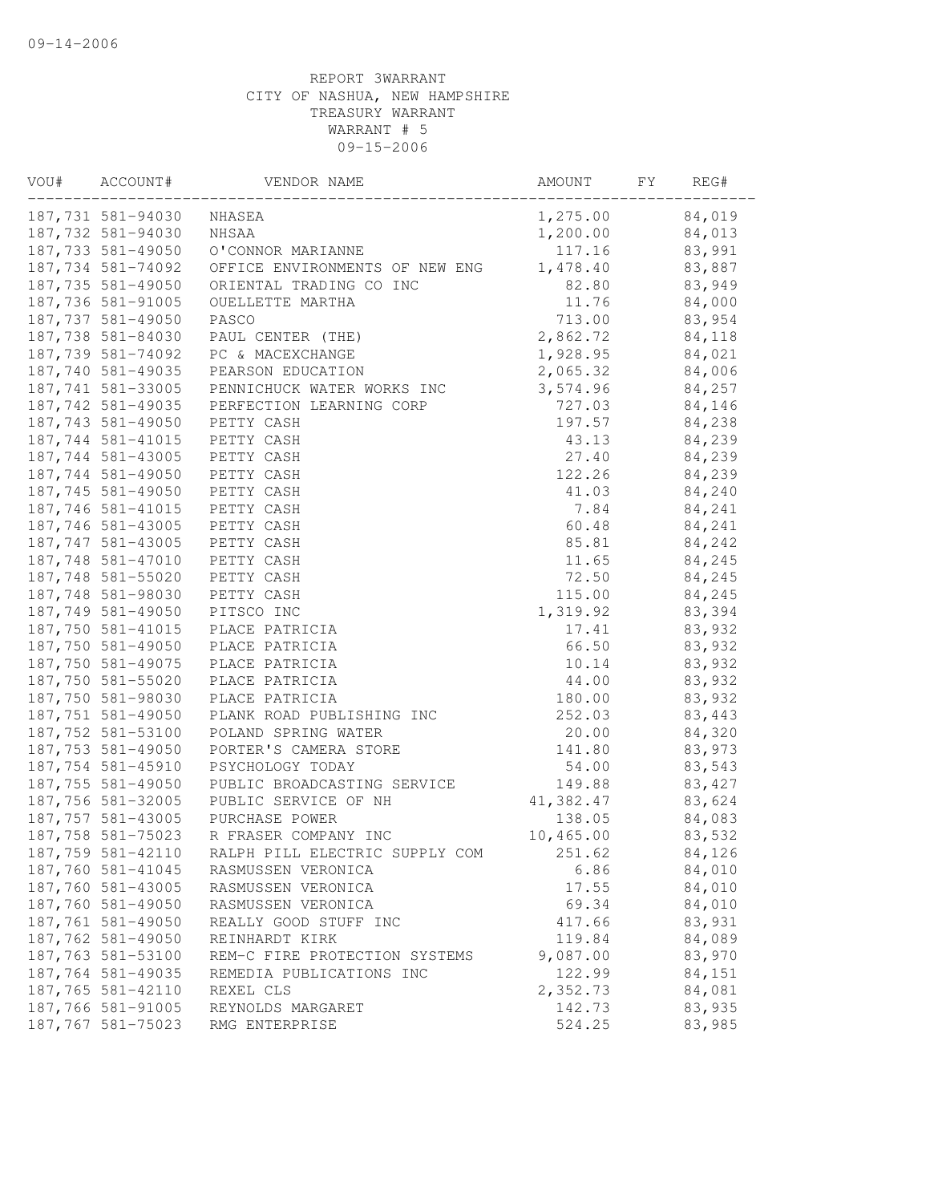09-14-2006

REPORT 3WARRANT
CITY OF NASHUA, NEW HAMPSHIRE
TREASURY WARRANT
WARRANT # 5
09-15-2006

| VOU# | ACCOUNT# | VENDOR NAME | AMOUNT | FY | REG# |
|---|---|---|---|---|---|
| 187,731 | 581-94030 | NHASEA | 1,275.00 | | 84,019 |
| 187,732 | 581-94030 | NHSAA | 1,200.00 | | 84,013 |
| 187,733 | 581-49050 | O'CONNOR MARIANNE | 117.16 | | 83,991 |
| 187,734 | 581-74092 | OFFICE ENVIRONMENTS OF NEW ENG | 1,478.40 | | 83,887 |
| 187,735 | 581-49050 | ORIENTAL TRADING CO INC | 82.80 | | 83,949 |
| 187,736 | 581-91005 | OUELLETTE MARTHA | 11.76 | | 84,000 |
| 187,737 | 581-49050 | PASCO | 713.00 | | 83,954 |
| 187,738 | 581-84030 | PAUL CENTER (THE) | 2,862.72 | | 84,118 |
| 187,739 | 581-74092 | PC & MACEXCHANGE | 1,928.95 | | 84,021 |
| 187,740 | 581-49035 | PEARSON EDUCATION | 2,065.32 | | 84,006 |
| 187,741 | 581-33005 | PENNICHUCK WATER WORKS INC | 3,574.96 | | 84,257 |
| 187,742 | 581-49035 | PERFECTION LEARNING CORP | 727.03 | | 84,146 |
| 187,743 | 581-49050 | PETTY CASH | 197.57 | | 84,238 |
| 187,744 | 581-41015 | PETTY CASH | 43.13 | | 84,239 |
| 187,744 | 581-43005 | PETTY CASH | 27.40 | | 84,239 |
| 187,744 | 581-49050 | PETTY CASH | 122.26 | | 84,239 |
| 187,745 | 581-49050 | PETTY CASH | 41.03 | | 84,240 |
| 187,746 | 581-41015 | PETTY CASH | 7.84 | | 84,241 |
| 187,746 | 581-43005 | PETTY CASH | 60.48 | | 84,241 |
| 187,747 | 581-43005 | PETTY CASH | 85.81 | | 84,242 |
| 187,748 | 581-47010 | PETTY CASH | 11.65 | | 84,245 |
| 187,748 | 581-55020 | PETTY CASH | 72.50 | | 84,245 |
| 187,748 | 581-98030 | PETTY CASH | 115.00 | | 84,245 |
| 187,749 | 581-49050 | PITSCO INC | 1,319.92 | | 83,394 |
| 187,750 | 581-41015 | PLACE PATRICIA | 17.41 | | 83,932 |
| 187,750 | 581-49050 | PLACE PATRICIA | 66.50 | | 83,932 |
| 187,750 | 581-49075 | PLACE PATRICIA | 10.14 | | 83,932 |
| 187,750 | 581-55020 | PLACE PATRICIA | 44.00 | | 83,932 |
| 187,750 | 581-98030 | PLACE PATRICIA | 180.00 | | 83,932 |
| 187,751 | 581-49050 | PLANK ROAD PUBLISHING INC | 252.03 | | 83,443 |
| 187,752 | 581-53100 | POLAND SPRING WATER | 20.00 | | 84,320 |
| 187,753 | 581-49050 | PORTER'S CAMERA STORE | 141.80 | | 83,973 |
| 187,754 | 581-45910 | PSYCHOLOGY TODAY | 54.00 | | 83,543 |
| 187,755 | 581-49050 | PUBLIC BROADCASTING SERVICE | 149.88 | | 83,427 |
| 187,756 | 581-32005 | PUBLIC SERVICE OF NH | 41,382.47 | | 83,624 |
| 187,757 | 581-43005 | PURCHASE POWER | 138.05 | | 84,083 |
| 187,758 | 581-75023 | R FRASER COMPANY INC | 10,465.00 | | 83,532 |
| 187,759 | 581-42110 | RALPH PILL ELECTRIC SUPPLY COM | 251.62 | | 84,126 |
| 187,760 | 581-41045 | RASMUSSEN VERONICA | 6.86 | | 84,010 |
| 187,760 | 581-43005 | RASMUSSEN VERONICA | 17.55 | | 84,010 |
| 187,760 | 581-49050 | RASMUSSEN VERONICA | 69.34 | | 84,010 |
| 187,761 | 581-49050 | REALLY GOOD STUFF INC | 417.66 | | 83,931 |
| 187,762 | 581-49050 | REINHARDT KIRK | 119.84 | | 84,089 |
| 187,763 | 581-53100 | REM-C FIRE PROTECTION SYSTEMS | 9,087.00 | | 83,970 |
| 187,764 | 581-49035 | REMEDIA PUBLICATIONS INC | 122.99 | | 84,151 |
| 187,765 | 581-42110 | REXEL CLS | 2,352.73 | | 84,081 |
| 187,766 | 581-91005 | REYNOLDS MARGARET | 142.73 | | 83,935 |
| 187,767 | 581-75023 | RMG ENTERPRISE | 524.25 | | 83,985 |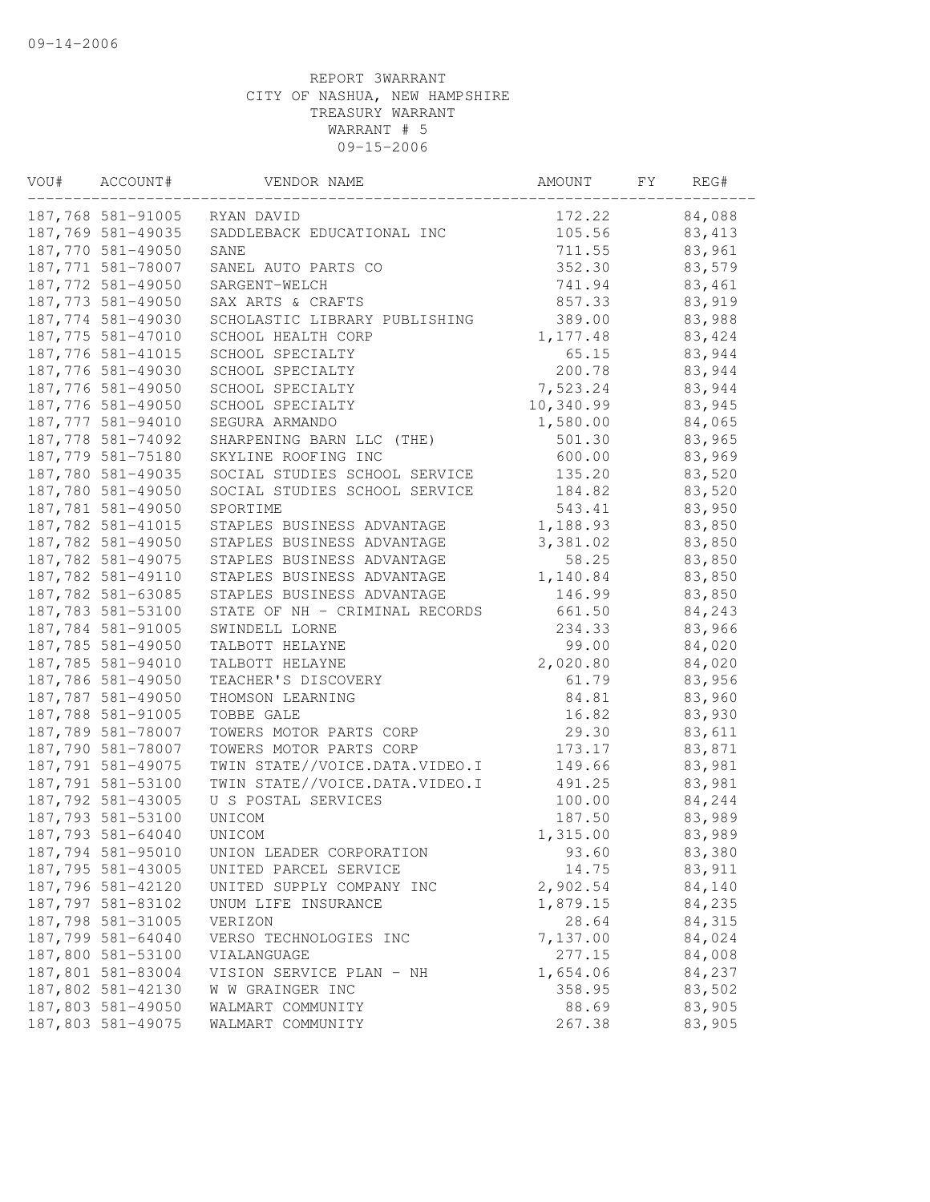09-14-2006

REPORT 3WARRANT
CITY OF NASHUA, NEW HAMPSHIRE
TREASURY WARRANT
WARRANT # 5
09-15-2006

| VOU# | ACCOUNT# | VENDOR NAME | AMOUNT | FY | REG# |
|---|---|---|---|---|---|
| 187,768 | 581-91005 | RYAN DAVID | 172.22 | | 84,088 |
| 187,769 | 581-49035 | SADDLEBACK EDUCATIONAL INC | 105.56 | | 83,413 |
| 187,770 | 581-49050 | SANE | 711.55 | | 83,961 |
| 187,771 | 581-78007 | SANEL AUTO PARTS CO | 352.30 | | 83,579 |
| 187,772 | 581-49050 | SARGENT-WELCH | 741.94 | | 83,461 |
| 187,773 | 581-49050 | SAX ARTS & CRAFTS | 857.33 | | 83,919 |
| 187,774 | 581-49030 | SCHOLASTIC LIBRARY PUBLISHING | 389.00 | | 83,988 |
| 187,775 | 581-47010 | SCHOOL HEALTH CORP | 1,177.48 | | 83,424 |
| 187,776 | 581-41015 | SCHOOL SPECIALTY | 65.15 | | 83,944 |
| 187,776 | 581-49030 | SCHOOL SPECIALTY | 200.78 | | 83,944 |
| 187,776 | 581-49050 | SCHOOL SPECIALTY | 7,523.24 | | 83,944 |
| 187,776 | 581-49050 | SCHOOL SPECIALTY | 10,340.99 | | 83,945 |
| 187,777 | 581-94010 | SEGURA ARMANDO | 1,580.00 | | 84,065 |
| 187,778 | 581-74092 | SHARPENING BARN LLC (THE) | 501.30 | | 83,965 |
| 187,779 | 581-75180 | SKYLINE ROOFING INC | 600.00 | | 83,969 |
| 187,780 | 581-49035 | SOCIAL STUDIES SCHOOL SERVICE | 135.20 | | 83,520 |
| 187,780 | 581-49050 | SOCIAL STUDIES SCHOOL SERVICE | 184.82 | | 83,520 |
| 187,781 | 581-49050 | SPORTIME | 543.41 | | 83,950 |
| 187,782 | 581-41015 | STAPLES BUSINESS ADVANTAGE | 1,188.93 | | 83,850 |
| 187,782 | 581-49050 | STAPLES BUSINESS ADVANTAGE | 3,381.02 | | 83,850 |
| 187,782 | 581-49075 | STAPLES BUSINESS ADVANTAGE | 58.25 | | 83,850 |
| 187,782 | 581-49110 | STAPLES BUSINESS ADVANTAGE | 1,140.84 | | 83,850 |
| 187,782 | 581-63085 | STAPLES BUSINESS ADVANTAGE | 146.99 | | 83,850 |
| 187,783 | 581-53100 | STATE OF NH - CRIMINAL RECORDS | 661.50 | | 84,243 |
| 187,784 | 581-91005 | SWINDELL LORNE | 234.33 | | 83,966 |
| 187,785 | 581-49050 | TALBOTT HELAYNE | 99.00 | | 84,020 |
| 187,785 | 581-94010 | TALBOTT HELAYNE | 2,020.80 | | 84,020 |
| 187,786 | 581-49050 | TEACHER'S DISCOVERY | 61.79 | | 83,956 |
| 187,787 | 581-49050 | THOMSON LEARNING | 84.81 | | 83,960 |
| 187,788 | 581-91005 | TOBBE GALE | 16.82 | | 83,930 |
| 187,789 | 581-78007 | TOWERS MOTOR PARTS CORP | 29.30 | | 83,611 |
| 187,790 | 581-78007 | TOWERS MOTOR PARTS CORP | 173.17 | | 83,871 |
| 187,791 | 581-49075 | TWIN STATE//VOICE.DATA.VIDEO.I | 149.66 | | 83,981 |
| 187,791 | 581-53100 | TWIN STATE//VOICE.DATA.VIDEO.I | 491.25 | | 83,981 |
| 187,792 | 581-43005 | U S POSTAL SERVICES | 100.00 | | 84,244 |
| 187,793 | 581-53100 | UNICOM | 187.50 | | 83,989 |
| 187,793 | 581-64040 | UNICOM | 1,315.00 | | 83,989 |
| 187,794 | 581-95010 | UNION LEADER CORPORATION | 93.60 | | 83,380 |
| 187,795 | 581-43005 | UNITED PARCEL SERVICE | 14.75 | | 83,911 |
| 187,796 | 581-42120 | UNITED SUPPLY COMPANY INC | 2,902.54 | | 84,140 |
| 187,797 | 581-83102 | UNUM LIFE INSURANCE | 1,879.15 | | 84,235 |
| 187,798 | 581-31005 | VERIZON | 28.64 | | 84,315 |
| 187,799 | 581-64040 | VERSO TECHNOLOGIES INC | 7,137.00 | | 84,024 |
| 187,800 | 581-53100 | VIALANGUAGE | 277.15 | | 84,008 |
| 187,801 | 581-83004 | VISION SERVICE PLAN - NH | 1,654.06 | | 84,237 |
| 187,802 | 581-42130 | W W GRAINGER INC | 358.95 | | 83,502 |
| 187,803 | 581-49050 | WALMART COMMUNITY | 88.69 | | 83,905 |
| 187,803 | 581-49075 | WALMART COMMUNITY | 267.38 | | 83,905 |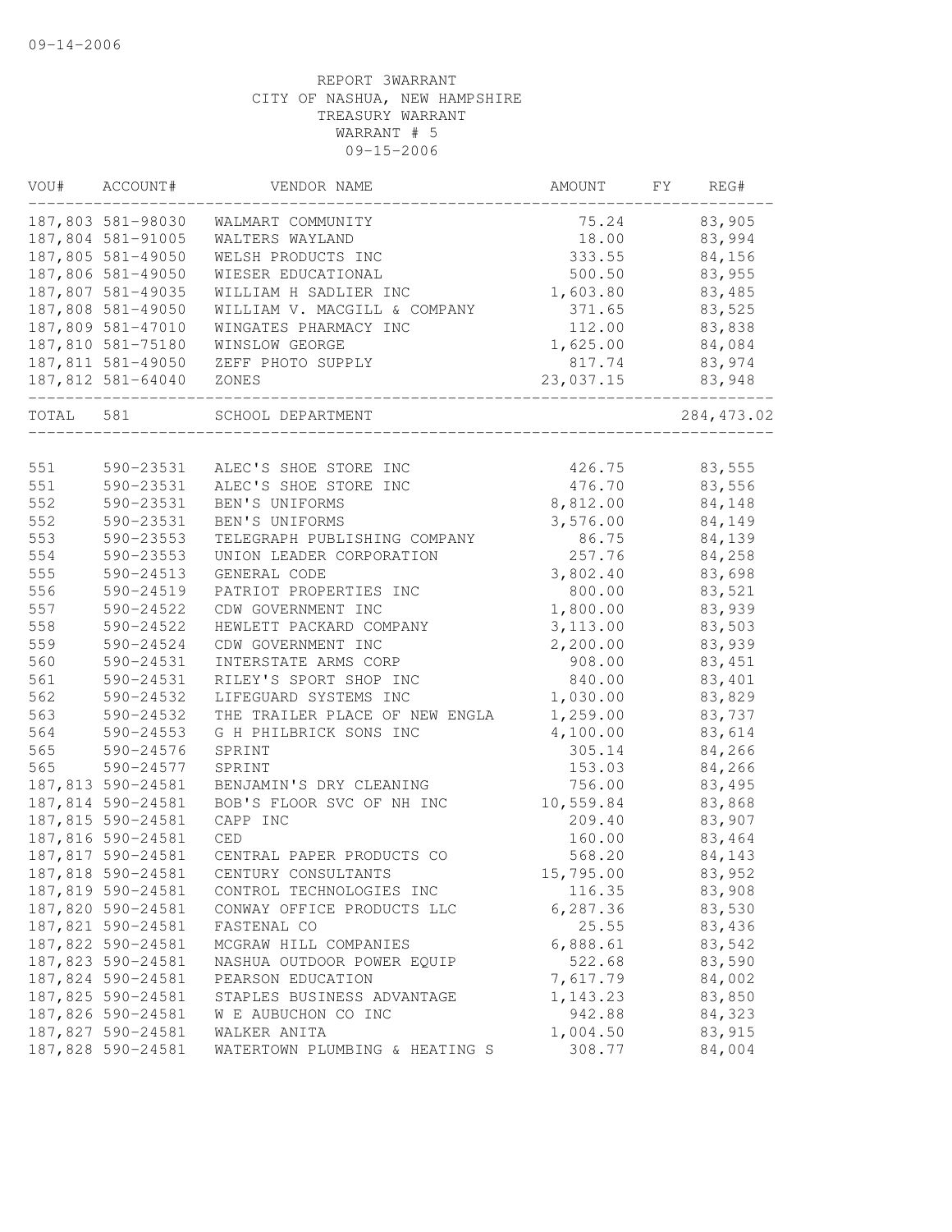09-14-2006

REPORT 3WARRANT
CITY OF NASHUA, NEW HAMPSHIRE
TREASURY WARRANT
WARRANT # 5
09-15-2006

| VOU# | ACCOUNT# | VENDOR NAME | AMOUNT | FY | REG# |
|---|---|---|---|---|---|
| 187,803 | 581-98030 | WALMART COMMUNITY | 75.24 | | 83,905 |
| 187,804 | 581-91005 | WALTERS WAYLAND | 18.00 | | 83,994 |
| 187,805 | 581-49050 | WELSH PRODUCTS INC | 333.55 | | 84,156 |
| 187,806 | 581-49050 | WIESER EDUCATIONAL | 500.50 | | 83,955 |
| 187,807 | 581-49035 | WILLIAM H SADLIER INC | 1,603.80 | | 83,485 |
| 187,808 | 581-49050 | WILLIAM V. MACGILL & COMPANY | 371.65 | | 83,525 |
| 187,809 | 581-47010 | WINGATES PHARMACY INC | 112.00 | | 83,838 |
| 187,810 | 581-75180 | WINSLOW GEORGE | 1,625.00 | | 84,084 |
| 187,811 | 581-49050 | ZEFF PHOTO SUPPLY | 817.74 | | 83,974 |
| 187,812 | 581-64040 | ZONES | 23,037.15 | | 83,948 |
| TOTAL | 581 | SCHOOL DEPARTMENT | | | 284,473.02 |
| 551 | 590-23531 | ALEC'S SHOE STORE INC | 426.75 | | 83,555 |
| 551 | 590-23531 | ALEC'S SHOE STORE INC | 476.70 | | 83,556 |
| 552 | 590-23531 | BEN'S UNIFORMS | 8,812.00 | | 84,148 |
| 552 | 590-23531 | BEN'S UNIFORMS | 3,576.00 | | 84,149 |
| 553 | 590-23553 | TELEGRAPH PUBLISHING COMPANY | 86.75 | | 84,139 |
| 554 | 590-23553 | UNION LEADER CORPORATION | 257.76 | | 84,258 |
| 555 | 590-24513 | GENERAL CODE | 3,802.40 | | 83,698 |
| 556 | 590-24519 | PATRIOT PROPERTIES INC | 800.00 | | 83,521 |
| 557 | 590-24522 | CDW GOVERNMENT INC | 1,800.00 | | 83,939 |
| 558 | 590-24522 | HEWLETT PACKARD COMPANY | 3,113.00 | | 83,503 |
| 559 | 590-24524 | CDW GOVERNMENT INC | 2,200.00 | | 83,939 |
| 560 | 590-24531 | INTERSTATE ARMS CORP | 908.00 | | 83,451 |
| 561 | 590-24531 | RILEY'S SPORT SHOP INC | 840.00 | | 83,401 |
| 562 | 590-24532 | LIFEGUARD SYSTEMS INC | 1,030.00 | | 83,829 |
| 563 | 590-24532 | THE TRAILER PLACE OF NEW ENGLA | 1,259.00 | | 83,737 |
| 564 | 590-24553 | G H PHILBRICK SONS INC | 4,100.00 | | 83,614 |
| 565 | 590-24576 | SPRINT | 305.14 | | 84,266 |
| 565 | 590-24577 | SPRINT | 153.03 | | 84,266 |
| 187,813 | 590-24581 | BENJAMIN'S DRY CLEANING | 756.00 | | 83,495 |
| 187,814 | 590-24581 | BOB'S FLOOR SVC OF NH INC | 10,559.84 | | 83,868 |
| 187,815 | 590-24581 | CAPP INC | 209.40 | | 83,907 |
| 187,816 | 590-24581 | CED | 160.00 | | 83,464 |
| 187,817 | 590-24581 | CENTRAL PAPER PRODUCTS CO | 568.20 | | 84,143 |
| 187,818 | 590-24581 | CENTURY CONSULTANTS | 15,795.00 | | 83,952 |
| 187,819 | 590-24581 | CONTROL TECHNOLOGIES INC | 116.35 | | 83,908 |
| 187,820 | 590-24581 | CONWAY OFFICE PRODUCTS LLC | 6,287.36 | | 83,530 |
| 187,821 | 590-24581 | FASTENAL CO | 25.55 | | 83,436 |
| 187,822 | 590-24581 | MCGRAW HILL COMPANIES | 6,888.61 | | 83,542 |
| 187,823 | 590-24581 | NASHUA OUTDOOR POWER EQUIP | 522.68 | | 83,590 |
| 187,824 | 590-24581 | PEARSON EDUCATION | 7,617.79 | | 84,002 |
| 187,825 | 590-24581 | STAPLES BUSINESS ADVANTAGE | 1,143.23 | | 83,850 |
| 187,826 | 590-24581 | W E AUBUCHON CO INC | 942.88 | | 84,323 |
| 187,827 | 590-24581 | WALKER ANITA | 1,004.50 | | 83,915 |
| 187,828 | 590-24581 | WATERTOWN PLUMBING & HEATING S | 308.77 | | 84,004 |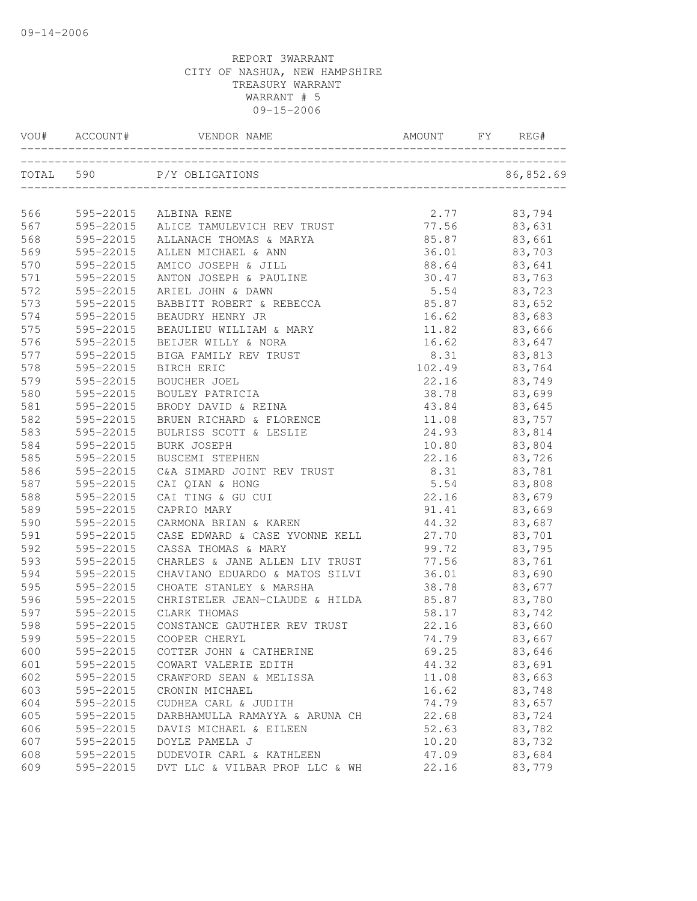09-14-2006

REPORT 3WARRANT
CITY OF NASHUA, NEW HAMPSHIRE
TREASURY WARRANT
WARRANT # 5
09-15-2006

| VOU# | ACCOUNT# | VENDOR NAME | AMOUNT | FY | REG# |
|---|---|---|---|---|---|
| TOTAL | 590 | P/Y OBLIGATIONS | | | 86,852.69 |
| 566 | 595-22015 | ALBINA RENE | 2.77 | | 83,794 |
| 567 | 595-22015 | ALICE TAMULEVICH REV TRUST | 77.56 | | 83,631 |
| 568 | 595-22015 | ALLANACH THOMAS & MARYA | 85.87 | | 83,661 |
| 569 | 595-22015 | ALLEN MICHAEL & ANN | 36.01 | | 83,703 |
| 570 | 595-22015 | AMICO JOSEPH & JILL | 88.64 | | 83,641 |
| 571 | 595-22015 | ANTON JOSEPH & PAULINE | 30.47 | | 83,763 |
| 572 | 595-22015 | ARIEL JOHN & DAWN | 5.54 | | 83,723 |
| 573 | 595-22015 | BABBITT ROBERT & REBECCA | 85.87 | | 83,652 |
| 574 | 595-22015 | BEAUDRY HENRY JR | 16.62 | | 83,683 |
| 575 | 595-22015 | BEAULIEU WILLIAM & MARY | 11.82 | | 83,666 |
| 576 | 595-22015 | BEIJER WILLY & NORA | 16.62 | | 83,647 |
| 577 | 595-22015 | BIGA FAMILY REV TRUST | 8.31 | | 83,813 |
| 578 | 595-22015 | BIRCH ERIC | 102.49 | | 83,764 |
| 579 | 595-22015 | BOUCHER JOEL | 22.16 | | 83,749 |
| 580 | 595-22015 | BOULEY PATRICIA | 38.78 | | 83,699 |
| 581 | 595-22015 | BRODY DAVID & REINA | 43.84 | | 83,645 |
| 582 | 595-22015 | BRUEN RICHARD & FLORENCE | 11.08 | | 83,757 |
| 583 | 595-22015 | BULRISS SCOTT & LESLIE | 24.93 | | 83,814 |
| 584 | 595-22015 | BURK JOSEPH | 10.80 | | 83,804 |
| 585 | 595-22015 | BUSCEMI STEPHEN | 22.16 | | 83,726 |
| 586 | 595-22015 | C&A SIMARD JOINT REV TRUST | 8.31 | | 83,781 |
| 587 | 595-22015 | CAI QIAN & HONG | 5.54 | | 83,808 |
| 588 | 595-22015 | CAI TING & GU CUI | 22.16 | | 83,679 |
| 589 | 595-22015 | CAPRIO MARY | 91.41 | | 83,669 |
| 590 | 595-22015 | CARMONA BRIAN & KAREN | 44.32 | | 83,687 |
| 591 | 595-22015 | CASE EDWARD & CASE YVONNE KELL | 27.70 | | 83,701 |
| 592 | 595-22015 | CASSA THOMAS & MARY | 99.72 | | 83,795 |
| 593 | 595-22015 | CHARLES & JANE ALLEN LIV TRUST | 77.56 | | 83,761 |
| 594 | 595-22015 | CHAVIANO EDUARDO & MATOS SILVI | 36.01 | | 83,690 |
| 595 | 595-22015 | CHOATE STANLEY & MARSHA | 38.78 | | 83,677 |
| 596 | 595-22015 | CHRISTELER JEAN-CLAUDE & HILDA | 85.87 | | 83,780 |
| 597 | 595-22015 | CLARK THOMAS | 58.17 | | 83,742 |
| 598 | 595-22015 | CONSTANCE GAUTHIER REV TRUST | 22.16 | | 83,660 |
| 599 | 595-22015 | COOPER CHERYL | 74.79 | | 83,667 |
| 600 | 595-22015 | COTTER JOHN & CATHERINE | 69.25 | | 83,646 |
| 601 | 595-22015 | COWART VALERIE EDITH | 44.32 | | 83,691 |
| 602 | 595-22015 | CRAWFORD SEAN & MELISSA | 11.08 | | 83,663 |
| 603 | 595-22015 | CRONIN MICHAEL | 16.62 | | 83,748 |
| 604 | 595-22015 | CUDHEA CARL & JUDITH | 74.79 | | 83,657 |
| 605 | 595-22015 | DARBHAMULLA RAMAYYA & ARUNA CH | 22.68 | | 83,724 |
| 606 | 595-22015 | DAVIS MICHAEL & EILEEN | 52.63 | | 83,782 |
| 607 | 595-22015 | DOYLE PAMELA J | 10.20 | | 83,732 |
| 608 | 595-22015 | DUDEVOIR CARL & KATHLEEN | 47.09 | | 83,684 |
| 609 | 595-22015 | DVT LLC & VILBAR PROP LLC & WH | 22.16 | | 83,779 |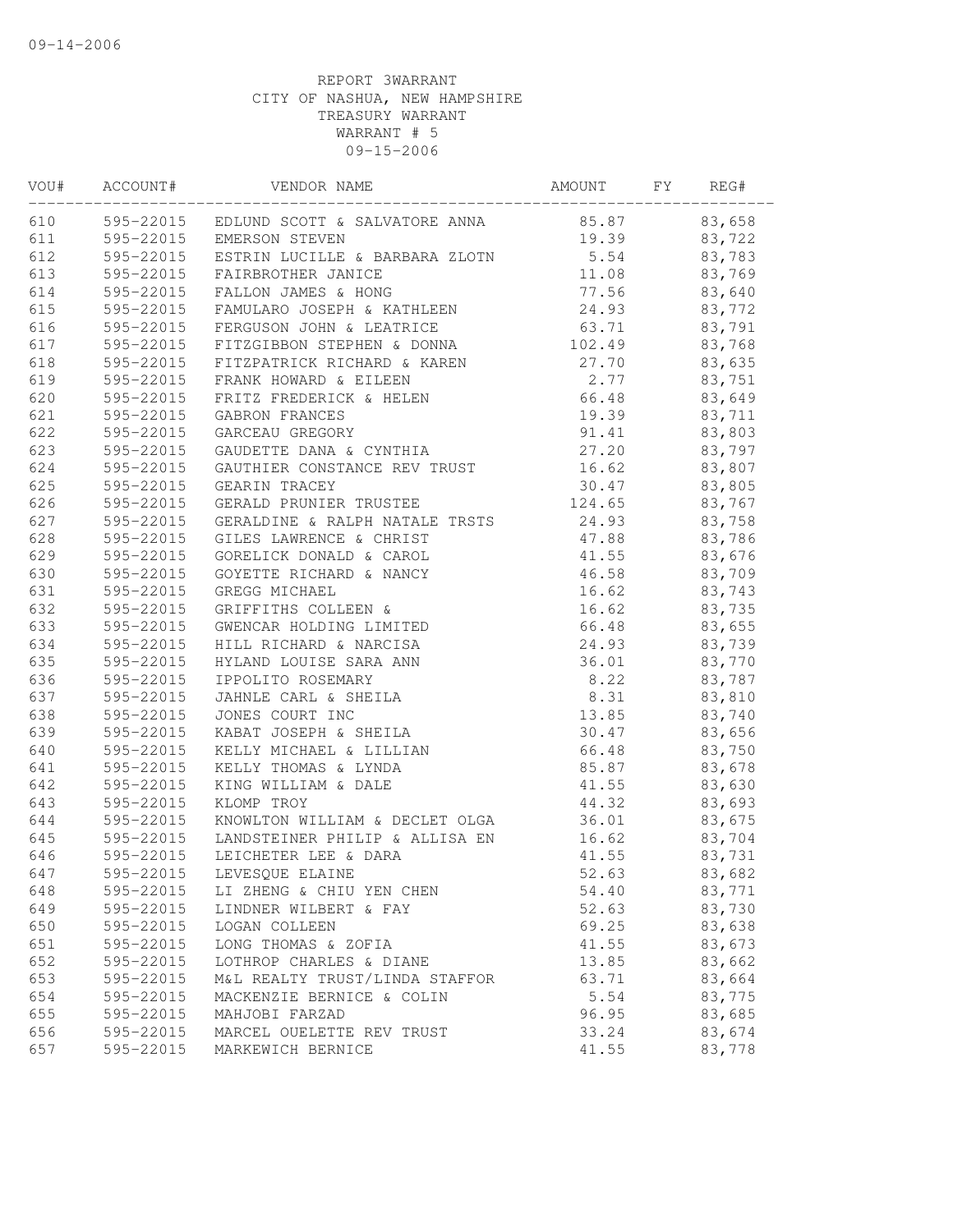09-14-2006

REPORT 3WARRANT
CITY OF NASHUA, NEW HAMPSHIRE
TREASURY WARRANT
WARRANT # 5
09-15-2006

| VOU# | ACCOUNT# | VENDOR NAME | AMOUNT | FY | REG# |
|---|---|---|---|---|---|
| 610 | 595-22015 | EDLUND SCOTT & SALVATORE ANNA | 85.87 | | 83,658 |
| 611 | 595-22015 | EMERSON STEVEN | 19.39 | | 83,722 |
| 612 | 595-22015 | ESTRIN LUCILLE & BARBARA ZLOTN | 5.54 | | 83,783 |
| 613 | 595-22015 | FAIRBROTHER JANICE | 11.08 | | 83,769 |
| 614 | 595-22015 | FALLON JAMES & HONG | 77.56 | | 83,640 |
| 615 | 595-22015 | FAMULARO JOSEPH & KATHLEEN | 24.93 | | 83,772 |
| 616 | 595-22015 | FERGUSON JOHN & LEATRICE | 63.71 | | 83,791 |
| 617 | 595-22015 | FITZGIBBON STEPHEN & DONNA | 102.49 | | 83,768 |
| 618 | 595-22015 | FITZPATRICK RICHARD & KAREN | 27.70 | | 83,635 |
| 619 | 595-22015 | FRANK HOWARD & EILEEN | 2.77 | | 83,751 |
| 620 | 595-22015 | FRITZ FREDERICK & HELEN | 66.48 | | 83,649 |
| 621 | 595-22015 | GABRON FRANCES | 19.39 | | 83,711 |
| 622 | 595-22015 | GARCEAU GREGORY | 91.41 | | 83,803 |
| 623 | 595-22015 | GAUDETTE DANA & CYNTHIA | 27.20 | | 83,797 |
| 624 | 595-22015 | GAUTHIER CONSTANCE REV TRUST | 16.62 | | 83,807 |
| 625 | 595-22015 | GEARIN TRACEY | 30.47 | | 83,805 |
| 626 | 595-22015 | GERALD PRUNIER TRUSTEE | 124.65 | | 83,767 |
| 627 | 595-22015 | GERALDINE & RALPH NATALE TRSTS | 24.93 | | 83,758 |
| 628 | 595-22015 | GILES LAWRENCE & CHRIST | 47.88 | | 83,786 |
| 629 | 595-22015 | GORELICK DONALD & CAROL | 41.55 | | 83,676 |
| 630 | 595-22015 | GOYETTE RICHARD & NANCY | 46.58 | | 83,709 |
| 631 | 595-22015 | GREGG MICHAEL | 16.62 | | 83,743 |
| 632 | 595-22015 | GRIFFITHS COLLEEN & | 16.62 | | 83,735 |
| 633 | 595-22015 | GWENCAR HOLDING LIMITED | 66.48 | | 83,655 |
| 634 | 595-22015 | HILL RICHARD & NARCISA | 24.93 | | 83,739 |
| 635 | 595-22015 | HYLAND LOUISE SARA ANN | 36.01 | | 83,770 |
| 636 | 595-22015 | IPPOLITO ROSEMARY | 8.22 | | 83,787 |
| 637 | 595-22015 | JAHNLE CARL & SHEILA | 8.31 | | 83,810 |
| 638 | 595-22015 | JONES COURT INC | 13.85 | | 83,740 |
| 639 | 595-22015 | KABAT JOSEPH & SHEILA | 30.47 | | 83,656 |
| 640 | 595-22015 | KELLY MICHAEL & LILLIAN | 66.48 | | 83,750 |
| 641 | 595-22015 | KELLY THOMAS & LYNDA | 85.87 | | 83,678 |
| 642 | 595-22015 | KING WILLIAM & DALE | 41.55 | | 83,630 |
| 643 | 595-22015 | KLOMP TROY | 44.32 | | 83,693 |
| 644 | 595-22015 | KNOWLTON WILLIAM & DECLET OLGA | 36.01 | | 83,675 |
| 645 | 595-22015 | LANDSTEINER PHILIP & ALLISA EN | 16.62 | | 83,704 |
| 646 | 595-22015 | LEICHETER LEE & DARA | 41.55 | | 83,731 |
| 647 | 595-22015 | LEVESQUE ELAINE | 52.63 | | 83,682 |
| 648 | 595-22015 | LI ZHENG & CHIU YEN CHEN | 54.40 | | 83,771 |
| 649 | 595-22015 | LINDNER WILBERT & FAY | 52.63 | | 83,730 |
| 650 | 595-22015 | LOGAN COLLEEN | 69.25 | | 83,638 |
| 651 | 595-22015 | LONG THOMAS & ZOFIA | 41.55 | | 83,673 |
| 652 | 595-22015 | LOTHROP CHARLES & DIANE | 13.85 | | 83,662 |
| 653 | 595-22015 | M&L REALTY TRUST/LINDA STAFFOR | 63.71 | | 83,664 |
| 654 | 595-22015 | MACKENZIE BERNICE & COLIN | 5.54 | | 83,775 |
| 655 | 595-22015 | MAHJOBI FARZAD | 96.95 | | 83,685 |
| 656 | 595-22015 | MARCEL OUELETTE REV TRUST | 33.24 | | 83,674 |
| 657 | 595-22015 | MARKEWICH BERNICE | 41.55 | | 83,778 |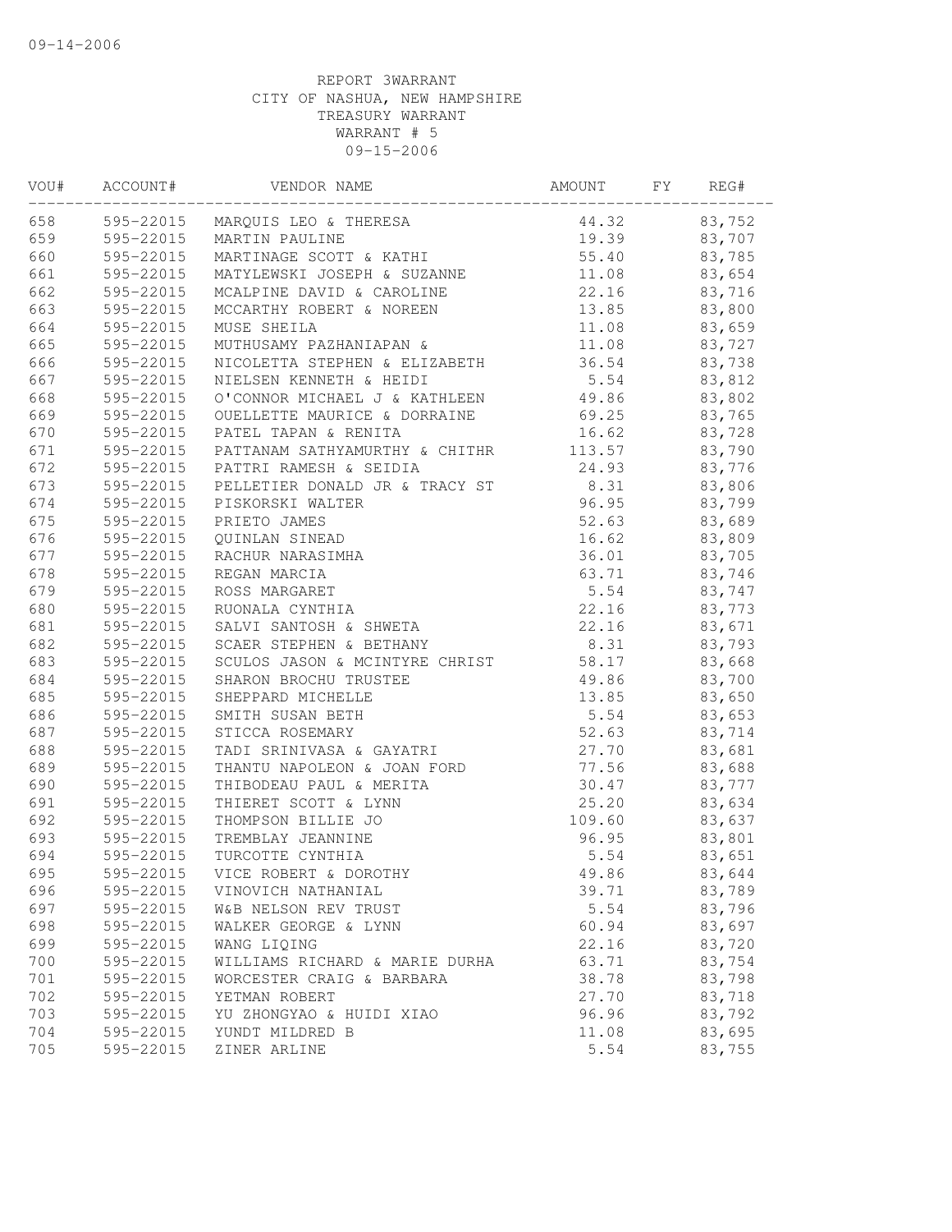09-14-2006

REPORT 3WARRANT
CITY OF NASHUA, NEW HAMPSHIRE
TREASURY WARRANT
WARRANT # 5
09-15-2006

| VOU# | ACCOUNT# | VENDOR NAME | AMOUNT | FY | REG# |
|---|---|---|---|---|---|
| 658 | 595-22015 | MARQUIS LEO & THERESA | 44.32 | | 83,752 |
| 659 | 595-22015 | MARTIN PAULINE | 19.39 | | 83,707 |
| 660 | 595-22015 | MARTINAGE SCOTT & KATHI | 55.40 | | 83,785 |
| 661 | 595-22015 | MATYLEWSKI JOSEPH & SUZANNE | 11.08 | | 83,654 |
| 662 | 595-22015 | MCALPINE DAVID & CAROLINE | 22.16 | | 83,716 |
| 663 | 595-22015 | MCCARTHY ROBERT & NOREEN | 13.85 | | 83,800 |
| 664 | 595-22015 | MUSE SHEILA | 11.08 | | 83,659 |
| 665 | 595-22015 | MUTHUSAMY PAZHANIAPAN & | 11.08 | | 83,727 |
| 666 | 595-22015 | NICOLETTA STEPHEN & ELIZABETH | 36.54 | | 83,738 |
| 667 | 595-22015 | NIELSEN KENNETH & HEIDI | 5.54 | | 83,812 |
| 668 | 595-22015 | O'CONNOR MICHAEL J & KATHLEEN | 49.86 | | 83,802 |
| 669 | 595-22015 | OUELLETTE MAURICE & DORRAINE | 69.25 | | 83,765 |
| 670 | 595-22015 | PATEL TAPAN & RENITA | 16.62 | | 83,728 |
| 671 | 595-22015 | PATTANAM SATHYAMURTHY & CHITHR | 113.57 | | 83,790 |
| 672 | 595-22015 | PATTRI RAMESH & SEIDIA | 24.93 | | 83,776 |
| 673 | 595-22015 | PELLETIER DONALD JR & TRACY ST | 8.31 | | 83,806 |
| 674 | 595-22015 | PISKORSKI WALTER | 96.95 | | 83,799 |
| 675 | 595-22015 | PRIETO JAMES | 52.63 | | 83,689 |
| 676 | 595-22015 | QUINLAN SINEAD | 16.62 | | 83,809 |
| 677 | 595-22015 | RACHUR NARASIMHA | 36.01 | | 83,705 |
| 678 | 595-22015 | REGAN MARCIA | 63.71 | | 83,746 |
| 679 | 595-22015 | ROSS MARGARET | 5.54 | | 83,747 |
| 680 | 595-22015 | RUONALA CYNTHIA | 22.16 | | 83,773 |
| 681 | 595-22015 | SALVI SANTOSH & SHWETA | 22.16 | | 83,671 |
| 682 | 595-22015 | SCAER STEPHEN & BETHANY | 8.31 | | 83,793 |
| 683 | 595-22015 | SCULOS JASON & MCINTYRE CHRIST | 58.17 | | 83,668 |
| 684 | 595-22015 | SHARON BROCHU TRUSTEE | 49.86 | | 83,700 |
| 685 | 595-22015 | SHEPPARD MICHELLE | 13.85 | | 83,650 |
| 686 | 595-22015 | SMITH SUSAN BETH | 5.54 | | 83,653 |
| 687 | 595-22015 | STICCA ROSEMARY | 52.63 | | 83,714 |
| 688 | 595-22015 | TADI SRINIVASA & GAYATRI | 27.70 | | 83,681 |
| 689 | 595-22015 | THANTU NAPOLEON & JOAN FORD | 77.56 | | 83,688 |
| 690 | 595-22015 | THIBODEAU PAUL & MERITA | 30.47 | | 83,777 |
| 691 | 595-22015 | THIERET SCOTT & LYNN | 25.20 | | 83,634 |
| 692 | 595-22015 | THOMPSON BILLIE JO | 109.60 | | 83,637 |
| 693 | 595-22015 | TREMBLAY JEANNINE | 96.95 | | 83,801 |
| 694 | 595-22015 | TURCOTTE CYNTHIA | 5.54 | | 83,651 |
| 695 | 595-22015 | VICE ROBERT & DOROTHY | 49.86 | | 83,644 |
| 696 | 595-22015 | VINOVICH NATHANIAL | 39.71 | | 83,789 |
| 697 | 595-22015 | W&B NELSON REV TRUST | 5.54 | | 83,796 |
| 698 | 595-22015 | WALKER GEORGE & LYNN | 60.94 | | 83,697 |
| 699 | 595-22015 | WANG LIQING | 22.16 | | 83,720 |
| 700 | 595-22015 | WILLIAMS RICHARD & MARIE DURHA | 63.71 | | 83,754 |
| 701 | 595-22015 | WORCESTER CRAIG & BARBARA | 38.78 | | 83,798 |
| 702 | 595-22015 | YETMAN ROBERT | 27.70 | | 83,718 |
| 703 | 595-22015 | YU ZHONGYAO & HUIDI XIAO | 96.96 | | 83,792 |
| 704 | 595-22015 | YUNDT MILDRED B | 11.08 | | 83,695 |
| 705 | 595-22015 | ZINER ARLINE | 5.54 | | 83,755 |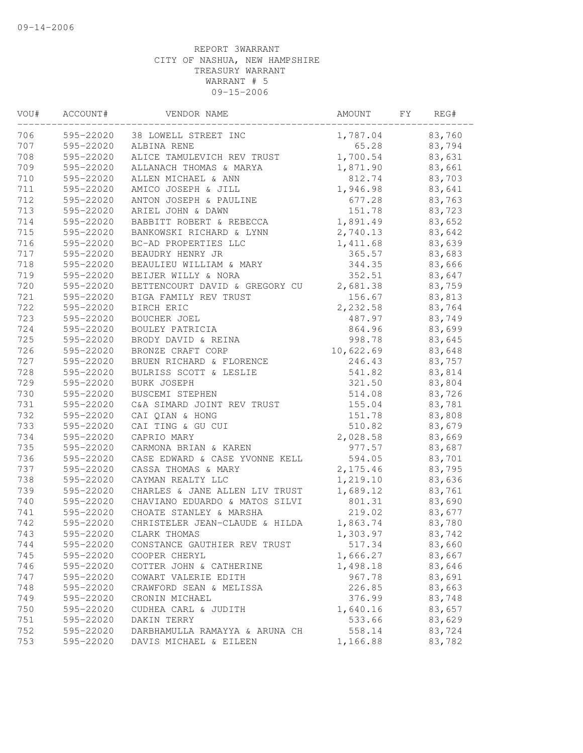REPORT 3WARRANT
CITY OF NASHUA, NEW HAMPSHIRE
TREASURY WARRANT
WARRANT # 5
09-15-2006

| VOU# | ACCOUNT# | VENDOR NAME | AMOUNT | FY | REG# |
|---|---|---|---|---|---|
| 706 | 595-22020 | 38 LOWELL STREET INC | 1,787.04 | | 83,760 |
| 707 | 595-22020 | ALBINA RENE | 65.28 | | 83,794 |
| 708 | 595-22020 | ALICE TAMULEVICH REV TRUST | 1,700.54 | | 83,631 |
| 709 | 595-22020 | ALLANACH THOMAS & MARYA | 1,871.90 | | 83,661 |
| 710 | 595-22020 | ALLEN MICHAEL & ANN | 812.74 | | 83,703 |
| 711 | 595-22020 | AMICO JOSEPH & JILL | 1,946.98 | | 83,641 |
| 712 | 595-22020 | ANTON JOSEPH & PAULINE | 677.28 | | 83,763 |
| 713 | 595-22020 | ARIEL JOHN & DAWN | 151.78 | | 83,723 |
| 714 | 595-22020 | BABBITT ROBERT & REBECCA | 1,891.49 | | 83,652 |
| 715 | 595-22020 | BANKOWSKI RICHARD & LYNN | 2,740.13 | | 83,642 |
| 716 | 595-22020 | BC-AD PROPERTIES LLC | 1,411.68 | | 83,639 |
| 717 | 595-22020 | BEAUDRY HENRY JR | 365.57 | | 83,683 |
| 718 | 595-22020 | BEAULIEU WILLIAM & MARY | 344.35 | | 83,666 |
| 719 | 595-22020 | BEIJER WILLY & NORA | 352.51 | | 83,647 |
| 720 | 595-22020 | BETTENCOURT DAVID & GREGORY CU | 2,681.38 | | 83,759 |
| 721 | 595-22020 | BIGA FAMILY REV TRUST | 156.67 | | 83,813 |
| 722 | 595-22020 | BIRCH ERIC | 2,232.58 | | 83,764 |
| 723 | 595-22020 | BOUCHER JOEL | 487.97 | | 83,749 |
| 724 | 595-22020 | BOULEY PATRICIA | 864.96 | | 83,699 |
| 725 | 595-22020 | BRODY DAVID & REINA | 998.78 | | 83,645 |
| 726 | 595-22020 | BRONZE CRAFT CORP | 10,622.69 | | 83,648 |
| 727 | 595-22020 | BRUEN RICHARD & FLORENCE | 246.43 | | 83,757 |
| 728 | 595-22020 | BULRISS SCOTT & LESLIE | 541.82 | | 83,814 |
| 729 | 595-22020 | BURK JOSEPH | 321.50 | | 83,804 |
| 730 | 595-22020 | BUSCEMI STEPHEN | 514.08 | | 83,726 |
| 731 | 595-22020 | C&A SIMARD JOINT REV TRUST | 155.04 | | 83,781 |
| 732 | 595-22020 | CAI QIAN & HONG | 151.78 | | 83,808 |
| 733 | 595-22020 | CAI TING & GU CUI | 510.82 | | 83,679 |
| 734 | 595-22020 | CAPRIO MARY | 2,028.58 | | 83,669 |
| 735 | 595-22020 | CARMONA BRIAN & KAREN | 977.57 | | 83,687 |
| 736 | 595-22020 | CASE EDWARD & CASE YVONNE KELL | 594.05 | | 83,701 |
| 737 | 595-22020 | CASSA THOMAS & MARY | 2,175.46 | | 83,795 |
| 738 | 595-22020 | CAYMAN REALTY LLC | 1,219.10 | | 83,636 |
| 739 | 595-22020 | CHARLES & JANE ALLEN LIV TRUST | 1,689.12 | | 83,761 |
| 740 | 595-22020 | CHAVIANO EDUARDO & MATOS SILVI | 801.31 | | 83,690 |
| 741 | 595-22020 | CHOATE STANLEY & MARSHA | 219.02 | | 83,677 |
| 742 | 595-22020 | CHRISTELER JEAN-CLAUDE & HILDA | 1,863.74 | | 83,780 |
| 743 | 595-22020 | CLARK THOMAS | 1,303.97 | | 83,742 |
| 744 | 595-22020 | CONSTANCE GAUTHIER REV TRUST | 517.34 | | 83,660 |
| 745 | 595-22020 | COOPER CHERYL | 1,666.27 | | 83,667 |
| 746 | 595-22020 | COTTER JOHN & CATHERINE | 1,498.18 | | 83,646 |
| 747 | 595-22020 | COWART VALERIE EDITH | 967.78 | | 83,691 |
| 748 | 595-22020 | CRAWFORD SEAN & MELISSA | 226.85 | | 83,663 |
| 749 | 595-22020 | CRONIN MICHAEL | 376.99 | | 83,748 |
| 750 | 595-22020 | CUDHEA CARL & JUDITH | 1,640.16 | | 83,657 |
| 751 | 595-22020 | DAKIN TERRY | 533.66 | | 83,629 |
| 752 | 595-22020 | DARBHAMULLA RAMAYYA & ARUNA CH | 558.14 | | 83,724 |
| 753 | 595-22020 | DAVIS MICHAEL & EILEEN | 1,166.88 | | 83,782 |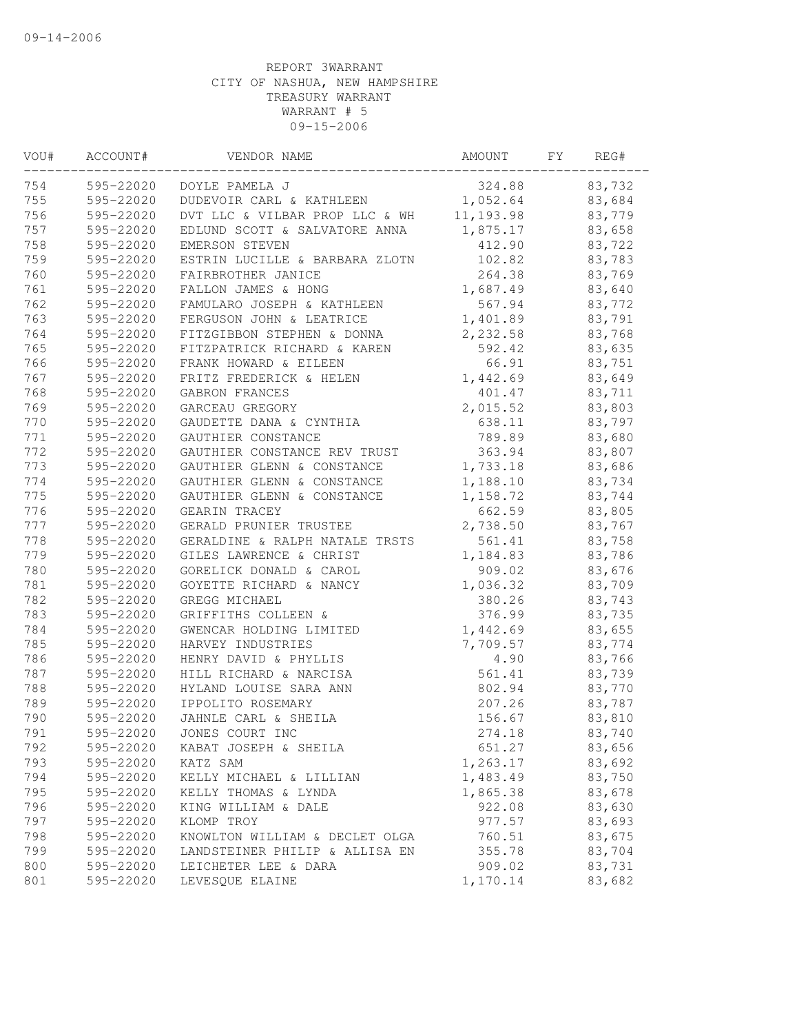REPORT 3WARRANT
CITY OF NASHUA, NEW HAMPSHIRE
TREASURY WARRANT
WARRANT # 5
09-15-2006

| VOU# | ACCOUNT# | VENDOR NAME | AMOUNT | FY | REG# |
|---|---|---|---|---|---|
| 754 | 595-22020 | DOYLE PAMELA J | 324.88 | | 83,732 |
| 755 | 595-22020 | DUDEVOIR CARL & KATHLEEN | 1,052.64 | | 83,684 |
| 756 | 595-22020 | DVT LLC & VILBAR PROP LLC & WH | 11,193.98 | | 83,779 |
| 757 | 595-22020 | EDLUND SCOTT & SALVATORE ANNA | 1,875.17 | | 83,658 |
| 758 | 595-22020 | EMERSON STEVEN | 412.90 | | 83,722 |
| 759 | 595-22020 | ESTRIN LUCILLE & BARBARA ZLOTN | 102.82 | | 83,783 |
| 760 | 595-22020 | FAIRBROTHER JANICE | 264.38 | | 83,769 |
| 761 | 595-22020 | FALLON JAMES & HONG | 1,687.49 | | 83,640 |
| 762 | 595-22020 | FAMULARO JOSEPH & KATHLEEN | 567.94 | | 83,772 |
| 763 | 595-22020 | FERGUSON JOHN & LEATRICE | 1,401.89 | | 83,791 |
| 764 | 595-22020 | FITZGIBBON STEPHEN & DONNA | 2,232.58 | | 83,768 |
| 765 | 595-22020 | FITZPATRICK RICHARD & KAREN | 592.42 | | 83,635 |
| 766 | 595-22020 | FRANK HOWARD & EILEEN | 66.91 | | 83,751 |
| 767 | 595-22020 | FRITZ FREDERICK & HELEN | 1,442.69 | | 83,649 |
| 768 | 595-22020 | GABRON FRANCES | 401.47 | | 83,711 |
| 769 | 595-22020 | GARCEAU GREGORY | 2,015.52 | | 83,803 |
| 770 | 595-22020 | GAUDETTE DANA & CYNTHIA | 638.11 | | 83,797 |
| 771 | 595-22020 | GAUTHIER CONSTANCE | 789.89 | | 83,680 |
| 772 | 595-22020 | GAUTHIER CONSTANCE REV TRUST | 363.94 | | 83,807 |
| 773 | 595-22020 | GAUTHIER GLENN & CONSTANCE | 1,733.18 | | 83,686 |
| 774 | 595-22020 | GAUTHIER GLENN & CONSTANCE | 1,188.10 | | 83,734 |
| 775 | 595-22020 | GAUTHIER GLENN & CONSTANCE | 1,158.72 | | 83,744 |
| 776 | 595-22020 | GEARIN TRACEY | 662.59 | | 83,805 |
| 777 | 595-22020 | GERALD PRUNIER TRUSTEE | 2,738.50 | | 83,767 |
| 778 | 595-22020 | GERALDINE & RALPH NATALE TRSTS | 561.41 | | 83,758 |
| 779 | 595-22020 | GILES LAWRENCE & CHRIST | 1,184.83 | | 83,786 |
| 780 | 595-22020 | GORELICK DONALD & CAROL | 909.02 | | 83,676 |
| 781 | 595-22020 | GOYETTE RICHARD & NANCY | 1,036.32 | | 83,709 |
| 782 | 595-22020 | GREGG MICHAEL | 380.26 | | 83,743 |
| 783 | 595-22020 | GRIFFITHS COLLEEN & | 376.99 | | 83,735 |
| 784 | 595-22020 | GWENCAR HOLDING LIMITED | 1,442.69 | | 83,655 |
| 785 | 595-22020 | HARVEY INDUSTRIES | 7,709.57 | | 83,774 |
| 786 | 595-22020 | HENRY DAVID & PHYLLIS | 4.90 | | 83,766 |
| 787 | 595-22020 | HILL RICHARD & NARCISA | 561.41 | | 83,739 |
| 788 | 595-22020 | HYLAND LOUISE SARA ANN | 802.94 | | 83,770 |
| 789 | 595-22020 | IPPOLITO ROSEMARY | 207.26 | | 83,787 |
| 790 | 595-22020 | JAHNLE CARL & SHEILA | 156.67 | | 83,810 |
| 791 | 595-22020 | JONES COURT INC | 274.18 | | 83,740 |
| 792 | 595-22020 | KABAT JOSEPH & SHEILA | 651.27 | | 83,656 |
| 793 | 595-22020 | KATZ SAM | 1,263.17 | | 83,692 |
| 794 | 595-22020 | KELLY MICHAEL & LILLIAN | 1,483.49 | | 83,750 |
| 795 | 595-22020 | KELLY THOMAS & LYNDA | 1,865.38 | | 83,678 |
| 796 | 595-22020 | KING WILLIAM & DALE | 922.08 | | 83,630 |
| 797 | 595-22020 | KLOMP TROY | 977.57 | | 83,693 |
| 798 | 595-22020 | KNOWLTON WILLIAM & DECLET OLGA | 760.51 | | 83,675 |
| 799 | 595-22020 | LANDSTEINER PHILIP & ALLISA EN | 355.78 | | 83,704 |
| 800 | 595-22020 | LEICHETER LEE & DARA | 909.02 | | 83,731 |
| 801 | 595-22020 | LEVESQUE ELAINE | 1,170.14 | | 83,682 |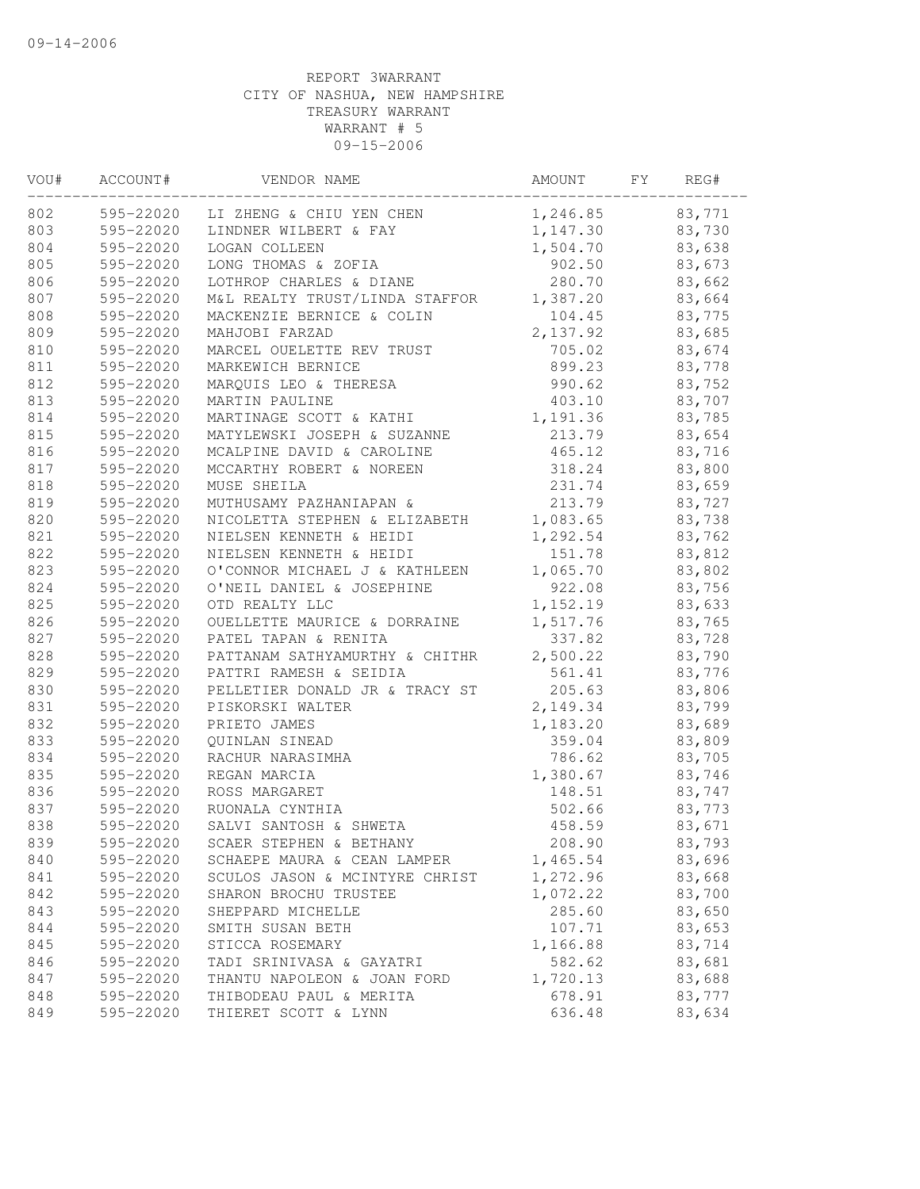REPORT 3WARRANT
CITY OF NASHUA, NEW HAMPSHIRE
TREASURY WARRANT
WARRANT # 5
09-15-2006

| VOU# | ACCOUNT# | VENDOR NAME | AMOUNT | FY | REG# |
|---|---|---|---|---|---|
| 802 | 595-22020 | LI ZHENG & CHIU YEN CHEN | 1,246.85 | | 83,771 |
| 803 | 595-22020 | LINDNER WILBERT & FAY | 1,147.30 | | 83,730 |
| 804 | 595-22020 | LOGAN COLLEEN | 1,504.70 | | 83,638 |
| 805 | 595-22020 | LONG THOMAS & ZOFIA | 902.50 | | 83,673 |
| 806 | 595-22020 | LOTHROP CHARLES & DIANE | 280.70 | | 83,662 |
| 807 | 595-22020 | M&L REALTY TRUST/LINDA STAFFOR | 1,387.20 | | 83,664 |
| 808 | 595-22020 | MACKENZIE BERNICE & COLIN | 104.45 | | 83,775 |
| 809 | 595-22020 | MAHJOBI FARZAD | 2,137.92 | | 83,685 |
| 810 | 595-22020 | MARCEL OUELETTE REV TRUST | 705.02 | | 83,674 |
| 811 | 595-22020 | MARKEWICH BERNICE | 899.23 | | 83,778 |
| 812 | 595-22020 | MARQUIS LEO & THERESA | 990.62 | | 83,752 |
| 813 | 595-22020 | MARTIN PAULINE | 403.10 | | 83,707 |
| 814 | 595-22020 | MARTINAGE SCOTT & KATHI | 1,191.36 | | 83,785 |
| 815 | 595-22020 | MATYLEWSKI JOSEPH & SUZANNE | 213.79 | | 83,654 |
| 816 | 595-22020 | MCALPINE DAVID & CAROLINE | 465.12 | | 83,716 |
| 817 | 595-22020 | MCCARTHY ROBERT & NOREEN | 318.24 | | 83,800 |
| 818 | 595-22020 | MUSE SHEILA | 231.74 | | 83,659 |
| 819 | 595-22020 | MUTHUSAMY PAZHANIAPAN & | 213.79 | | 83,727 |
| 820 | 595-22020 | NICOLETTA STEPHEN & ELIZABETH | 1,083.65 | | 83,738 |
| 821 | 595-22020 | NIELSEN KENNETH & HEIDI | 1,292.54 | | 83,762 |
| 822 | 595-22020 | NIELSEN KENNETH & HEIDI | 151.78 | | 83,812 |
| 823 | 595-22020 | O'CONNOR MICHAEL J & KATHLEEN | 1,065.70 | | 83,802 |
| 824 | 595-22020 | O'NEIL DANIEL & JOSEPHINE | 922.08 | | 83,756 |
| 825 | 595-22020 | OTD REALTY LLC | 1,152.19 | | 83,633 |
| 826 | 595-22020 | OUELLETTE MAURICE & DORRAINE | 1,517.76 | | 83,765 |
| 827 | 595-22020 | PATEL TAPAN & RENITA | 337.82 | | 83,728 |
| 828 | 595-22020 | PATTANAM SATHYAMURTHY & CHITHR | 2,500.22 | | 83,790 |
| 829 | 595-22020 | PATTRI RAMESH & SEIDIA | 561.41 | | 83,776 |
| 830 | 595-22020 | PELLETIER DONALD JR & TRACY ST | 205.63 | | 83,806 |
| 831 | 595-22020 | PISKORSKI WALTER | 2,149.34 | | 83,799 |
| 832 | 595-22020 | PRIETO JAMES | 1,183.20 | | 83,689 |
| 833 | 595-22020 | QUINLAN SINEAD | 359.04 | | 83,809 |
| 834 | 595-22020 | RACHUR NARASIMHA | 786.62 | | 83,705 |
| 835 | 595-22020 | REGAN MARCIA | 1,380.67 | | 83,746 |
| 836 | 595-22020 | ROSS MARGARET | 148.51 | | 83,747 |
| 837 | 595-22020 | RUONALA CYNTHIA | 502.66 | | 83,773 |
| 838 | 595-22020 | SALVI SANTOSH & SHWETA | 458.59 | | 83,671 |
| 839 | 595-22020 | SCAER STEPHEN & BETHANY | 208.90 | | 83,793 |
| 840 | 595-22020 | SCHAEPE MAURA & CEAN LAMPER | 1,465.54 | | 83,696 |
| 841 | 595-22020 | SCULOS JASON & MCINTYRE CHRIST | 1,272.96 | | 83,668 |
| 842 | 595-22020 | SHARON BROCHU TRUSTEE | 1,072.22 | | 83,700 |
| 843 | 595-22020 | SHEPPARD MICHELLE | 285.60 | | 83,650 |
| 844 | 595-22020 | SMITH SUSAN BETH | 107.71 | | 83,653 |
| 845 | 595-22020 | STICCA ROSEMARY | 1,166.88 | | 83,714 |
| 846 | 595-22020 | TADI SRINIVASA & GAYATRI | 582.62 | | 83,681 |
| 847 | 595-22020 | THANTU NAPOLEON & JOAN FORD | 1,720.13 | | 83,688 |
| 848 | 595-22020 | THIBODEAU PAUL & MERITA | 678.91 | | 83,777 |
| 849 | 595-22020 | THIERET SCOTT & LYNN | 636.48 | | 83,634 |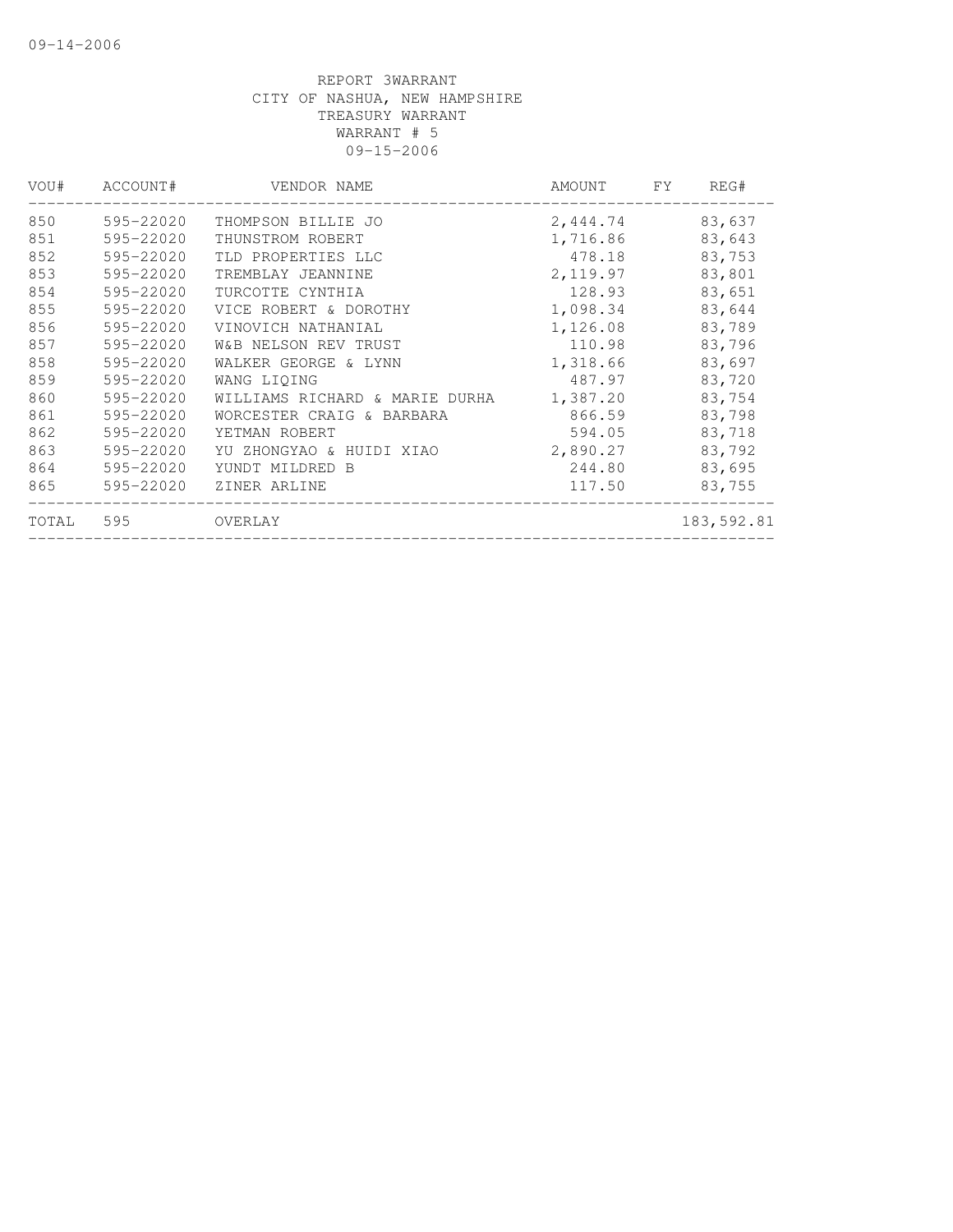REPORT 3WARRANT
CITY OF NASHUA, NEW HAMPSHIRE
TREASURY WARRANT
WARRANT # 5
09-15-2006

| VOU# | ACCOUNT# | VENDOR NAME | AMOUNT | FY | REG# |
|---|---|---|---|---|---|
| 850 | 595-22020 | THOMPSON BILLIE JO | 2,444.74 | | 83,637 |
| 851 | 595-22020 | THUNSTROM ROBERT | 1,716.86 | | 83,643 |
| 852 | 595-22020 | TLD PROPERTIES LLC | 478.18 | | 83,753 |
| 853 | 595-22020 | TREMBLAY JEANNINE | 2,119.97 | | 83,801 |
| 854 | 595-22020 | TURCOTTE CYNTHIA | 128.93 | | 83,651 |
| 855 | 595-22020 | VICE ROBERT & DOROTHY | 1,098.34 | | 83,644 |
| 856 | 595-22020 | VINOVICH NATHANIAL | 1,126.08 | | 83,789 |
| 857 | 595-22020 | W&B NELSON REV TRUST | 110.98 | | 83,796 |
| 858 | 595-22020 | WALKER GEORGE & LYNN | 1,318.66 | | 83,697 |
| 859 | 595-22020 | WANG LIQING | 487.97 | | 83,720 |
| 860 | 595-22020 | WILLIAMS RICHARD & MARIE DURHA | 1,387.20 | | 83,754 |
| 861 | 595-22020 | WORCESTER CRAIG & BARBARA | 866.59 | | 83,798 |
| 862 | 595-22020 | YETMAN ROBERT | 594.05 | | 83,718 |
| 863 | 595-22020 | YU ZHONGYAO & HUIDI XIAO | 2,890.27 | | 83,792 |
| 864 | 595-22020 | YUNDT MILDRED B | 244.80 | | 83,695 |
| 865 | 595-22020 | ZINER ARLINE | 117.50 | | 83,755 |
| TOTAL | 595 | OVERLAY | | | 183,592.81 |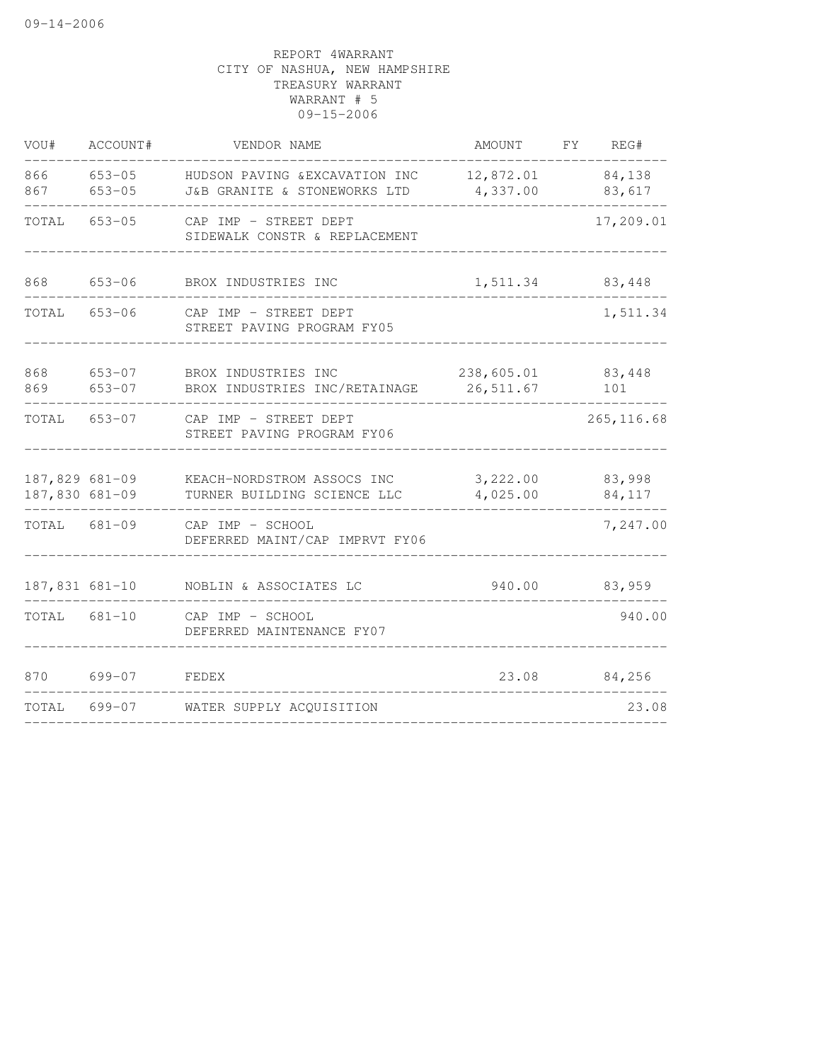09-14-2006

REPORT 4WARRANT
CITY OF NASHUA, NEW HAMPSHIRE
TREASURY WARRANT
WARRANT # 5
09-15-2006

| VOU# | ACCOUNT# | VENDOR NAME | AMOUNT | FY | REG# |
|---|---|---|---|---|---|
| 866 | 653-05 | HUDSON PAVING &EXCAVATION INC | 12,872.01 | | 84,138 |
| 867 | 653-05 | J&B GRANITE & STONEWORKS LTD | 4,337.00 | | 83,617 |
| TOTAL | 653-05 | CAP IMP - STREET DEPT SIDEWALK CONSTR & REPLACEMENT | | | 17,209.01 |
| 868 | 653-06 | BROX INDUSTRIES INC | 1,511.34 | | 83,448 |
| TOTAL | 653-06 | CAP IMP - STREET DEPT STREET PAVING PROGRAM FY05 | | | 1,511.34 |
| 868 | 653-07 | BROX INDUSTRIES INC | 238,605.01 | | 83,448 |
| 869 | 653-07 | BROX INDUSTRIES INC/RETAINAGE | 26,511.67 | | 101 |
| TOTAL | 653-07 | CAP IMP - STREET DEPT STREET PAVING PROGRAM FY06 | | | 265,116.68 |
| 187,829 | 681-09 | KEACH-NORDSTROM ASSOCS INC | 3,222.00 | | 83,998 |
| 187,830 | 681-09 | TURNER BUILDING SCIENCE LLC | 4,025.00 | | 84,117 |
| TOTAL | 681-09 | CAP IMP - SCHOOL DEFERRED MAINT/CAP IMPRVT FY06 | | | 7,247.00 |
| 187,831 | 681-10 | NOBLIN & ASSOCIATES LC | 940.00 | | 83,959 |
| TOTAL | 681-10 | CAP IMP - SCHOOL DEFERRED MAINTENANCE FY07 | | | 940.00 |
| 870 | 699-07 | FEDEX | 23.08 | | 84,256 |
| TOTAL | 699-07 | WATER SUPPLY ACQUISITION | | | 23.08 |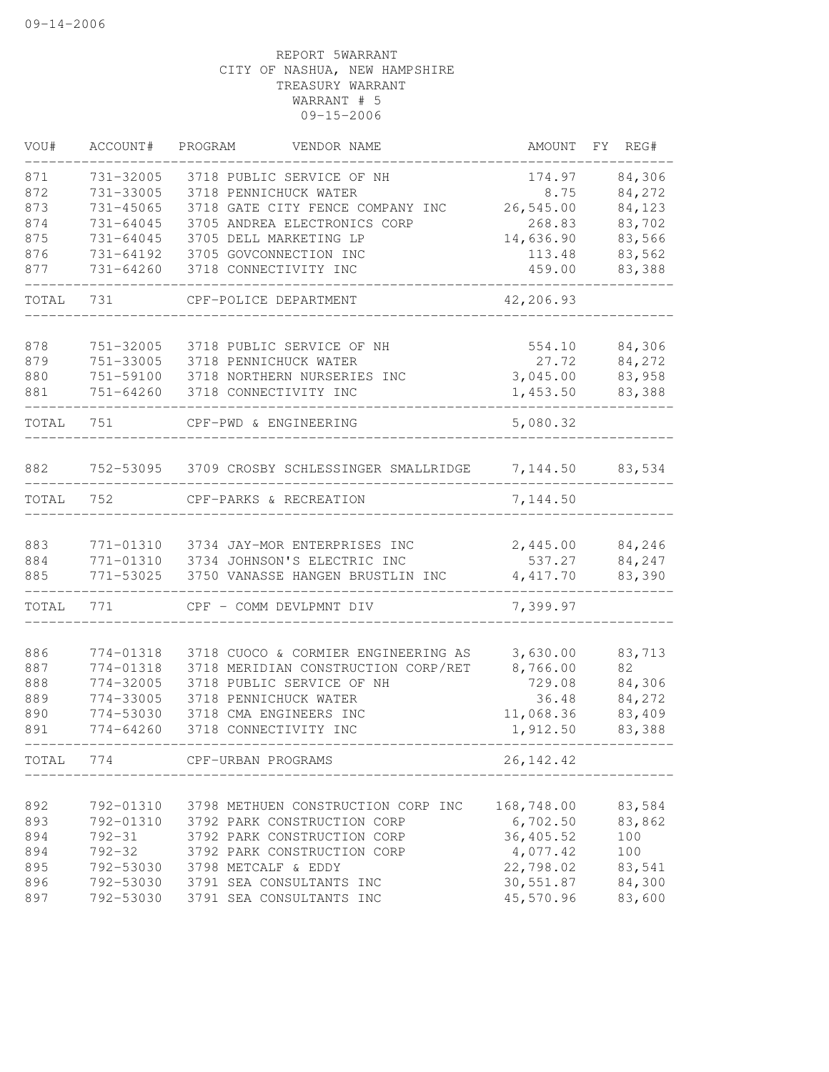09-14-2006

REPORT 5WARRANT
CITY OF NASHUA, NEW HAMPSHIRE
TREASURY WARRANT
WARRANT # 5
09-15-2006

| VOU# | ACCOUNT# | PROGRAM | VENDOR NAME | AMOUNT | FY | REG# |
|---|---|---|---|---|---|---|
| 871 | 731-32005 | 3718 | PUBLIC SERVICE OF NH | 174.97 | | 84,306 |
| 872 | 731-33005 | 3718 | PENNICHUCK WATER | 8.75 | | 84,272 |
| 873 | 731-45065 | 3718 | GATE CITY FENCE COMPANY INC | 26,545.00 | | 84,123 |
| 874 | 731-64045 | 3705 | ANDREA ELECTRONICS CORP | 268.83 | | 83,702 |
| 875 | 731-64045 | 3705 | DELL MARKETING LP | 14,636.90 | | 83,566 |
| 876 | 731-64192 | 3705 | GOVCONNECTION INC | 113.48 | | 83,562 |
| 877 | 731-64260 | 3718 | CONNECTIVITY INC | 459.00 | | 83,388 |
| TOTAL | 731 | | CPF-POLICE DEPARTMENT | 42,206.93 | | |
| 878 | 751-32005 | 3718 | PUBLIC SERVICE OF NH | 554.10 | | 84,306 |
| 879 | 751-33005 | 3718 | PENNICHUCK WATER | 27.72 | | 84,272 |
| 880 | 751-59100 | 3718 | NORTHERN NURSERIES INC | 3,045.00 | | 83,958 |
| 881 | 751-64260 | 3718 | CONNECTIVITY INC | 1,453.50 | | 83,388 |
| TOTAL | 751 | | CPF-PWD & ENGINEERING | 5,080.32 | | |
| 882 | 752-53095 | 3709 | CROSBY SCHLESSINGER SMALLRIDGE | 7,144.50 | | 83,534 |
| TOTAL | 752 | | CPF-PARKS & RECREATION | 7,144.50 | | |
| 883 | 771-01310 | 3734 | JAY-MOR ENTERPRISES INC | 2,445.00 | | 84,246 |
| 884 | 771-01310 | 3734 | JOHNSON'S ELECTRIC INC | 537.27 | | 84,247 |
| 885 | 771-53025 | 3750 | VANASSE HANGEN BRUSTLIN INC | 4,417.70 | | 83,390 |
| TOTAL | 771 | | CPF - COMM DEVLPMNT DIV | 7,399.97 | | |
| 886 | 774-01318 | 3718 | CUOCO & CORMIER ENGINEERING AS | 3,630.00 | | 83,713 |
| 887 | 774-01318 | 3718 | MERIDIAN CONSTRUCTION CORP/RET | 8,766.00 | | 82 |
| 888 | 774-32005 | 3718 | PUBLIC SERVICE OF NH | 729.08 | | 84,306 |
| 889 | 774-33005 | 3718 | PENNICHUCK WATER | 36.48 | | 84,272 |
| 890 | 774-53030 | 3718 | CMA ENGINEERS INC | 11,068.36 | | 83,409 |
| 891 | 774-64260 | 3718 | CONNECTIVITY INC | 1,912.50 | | 83,388 |
| TOTAL | 774 | | CPF-URBAN PROGRAMS | 26,142.42 | | |
| 892 | 792-01310 | 3798 | METHUEN CONSTRUCTION CORP INC | 168,748.00 | | 83,584 |
| 893 | 792-01310 | 3792 | PARK CONSTRUCTION CORP | 6,702.50 | | 83,862 |
| 894 | 792-31 | 3792 | PARK CONSTRUCTION CORP | 36,405.52 | | 100 |
| 894 | 792-32 | 3792 | PARK CONSTRUCTION CORP | 4,077.42 | | 100 |
| 895 | 792-53030 | 3798 | METCALF & EDDY | 22,798.02 | | 83,541 |
| 896 | 792-53030 | 3791 | SEA CONSULTANTS INC | 30,551.87 | | 84,300 |
| 897 | 792-53030 | 3791 | SEA CONSULTANTS INC | 45,570.96 | | 83,600 |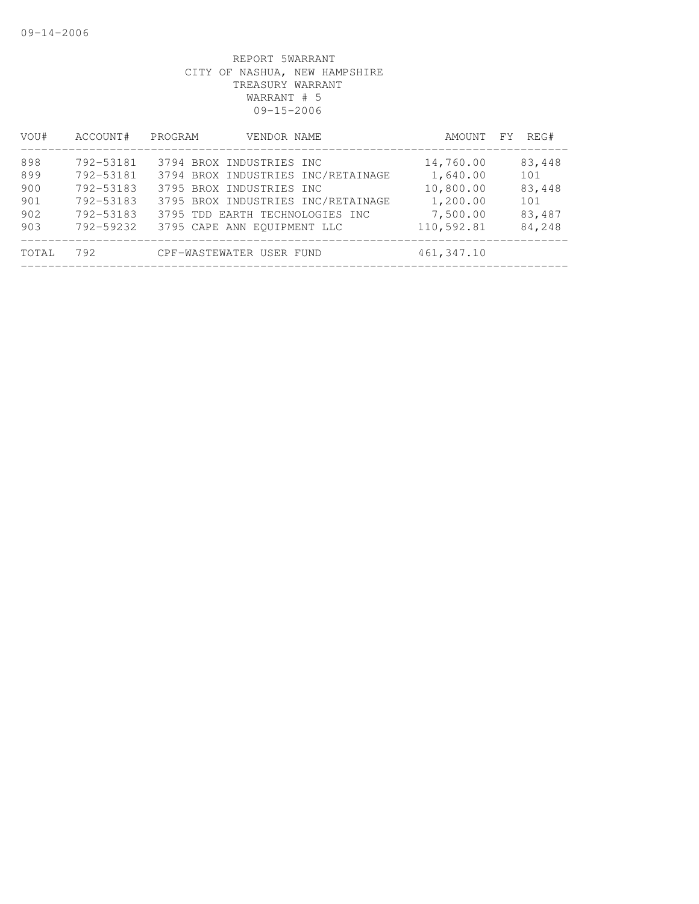09-14-2006

REPORT 5WARRANT
CITY OF NASHUA, NEW HAMPSHIRE
TREASURY WARRANT
WARRANT # 5
09-15-2006

| VOU# | ACCOUNT# | PROGRAM | VENDOR NAME | AMOUNT | FY | REG# |
|---|---|---|---|---|---|---|
| 898 | 792-53181 | 3794 | BROX INDUSTRIES INC | 14,760.00 | | 83,448 |
| 899 | 792-53181 | 3794 | BROX INDUSTRIES INC/RETAINAGE | 1,640.00 | | 101 |
| 900 | 792-53183 | 3795 | BROX INDUSTRIES INC | 10,800.00 | | 83,448 |
| 901 | 792-53183 | 3795 | BROX INDUSTRIES INC/RETAINAGE | 1,200.00 | | 101 |
| 902 | 792-53183 | 3795 | TDD EARTH TECHNOLOGIES INC | 7,500.00 | | 83,487 |
| 903 | 792-59232 | 3795 | CAPE ANN EQUIPMENT LLC | 110,592.81 | | 84,248 |
| TOTAL | 792 | | CPF-WASTEWATER USER FUND | 461,347.10 | | |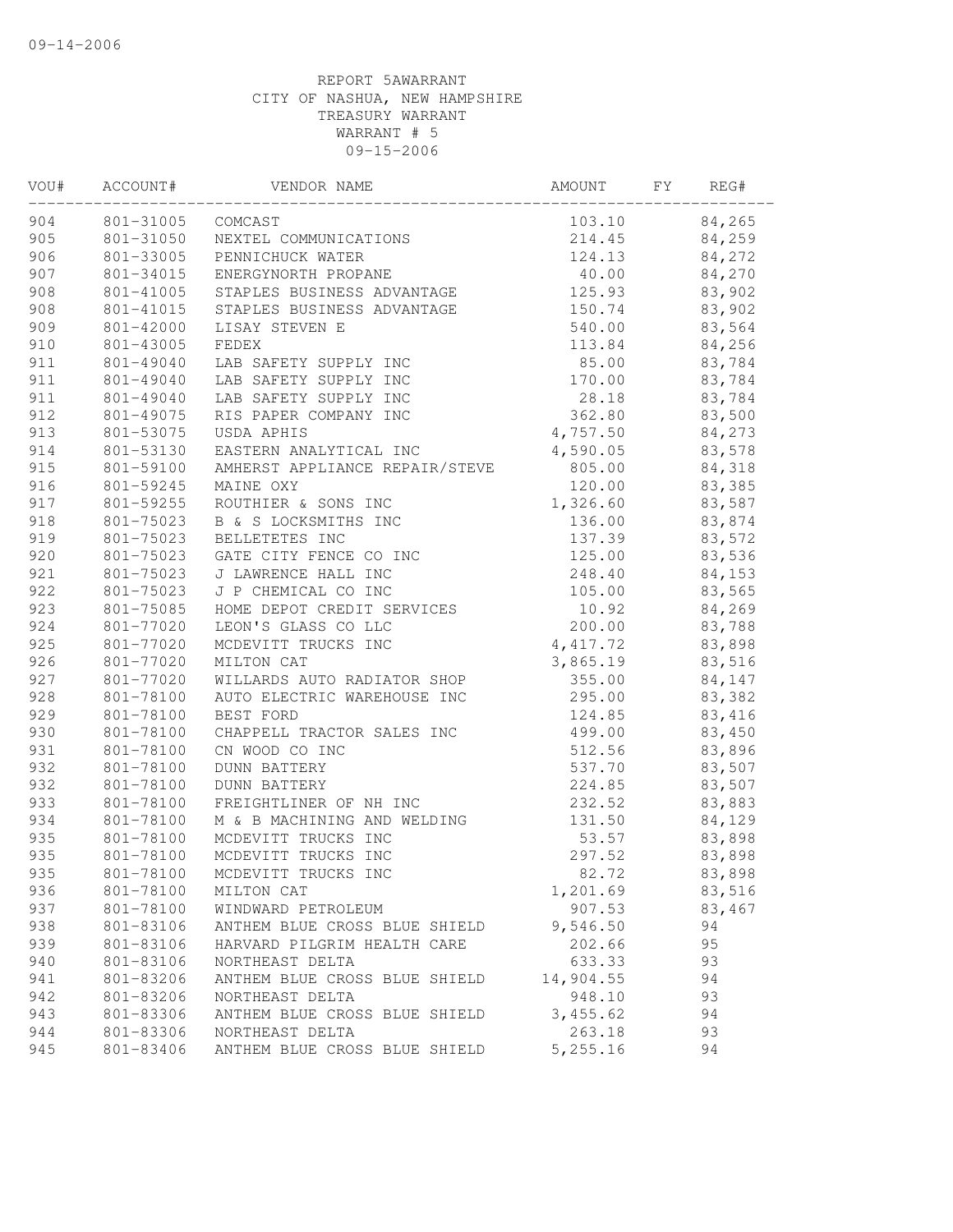09-14-2006

REPORT 5AWARRANT
CITY OF NASHUA, NEW HAMPSHIRE
TREASURY WARRANT
WARRANT # 5
09-15-2006

| VOU# | ACCOUNT# | VENDOR NAME | AMOUNT | FY | REG# |
|---|---|---|---|---|---|
| 904 | 801-31005 | COMCAST | 103.10 | | 84,265 |
| 905 | 801-31050 | NEXTEL COMMUNICATIONS | 214.45 | | 84,259 |
| 906 | 801-33005 | PENNICHUCK WATER | 124.13 | | 84,272 |
| 907 | 801-34015 | ENERGYNORTH PROPANE | 40.00 | | 84,270 |
| 908 | 801-41005 | STAPLES BUSINESS ADVANTAGE | 125.93 | | 83,902 |
| 908 | 801-41015 | STAPLES BUSINESS ADVANTAGE | 150.74 | | 83,902 |
| 909 | 801-42000 | LISAY STEVEN E | 540.00 | | 83,564 |
| 910 | 801-43005 | FEDEX | 113.84 | | 84,256 |
| 911 | 801-49040 | LAB SAFETY SUPPLY INC | 85.00 | | 83,784 |
| 911 | 801-49040 | LAB SAFETY SUPPLY INC | 170.00 | | 83,784 |
| 911 | 801-49040 | LAB SAFETY SUPPLY INC | 28.18 | | 83,784 |
| 912 | 801-49075 | RIS PAPER COMPANY INC | 362.80 | | 83,500 |
| 913 | 801-53075 | USDA APHIS | 4,757.50 | | 84,273 |
| 914 | 801-53130 | EASTERN ANALYTICAL INC | 4,590.05 | | 83,578 |
| 915 | 801-59100 | AMHERST APPLIANCE REPAIR/STEVE | 805.00 | | 84,318 |
| 916 | 801-59245 | MAINE OXY | 120.00 | | 83,385 |
| 917 | 801-59255 | ROUTHIER & SONS INC | 1,326.60 | | 83,587 |
| 918 | 801-75023 | B & S LOCKSMITHS INC | 136.00 | | 83,874 |
| 919 | 801-75023 | BELLETETES INC | 137.39 | | 83,572 |
| 920 | 801-75023 | GATE CITY FENCE CO INC | 125.00 | | 83,536 |
| 921 | 801-75023 | J LAWRENCE HALL INC | 248.40 | | 84,153 |
| 922 | 801-75023 | J P CHEMICAL CO INC | 105.00 | | 83,565 |
| 923 | 801-75085 | HOME DEPOT CREDIT SERVICES | 10.92 | | 84,269 |
| 924 | 801-77020 | LEON'S GLASS CO LLC | 200.00 | | 83,788 |
| 925 | 801-77020 | MCDEVITT TRUCKS INC | 4,417.72 | | 83,898 |
| 926 | 801-77020 | MILTON CAT | 3,865.19 | | 83,516 |
| 927 | 801-77020 | WILLARDS AUTO RADIATOR SHOP | 355.00 | | 84,147 |
| 928 | 801-78100 | AUTO ELECTRIC WAREHOUSE INC | 295.00 | | 83,382 |
| 929 | 801-78100 | BEST FORD | 124.85 | | 83,416 |
| 930 | 801-78100 | CHAPPELL TRACTOR SALES INC | 499.00 | | 83,450 |
| 931 | 801-78100 | CN WOOD CO INC | 512.56 | | 83,896 |
| 932 | 801-78100 | DUNN BATTERY | 537.70 | | 83,507 |
| 932 | 801-78100 | DUNN BATTERY | 224.85 | | 83,507 |
| 933 | 801-78100 | FREIGHTLINER OF NH INC | 232.52 | | 83,883 |
| 934 | 801-78100 | M & B MACHINING AND WELDING | 131.50 | | 84,129 |
| 935 | 801-78100 | MCDEVITT TRUCKS INC | 53.57 | | 83,898 |
| 935 | 801-78100 | MCDEVITT TRUCKS INC | 297.52 | | 83,898 |
| 935 | 801-78100 | MCDEVITT TRUCKS INC | 82.72 | | 83,898 |
| 936 | 801-78100 | MILTON CAT | 1,201.69 | | 83,516 |
| 937 | 801-78100 | WINDWARD PETROLEUM | 907.53 | | 83,467 |
| 938 | 801-83106 | ANTHEM BLUE CROSS BLUE SHIELD | 9,546.50 | | 94 |
| 939 | 801-83106 | HARVARD PILGRIM HEALTH CARE | 202.66 | | 95 |
| 940 | 801-83106 | NORTHEAST DELTA | 633.33 | | 93 |
| 941 | 801-83206 | ANTHEM BLUE CROSS BLUE SHIELD | 14,904.55 | | 94 |
| 942 | 801-83206 | NORTHEAST DELTA | 948.10 | | 93 |
| 943 | 801-83306 | ANTHEM BLUE CROSS BLUE SHIELD | 3,455.62 | | 94 |
| 944 | 801-83306 | NORTHEAST DELTA | 263.18 | | 93 |
| 945 | 801-83406 | ANTHEM BLUE CROSS BLUE SHIELD | 5,255.16 | | 94 |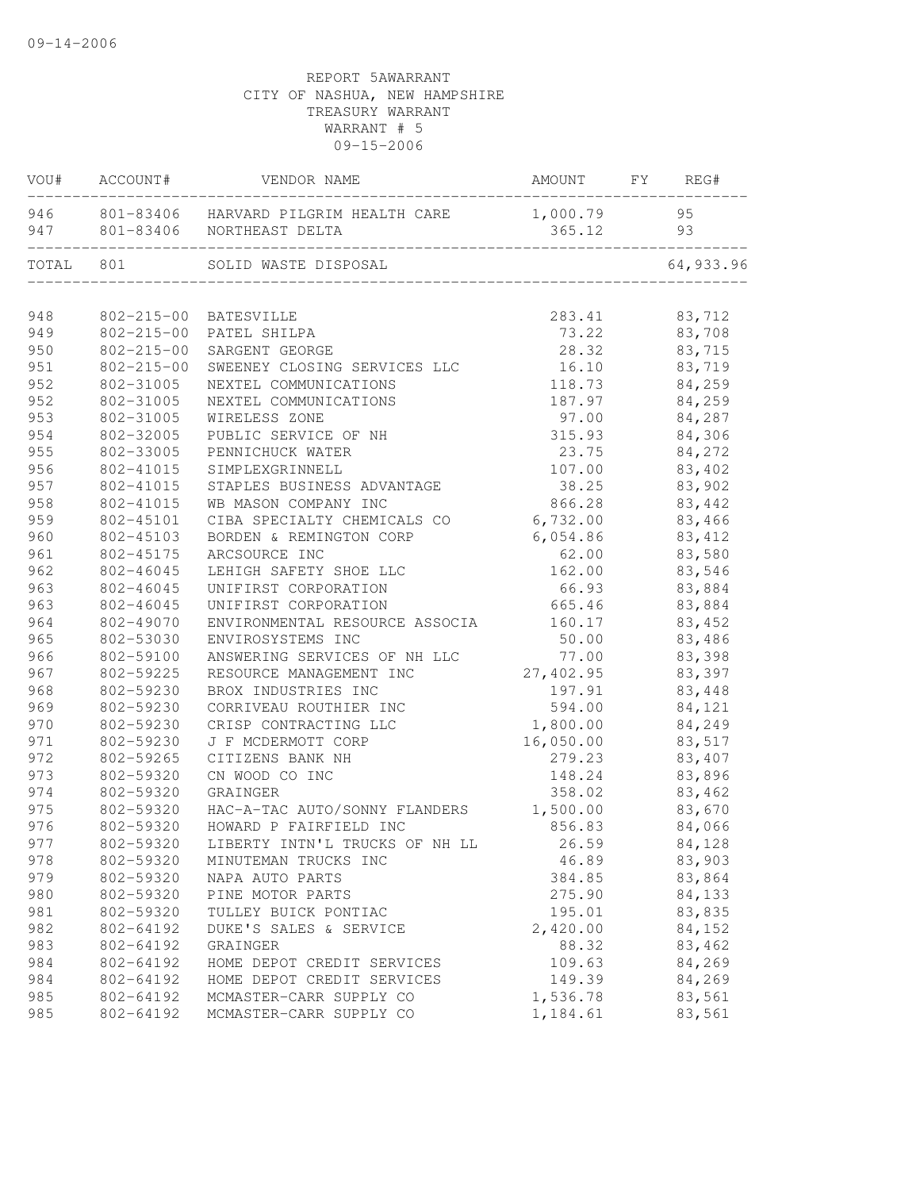09-14-2006

REPORT 5AWARRANT
CITY OF NASHUA, NEW HAMPSHIRE
TREASURY WARRANT
WARRANT # 5
09-15-2006

| VOU# | ACCOUNT# | VENDOR NAME | AMOUNT | FY | REG# |
|---|---|---|---|---|---|
| 946 | 801-83406 | HARVARD PILGRIM HEALTH CARE | 1,000.79 | | 95 |
| 947 | 801-83406 | NORTHEAST DELTA | 365.12 | | 93 |
| TOTAL | 801 | SOLID WASTE DISPOSAL | | | 64,933.96 |
| 948 | 802-215-00 | BATESVILLE | 283.41 | | 83,712 |
| 949 | 802-215-00 | PATEL SHILPA | 73.22 | | 83,708 |
| 950 | 802-215-00 | SARGENT GEORGE | 28.32 | | 83,715 |
| 951 | 802-215-00 | SWEENEY CLOSING SERVICES LLC | 16.10 | | 83,719 |
| 952 | 802-31005 | NEXTEL COMMUNICATIONS | 118.73 | | 84,259 |
| 952 | 802-31005 | NEXTEL COMMUNICATIONS | 187.97 | | 84,259 |
| 953 | 802-31005 | WIRELESS ZONE | 97.00 | | 84,287 |
| 954 | 802-32005 | PUBLIC SERVICE OF NH | 315.93 | | 84,306 |
| 955 | 802-33005 | PENNICHUCK WATER | 23.75 | | 84,272 |
| 956 | 802-41015 | SIMPLEXGRINNELL | 107.00 | | 83,402 |
| 957 | 802-41015 | STAPLES BUSINESS ADVANTAGE | 38.25 | | 83,902 |
| 958 | 802-41015 | WB MASON COMPANY INC | 866.28 | | 83,442 |
| 959 | 802-45101 | CIBA SPECIALTY CHEMICALS CO | 6,732.00 | | 83,466 |
| 960 | 802-45103 | BORDEN & REMINGTON CORP | 6,054.86 | | 83,412 |
| 961 | 802-45175 | ARCSOURCE INC | 62.00 | | 83,580 |
| 962 | 802-46045 | LEHIGH SAFETY SHOE LLC | 162.00 | | 83,546 |
| 963 | 802-46045 | UNIFIRST CORPORATION | 66.93 | | 83,884 |
| 963 | 802-46045 | UNIFIRST CORPORATION | 665.46 | | 83,884 |
| 964 | 802-49070 | ENVIRONMENTAL RESOURCE ASSOCIA | 160.17 | | 83,452 |
| 965 | 802-53030 | ENVIROSYSTEMS INC | 50.00 | | 83,486 |
| 966 | 802-59100 | ANSWERING SERVICES OF NH LLC | 77.00 | | 83,398 |
| 967 | 802-59225 | RESOURCE MANAGEMENT INC | 27,402.95 | | 83,397 |
| 968 | 802-59230 | BROX INDUSTRIES INC | 197.91 | | 83,448 |
| 969 | 802-59230 | CORRIVEAU ROUTHIER INC | 594.00 | | 84,121 |
| 970 | 802-59230 | CRISP CONTRACTING LLC | 1,800.00 | | 84,249 |
| 971 | 802-59230 | J F MCDERMOTT CORP | 16,050.00 | | 83,517 |
| 972 | 802-59265 | CITIZENS BANK NH | 279.23 | | 83,407 |
| 973 | 802-59320 | CN WOOD CO INC | 148.24 | | 83,896 |
| 974 | 802-59320 | GRAINGER | 358.02 | | 83,462 |
| 975 | 802-59320 | HAC-A-TAC AUTO/SONNY FLANDERS | 1,500.00 | | 83,670 |
| 976 | 802-59320 | HOWARD P FAIRFIELD INC | 856.83 | | 84,066 |
| 977 | 802-59320 | LIBERTY INTN'L TRUCKS OF NH LL | 26.59 | | 84,128 |
| 978 | 802-59320 | MINUTEMAN TRUCKS INC | 46.89 | | 83,903 |
| 979 | 802-59320 | NAPA AUTO PARTS | 384.85 | | 83,864 |
| 980 | 802-59320 | PINE MOTOR PARTS | 275.90 | | 84,133 |
| 981 | 802-59320 | TULLEY BUICK PONTIAC | 195.01 | | 83,835 |
| 982 | 802-64192 | DUKE'S SALES & SERVICE | 2,420.00 | | 84,152 |
| 983 | 802-64192 | GRAINGER | 88.32 | | 83,462 |
| 984 | 802-64192 | HOME DEPOT CREDIT SERVICES | 109.63 | | 84,269 |
| 984 | 802-64192 | HOME DEPOT CREDIT SERVICES | 149.39 | | 84,269 |
| 985 | 802-64192 | MCMASTER-CARR SUPPLY CO | 1,536.78 | | 83,561 |
| 985 | 802-64192 | MCMASTER-CARR SUPPLY CO | 1,184.61 | | 83,561 |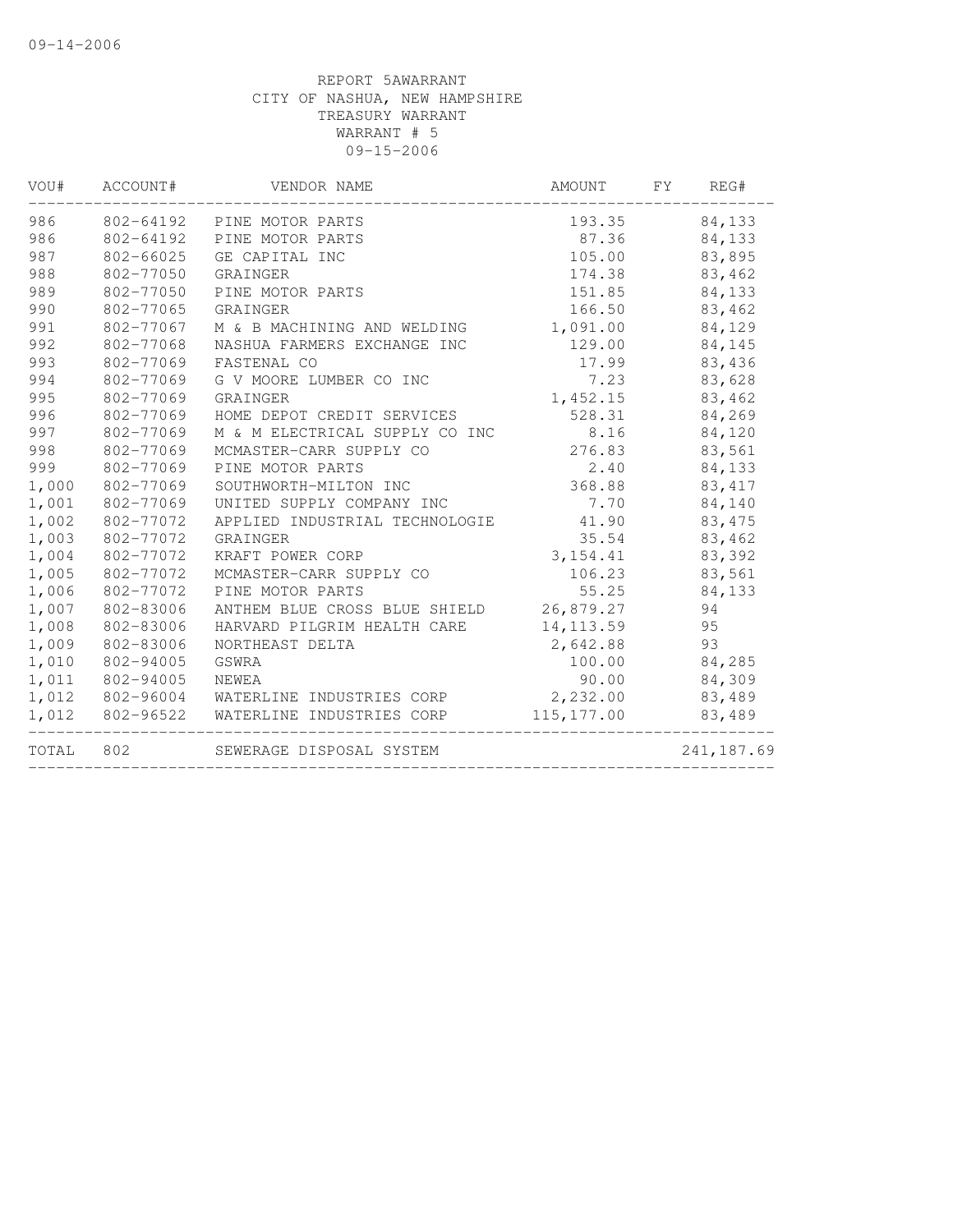09-14-2006

REPORT 5AWARRANT
CITY OF NASHUA, NEW HAMPSHIRE
TREASURY WARRANT
WARRANT # 5
09-15-2006

| VOU# | ACCOUNT# | VENDOR NAME | AMOUNT | FY | REG# |
|---|---|---|---|---|---|
| 986 | 802-64192 | PINE MOTOR PARTS | 193.35 | | 84,133 |
| 986 | 802-64192 | PINE MOTOR PARTS | 87.36 | | 84,133 |
| 987 | 802-66025 | GE CAPITAL INC | 105.00 | | 83,895 |
| 988 | 802-77050 | GRAINGER | 174.38 | | 83,462 |
| 989 | 802-77050 | PINE MOTOR PARTS | 151.85 | | 84,133 |
| 990 | 802-77065 | GRAINGER | 166.50 | | 83,462 |
| 991 | 802-77067 | M & B MACHINING AND WELDING | 1,091.00 | | 84,129 |
| 992 | 802-77068 | NASHUA FARMERS EXCHANGE INC | 129.00 | | 84,145 |
| 993 | 802-77069 | FASTENAL CO | 17.99 | | 83,436 |
| 994 | 802-77069 | G V MOORE LUMBER CO INC | 7.23 | | 83,628 |
| 995 | 802-77069 | GRAINGER | 1,452.15 | | 83,462 |
| 996 | 802-77069 | HOME DEPOT CREDIT SERVICES | 528.31 | | 84,269 |
| 997 | 802-77069 | M & M ELECTRICAL SUPPLY CO INC | 8.16 | | 84,120 |
| 998 | 802-77069 | MCMASTER-CARR SUPPLY CO | 276.83 | | 83,561 |
| 999 | 802-77069 | PINE MOTOR PARTS | 2.40 | | 84,133 |
| 1,000 | 802-77069 | SOUTHWORTH-MILTON INC | 368.88 | | 83,417 |
| 1,001 | 802-77069 | UNITED SUPPLY COMPANY INC | 7.70 | | 84,140 |
| 1,002 | 802-77072 | APPLIED INDUSTRIAL TECHNOLOGIE | 41.90 | | 83,475 |
| 1,003 | 802-77072 | GRAINGER | 35.54 | | 83,462 |
| 1,004 | 802-77072 | KRAFT POWER CORP | 3,154.41 | | 83,392 |
| 1,005 | 802-77072 | MCMASTER-CARR SUPPLY CO | 106.23 | | 83,561 |
| 1,006 | 802-77072 | PINE MOTOR PARTS | 55.25 | | 84,133 |
| 1,007 | 802-83006 | ANTHEM BLUE CROSS BLUE SHIELD | 26,879.27 | | 94 |
| 1,008 | 802-83006 | HARVARD PILGRIM HEALTH CARE | 14,113.59 | | 95 |
| 1,009 | 802-83006 | NORTHEAST DELTA | 2,642.88 | | 93 |
| 1,010 | 802-94005 | GSWRA | 100.00 | | 84,285 |
| 1,011 | 802-94005 | NEWEA | 90.00 | | 84,309 |
| 1,012 | 802-96004 | WATERLINE INDUSTRIES CORP | 2,232.00 | | 83,489 |
| 1,012 | 802-96522 | WATERLINE INDUSTRIES CORP | 115,177.00 | | 83,489 |
| TOTAL | 802 | SEWERAGE DISPOSAL SYSTEM | | | 241,187.69 |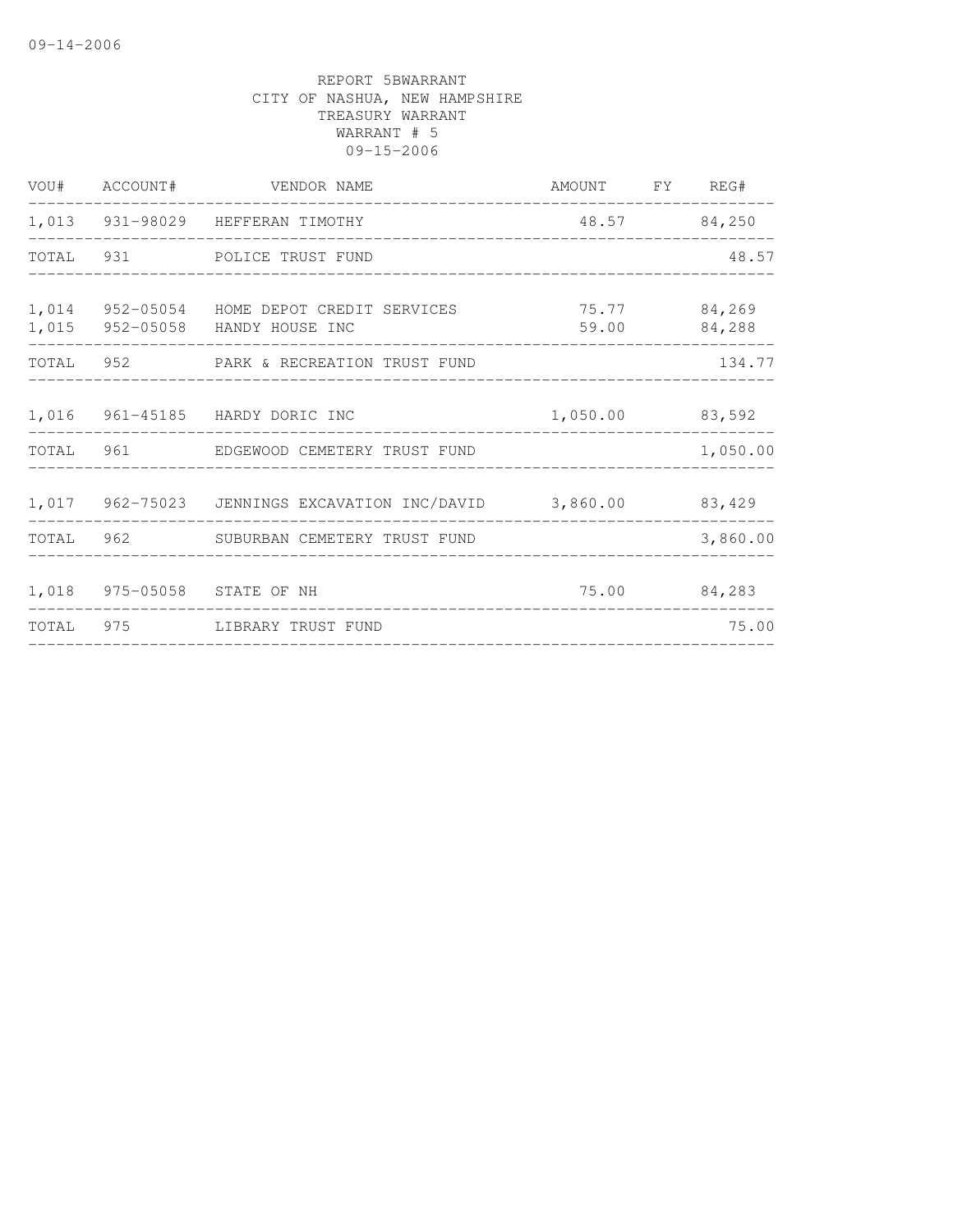REPORT 5BWARRANT
CITY OF NASHUA, NEW HAMPSHIRE
TREASURY WARRANT
WARRANT # 5
09-15-2006

| VOU# | ACCOUNT# | VENDOR NAME | AMOUNT | FY | REG# |
|---|---|---|---|---|---|
| 1,013 | 931-98029 | HEFFERAN TIMOTHY | 48.57 | | 84,250 |
| TOTAL | 931 | POLICE TRUST FUND | | | 48.57 |
| 1,014 | 952-05054 | HOME DEPOT CREDIT SERVICES | 75.77 | | 84,269 |
| 1,015 | 952-05058 | HANDY HOUSE INC | 59.00 | | 84,288 |
| TOTAL | 952 | PARK & RECREATION TRUST FUND | | | 134.77 |
| 1,016 | 961-45185 | HARDY DORIC INC | 1,050.00 | | 83,592 |
| TOTAL | 961 | EDGEWOOD CEMETERY TRUST FUND | | | 1,050.00 |
| 1,017 | 962-75023 | JENNINGS EXCAVATION INC/DAVID | 3,860.00 | | 83,429 |
| TOTAL | 962 | SUBURBAN CEMETERY TRUST FUND | | | 3,860.00 |
| 1,018 | 975-05058 | STATE OF NH | 75.00 | | 84,283 |
| TOTAL | 975 | LIBRARY TRUST FUND | | | 75.00 |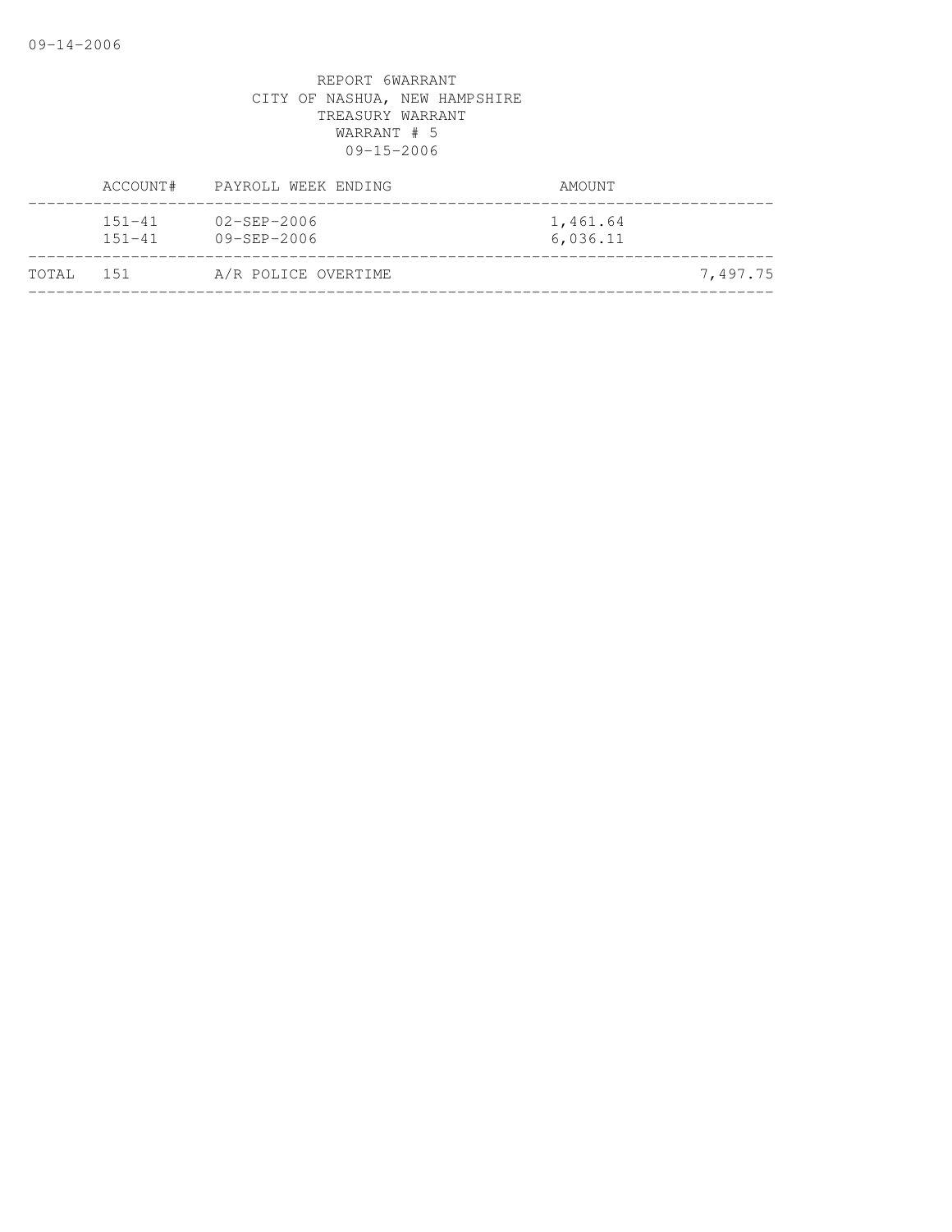09-14-2006

REPORT 6WARRANT
CITY OF NASHUA, NEW HAMPSHIRE
TREASURY WARRANT
WARRANT # 5
09-15-2006

| | ACCOUNT# | PAYROLL WEEK ENDING | AMOUNT | |
|---|---|---|---|---|
| | 151-41 | 02-SEP-2006 | 1,461.64 | |
| | 151-41 | 09-SEP-2006 | 6,036.11 | |
| TOTAL | 151 | A/R POLICE OVERTIME | | 7,497.75 |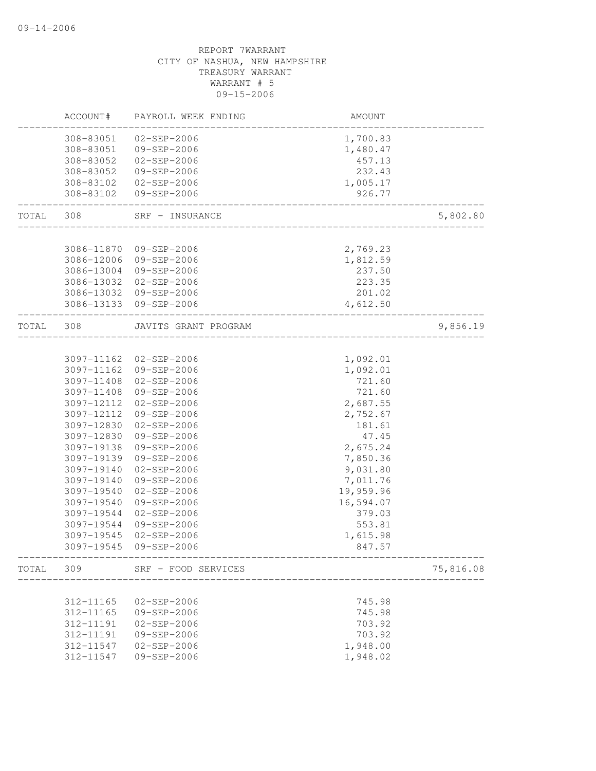09-14-2006

REPORT 7WARRANT
CITY OF NASHUA, NEW HAMPSHIRE
TREASURY WARRANT
WARRANT # 5
09-15-2006

| | ACCOUNT# | PAYROLL WEEK ENDING | AMOUNT | |
|---|---|---|---|---|
| | 308-83051 | 02-SEP-2006 | 1,700.83 | |
| | 308-83051 | 09-SEP-2006 | 1,480.47 | |
| | 308-83052 | 02-SEP-2006 | 457.13 | |
| | 308-83052 | 09-SEP-2006 | 232.43 | |
| | 308-83102 | 02-SEP-2006 | 1,005.17 | |
| | 308-83102 | 09-SEP-2006 | 926.77 | |
| TOTAL | 308 | SRF - INSURANCE | | 5,802.80 |
| | 3086-11870 | 09-SEP-2006 | 2,769.23 | |
| | 3086-12006 | 09-SEP-2006 | 1,812.59 | |
| | 3086-13004 | 09-SEP-2006 | 237.50 | |
| | 3086-13032 | 02-SEP-2006 | 223.35 | |
| | 3086-13032 | 09-SEP-2006 | 201.02 | |
| | 3086-13133 | 09-SEP-2006 | 4,612.50 | |
| TOTAL | 308 | JAVITS GRANT PROGRAM | | 9,856.19 |
| | 3097-11162 | 02-SEP-2006 | 1,092.01 | |
| | 3097-11162 | 09-SEP-2006 | 1,092.01 | |
| | 3097-11408 | 02-SEP-2006 | 721.60 | |
| | 3097-11408 | 09-SEP-2006 | 721.60 | |
| | 3097-12112 | 02-SEP-2006 | 2,687.55 | |
| | 3097-12112 | 09-SEP-2006 | 2,752.67 | |
| | 3097-12830 | 02-SEP-2006 | 181.61 | |
| | 3097-12830 | 09-SEP-2006 | 47.45 | |
| | 3097-19138 | 09-SEP-2006 | 2,675.24 | |
| | 3097-19139 | 09-SEP-2006 | 7,850.36 | |
| | 3097-19140 | 02-SEP-2006 | 9,031.80 | |
| | 3097-19140 | 09-SEP-2006 | 7,011.76 | |
| | 3097-19540 | 02-SEP-2006 | 19,959.96 | |
| | 3097-19540 | 09-SEP-2006 | 16,594.07 | |
| | 3097-19544 | 02-SEP-2006 | 379.03 | |
| | 3097-19544 | 09-SEP-2006 | 553.81 | |
| | 3097-19545 | 02-SEP-2006 | 1,615.98 | |
| | 3097-19545 | 09-SEP-2006 | 847.57 | |
| TOTAL | 309 | SRF - FOOD SERVICES | | 75,816.08 |
| | 312-11165 | 02-SEP-2006 | 745.98 | |
| | 312-11165 | 09-SEP-2006 | 745.98 | |
| | 312-11191 | 02-SEP-2006 | 703.92 | |
| | 312-11191 | 09-SEP-2006 | 703.92 | |
| | 312-11547 | 02-SEP-2006 | 1,948.00 | |
| | 312-11547 | 09-SEP-2006 | 1,948.02 | |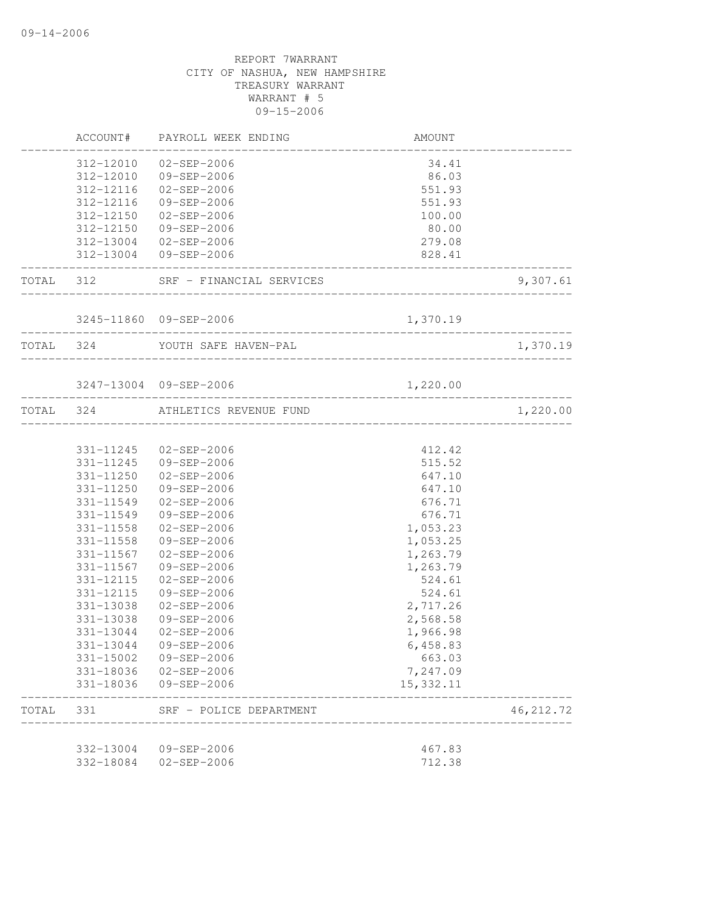REPORT 7WARRANT
CITY OF NASHUA, NEW HAMPSHIRE
TREASURY WARRANT
WARRANT # 5
09-15-2006

| | ACCOUNT# | PAYROLL WEEK ENDING | AMOUNT | |
|---|---|---|---|---|
| | 312-12010 | 02-SEP-2006 | 34.41 | |
| | 312-12010 | 09-SEP-2006 | 86.03 | |
| | 312-12116 | 02-SEP-2006 | 551.93 | |
| | 312-12116 | 09-SEP-2006 | 551.93 | |
| | 312-12150 | 02-SEP-2006 | 100.00 | |
| | 312-12150 | 09-SEP-2006 | 80.00 | |
| | 312-13004 | 02-SEP-2006 | 279.08 | |
| | 312-13004 | 09-SEP-2006 | 828.41 | |
| TOTAL | 312 | SRF - FINANCIAL SERVICES | | 9,307.61 |
| | 3245-11860 | 09-SEP-2006 | 1,370.19 | |
| TOTAL | 324 | YOUTH SAFE HAVEN-PAL | | 1,370.19 |
| | 3247-13004 | 09-SEP-2006 | 1,220.00 | |
| TOTAL | 324 | ATHLETICS REVENUE FUND | | 1,220.00 |
| | 331-11245 | 02-SEP-2006 | 412.42 | |
| | 331-11245 | 09-SEP-2006 | 515.52 | |
| | 331-11250 | 02-SEP-2006 | 647.10 | |
| | 331-11250 | 09-SEP-2006 | 647.10 | |
| | 331-11549 | 02-SEP-2006 | 676.71 | |
| | 331-11549 | 09-SEP-2006 | 676.71 | |
| | 331-11558 | 02-SEP-2006 | 1,053.23 | |
| | 331-11558 | 09-SEP-2006 | 1,053.25 | |
| | 331-11567 | 02-SEP-2006 | 1,263.79 | |
| | 331-11567 | 09-SEP-2006 | 1,263.79 | |
| | 331-12115 | 02-SEP-2006 | 524.61 | |
| | 331-12115 | 09-SEP-2006 | 524.61 | |
| | 331-13038 | 02-SEP-2006 | 2,717.26 | |
| | 331-13038 | 09-SEP-2006 | 2,568.58 | |
| | 331-13044 | 02-SEP-2006 | 1,966.98 | |
| | 331-13044 | 09-SEP-2006 | 6,458.83 | |
| | 331-15002 | 09-SEP-2006 | 663.03 | |
| | 331-18036 | 02-SEP-2006 | 7,247.09 | |
| | 331-18036 | 09-SEP-2006 | 15,332.11 | |
| TOTAL | 331 | SRF - POLICE DEPARTMENT | | 46,212.72 |
| | 332-13004 | 09-SEP-2006 | 467.83 | |
| | 332-18084 | 02-SEP-2006 | 712.38 | |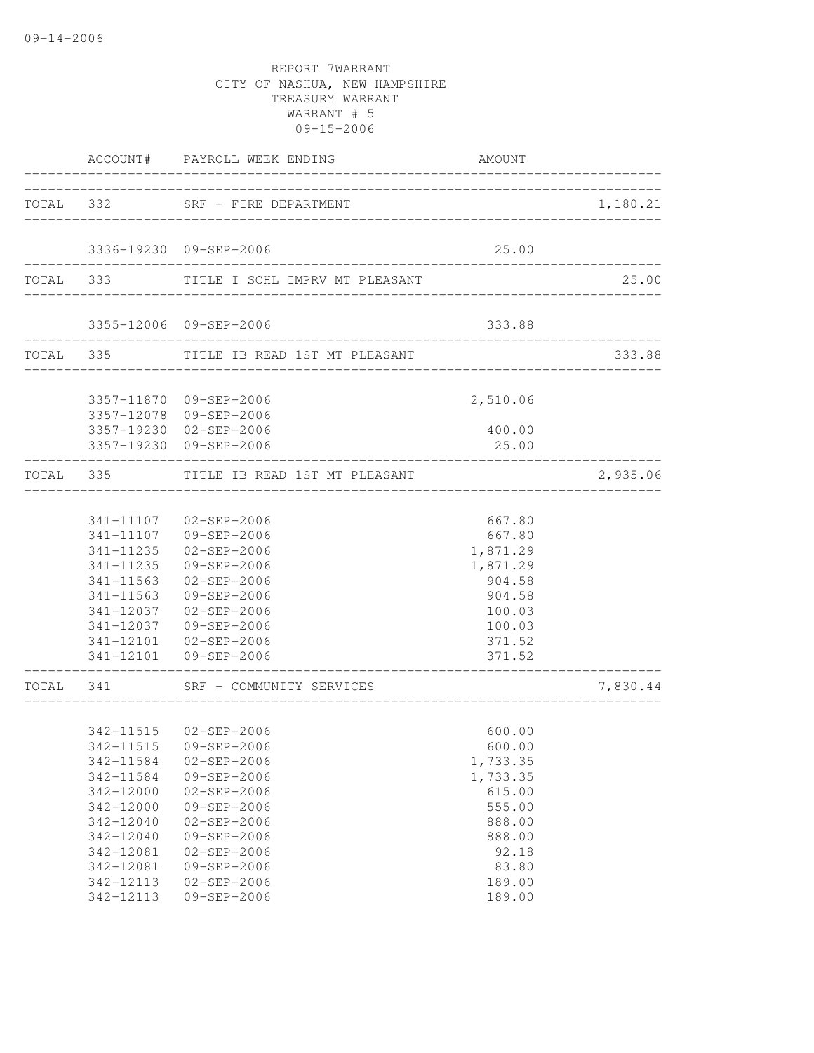REPORT 7WARRANT
CITY OF NASHUA, NEW HAMPSHIRE
TREASURY WARRANT
WARRANT # 5
09-15-2006

| | ACCOUNT# | PAYROLL WEEK ENDING | AMOUNT | |
|---|---|---|---|---|
| TOTAL | 332 | SRF - FIRE DEPARTMENT | | 1,180.21 |
| | 3336-19230 | 09-SEP-2006 | 25.00 | |
| TOTAL | 333 | TITLE I SCHL IMPRV MT PLEASANT | | 25.00 |
| | 3355-12006 | 09-SEP-2006 | 333.88 | |
| TOTAL | 335 | TITLE IB READ 1ST MT PLEASANT | | 333.88 |
| | 3357-11870 | 09-SEP-2006 | 2,510.06 | |
| | 3357-12078 | 09-SEP-2006 | | |
| | 3357-19230 | 02-SEP-2006 | 400.00 | |
| | 3357-19230 | 09-SEP-2006 | 25.00 | |
| TOTAL | 335 | TITLE IB READ 1ST MT PLEASANT | | 2,935.06 |
| | 341-11107 | 02-SEP-2006 | 667.80 | |
| | 341-11107 | 09-SEP-2006 | 667.80 | |
| | 341-11235 | 02-SEP-2006 | 1,871.29 | |
| | 341-11235 | 09-SEP-2006 | 1,871.29 | |
| | 341-11563 | 02-SEP-2006 | 904.58 | |
| | 341-11563 | 09-SEP-2006 | 904.58 | |
| | 341-12037 | 02-SEP-2006 | 100.03 | |
| | 341-12037 | 09-SEP-2006 | 100.03 | |
| | 341-12101 | 02-SEP-2006 | 371.52 | |
| | 341-12101 | 09-SEP-2006 | 371.52 | |
| TOTAL | 341 | SRF - COMMUNITY SERVICES | | 7,830.44 |
| | 342-11515 | 02-SEP-2006 | 600.00 | |
| | 342-11515 | 09-SEP-2006 | 600.00 | |
| | 342-11584 | 02-SEP-2006 | 1,733.35 | |
| | 342-11584 | 09-SEP-2006 | 1,733.35 | |
| | 342-12000 | 02-SEP-2006 | 615.00 | |
| | 342-12000 | 09-SEP-2006 | 555.00 | |
| | 342-12040 | 02-SEP-2006 | 888.00 | |
| | 342-12040 | 09-SEP-2006 | 888.00 | |
| | 342-12081 | 02-SEP-2006 | 92.18 | |
| | 342-12081 | 09-SEP-2006 | 83.80 | |
| | 342-12113 | 02-SEP-2006 | 189.00 | |
| | 342-12113 | 09-SEP-2006 | 189.00 | |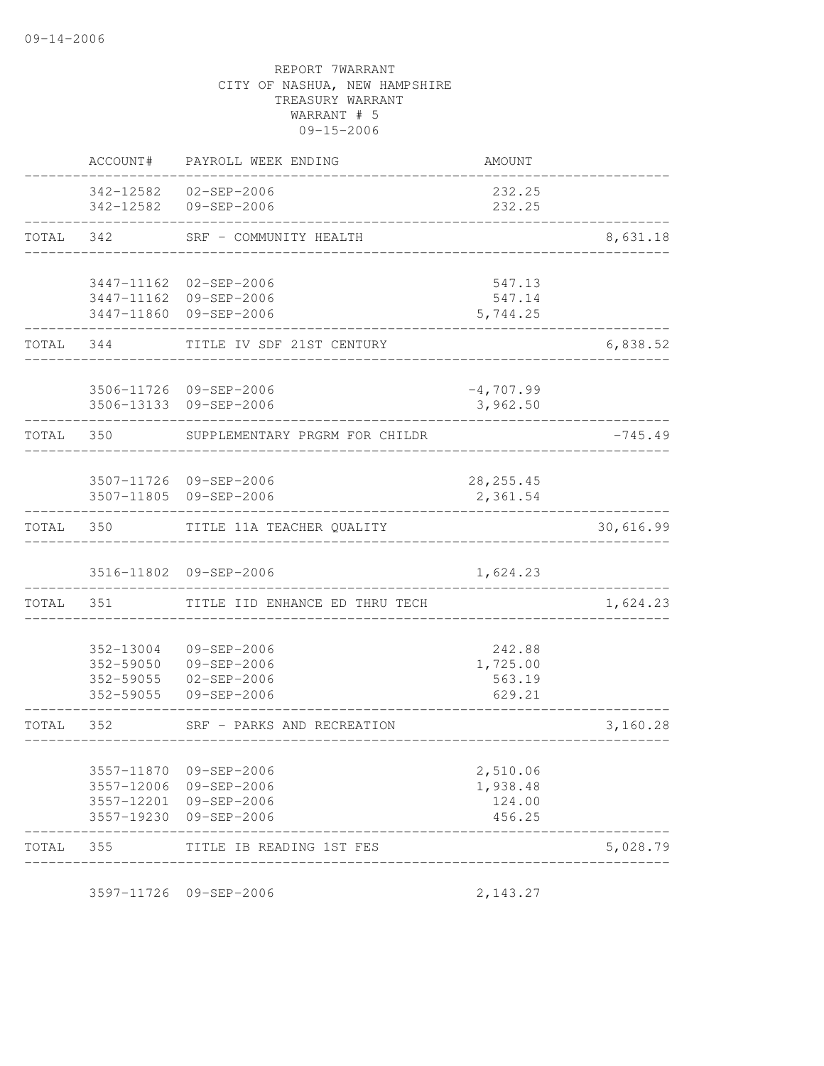09-14-2006

REPORT 7WARRANT
CITY OF NASHUA, NEW HAMPSHIRE
TREASURY WARRANT
WARRANT # 5
09-15-2006

| | ACCOUNT# | PAYROLL WEEK ENDING | AMOUNT | |
|---|---|---|---|---|
| | 342-12582 | 02-SEP-2006 | 232.25 | |
| | 342-12582 | 09-SEP-2006 | 232.25 | |
| TOTAL | 342 | SRF - COMMUNITY HEALTH | | 8,631.18 |
| | 3447-11162 | 02-SEP-2006 | 547.13 | |
| | 3447-11162 | 09-SEP-2006 | 547.14 | |
| | 3447-11860 | 09-SEP-2006 | 5,744.25 | |
| TOTAL | 344 | TITLE IV SDF 21ST CENTURY | | 6,838.52 |
| | 3506-11726 | 09-SEP-2006 | -4,707.99 | |
| | 3506-13133 | 09-SEP-2006 | 3,962.50 | |
| TOTAL | 350 | SUPPLEMENTARY PRGRM FOR CHILDR | | -745.49 |
| | 3507-11726 | 09-SEP-2006 | 28,255.45 | |
| | 3507-11805 | 09-SEP-2006 | 2,361.54 | |
| TOTAL | 350 | TITLE 11A TEACHER QUALITY | | 30,616.99 |
| | 3516-11802 | 09-SEP-2006 | 1,624.23 | |
| TOTAL | 351 | TITLE IID ENHANCE ED THRU TECH | | 1,624.23 |
| | 352-13004 | 09-SEP-2006 | 242.88 | |
| | 352-59050 | 09-SEP-2006 | 1,725.00 | |
| | 352-59055 | 02-SEP-2006 | 563.19 | |
| | 352-59055 | 09-SEP-2006 | 629.21 | |
| TOTAL | 352 | SRF - PARKS AND RECREATION | | 3,160.28 |
| | 3557-11870 | 09-SEP-2006 | 2,510.06 | |
| | 3557-12006 | 09-SEP-2006 | 1,938.48 | |
| | 3557-12201 | 09-SEP-2006 | 124.00 | |
| | 3557-19230 | 09-SEP-2006 | 456.25 | |
| TOTAL | 355 | TITLE IB READING 1ST FES | | 5,028.79 |
| | 3597-11726 | 09-SEP-2006 | 2,143.27 | |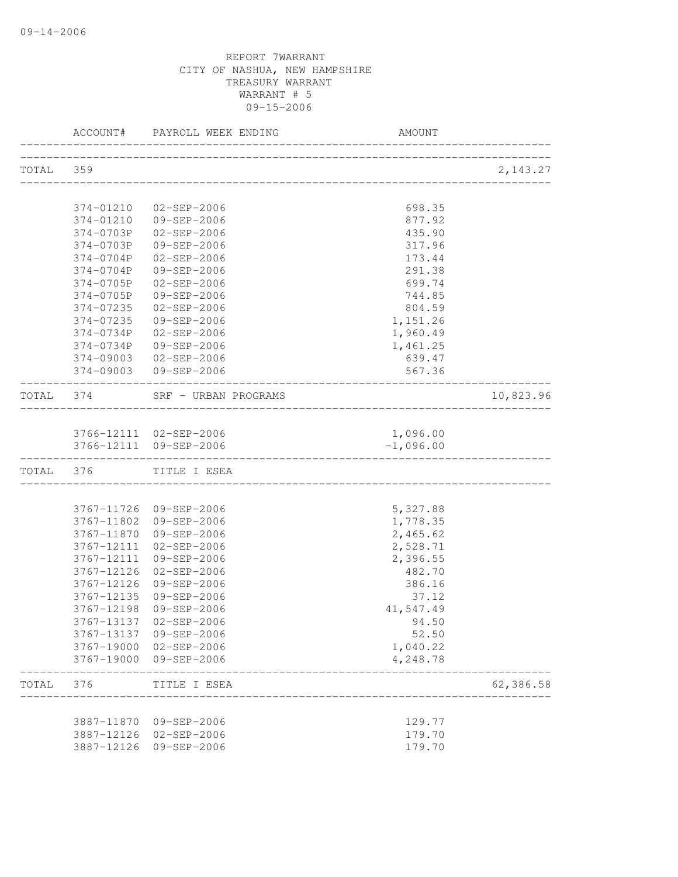REPORT 7WARRANT
CITY OF NASHUA, NEW HAMPSHIRE
TREASURY WARRANT
WARRANT # 5
09-15-2006

| | ACCOUNT# | PAYROLL WEEK ENDING | AMOUNT | |
|---|---|---|---|---|
| TOTAL | 359 | | | 2,143.27 |
| | 374-01210 | 02-SEP-2006 | 698.35 | |
| | 374-01210 | 09-SEP-2006 | 877.92 | |
| | 374-0703P | 02-SEP-2006 | 435.90 | |
| | 374-0703P | 09-SEP-2006 | 317.96 | |
| | 374-0704P | 02-SEP-2006 | 173.44 | |
| | 374-0704P | 09-SEP-2006 | 291.38 | |
| | 374-0705P | 02-SEP-2006 | 699.74 | |
| | 374-0705P | 09-SEP-2006 | 744.85 | |
| | 374-07235 | 02-SEP-2006 | 804.59 | |
| | 374-07235 | 09-SEP-2006 | 1,151.26 | |
| | 374-0734P | 02-SEP-2006 | 1,960.49 | |
| | 374-0734P | 09-SEP-2006 | 1,461.25 | |
| | 374-09003 | 02-SEP-2006 | 639.47 | |
| | 374-09003 | 09-SEP-2006 | 567.36 | |
| TOTAL | 374 | SRF - URBAN PROGRAMS | | 10,823.96 |
| | 3766-12111 | 02-SEP-2006 | 1,096.00 | |
| | 3766-12111 | 09-SEP-2006 | -1,096.00 | |
| TOTAL | 376 | TITLE I ESEA | | |
| | 3767-11726 | 09-SEP-2006 | 5,327.88 | |
| | 3767-11802 | 09-SEP-2006 | 1,778.35 | |
| | 3767-11870 | 09-SEP-2006 | 2,465.62 | |
| | 3767-12111 | 02-SEP-2006 | 2,528.71 | |
| | 3767-12111 | 09-SEP-2006 | 2,396.55 | |
| | 3767-12126 | 02-SEP-2006 | 482.70 | |
| | 3767-12126 | 09-SEP-2006 | 386.16 | |
| | 3767-12135 | 09-SEP-2006 | 37.12 | |
| | 3767-12198 | 09-SEP-2006 | 41,547.49 | |
| | 3767-13137 | 02-SEP-2006 | 94.50 | |
| | 3767-13137 | 09-SEP-2006 | 52.50 | |
| | 3767-19000 | 02-SEP-2006 | 1,040.22 | |
| | 3767-19000 | 09-SEP-2006 | 4,248.78 | |
| TOTAL | 376 | TITLE I ESEA | | 62,386.58 |
| | 3887-11870 | 09-SEP-2006 | 129.77 | |
| | 3887-12126 | 02-SEP-2006 | 179.70 | |
| | 3887-12126 | 09-SEP-2006 | 179.70 | |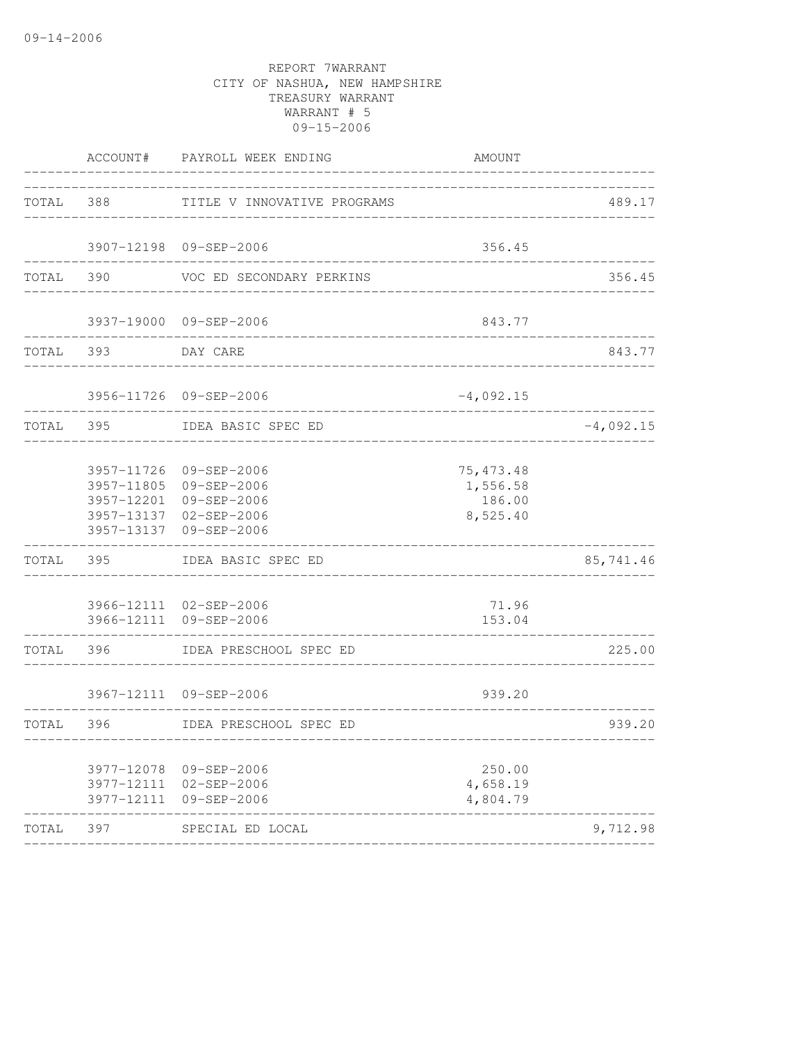09-14-2006

REPORT 7WARRANT
CITY OF NASHUA, NEW HAMPSHIRE
TREASURY WARRANT
WARRANT # 5
09-15-2006

| | ACCOUNT# | PAYROLL WEEK ENDING | AMOUNT | |
|---|---|---|---|---|
| TOTAL | 388 | TITLE V INNOVATIVE PROGRAMS | | 489.17 |
| | 3907-12198 | 09-SEP-2006 | 356.45 | |
| TOTAL | 390 | VOC ED SECONDARY PERKINS | | 356.45 |
| | 3937-19000 | 09-SEP-2006 | 843.77 | |
| TOTAL | 393 | DAY CARE | | 843.77 |
| | 3956-11726 | 09-SEP-2006 | -4,092.15 | |
| TOTAL | 395 | IDEA BASIC SPEC ED | | -4,092.15 |
| | 3957-11726 | 09-SEP-2006 | 75,473.48 | |
| | 3957-11805 | 09-SEP-2006 | 1,556.58 | |
| | 3957-12201 | 09-SEP-2006 | 186.00 | |
| | 3957-13137 | 02-SEP-2006 | 8,525.40 | |
| | 3957-13137 | 09-SEP-2006 | | |
| TOTAL | 395 | IDEA BASIC SPEC ED | | 85,741.46 |
| | 3966-12111 | 02-SEP-2006 | 71.96 | |
| | 3966-12111 | 09-SEP-2006 | 153.04 | |
| TOTAL | 396 | IDEA PRESCHOOL SPEC ED | | 225.00 |
| | 3967-12111 | 09-SEP-2006 | 939.20 | |
| TOTAL | 396 | IDEA PRESCHOOL SPEC ED | | 939.20 |
| | 3977-12078 | 09-SEP-2006 | 250.00 | |
| | 3977-12111 | 02-SEP-2006 | 4,658.19 | |
| | 3977-12111 | 09-SEP-2006 | 4,804.79 | |
| TOTAL | 397 | SPECIAL ED LOCAL | | 9,712.98 |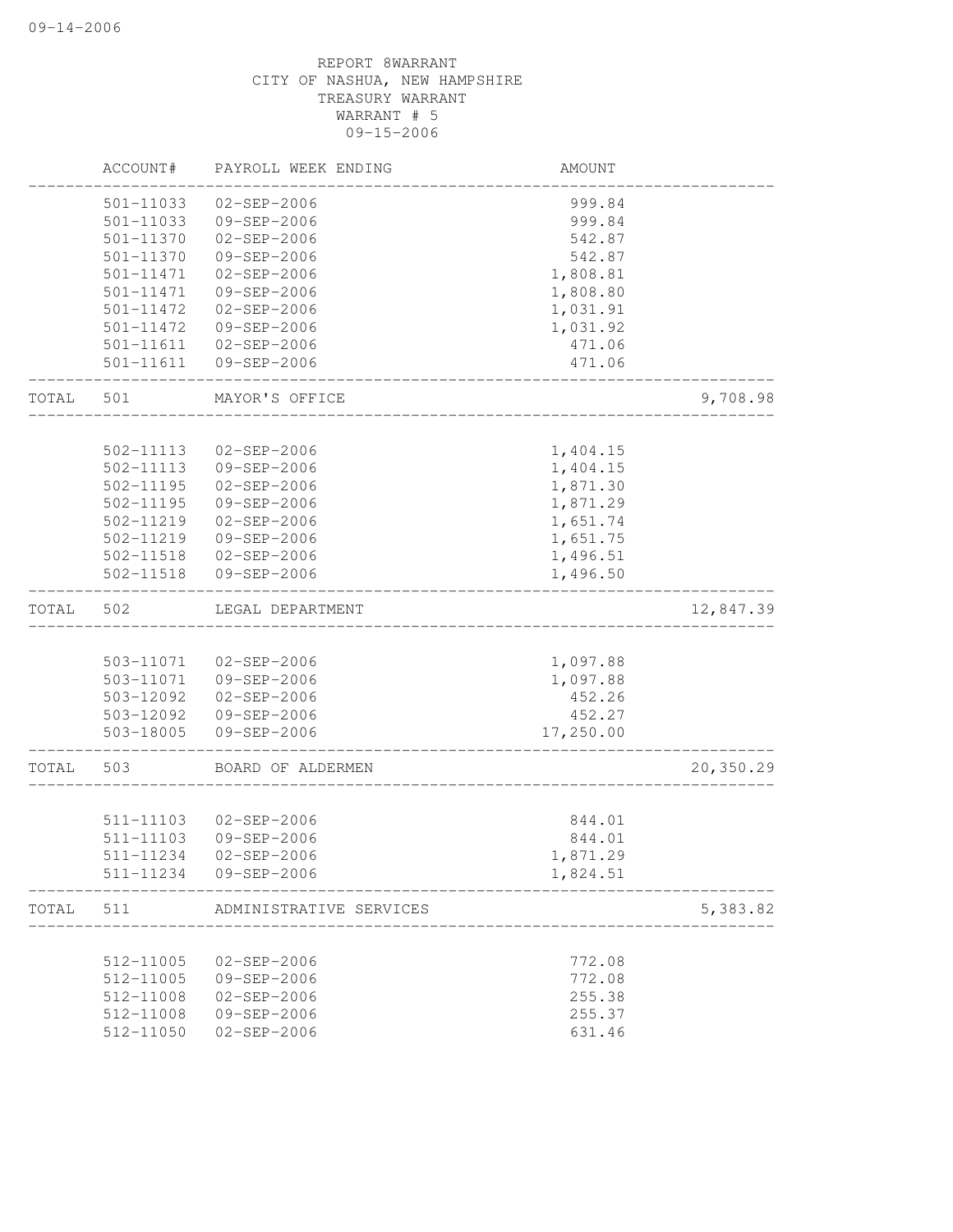REPORT 8WARRANT
CITY OF NASHUA, NEW HAMPSHIRE
TREASURY WARRANT
WARRANT # 5
09-15-2006

| | ACCOUNT# | PAYROLL WEEK ENDING | AMOUNT | |
|---|---|---|---|---|
| | 501-11033 | 02-SEP-2006 | 999.84 | |
| | 501-11033 | 09-SEP-2006 | 999.84 | |
| | 501-11370 | 02-SEP-2006 | 542.87 | |
| | 501-11370 | 09-SEP-2006 | 542.87 | |
| | 501-11471 | 02-SEP-2006 | 1,808.81 | |
| | 501-11471 | 09-SEP-2006 | 1,808.80 | |
| | 501-11472 | 02-SEP-2006 | 1,031.91 | |
| | 501-11472 | 09-SEP-2006 | 1,031.92 | |
| | 501-11611 | 02-SEP-2006 | 471.06 | |
| | 501-11611 | 09-SEP-2006 | 471.06 | |
| TOTAL | 501 | MAYOR'S OFFICE | | 9,708.98 |
| | 502-11113 | 02-SEP-2006 | 1,404.15 | |
| | 502-11113 | 09-SEP-2006 | 1,404.15 | |
| | 502-11195 | 02-SEP-2006 | 1,871.30 | |
| | 502-11195 | 09-SEP-2006 | 1,871.29 | |
| | 502-11219 | 02-SEP-2006 | 1,651.74 | |
| | 502-11219 | 09-SEP-2006 | 1,651.75 | |
| | 502-11518 | 02-SEP-2006 | 1,496.51 | |
| | 502-11518 | 09-SEP-2006 | 1,496.50 | |
| TOTAL | 502 | LEGAL DEPARTMENT | | 12,847.39 |
| | 503-11071 | 02-SEP-2006 | 1,097.88 | |
| | 503-11071 | 09-SEP-2006 | 1,097.88 | |
| | 503-12092 | 02-SEP-2006 | 452.26 | |
| | 503-12092 | 09-SEP-2006 | 452.27 | |
| | 503-18005 | 09-SEP-2006 | 17,250.00 | |
| TOTAL | 503 | BOARD OF ALDERMEN | | 20,350.29 |
| | 511-11103 | 02-SEP-2006 | 844.01 | |
| | 511-11103 | 09-SEP-2006 | 844.01 | |
| | 511-11234 | 02-SEP-2006 | 1,871.29 | |
| | 511-11234 | 09-SEP-2006 | 1,824.51 | |
| TOTAL | 511 | ADMINISTRATIVE SERVICES | | 5,383.82 |
| | 512-11005 | 02-SEP-2006 | 772.08 | |
| | 512-11005 | 09-SEP-2006 | 772.08 | |
| | 512-11008 | 02-SEP-2006 | 255.38 | |
| | 512-11008 | 09-SEP-2006 | 255.37 | |
| | 512-11050 | 02-SEP-2006 | 631.46 | |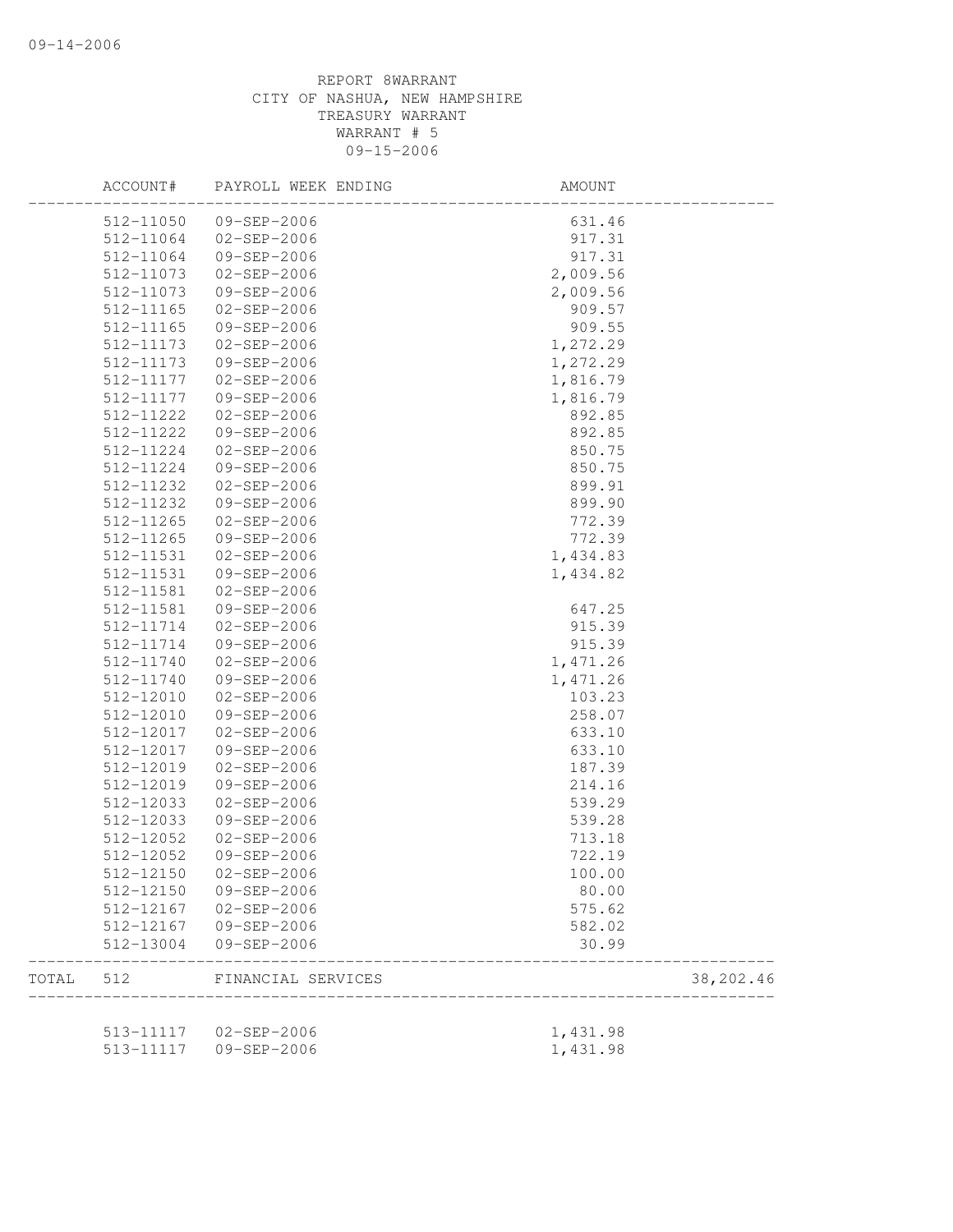REPORT 8WARRANT
CITY OF NASHUA, NEW HAMPSHIRE
TREASURY WARRANT
WARRANT # 5
09-15-2006

| | ACCOUNT# | PAYROLL WEEK ENDING | AMOUNT | |
|---|---|---|---|---|
| | 512-11050 | 09-SEP-2006 | 631.46 | |
| | 512-11064 | 02-SEP-2006 | 917.31 | |
| | 512-11064 | 09-SEP-2006 | 917.31 | |
| | 512-11073 | 02-SEP-2006 | 2,009.56 | |
| | 512-11073 | 09-SEP-2006 | 2,009.56 | |
| | 512-11165 | 02-SEP-2006 | 909.57 | |
| | 512-11165 | 09-SEP-2006 | 909.55 | |
| | 512-11173 | 02-SEP-2006 | 1,272.29 | |
| | 512-11173 | 09-SEP-2006 | 1,272.29 | |
| | 512-11177 | 02-SEP-2006 | 1,816.79 | |
| | 512-11177 | 09-SEP-2006 | 1,816.79 | |
| | 512-11222 | 02-SEP-2006 | 892.85 | |
| | 512-11222 | 09-SEP-2006 | 892.85 | |
| | 512-11224 | 02-SEP-2006 | 850.75 | |
| | 512-11224 | 09-SEP-2006 | 850.75 | |
| | 512-11232 | 02-SEP-2006 | 899.91 | |
| | 512-11232 | 09-SEP-2006 | 899.90 | |
| | 512-11265 | 02-SEP-2006 | 772.39 | |
| | 512-11265 | 09-SEP-2006 | 772.39 | |
| | 512-11531 | 02-SEP-2006 | 1,434.83 | |
| | 512-11531 | 09-SEP-2006 | 1,434.82 | |
| | 512-11581 | 02-SEP-2006 | | |
| | 512-11581 | 09-SEP-2006 | 647.25 | |
| | 512-11714 | 02-SEP-2006 | 915.39 | |
| | 512-11714 | 09-SEP-2006 | 915.39 | |
| | 512-11740 | 02-SEP-2006 | 1,471.26 | |
| | 512-11740 | 09-SEP-2006 | 1,471.26 | |
| | 512-12010 | 02-SEP-2006 | 103.23 | |
| | 512-12010 | 09-SEP-2006 | 258.07 | |
| | 512-12017 | 02-SEP-2006 | 633.10 | |
| | 512-12017 | 09-SEP-2006 | 633.10 | |
| | 512-12019 | 02-SEP-2006 | 187.39 | |
| | 512-12019 | 09-SEP-2006 | 214.16 | |
| | 512-12033 | 02-SEP-2006 | 539.29 | |
| | 512-12033 | 09-SEP-2006 | 539.28 | |
| | 512-12052 | 02-SEP-2006 | 713.18 | |
| | 512-12052 | 09-SEP-2006 | 722.19 | |
| | 512-12150 | 02-SEP-2006 | 100.00 | |
| | 512-12150 | 09-SEP-2006 | 80.00 | |
| | 512-12167 | 02-SEP-2006 | 575.62 | |
| | 512-12167 | 09-SEP-2006 | 582.02 | |
| | 512-13004 | 09-SEP-2006 | 30.99 | |
| TOTAL | 512 | FINANCIAL SERVICES | | 38,202.46 |
| | 513-11117 | 02-SEP-2006 | 1,431.98 | |
| | 513-11117 | 09-SEP-2006 | 1,431.98 | |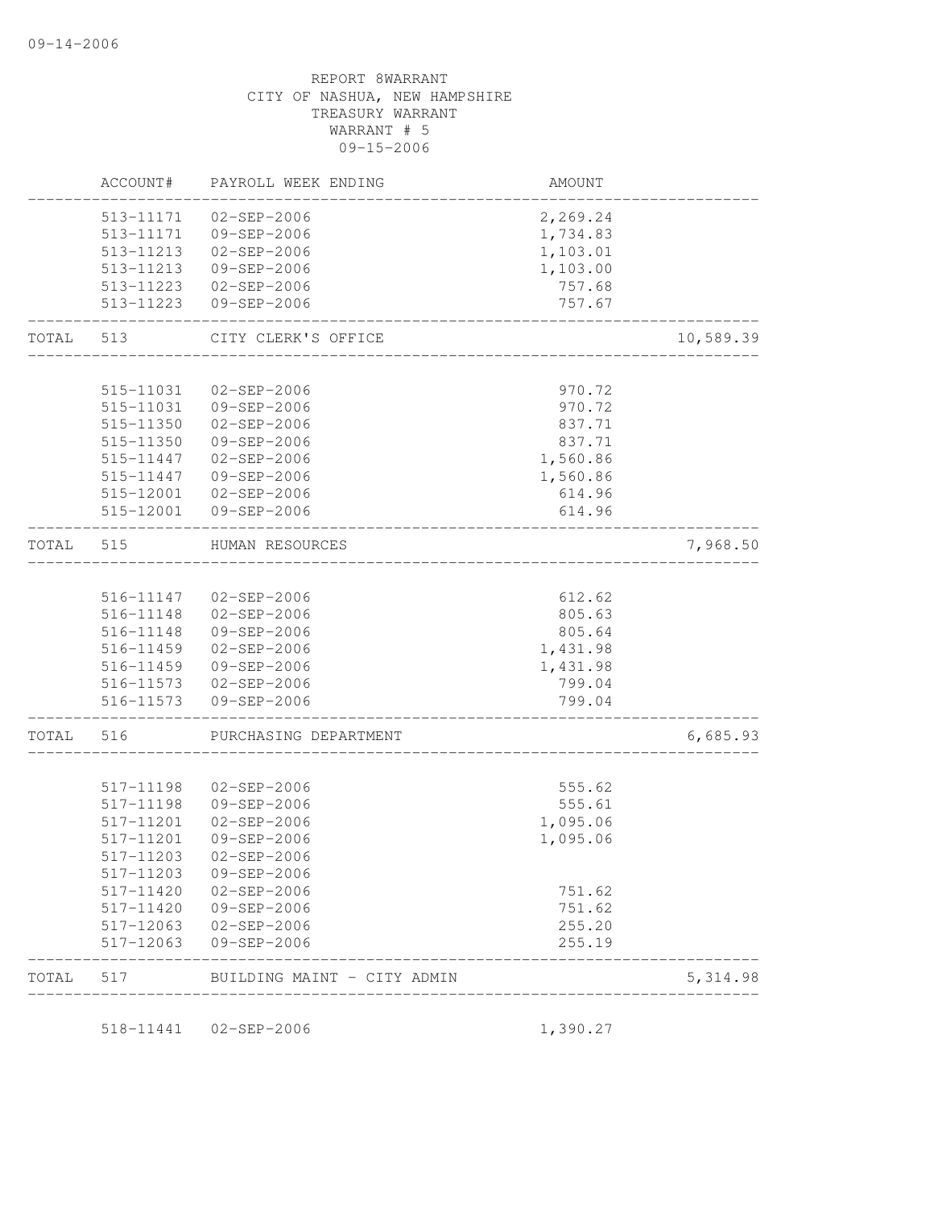REPORT 8WARRANT
CITY OF NASHUA, NEW HAMPSHIRE
TREASURY WARRANT
WARRANT # 5
09-15-2006

| | ACCOUNT# | PAYROLL WEEK ENDING | AMOUNT | |
|---|---|---|---|---|
| | 513-11171 | 02-SEP-2006 | 2,269.24 | |
| | 513-11171 | 09-SEP-2006 | 1,734.83 | |
| | 513-11213 | 02-SEP-2006 | 1,103.01 | |
| | 513-11213 | 09-SEP-2006 | 1,103.00 | |
| | 513-11223 | 02-SEP-2006 | 757.68 | |
| | 513-11223 | 09-SEP-2006 | 757.67 | |
| TOTAL | 513 | CITY CLERK'S OFFICE | | 10,589.39 |
| | 515-11031 | 02-SEP-2006 | 970.72 | |
| | 515-11031 | 09-SEP-2006 | 970.72 | |
| | 515-11350 | 02-SEP-2006 | 837.71 | |
| | 515-11350 | 09-SEP-2006 | 837.71 | |
| | 515-11447 | 02-SEP-2006 | 1,560.86 | |
| | 515-11447 | 09-SEP-2006 | 1,560.86 | |
| | 515-12001 | 02-SEP-2006 | 614.96 | |
| | 515-12001 | 09-SEP-2006 | 614.96 | |
| TOTAL | 515 | HUMAN RESOURCES | | 7,968.50 |
| | 516-11147 | 02-SEP-2006 | 612.62 | |
| | 516-11148 | 02-SEP-2006 | 805.63 | |
| | 516-11148 | 09-SEP-2006 | 805.64 | |
| | 516-11459 | 02-SEP-2006 | 1,431.98 | |
| | 516-11459 | 09-SEP-2006 | 1,431.98 | |
| | 516-11573 | 02-SEP-2006 | 799.04 | |
| | 516-11573 | 09-SEP-2006 | 799.04 | |
| TOTAL | 516 | PURCHASING DEPARTMENT | | 6,685.93 |
| | 517-11198 | 02-SEP-2006 | 555.62 | |
| | 517-11198 | 09-SEP-2006 | 555.61 | |
| | 517-11201 | 02-SEP-2006 | 1,095.06 | |
| | 517-11201 | 09-SEP-2006 | 1,095.06 | |
| | 517-11203 | 02-SEP-2006 | | |
| | 517-11203 | 09-SEP-2006 | | |
| | 517-11420 | 02-SEP-2006 | 751.62 | |
| | 517-11420 | 09-SEP-2006 | 751.62 | |
| | 517-12063 | 02-SEP-2006 | 255.20 | |
| | 517-12063 | 09-SEP-2006 | 255.19 | |
| TOTAL | 517 | BUILDING MAINT - CITY ADMIN | | 5,314.98 |
| | 518-11441 | 02-SEP-2006 | 1,390.27 | |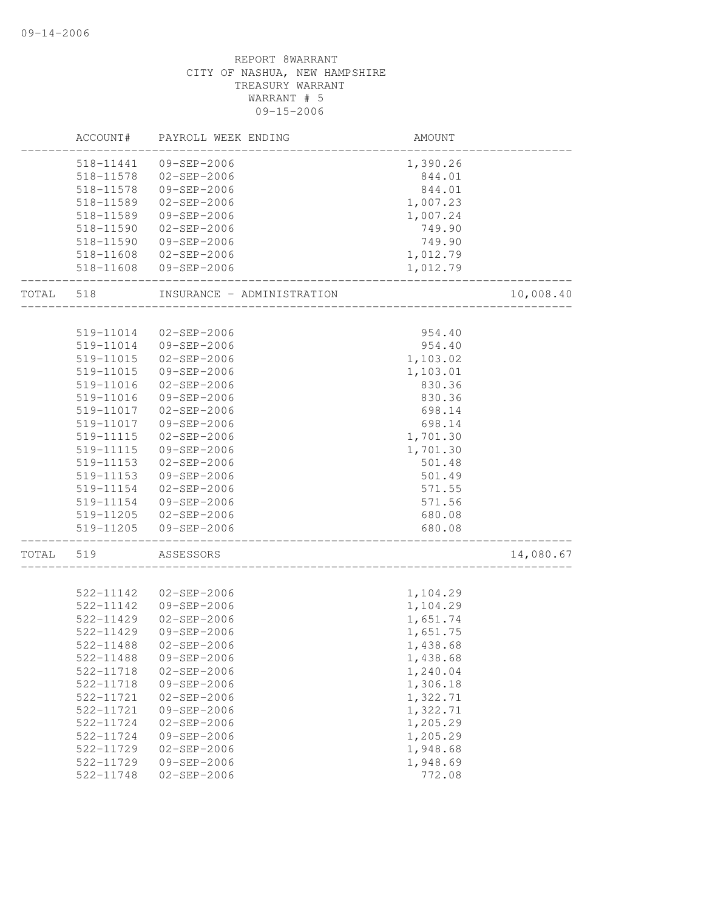REPORT 8WARRANT
CITY OF NASHUA, NEW HAMPSHIRE
TREASURY WARRANT
WARRANT # 5
09-15-2006

| | ACCOUNT# | PAYROLL WEEK ENDING | AMOUNT | |
|---|---|---|---|---|
| | 518-11441 | 09-SEP-2006 | 1,390.26 | |
| | 518-11578 | 02-SEP-2006 | 844.01 | |
| | 518-11578 | 09-SEP-2006 | 844.01 | |
| | 518-11589 | 02-SEP-2006 | 1,007.23 | |
| | 518-11589 | 09-SEP-2006 | 1,007.24 | |
| | 518-11590 | 02-SEP-2006 | 749.90 | |
| | 518-11590 | 09-SEP-2006 | 749.90 | |
| | 518-11608 | 02-SEP-2006 | 1,012.79 | |
| | 518-11608 | 09-SEP-2006 | 1,012.79 | |
| TOTAL | 518 | INSURANCE - ADMINISTRATION | | 10,008.40 |
| | 519-11014 | 02-SEP-2006 | 954.40 | |
| | 519-11014 | 09-SEP-2006 | 954.40 | |
| | 519-11015 | 02-SEP-2006 | 1,103.02 | |
| | 519-11015 | 09-SEP-2006 | 1,103.01 | |
| | 519-11016 | 02-SEP-2006 | 830.36 | |
| | 519-11016 | 09-SEP-2006 | 830.36 | |
| | 519-11017 | 02-SEP-2006 | 698.14 | |
| | 519-11017 | 09-SEP-2006 | 698.14 | |
| | 519-11115 | 02-SEP-2006 | 1,701.30 | |
| | 519-11115 | 09-SEP-2006 | 1,701.30 | |
| | 519-11153 | 02-SEP-2006 | 501.48 | |
| | 519-11153 | 09-SEP-2006 | 501.49 | |
| | 519-11154 | 02-SEP-2006 | 571.55 | |
| | 519-11154 | 09-SEP-2006 | 571.56 | |
| | 519-11205 | 02-SEP-2006 | 680.08 | |
| | 519-11205 | 09-SEP-2006 | 680.08 | |
| TOTAL | 519 | ASSESSORS | | 14,080.67 |
| | 522-11142 | 02-SEP-2006 | 1,104.29 | |
| | 522-11142 | 09-SEP-2006 | 1,104.29 | |
| | 522-11429 | 02-SEP-2006 | 1,651.74 | |
| | 522-11429 | 09-SEP-2006 | 1,651.75 | |
| | 522-11488 | 02-SEP-2006 | 1,438.68 | |
| | 522-11488 | 09-SEP-2006 | 1,438.68 | |
| | 522-11718 | 02-SEP-2006 | 1,240.04 | |
| | 522-11718 | 09-SEP-2006 | 1,306.18 | |
| | 522-11721 | 02-SEP-2006 | 1,322.71 | |
| | 522-11721 | 09-SEP-2006 | 1,322.71 | |
| | 522-11724 | 02-SEP-2006 | 1,205.29 | |
| | 522-11724 | 09-SEP-2006 | 1,205.29 | |
| | 522-11729 | 02-SEP-2006 | 1,948.68 | |
| | 522-11729 | 09-SEP-2006 | 1,948.69 | |
| | 522-11748 | 02-SEP-2006 | 772.08 | |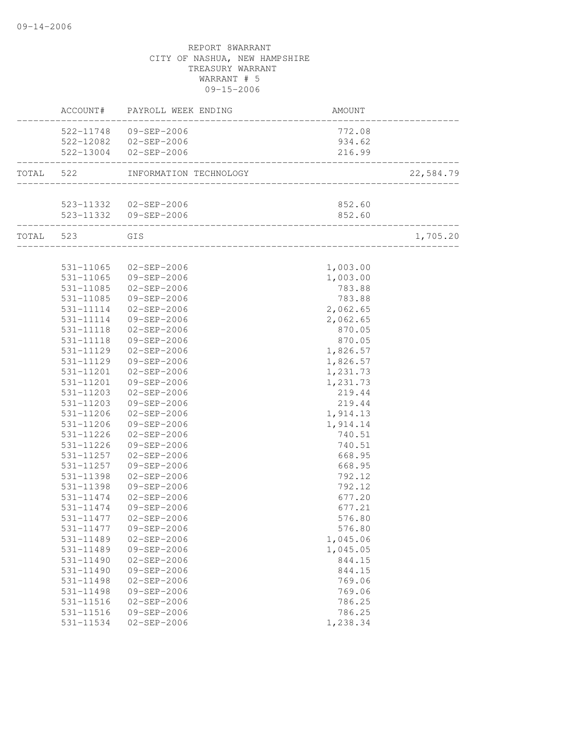09-14-2006

REPORT 8WARRANT
CITY OF NASHUA, NEW HAMPSHIRE
TREASURY WARRANT
WARRANT # 5
09-15-2006

| | ACCOUNT# | PAYROLL WEEK ENDING | AMOUNT | |
|---|---|---|---|---|
| | 522-11748 | 09-SEP-2006 | 772.08 | |
| | 522-12082 | 02-SEP-2006 | 934.62 | |
| | 522-13004 | 02-SEP-2006 | 216.99 | |
| TOTAL | 522 | INFORMATION TECHNOLOGY | | 22,584.79 |
| | 523-11332 | 02-SEP-2006 | 852.60 | |
| | 523-11332 | 09-SEP-2006 | 852.60 | |
| TOTAL | 523 | GIS | | 1,705.20 |
| | 531-11065 | 02-SEP-2006 | 1,003.00 | |
| | 531-11065 | 09-SEP-2006 | 1,003.00 | |
| | 531-11085 | 02-SEP-2006 | 783.88 | |
| | 531-11085 | 09-SEP-2006 | 783.88 | |
| | 531-11114 | 02-SEP-2006 | 2,062.65 | |
| | 531-11114 | 09-SEP-2006 | 2,062.65 | |
| | 531-11118 | 02-SEP-2006 | 870.05 | |
| | 531-11118 | 09-SEP-2006 | 870.05 | |
| | 531-11129 | 02-SEP-2006 | 1,826.57 | |
| | 531-11129 | 09-SEP-2006 | 1,826.57 | |
| | 531-11201 | 02-SEP-2006 | 1,231.73 | |
| | 531-11201 | 09-SEP-2006 | 1,231.73 | |
| | 531-11203 | 02-SEP-2006 | 219.44 | |
| | 531-11203 | 09-SEP-2006 | 219.44 | |
| | 531-11206 | 02-SEP-2006 | 1,914.13 | |
| | 531-11206 | 09-SEP-2006 | 1,914.14 | |
| | 531-11226 | 02-SEP-2006 | 740.51 | |
| | 531-11226 | 09-SEP-2006 | 740.51 | |
| | 531-11257 | 02-SEP-2006 | 668.95 | |
| | 531-11257 | 09-SEP-2006 | 668.95 | |
| | 531-11398 | 02-SEP-2006 | 792.12 | |
| | 531-11398 | 09-SEP-2006 | 792.12 | |
| | 531-11474 | 02-SEP-2006 | 677.20 | |
| | 531-11474 | 09-SEP-2006 | 677.21 | |
| | 531-11477 | 02-SEP-2006 | 576.80 | |
| | 531-11477 | 09-SEP-2006 | 576.80 | |
| | 531-11489 | 02-SEP-2006 | 1,045.06 | |
| | 531-11489 | 09-SEP-2006 | 1,045.05 | |
| | 531-11490 | 02-SEP-2006 | 844.15 | |
| | 531-11490 | 09-SEP-2006 | 844.15 | |
| | 531-11498 | 02-SEP-2006 | 769.06 | |
| | 531-11498 | 09-SEP-2006 | 769.06 | |
| | 531-11516 | 02-SEP-2006 | 786.25 | |
| | 531-11516 | 09-SEP-2006 | 786.25 | |
| | 531-11534 | 02-SEP-2006 | 1,238.34 | |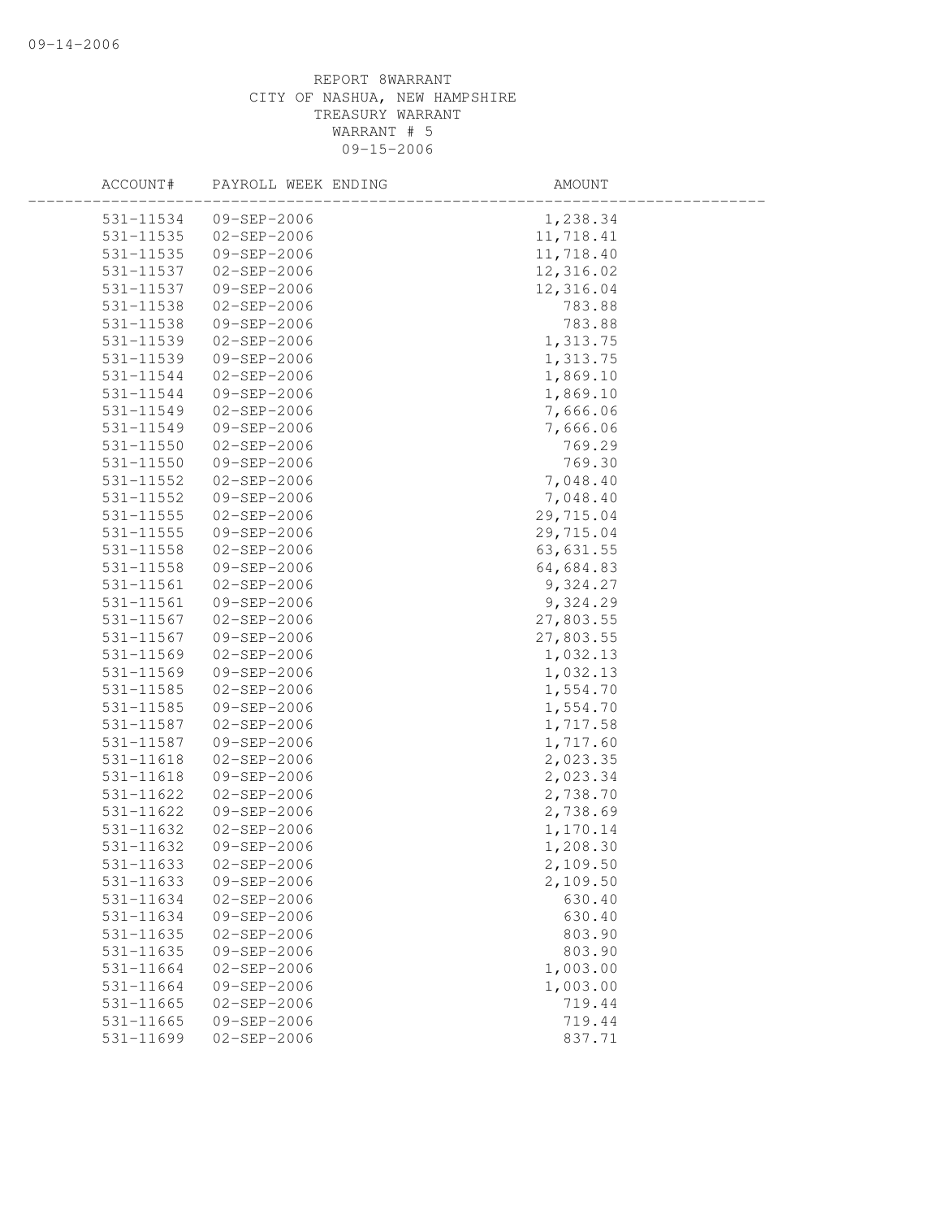REPORT 8WARRANT
CITY OF NASHUA, NEW HAMPSHIRE
TREASURY WARRANT
WARRANT # 5
09-15-2006

| ACCOUNT# | PAYROLL WEEK ENDING | AMOUNT |
|---|---|---|
| 531-11534 | 09-SEP-2006 | 1,238.34 |
| 531-11535 | 02-SEP-2006 | 11,718.41 |
| 531-11535 | 09-SEP-2006 | 11,718.40 |
| 531-11537 | 02-SEP-2006 | 12,316.02 |
| 531-11537 | 09-SEP-2006 | 12,316.04 |
| 531-11538 | 02-SEP-2006 | 783.88 |
| 531-11538 | 09-SEP-2006 | 783.88 |
| 531-11539 | 02-SEP-2006 | 1,313.75 |
| 531-11539 | 09-SEP-2006 | 1,313.75 |
| 531-11544 | 02-SEP-2006 | 1,869.10 |
| 531-11544 | 09-SEP-2006 | 1,869.10 |
| 531-11549 | 02-SEP-2006 | 7,666.06 |
| 531-11549 | 09-SEP-2006 | 7,666.06 |
| 531-11550 | 02-SEP-2006 | 769.29 |
| 531-11550 | 09-SEP-2006 | 769.30 |
| 531-11552 | 02-SEP-2006 | 7,048.40 |
| 531-11552 | 09-SEP-2006 | 7,048.40 |
| 531-11555 | 02-SEP-2006 | 29,715.04 |
| 531-11555 | 09-SEP-2006 | 29,715.04 |
| 531-11558 | 02-SEP-2006 | 63,631.55 |
| 531-11558 | 09-SEP-2006 | 64,684.83 |
| 531-11561 | 02-SEP-2006 | 9,324.27 |
| 531-11561 | 09-SEP-2006 | 9,324.29 |
| 531-11567 | 02-SEP-2006 | 27,803.55 |
| 531-11567 | 09-SEP-2006 | 27,803.55 |
| 531-11569 | 02-SEP-2006 | 1,032.13 |
| 531-11569 | 09-SEP-2006 | 1,032.13 |
| 531-11585 | 02-SEP-2006 | 1,554.70 |
| 531-11585 | 09-SEP-2006 | 1,554.70 |
| 531-11587 | 02-SEP-2006 | 1,717.58 |
| 531-11587 | 09-SEP-2006 | 1,717.60 |
| 531-11618 | 02-SEP-2006 | 2,023.35 |
| 531-11618 | 09-SEP-2006 | 2,023.34 |
| 531-11622 | 02-SEP-2006 | 2,738.70 |
| 531-11622 | 09-SEP-2006 | 2,738.69 |
| 531-11632 | 02-SEP-2006 | 1,170.14 |
| 531-11632 | 09-SEP-2006 | 1,208.30 |
| 531-11633 | 02-SEP-2006 | 2,109.50 |
| 531-11633 | 09-SEP-2006 | 2,109.50 |
| 531-11634 | 02-SEP-2006 | 630.40 |
| 531-11634 | 09-SEP-2006 | 630.40 |
| 531-11635 | 02-SEP-2006 | 803.90 |
| 531-11635 | 09-SEP-2006 | 803.90 |
| 531-11664 | 02-SEP-2006 | 1,003.00 |
| 531-11664 | 09-SEP-2006 | 1,003.00 |
| 531-11665 | 02-SEP-2006 | 719.44 |
| 531-11665 | 09-SEP-2006 | 719.44 |
| 531-11699 | 02-SEP-2006 | 837.71 |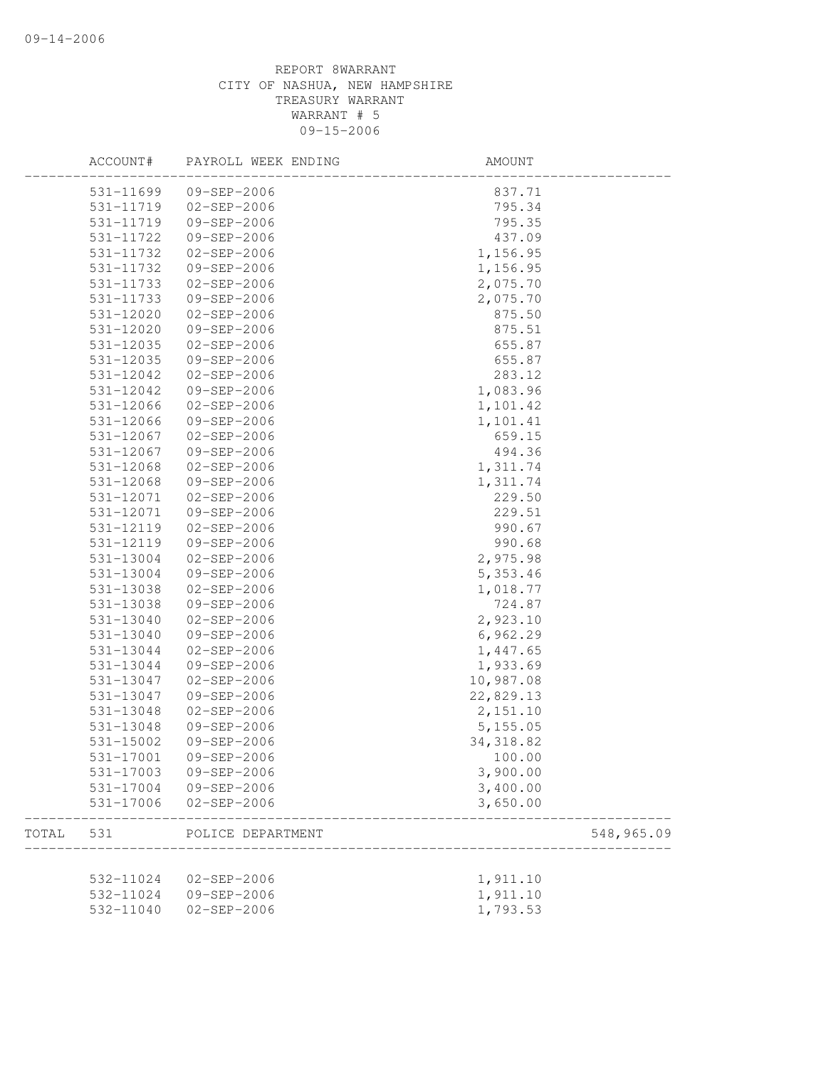REPORT 8WARRANT
CITY OF NASHUA, NEW HAMPSHIRE
TREASURY WARRANT
WARRANT # 5
09-15-2006

| | ACCOUNT# | PAYROLL WEEK ENDING | AMOUNT | |
|---|---|---|---|---|
| | 531-11699 | 09-SEP-2006 | 837.71 | |
| | 531-11719 | 02-SEP-2006 | 795.34 | |
| | 531-11719 | 09-SEP-2006 | 795.35 | |
| | 531-11722 | 09-SEP-2006 | 437.09 | |
| | 531-11732 | 02-SEP-2006 | 1,156.95 | |
| | 531-11732 | 09-SEP-2006 | 1,156.95 | |
| | 531-11733 | 02-SEP-2006 | 2,075.70 | |
| | 531-11733 | 09-SEP-2006 | 2,075.70 | |
| | 531-12020 | 02-SEP-2006 | 875.50 | |
| | 531-12020 | 09-SEP-2006 | 875.51 | |
| | 531-12035 | 02-SEP-2006 | 655.87 | |
| | 531-12035 | 09-SEP-2006 | 655.87 | |
| | 531-12042 | 02-SEP-2006 | 283.12 | |
| | 531-12042 | 09-SEP-2006 | 1,083.96 | |
| | 531-12066 | 02-SEP-2006 | 1,101.42 | |
| | 531-12066 | 09-SEP-2006 | 1,101.41 | |
| | 531-12067 | 02-SEP-2006 | 659.15 | |
| | 531-12067 | 09-SEP-2006 | 494.36 | |
| | 531-12068 | 02-SEP-2006 | 1,311.74 | |
| | 531-12068 | 09-SEP-2006 | 1,311.74 | |
| | 531-12071 | 02-SEP-2006 | 229.50 | |
| | 531-12071 | 09-SEP-2006 | 229.51 | |
| | 531-12119 | 02-SEP-2006 | 990.67 | |
| | 531-12119 | 09-SEP-2006 | 990.68 | |
| | 531-13004 | 02-SEP-2006 | 2,975.98 | |
| | 531-13004 | 09-SEP-2006 | 5,353.46 | |
| | 531-13038 | 02-SEP-2006 | 1,018.77 | |
| | 531-13038 | 09-SEP-2006 | 724.87 | |
| | 531-13040 | 02-SEP-2006 | 2,923.10 | |
| | 531-13040 | 09-SEP-2006 | 6,962.29 | |
| | 531-13044 | 02-SEP-2006 | 1,447.65 | |
| | 531-13044 | 09-SEP-2006 | 1,933.69 | |
| | 531-13047 | 02-SEP-2006 | 10,987.08 | |
| | 531-13047 | 09-SEP-2006 | 22,829.13 | |
| | 531-13048 | 02-SEP-2006 | 2,151.10 | |
| | 531-13048 | 09-SEP-2006 | 5,155.05 | |
| | 531-15002 | 09-SEP-2006 | 34,318.82 | |
| | 531-17001 | 09-SEP-2006 | 100.00 | |
| | 531-17003 | 09-SEP-2006 | 3,900.00 | |
| | 531-17004 | 09-SEP-2006 | 3,400.00 | |
| | 531-17006 | 02-SEP-2006 | 3,650.00 | |
| TOTAL | 531 | POLICE DEPARTMENT | | 548,965.09 |
| | 532-11024 | 02-SEP-2006 | 1,911.10 | |
| | 532-11024 | 09-SEP-2006 | 1,911.10 | |
| | 532-11040 | 02-SEP-2006 | 1,793.53 | |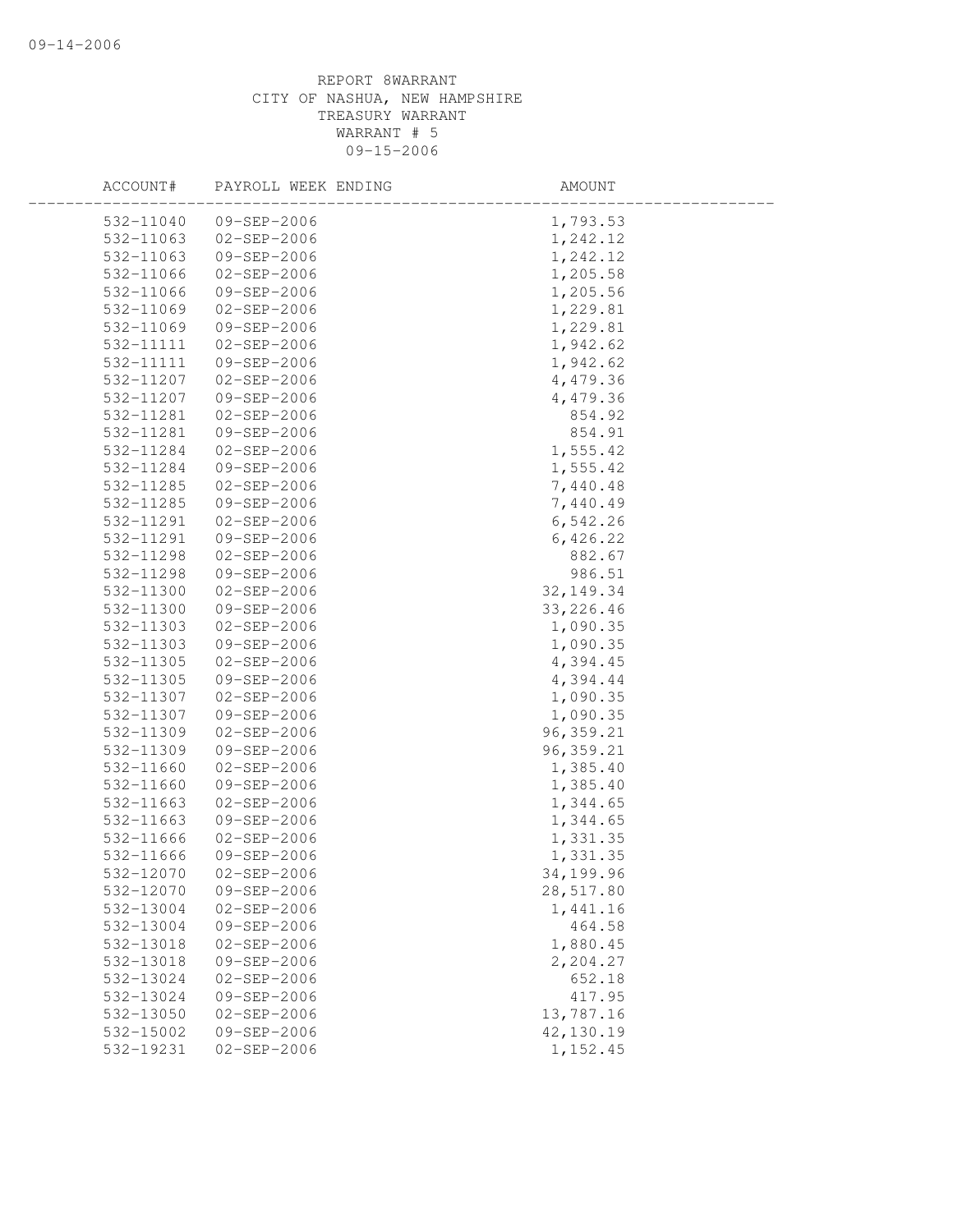REPORT 8WARRANT
CITY OF NASHUA, NEW HAMPSHIRE
TREASURY WARRANT
WARRANT # 5
09-15-2006

| ACCOUNT# | PAYROLL WEEK ENDING | AMOUNT |
|---|---|---|
| 532-11040 | 09-SEP-2006 | 1,793.53 |
| 532-11063 | 02-SEP-2006 | 1,242.12 |
| 532-11063 | 09-SEP-2006 | 1,242.12 |
| 532-11066 | 02-SEP-2006 | 1,205.58 |
| 532-11066 | 09-SEP-2006 | 1,205.56 |
| 532-11069 | 02-SEP-2006 | 1,229.81 |
| 532-11069 | 09-SEP-2006 | 1,229.81 |
| 532-11111 | 02-SEP-2006 | 1,942.62 |
| 532-11111 | 09-SEP-2006 | 1,942.62 |
| 532-11207 | 02-SEP-2006 | 4,479.36 |
| 532-11207 | 09-SEP-2006 | 4,479.36 |
| 532-11281 | 02-SEP-2006 | 854.92 |
| 532-11281 | 09-SEP-2006 | 854.91 |
| 532-11284 | 02-SEP-2006 | 1,555.42 |
| 532-11284 | 09-SEP-2006 | 1,555.42 |
| 532-11285 | 02-SEP-2006 | 7,440.48 |
| 532-11285 | 09-SEP-2006 | 7,440.49 |
| 532-11291 | 02-SEP-2006 | 6,542.26 |
| 532-11291 | 09-SEP-2006 | 6,426.22 |
| 532-11298 | 02-SEP-2006 | 882.67 |
| 532-11298 | 09-SEP-2006 | 986.51 |
| 532-11300 | 02-SEP-2006 | 32,149.34 |
| 532-11300 | 09-SEP-2006 | 33,226.46 |
| 532-11303 | 02-SEP-2006 | 1,090.35 |
| 532-11303 | 09-SEP-2006 | 1,090.35 |
| 532-11305 | 02-SEP-2006 | 4,394.45 |
| 532-11305 | 09-SEP-2006 | 4,394.44 |
| 532-11307 | 02-SEP-2006 | 1,090.35 |
| 532-11307 | 09-SEP-2006 | 1,090.35 |
| 532-11309 | 02-SEP-2006 | 96,359.21 |
| 532-11309 | 09-SEP-2006 | 96,359.21 |
| 532-11660 | 02-SEP-2006 | 1,385.40 |
| 532-11660 | 09-SEP-2006 | 1,385.40 |
| 532-11663 | 02-SEP-2006 | 1,344.65 |
| 532-11663 | 09-SEP-2006 | 1,344.65 |
| 532-11666 | 02-SEP-2006 | 1,331.35 |
| 532-11666 | 09-SEP-2006 | 1,331.35 |
| 532-12070 | 02-SEP-2006 | 34,199.96 |
| 532-12070 | 09-SEP-2006 | 28,517.80 |
| 532-13004 | 02-SEP-2006 | 1,441.16 |
| 532-13004 | 09-SEP-2006 | 464.58 |
| 532-13018 | 02-SEP-2006 | 1,880.45 |
| 532-13018 | 09-SEP-2006 | 2,204.27 |
| 532-13024 | 02-SEP-2006 | 652.18 |
| 532-13024 | 09-SEP-2006 | 417.95 |
| 532-13050 | 02-SEP-2006 | 13,787.16 |
| 532-15002 | 09-SEP-2006 | 42,130.19 |
| 532-19231 | 02-SEP-2006 | 1,152.45 |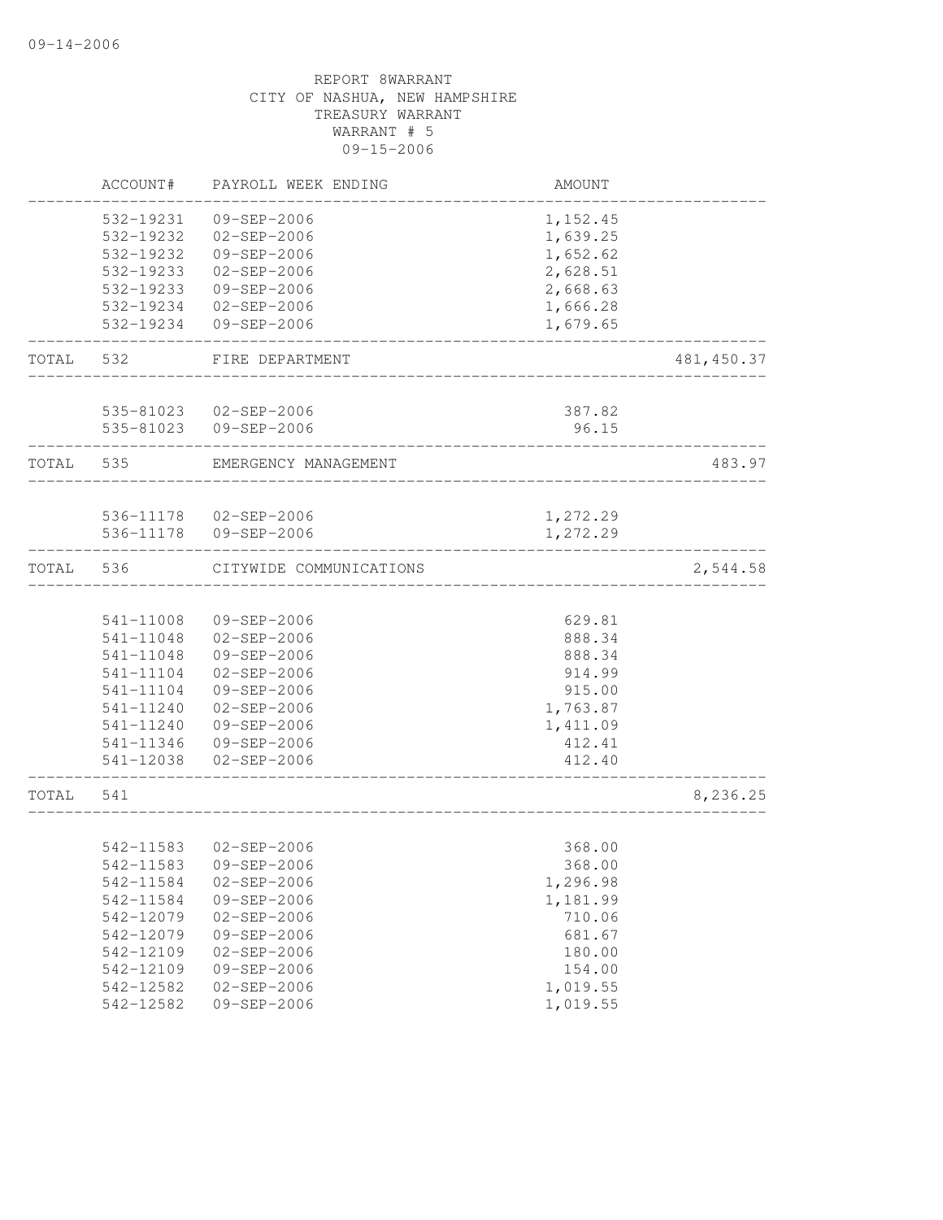09-14-2006

REPORT 8WARRANT
CITY OF NASHUA, NEW HAMPSHIRE
TREASURY WARRANT
WARRANT # 5
09-15-2006

| | ACCOUNT# | PAYROLL WEEK ENDING | AMOUNT | |
|---|---|---|---|---|
| | 532-19231 | 09-SEP-2006 | 1,152.45 | |
| | 532-19232 | 02-SEP-2006 | 1,639.25 | |
| | 532-19232 | 09-SEP-2006 | 1,652.62 | |
| | 532-19233 | 02-SEP-2006 | 2,628.51 | |
| | 532-19233 | 09-SEP-2006 | 2,668.63 | |
| | 532-19234 | 02-SEP-2006 | 1,666.28 | |
| | 532-19234 | 09-SEP-2006 | 1,679.65 | |
| TOTAL | 532 | FIRE DEPARTMENT | | 481,450.37 |
| | 535-81023 | 02-SEP-2006 | 387.82 | |
| | 535-81023 | 09-SEP-2006 | 96.15 | |
| TOTAL | 535 | EMERGENCY MANAGEMENT | | 483.97 |
| | 536-11178 | 02-SEP-2006 | 1,272.29 | |
| | 536-11178 | 09-SEP-2006 | 1,272.29 | |
| TOTAL | 536 | CITYWIDE COMMUNICATIONS | | 2,544.58 |
| | 541-11008 | 09-SEP-2006 | 629.81 | |
| | 541-11048 | 02-SEP-2006 | 888.34 | |
| | 541-11048 | 09-SEP-2006 | 888.34 | |
| | 541-11104 | 02-SEP-2006 | 914.99 | |
| | 541-11104 | 09-SEP-2006 | 915.00 | |
| | 541-11240 | 02-SEP-2006 | 1,763.87 | |
| | 541-11240 | 09-SEP-2006 | 1,411.09 | |
| | 541-11346 | 09-SEP-2006 | 412.41 | |
| | 541-12038 | 02-SEP-2006 | 412.40 | |
| TOTAL | 541 | | | 8,236.25 |
| | 542-11583 | 02-SEP-2006 | 368.00 | |
| | 542-11583 | 09-SEP-2006 | 368.00 | |
| | 542-11584 | 02-SEP-2006 | 1,296.98 | |
| | 542-11584 | 09-SEP-2006 | 1,181.99 | |
| | 542-12079 | 02-SEP-2006 | 710.06 | |
| | 542-12079 | 09-SEP-2006 | 681.67 | |
| | 542-12109 | 02-SEP-2006 | 180.00 | |
| | 542-12109 | 09-SEP-2006 | 154.00 | |
| | 542-12582 | 02-SEP-2006 | 1,019.55 | |
| | 542-12582 | 09-SEP-2006 | 1,019.55 | |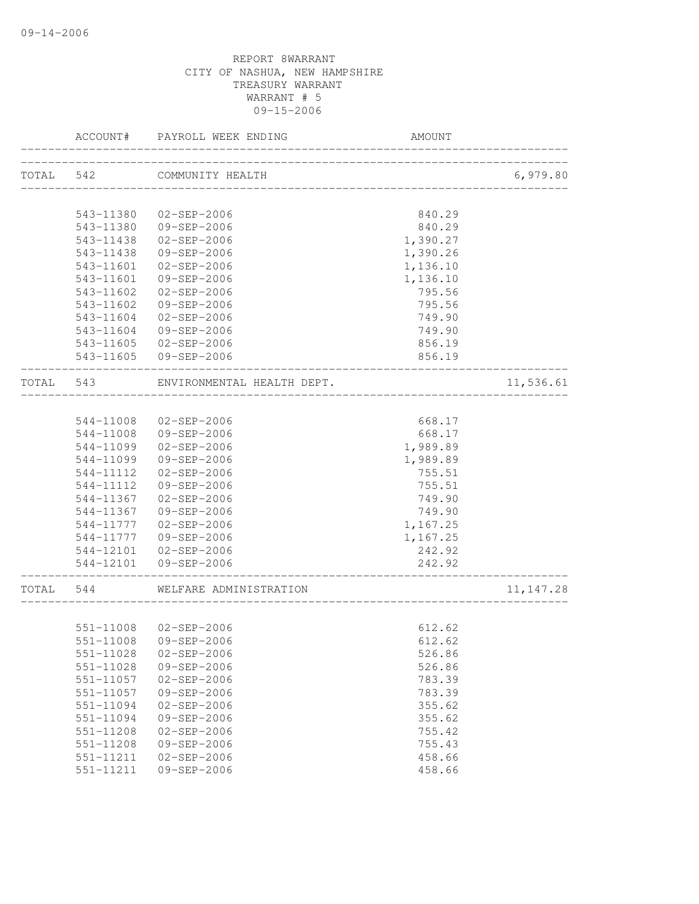REPORT 8WARRANT
CITY OF NASHUA, NEW HAMPSHIRE
TREASURY WARRANT
WARRANT # 5
09-15-2006

| ACCOUNT# | PAYROLL WEEK ENDING | AMOUNT | |
|---|---|---|---|
| TOTAL 542 | COMMUNITY HEALTH | | 6,979.80 |
| 543-11380 | 02-SEP-2006 | 840.29 | |
| 543-11380 | 09-SEP-2006 | 840.29 | |
| 543-11438 | 02-SEP-2006 | 1,390.27 | |
| 543-11438 | 09-SEP-2006 | 1,390.26 | |
| 543-11601 | 02-SEP-2006 | 1,136.10 | |
| 543-11601 | 09-SEP-2006 | 1,136.10 | |
| 543-11602 | 02-SEP-2006 | 795.56 | |
| 543-11602 | 09-SEP-2006 | 795.56 | |
| 543-11604 | 02-SEP-2006 | 749.90 | |
| 543-11604 | 09-SEP-2006 | 749.90 | |
| 543-11605 | 02-SEP-2006 | 856.19 | |
| 543-11605 | 09-SEP-2006 | 856.19 | |
| TOTAL 543 | ENVIRONMENTAL HEALTH DEPT. | | 11,536.61 |
| 544-11008 | 02-SEP-2006 | 668.17 | |
| 544-11008 | 09-SEP-2006 | 668.17 | |
| 544-11099 | 02-SEP-2006 | 1,989.89 | |
| 544-11099 | 09-SEP-2006 | 1,989.89 | |
| 544-11112 | 02-SEP-2006 | 755.51 | |
| 544-11112 | 09-SEP-2006 | 755.51 | |
| 544-11367 | 02-SEP-2006 | 749.90 | |
| 544-11367 | 09-SEP-2006 | 749.90 | |
| 544-11777 | 02-SEP-2006 | 1,167.25 | |
| 544-11777 | 09-SEP-2006 | 1,167.25 | |
| 544-12101 | 02-SEP-2006 | 242.92 | |
| 544-12101 | 09-SEP-2006 | 242.92 | |
| TOTAL 544 | WELFARE ADMINISTRATION | | 11,147.28 |
| 551-11008 | 02-SEP-2006 | 612.62 | |
| 551-11008 | 09-SEP-2006 | 612.62 | |
| 551-11028 | 02-SEP-2006 | 526.86 | |
| 551-11028 | 09-SEP-2006 | 526.86 | |
| 551-11057 | 02-SEP-2006 | 783.39 | |
| 551-11057 | 09-SEP-2006 | 783.39 | |
| 551-11094 | 02-SEP-2006 | 355.62 | |
| 551-11094 | 09-SEP-2006 | 355.62 | |
| 551-11208 | 02-SEP-2006 | 755.42 | |
| 551-11208 | 09-SEP-2006 | 755.43 | |
| 551-11211 | 02-SEP-2006 | 458.66 | |
| 551-11211 | 09-SEP-2006 | 458.66 | |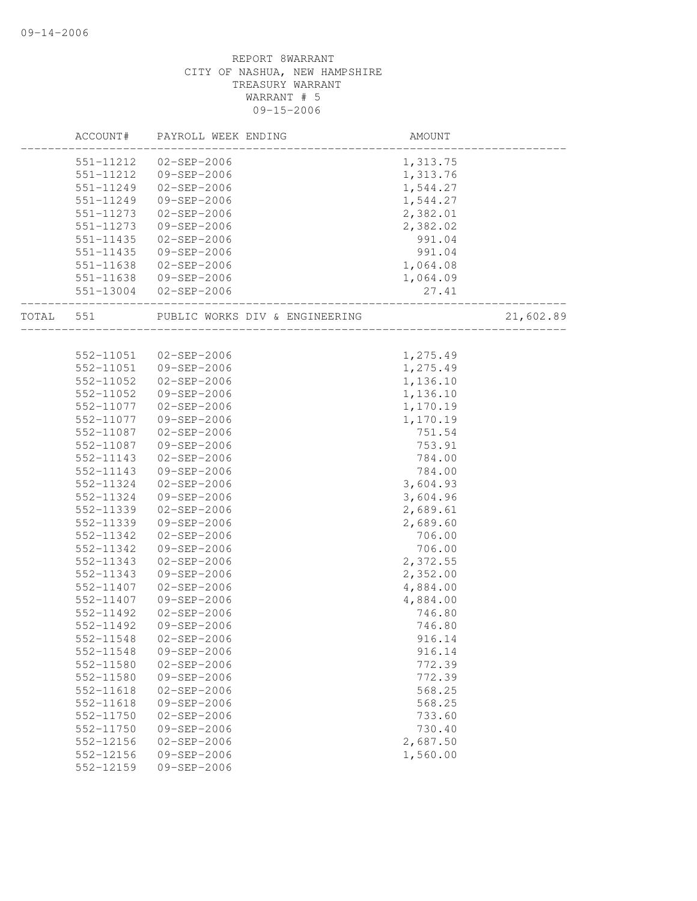09-14-2006

REPORT 8WARRANT
CITY OF NASHUA, NEW HAMPSHIRE
TREASURY WARRANT
WARRANT # 5
09-15-2006

| | ACCOUNT# | PAYROLL WEEK ENDING | AMOUNT | |
|---|---|---|---|---|
| | 551-11212 | 02-SEP-2006 | 1,313.75 | |
| | 551-11212 | 09-SEP-2006 | 1,313.76 | |
| | 551-11249 | 02-SEP-2006 | 1,544.27 | |
| | 551-11249 | 09-SEP-2006 | 1,544.27 | |
| | 551-11273 | 02-SEP-2006 | 2,382.01 | |
| | 551-11273 | 09-SEP-2006 | 2,382.02 | |
| | 551-11435 | 02-SEP-2006 | 991.04 | |
| | 551-11435 | 09-SEP-2006 | 991.04 | |
| | 551-11638 | 02-SEP-2006 | 1,064.08 | |
| | 551-11638 | 09-SEP-2006 | 1,064.09 | |
| | 551-13004 | 02-SEP-2006 | 27.41 | |
| TOTAL | 551 | PUBLIC WORKS DIV & ENGINEERING | | 21,602.89 |
| | 552-11051 | 02-SEP-2006 | 1,275.49 | |
| | 552-11051 | 09-SEP-2006 | 1,275.49 | |
| | 552-11052 | 02-SEP-2006 | 1,136.10 | |
| | 552-11052 | 09-SEP-2006 | 1,136.10 | |
| | 552-11077 | 02-SEP-2006 | 1,170.19 | |
| | 552-11077 | 09-SEP-2006 | 1,170.19 | |
| | 552-11087 | 02-SEP-2006 | 751.54 | |
| | 552-11087 | 09-SEP-2006 | 753.91 | |
| | 552-11143 | 02-SEP-2006 | 784.00 | |
| | 552-11143 | 09-SEP-2006 | 784.00 | |
| | 552-11324 | 02-SEP-2006 | 3,604.93 | |
| | 552-11324 | 09-SEP-2006 | 3,604.96 | |
| | 552-11339 | 02-SEP-2006 | 2,689.61 | |
| | 552-11339 | 09-SEP-2006 | 2,689.60 | |
| | 552-11342 | 02-SEP-2006 | 706.00 | |
| | 552-11342 | 09-SEP-2006 | 706.00 | |
| | 552-11343 | 02-SEP-2006 | 2,372.55 | |
| | 552-11343 | 09-SEP-2006 | 2,352.00 | |
| | 552-11407 | 02-SEP-2006 | 4,884.00 | |
| | 552-11407 | 09-SEP-2006 | 4,884.00 | |
| | 552-11492 | 02-SEP-2006 | 746.80 | |
| | 552-11492 | 09-SEP-2006 | 746.80 | |
| | 552-11548 | 02-SEP-2006 | 916.14 | |
| | 552-11548 | 09-SEP-2006 | 916.14 | |
| | 552-11580 | 02-SEP-2006 | 772.39 | |
| | 552-11580 | 09-SEP-2006 | 772.39 | |
| | 552-11618 | 02-SEP-2006 | 568.25 | |
| | 552-11618 | 09-SEP-2006 | 568.25 | |
| | 552-11750 | 02-SEP-2006 | 733.60 | |
| | 552-11750 | 09-SEP-2006 | 730.40 | |
| | 552-12156 | 02-SEP-2006 | 2,687.50 | |
| | 552-12156 | 09-SEP-2006 | 1,560.00 | |
| | 552-12159 | 09-SEP-2006 | | |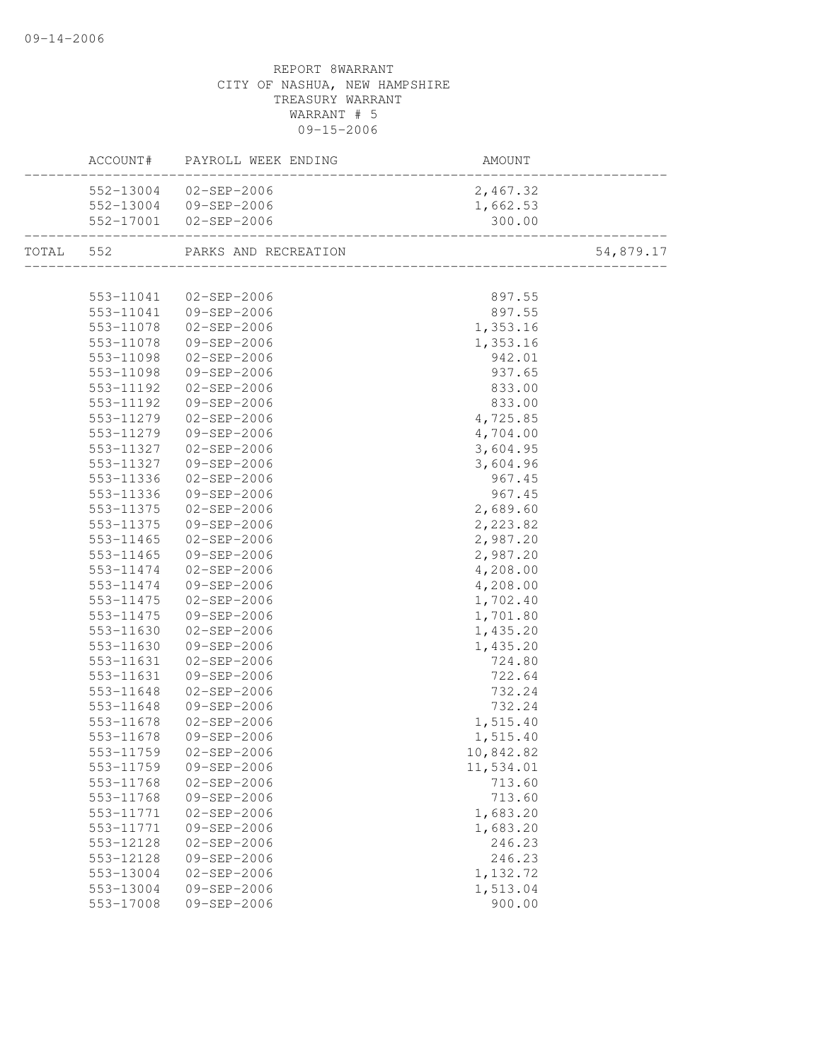REPORT 8WARRANT
CITY OF NASHUA, NEW HAMPSHIRE
TREASURY WARRANT
WARRANT # 5
09-15-2006

| | ACCOUNT# | PAYROLL WEEK ENDING | AMOUNT | |
|---|---|---|---|---|
| | 552-13004 | 02-SEP-2006 | 2,467.32 | |
| | 552-13004 | 09-SEP-2006 | 1,662.53 | |
| | 552-17001 | 02-SEP-2006 | 300.00 | |
| TOTAL | 552 | PARKS AND RECREATION | | 54,879.17 |
| | 553-11041 | 02-SEP-2006 | 897.55 | |
| | 553-11041 | 09-SEP-2006 | 897.55 | |
| | 553-11078 | 02-SEP-2006 | 1,353.16 | |
| | 553-11078 | 09-SEP-2006 | 1,353.16 | |
| | 553-11098 | 02-SEP-2006 | 942.01 | |
| | 553-11098 | 09-SEP-2006 | 937.65 | |
| | 553-11192 | 02-SEP-2006 | 833.00 | |
| | 553-11192 | 09-SEP-2006 | 833.00 | |
| | 553-11279 | 02-SEP-2006 | 4,725.85 | |
| | 553-11279 | 09-SEP-2006 | 4,704.00 | |
| | 553-11327 | 02-SEP-2006 | 3,604.95 | |
| | 553-11327 | 09-SEP-2006 | 3,604.96 | |
| | 553-11336 | 02-SEP-2006 | 967.45 | |
| | 553-11336 | 09-SEP-2006 | 967.45 | |
| | 553-11375 | 02-SEP-2006 | 2,689.60 | |
| | 553-11375 | 09-SEP-2006 | 2,223.82 | |
| | 553-11465 | 02-SEP-2006 | 2,987.20 | |
| | 553-11465 | 09-SEP-2006 | 2,987.20 | |
| | 553-11474 | 02-SEP-2006 | 4,208.00 | |
| | 553-11474 | 09-SEP-2006 | 4,208.00 | |
| | 553-11475 | 02-SEP-2006 | 1,702.40 | |
| | 553-11475 | 09-SEP-2006 | 1,701.80 | |
| | 553-11630 | 02-SEP-2006 | 1,435.20 | |
| | 553-11630 | 09-SEP-2006 | 1,435.20 | |
| | 553-11631 | 02-SEP-2006 | 724.80 | |
| | 553-11631 | 09-SEP-2006 | 722.64 | |
| | 553-11648 | 02-SEP-2006 | 732.24 | |
| | 553-11648 | 09-SEP-2006 | 732.24 | |
| | 553-11678 | 02-SEP-2006 | 1,515.40 | |
| | 553-11678 | 09-SEP-2006 | 1,515.40 | |
| | 553-11759 | 02-SEP-2006 | 10,842.82 | |
| | 553-11759 | 09-SEP-2006 | 11,534.01 | |
| | 553-11768 | 02-SEP-2006 | 713.60 | |
| | 553-11768 | 09-SEP-2006 | 713.60 | |
| | 553-11771 | 02-SEP-2006 | 1,683.20 | |
| | 553-11771 | 09-SEP-2006 | 1,683.20 | |
| | 553-12128 | 02-SEP-2006 | 246.23 | |
| | 553-12128 | 09-SEP-2006 | 246.23 | |
| | 553-13004 | 02-SEP-2006 | 1,132.72 | |
| | 553-13004 | 09-SEP-2006 | 1,513.04 | |
| | 553-17008 | 09-SEP-2006 | 900.00 | |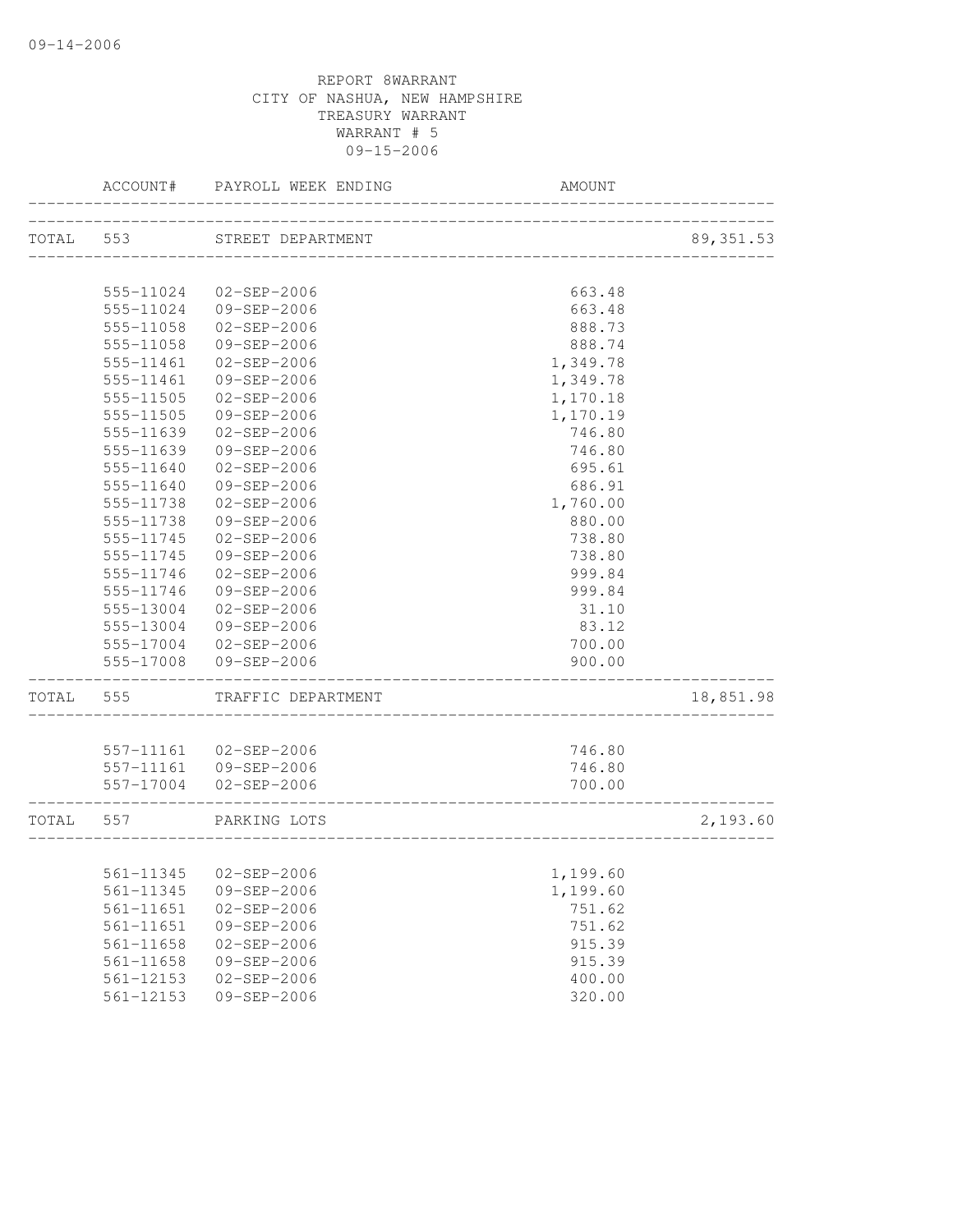REPORT 8WARRANT
CITY OF NASHUA, NEW HAMPSHIRE
TREASURY WARRANT
WARRANT # 5
09-15-2006

| | ACCOUNT# | PAYROLL WEEK ENDING | AMOUNT | |
|---|---|---|---|---|
| TOTAL | 553 | STREET DEPARTMENT | | 89,351.53 |
| | 555-11024 | 02-SEP-2006 | 663.48 | |
| | 555-11024 | 09-SEP-2006 | 663.48 | |
| | 555-11058 | 02-SEP-2006 | 888.73 | |
| | 555-11058 | 09-SEP-2006 | 888.74 | |
| | 555-11461 | 02-SEP-2006 | 1,349.78 | |
| | 555-11461 | 09-SEP-2006 | 1,349.78 | |
| | 555-11505 | 02-SEP-2006 | 1,170.18 | |
| | 555-11505 | 09-SEP-2006 | 1,170.19 | |
| | 555-11639 | 02-SEP-2006 | 746.80 | |
| | 555-11639 | 09-SEP-2006 | 746.80 | |
| | 555-11640 | 02-SEP-2006 | 695.61 | |
| | 555-11640 | 09-SEP-2006 | 686.91 | |
| | 555-11738 | 02-SEP-2006 | 1,760.00 | |
| | 555-11738 | 09-SEP-2006 | 880.00 | |
| | 555-11745 | 02-SEP-2006 | 738.80 | |
| | 555-11745 | 09-SEP-2006 | 738.80 | |
| | 555-11746 | 02-SEP-2006 | 999.84 | |
| | 555-11746 | 09-SEP-2006 | 999.84 | |
| | 555-13004 | 02-SEP-2006 | 31.10 | |
| | 555-13004 | 09-SEP-2006 | 83.12 | |
| | 555-17004 | 02-SEP-2006 | 700.00 | |
| | 555-17008 | 09-SEP-2006 | 900.00 | |
| TOTAL | 555 | TRAFFIC DEPARTMENT | | 18,851.98 |
| | 557-11161 | 02-SEP-2006 | 746.80 | |
| | 557-11161 | 09-SEP-2006 | 746.80 | |
| | 557-17004 | 02-SEP-2006 | 700.00 | |
| TOTAL | 557 | PARKING LOTS | | 2,193.60 |
| | 561-11345 | 02-SEP-2006 | 1,199.60 | |
| | 561-11345 | 09-SEP-2006 | 1,199.60 | |
| | 561-11651 | 02-SEP-2006 | 751.62 | |
| | 561-11651 | 09-SEP-2006 | 751.62 | |
| | 561-11658 | 02-SEP-2006 | 915.39 | |
| | 561-11658 | 09-SEP-2006 | 915.39 | |
| | 561-12153 | 02-SEP-2006 | 400.00 | |
| | 561-12153 | 09-SEP-2006 | 320.00 | |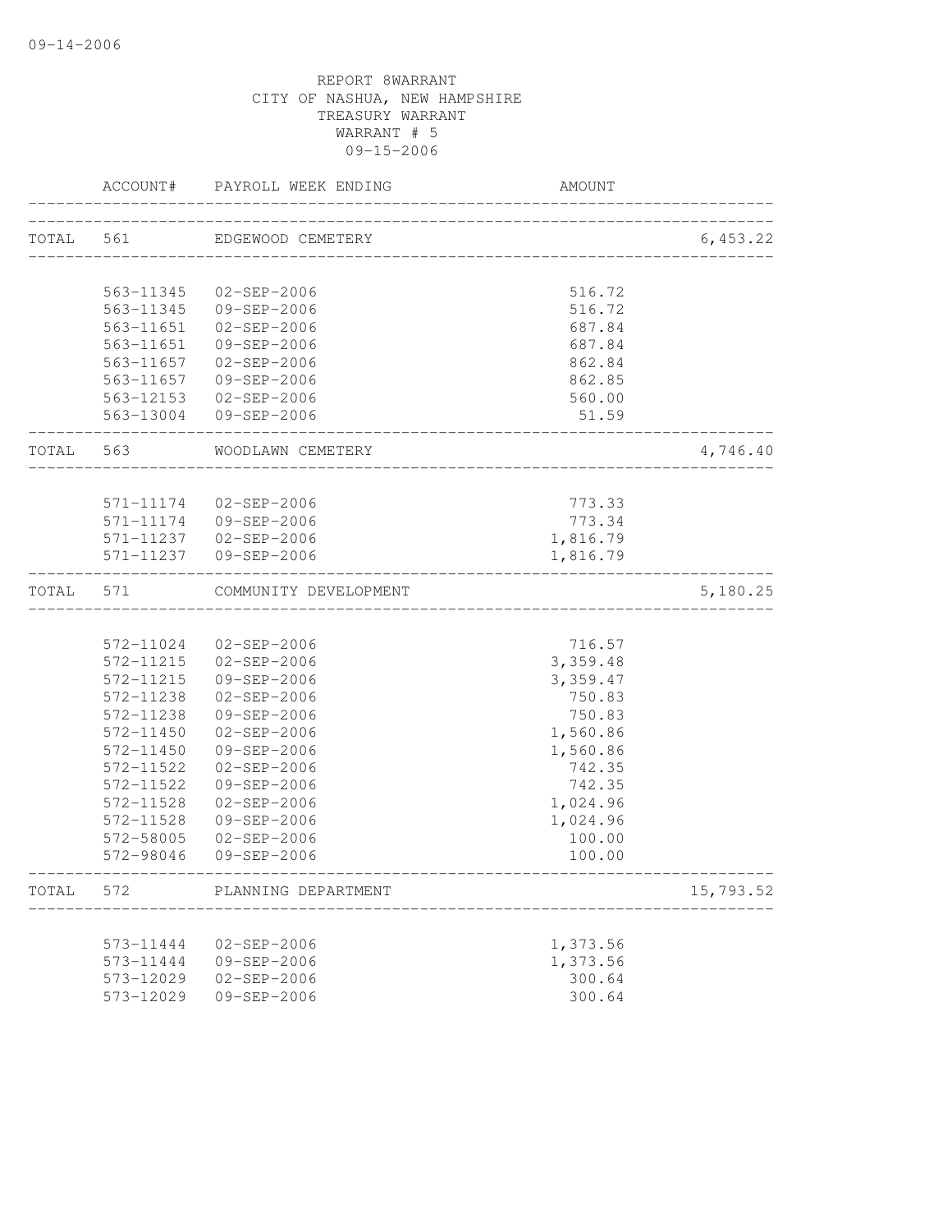REPORT 8WARRANT
CITY OF NASHUA, NEW HAMPSHIRE
TREASURY WARRANT
WARRANT # 5
09-15-2006

| | ACCOUNT# | PAYROLL WEEK ENDING | AMOUNT | |
|---|---|---|---|---|
| TOTAL | 561 | EDGEWOOD CEMETERY | | 6,453.22 |
| | 563-11345 | 02-SEP-2006 | 516.72 | |
| | 563-11345 | 09-SEP-2006 | 516.72 | |
| | 563-11651 | 02-SEP-2006 | 687.84 | |
| | 563-11651 | 09-SEP-2006 | 687.84 | |
| | 563-11657 | 02-SEP-2006 | 862.84 | |
| | 563-11657 | 09-SEP-2006 | 862.85 | |
| | 563-12153 | 02-SEP-2006 | 560.00 | |
| | 563-13004 | 09-SEP-2006 | 51.59 | |
| TOTAL | 563 | WOODLAWN CEMETERY | | 4,746.40 |
| | 571-11174 | 02-SEP-2006 | 773.33 | |
| | 571-11174 | 09-SEP-2006 | 773.34 | |
| | 571-11237 | 02-SEP-2006 | 1,816.79 | |
| | 571-11237 | 09-SEP-2006 | 1,816.79 | |
| TOTAL | 571 | COMMUNITY DEVELOPMENT | | 5,180.25 |
| | 572-11024 | 02-SEP-2006 | 716.57 | |
| | 572-11215 | 02-SEP-2006 | 3,359.48 | |
| | 572-11215 | 09-SEP-2006 | 3,359.47 | |
| | 572-11238 | 02-SEP-2006 | 750.83 | |
| | 572-11238 | 09-SEP-2006 | 750.83 | |
| | 572-11450 | 02-SEP-2006 | 1,560.86 | |
| | 572-11450 | 09-SEP-2006 | 1,560.86 | |
| | 572-11522 | 02-SEP-2006 | 742.35 | |
| | 572-11522 | 09-SEP-2006 | 742.35 | |
| | 572-11528 | 02-SEP-2006 | 1,024.96 | |
| | 572-11528 | 09-SEP-2006 | 1,024.96 | |
| | 572-58005 | 02-SEP-2006 | 100.00 | |
| | 572-98046 | 09-SEP-2006 | 100.00 | |
| TOTAL | 572 | PLANNING DEPARTMENT | | 15,793.52 |
| | 573-11444 | 02-SEP-2006 | 1,373.56 | |
| | 573-11444 | 09-SEP-2006 | 1,373.56 | |
| | 573-12029 | 02-SEP-2006 | 300.64 | |
| | 573-12029 | 09-SEP-2006 | 300.64 | |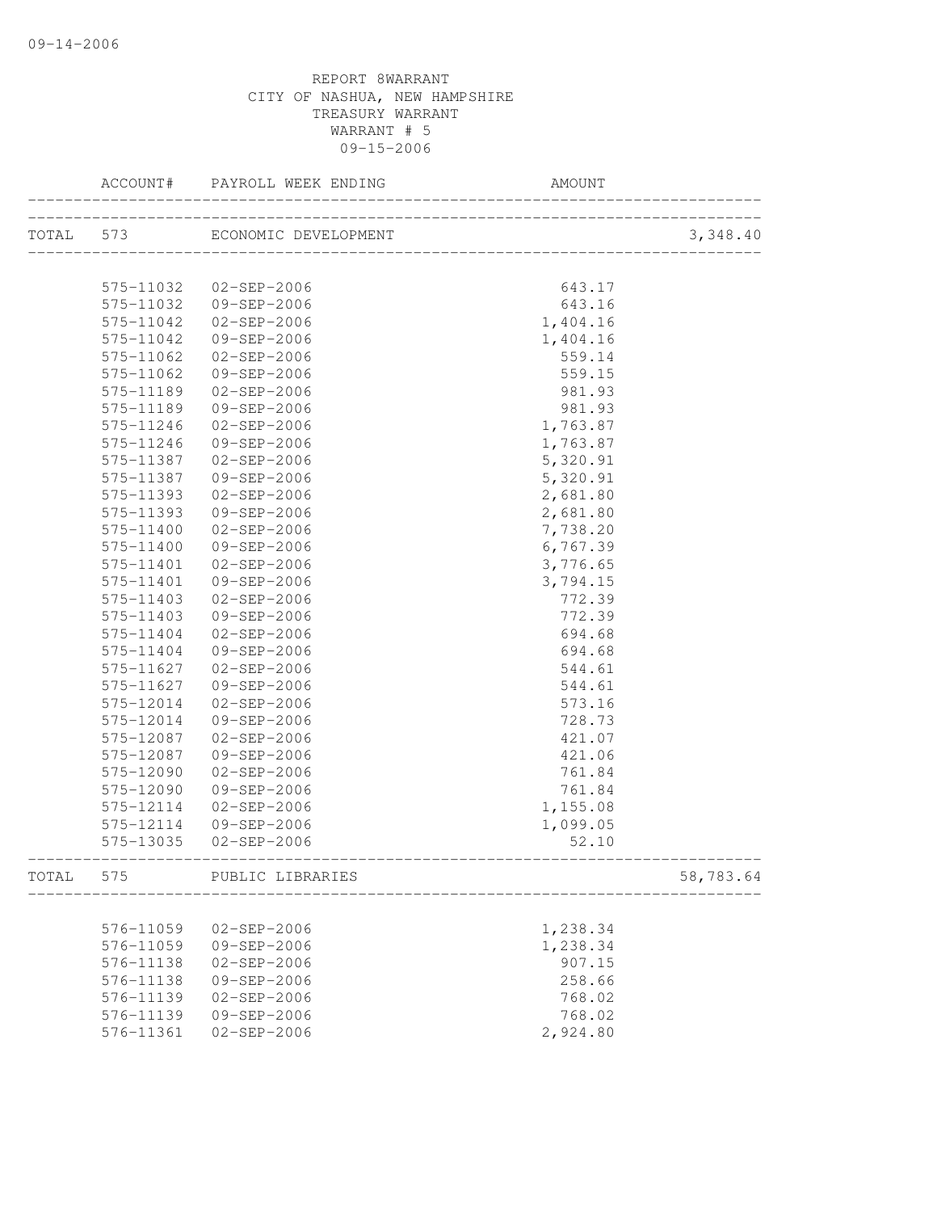REPORT 8WARRANT
CITY OF NASHUA, NEW HAMPSHIRE
TREASURY WARRANT
WARRANT # 5
09-15-2006

| | ACCOUNT# | PAYROLL WEEK ENDING | AMOUNT | |
|---|---|---|---|---|
| TOTAL | 573 | ECONOMIC DEVELOPMENT | | 3,348.40 |
| | 575-11032 | 02-SEP-2006 | 643.17 | |
| | 575-11032 | 09-SEP-2006 | 643.16 | |
| | 575-11042 | 02-SEP-2006 | 1,404.16 | |
| | 575-11042 | 09-SEP-2006 | 1,404.16 | |
| | 575-11062 | 02-SEP-2006 | 559.14 | |
| | 575-11062 | 09-SEP-2006 | 559.15 | |
| | 575-11189 | 02-SEP-2006 | 981.93 | |
| | 575-11189 | 09-SEP-2006 | 981.93 | |
| | 575-11246 | 02-SEP-2006 | 1,763.87 | |
| | 575-11246 | 09-SEP-2006 | 1,763.87 | |
| | 575-11387 | 02-SEP-2006 | 5,320.91 | |
| | 575-11387 | 09-SEP-2006 | 5,320.91 | |
| | 575-11393 | 02-SEP-2006 | 2,681.80 | |
| | 575-11393 | 09-SEP-2006 | 2,681.80 | |
| | 575-11400 | 02-SEP-2006 | 7,738.20 | |
| | 575-11400 | 09-SEP-2006 | 6,767.39 | |
| | 575-11401 | 02-SEP-2006 | 3,776.65 | |
| | 575-11401 | 09-SEP-2006 | 3,794.15 | |
| | 575-11403 | 02-SEP-2006 | 772.39 | |
| | 575-11403 | 09-SEP-2006 | 772.39 | |
| | 575-11404 | 02-SEP-2006 | 694.68 | |
| | 575-11404 | 09-SEP-2006 | 694.68 | |
| | 575-11627 | 02-SEP-2006 | 544.61 | |
| | 575-11627 | 09-SEP-2006 | 544.61 | |
| | 575-12014 | 02-SEP-2006 | 573.16 | |
| | 575-12014 | 09-SEP-2006 | 728.73 | |
| | 575-12087 | 02-SEP-2006 | 421.07 | |
| | 575-12087 | 09-SEP-2006 | 421.06 | |
| | 575-12090 | 02-SEP-2006 | 761.84 | |
| | 575-12090 | 09-SEP-2006 | 761.84 | |
| | 575-12114 | 02-SEP-2006 | 1,155.08 | |
| | 575-12114 | 09-SEP-2006 | 1,099.05 | |
| | 575-13035 | 02-SEP-2006 | 52.10 | |
| TOTAL | 575 | PUBLIC LIBRARIES | | 58,783.64 |
| | 576-11059 | 02-SEP-2006 | 1,238.34 | |
| | 576-11059 | 09-SEP-2006 | 1,238.34 | |
| | 576-11138 | 02-SEP-2006 | 907.15 | |
| | 576-11138 | 09-SEP-2006 | 258.66 | |
| | 576-11139 | 02-SEP-2006 | 768.02 | |
| | 576-11139 | 09-SEP-2006 | 768.02 | |
| | 576-11361 | 02-SEP-2006 | 2,924.80 | |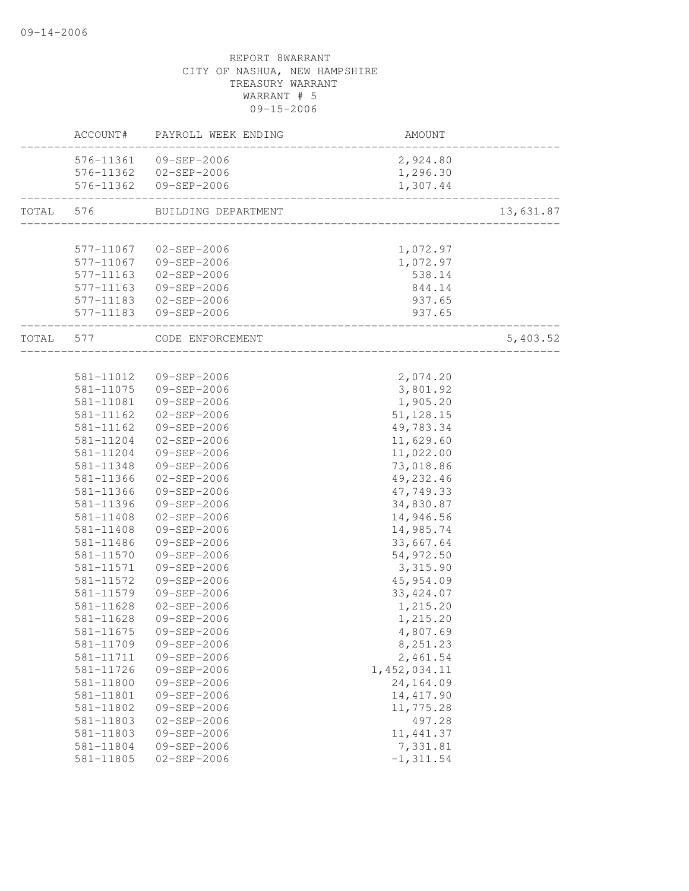REPORT 8WARRANT
CITY OF NASHUA, NEW HAMPSHIRE
TREASURY WARRANT
WARRANT # 5
09-15-2006

| | ACCOUNT# | PAYROLL WEEK ENDING | AMOUNT | |
|---|---|---|---|---|
| | 576-11361 | 09-SEP-2006 | 2,924.80 | |
| | 576-11362 | 02-SEP-2006 | 1,296.30 | |
| | 576-11362 | 09-SEP-2006 | 1,307.44 | |
| TOTAL | 576 | BUILDING DEPARTMENT | | 13,631.87 |
| | 577-11067 | 02-SEP-2006 | 1,072.97 | |
| | 577-11067 | 09-SEP-2006 | 1,072.97 | |
| | 577-11163 | 02-SEP-2006 | 538.14 | |
| | 577-11163 | 09-SEP-2006 | 844.14 | |
| | 577-11183 | 02-SEP-2006 | 937.65 | |
| | 577-11183 | 09-SEP-2006 | 937.65 | |
| TOTAL | 577 | CODE ENFORCEMENT | | 5,403.52 |
| | 581-11012 | 09-SEP-2006 | 2,074.20 | |
| | 581-11075 | 09-SEP-2006 | 3,801.92 | |
| | 581-11081 | 09-SEP-2006 | 1,905.20 | |
| | 581-11162 | 02-SEP-2006 | 51,128.15 | |
| | 581-11162 | 09-SEP-2006 | 49,783.34 | |
| | 581-11204 | 02-SEP-2006 | 11,629.60 | |
| | 581-11204 | 09-SEP-2006 | 11,022.00 | |
| | 581-11348 | 09-SEP-2006 | 73,018.86 | |
| | 581-11366 | 02-SEP-2006 | 49,232.46 | |
| | 581-11366 | 09-SEP-2006 | 47,749.33 | |
| | 581-11396 | 09-SEP-2006 | 34,830.87 | |
| | 581-11408 | 02-SEP-2006 | 14,946.56 | |
| | 581-11408 | 09-SEP-2006 | 14,985.74 | |
| | 581-11486 | 09-SEP-2006 | 33,667.64 | |
| | 581-11570 | 09-SEP-2006 | 54,972.50 | |
| | 581-11571 | 09-SEP-2006 | 3,315.90 | |
| | 581-11572 | 09-SEP-2006 | 45,954.09 | |
| | 581-11579 | 09-SEP-2006 | 33,424.07 | |
| | 581-11628 | 02-SEP-2006 | 1,215.20 | |
| | 581-11628 | 09-SEP-2006 | 1,215.20 | |
| | 581-11675 | 09-SEP-2006 | 4,807.69 | |
| | 581-11709 | 09-SEP-2006 | 8,251.23 | |
| | 581-11711 | 09-SEP-2006 | 2,461.54 | |
| | 581-11726 | 09-SEP-2006 | 1,452,034.11 | |
| | 581-11800 | 09-SEP-2006 | 24,164.09 | |
| | 581-11801 | 09-SEP-2006 | 14,417.90 | |
| | 581-11802 | 09-SEP-2006 | 11,775.28 | |
| | 581-11803 | 02-SEP-2006 | 497.28 | |
| | 581-11803 | 09-SEP-2006 | 11,441.37 | |
| | 581-11804 | 09-SEP-2006 | 7,331.81 | |
| | 581-11805 | 02-SEP-2006 | -1,311.54 | |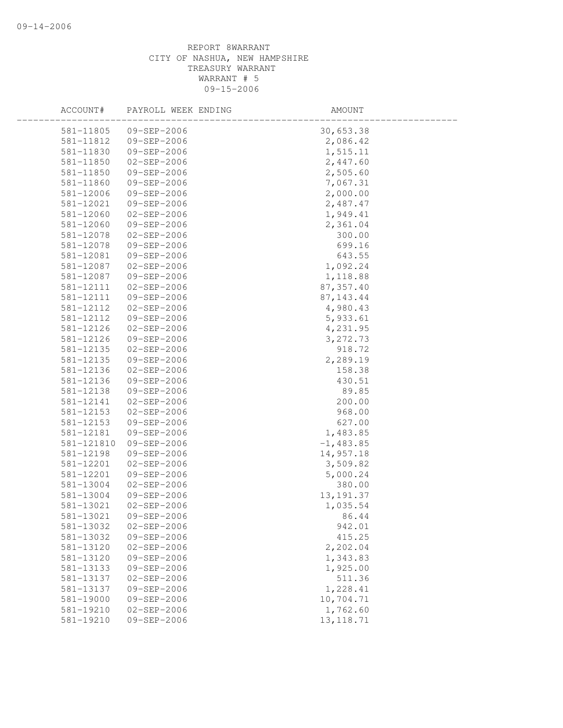REPORT 8WARRANT
CITY OF NASHUA, NEW HAMPSHIRE
TREASURY WARRANT
WARRANT # 5
09-15-2006

| ACCOUNT# | PAYROLL WEEK ENDING | AMOUNT |
|---|---|---|
| 581-11805 | 09-SEP-2006 | 30,653.38 |
| 581-11812 | 09-SEP-2006 | 2,086.42 |
| 581-11830 | 09-SEP-2006 | 1,515.11 |
| 581-11850 | 02-SEP-2006 | 2,447.60 |
| 581-11850 | 09-SEP-2006 | 2,505.60 |
| 581-11860 | 09-SEP-2006 | 7,067.31 |
| 581-12006 | 09-SEP-2006 | 2,000.00 |
| 581-12021 | 09-SEP-2006 | 2,487.47 |
| 581-12060 | 02-SEP-2006 | 1,949.41 |
| 581-12060 | 09-SEP-2006 | 2,361.04 |
| 581-12078 | 02-SEP-2006 | 300.00 |
| 581-12078 | 09-SEP-2006 | 699.16 |
| 581-12081 | 09-SEP-2006 | 643.55 |
| 581-12087 | 02-SEP-2006 | 1,092.24 |
| 581-12087 | 09-SEP-2006 | 1,118.88 |
| 581-12111 | 02-SEP-2006 | 87,357.40 |
| 581-12111 | 09-SEP-2006 | 87,143.44 |
| 581-12112 | 02-SEP-2006 | 4,980.43 |
| 581-12112 | 09-SEP-2006 | 5,933.61 |
| 581-12126 | 02-SEP-2006 | 4,231.95 |
| 581-12126 | 09-SEP-2006 | 3,272.73 |
| 581-12135 | 02-SEP-2006 | 918.72 |
| 581-12135 | 09-SEP-2006 | 2,289.19 |
| 581-12136 | 02-SEP-2006 | 158.38 |
| 581-12136 | 09-SEP-2006 | 430.51 |
| 581-12138 | 09-SEP-2006 | 89.85 |
| 581-12141 | 02-SEP-2006 | 200.00 |
| 581-12153 | 02-SEP-2006 | 968.00 |
| 581-12153 | 09-SEP-2006 | 627.00 |
| 581-12181 | 09-SEP-2006 | 1,483.85 |
| 581-121810 | 09-SEP-2006 | -1,483.85 |
| 581-12198 | 09-SEP-2006 | 14,957.18 |
| 581-12201 | 02-SEP-2006 | 3,509.82 |
| 581-12201 | 09-SEP-2006 | 5,000.24 |
| 581-13004 | 02-SEP-2006 | 380.00 |
| 581-13004 | 09-SEP-2006 | 13,191.37 |
| 581-13021 | 02-SEP-2006 | 1,035.54 |
| 581-13021 | 09-SEP-2006 | 86.44 |
| 581-13032 | 02-SEP-2006 | 942.01 |
| 581-13032 | 09-SEP-2006 | 415.25 |
| 581-13120 | 02-SEP-2006 | 2,202.04 |
| 581-13120 | 09-SEP-2006 | 1,343.83 |
| 581-13133 | 09-SEP-2006 | 1,925.00 |
| 581-13137 | 02-SEP-2006 | 511.36 |
| 581-13137 | 09-SEP-2006 | 1,228.41 |
| 581-19000 | 09-SEP-2006 | 10,704.71 |
| 581-19210 | 02-SEP-2006 | 1,762.60 |
| 581-19210 | 09-SEP-2006 | 13,118.71 |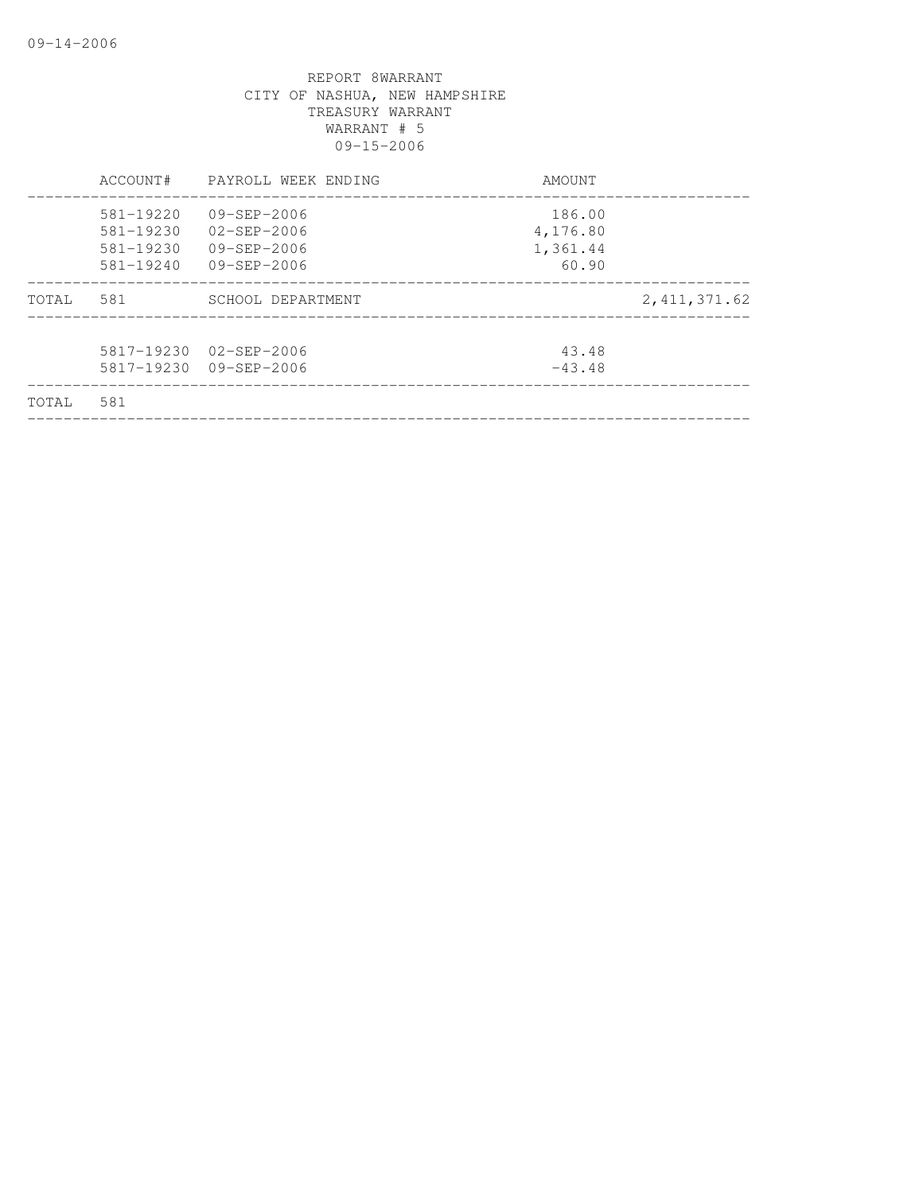REPORT 8WARRANT
CITY OF NASHUA, NEW HAMPSHIRE
TREASURY WARRANT
WARRANT # 5
09-15-2006

| | ACCOUNT# | PAYROLL WEEK ENDING | AMOUNT | |
|---|---|---|---|---|
| | 581-19220 | 09-SEP-2006 | 186.00 | |
| | 581-19230 | 02-SEP-2006 | 4,176.80 | |
| | 581-19230 | 09-SEP-2006 | 1,361.44 | |
| | 581-19240 | 09-SEP-2006 | 60.90 | |
| TOTAL | 581 | SCHOOL DEPARTMENT | | 2,411,371.62 |
| | 5817-19230 | 02-SEP-2006 | 43.48 | |
| | 5817-19230 | 09-SEP-2006 | -43.48 | |
| TOTAL | 581 | | | |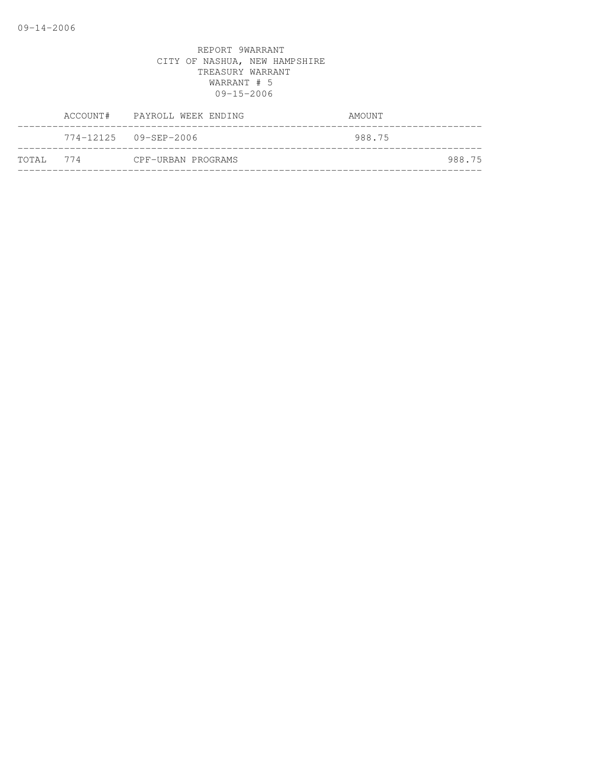09-14-2006

REPORT 9WARRANT
CITY OF NASHUA, NEW HAMPSHIRE
TREASURY WARRANT
WARRANT # 5
09-15-2006

| | ACCOUNT# | PAYROLL WEEK ENDING | AMOUNT | |
|---|---|---|---|---|
| | 774-12125 | 09-SEP-2006 | 988.75 | |
| TOTAL | 774 | CPF-URBAN PROGRAMS | | 988.75 |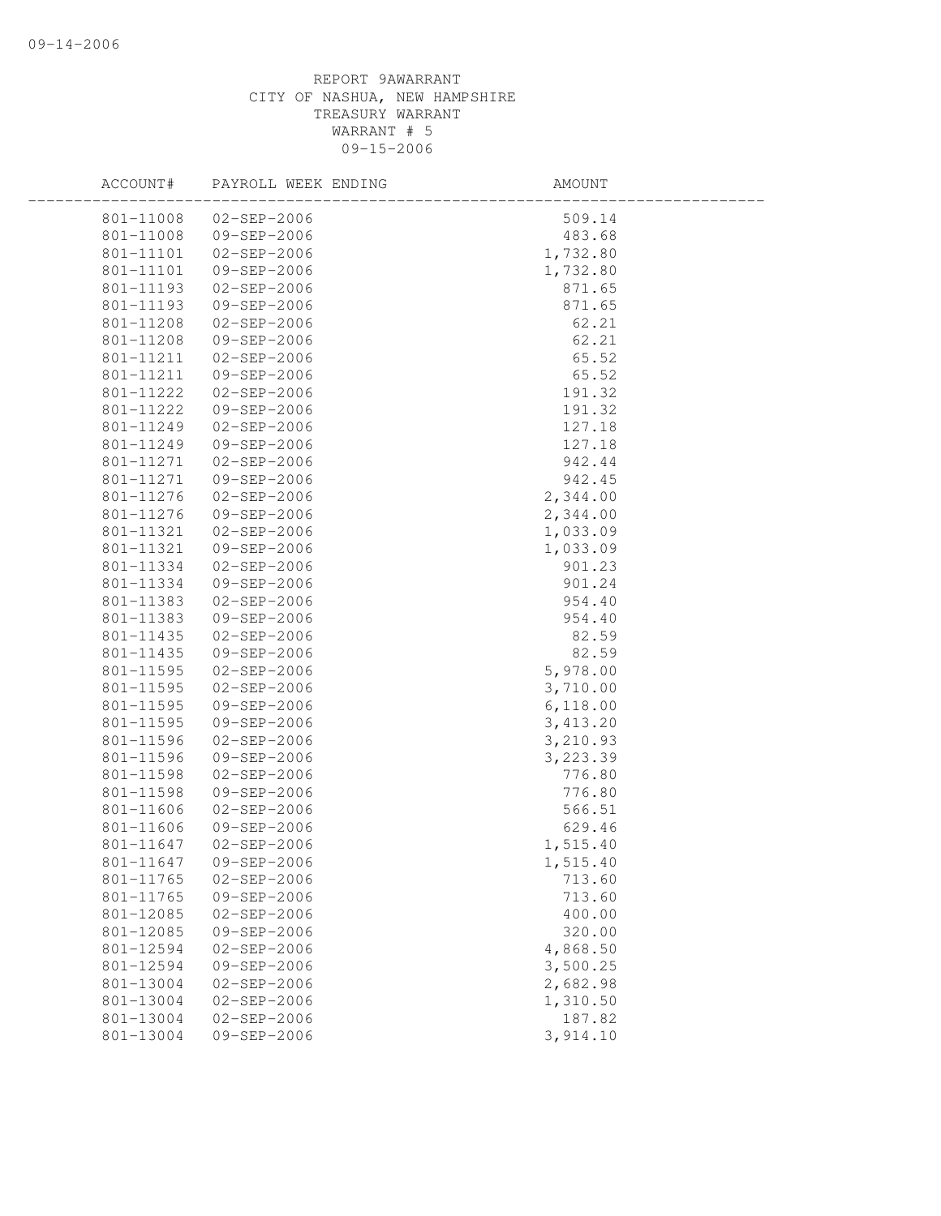REPORT 9AWARRANT
CITY OF NASHUA, NEW HAMPSHIRE
TREASURY WARRANT
WARRANT # 5
09-15-2006

| ACCOUNT# | PAYROLL WEEK ENDING | AMOUNT |
|---|---|---|
| 801-11008 | 02-SEP-2006 | 509.14 |
| 801-11008 | 09-SEP-2006 | 483.68 |
| 801-11101 | 02-SEP-2006 | 1,732.80 |
| 801-11101 | 09-SEP-2006 | 1,732.80 |
| 801-11193 | 02-SEP-2006 | 871.65 |
| 801-11193 | 09-SEP-2006 | 871.65 |
| 801-11208 | 02-SEP-2006 | 62.21 |
| 801-11208 | 09-SEP-2006 | 62.21 |
| 801-11211 | 02-SEP-2006 | 65.52 |
| 801-11211 | 09-SEP-2006 | 65.52 |
| 801-11222 | 02-SEP-2006 | 191.32 |
| 801-11222 | 09-SEP-2006 | 191.32 |
| 801-11249 | 02-SEP-2006 | 127.18 |
| 801-11249 | 09-SEP-2006 | 127.18 |
| 801-11271 | 02-SEP-2006 | 942.44 |
| 801-11271 | 09-SEP-2006 | 942.45 |
| 801-11276 | 02-SEP-2006 | 2,344.00 |
| 801-11276 | 09-SEP-2006 | 2,344.00 |
| 801-11321 | 02-SEP-2006 | 1,033.09 |
| 801-11321 | 09-SEP-2006 | 1,033.09 |
| 801-11334 | 02-SEP-2006 | 901.23 |
| 801-11334 | 09-SEP-2006 | 901.24 |
| 801-11383 | 02-SEP-2006 | 954.40 |
| 801-11383 | 09-SEP-2006 | 954.40 |
| 801-11435 | 02-SEP-2006 | 82.59 |
| 801-11435 | 09-SEP-2006 | 82.59 |
| 801-11595 | 02-SEP-2006 | 5,978.00 |
| 801-11595 | 02-SEP-2006 | 3,710.00 |
| 801-11595 | 09-SEP-2006 | 6,118.00 |
| 801-11595 | 09-SEP-2006 | 3,413.20 |
| 801-11596 | 02-SEP-2006 | 3,210.93 |
| 801-11596 | 09-SEP-2006 | 3,223.39 |
| 801-11598 | 02-SEP-2006 | 776.80 |
| 801-11598 | 09-SEP-2006 | 776.80 |
| 801-11606 | 02-SEP-2006 | 566.51 |
| 801-11606 | 09-SEP-2006 | 629.46 |
| 801-11647 | 02-SEP-2006 | 1,515.40 |
| 801-11647 | 09-SEP-2006 | 1,515.40 |
| 801-11765 | 02-SEP-2006 | 713.60 |
| 801-11765 | 09-SEP-2006 | 713.60 |
| 801-12085 | 02-SEP-2006 | 400.00 |
| 801-12085 | 09-SEP-2006 | 320.00 |
| 801-12594 | 02-SEP-2006 | 4,868.50 |
| 801-12594 | 09-SEP-2006 | 3,500.25 |
| 801-13004 | 02-SEP-2006 | 2,682.98 |
| 801-13004 | 02-SEP-2006 | 1,310.50 |
| 801-13004 | 02-SEP-2006 | 187.82 |
| 801-13004 | 09-SEP-2006 | 3,914.10 |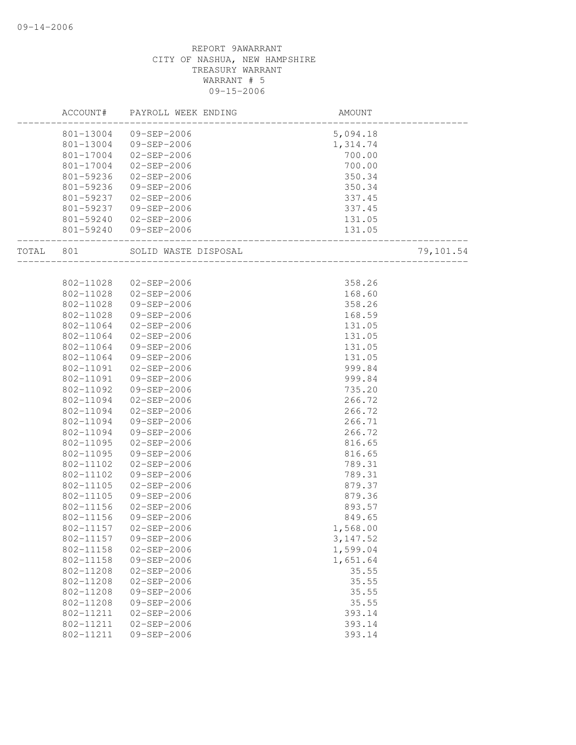REPORT 9AWARRANT
CITY OF NASHUA, NEW HAMPSHIRE
TREASURY WARRANT
WARRANT # 5
09-15-2006

| | ACCOUNT# | PAYROLL WEEK ENDING | AMOUNT | |
|---|---|---|---|---|
| | 801-13004 | 09-SEP-2006 | 5,094.18 | |
| | 801-13004 | 09-SEP-2006 | 1,314.74 | |
| | 801-17004 | 02-SEP-2006 | 700.00 | |
| | 801-17004 | 02-SEP-2006 | 700.00 | |
| | 801-59236 | 02-SEP-2006 | 350.34 | |
| | 801-59236 | 09-SEP-2006 | 350.34 | |
| | 801-59237 | 02-SEP-2006 | 337.45 | |
| | 801-59237 | 09-SEP-2006 | 337.45 | |
| | 801-59240 | 02-SEP-2006 | 131.05 | |
| | 801-59240 | 09-SEP-2006 | 131.05 | |
| TOTAL | 801 | SOLID WASTE DISPOSAL | | 79,101.54 |
| | 802-11028 | 02-SEP-2006 | 358.26 | |
| | 802-11028 | 02-SEP-2006 | 168.60 | |
| | 802-11028 | 09-SEP-2006 | 358.26 | |
| | 802-11028 | 09-SEP-2006 | 168.59 | |
| | 802-11064 | 02-SEP-2006 | 131.05 | |
| | 802-11064 | 02-SEP-2006 | 131.05 | |
| | 802-11064 | 09-SEP-2006 | 131.05 | |
| | 802-11064 | 09-SEP-2006 | 131.05 | |
| | 802-11091 | 02-SEP-2006 | 999.84 | |
| | 802-11091 | 09-SEP-2006 | 999.84 | |
| | 802-11092 | 09-SEP-2006 | 735.20 | |
| | 802-11094 | 02-SEP-2006 | 266.72 | |
| | 802-11094 | 02-SEP-2006 | 266.72 | |
| | 802-11094 | 09-SEP-2006 | 266.71 | |
| | 802-11094 | 09-SEP-2006 | 266.72 | |
| | 802-11095 | 02-SEP-2006 | 816.65 | |
| | 802-11095 | 09-SEP-2006 | 816.65 | |
| | 802-11102 | 02-SEP-2006 | 789.31 | |
| | 802-11102 | 09-SEP-2006 | 789.31 | |
| | 802-11105 | 02-SEP-2006 | 879.37 | |
| | 802-11105 | 09-SEP-2006 | 879.36 | |
| | 802-11156 | 02-SEP-2006 | 893.57 | |
| | 802-11156 | 09-SEP-2006 | 849.65 | |
| | 802-11157 | 02-SEP-2006 | 1,568.00 | |
| | 802-11157 | 09-SEP-2006 | 3,147.52 | |
| | 802-11158 | 02-SEP-2006 | 1,599.04 | |
| | 802-11158 | 09-SEP-2006 | 1,651.64 | |
| | 802-11208 | 02-SEP-2006 | 35.55 | |
| | 802-11208 | 02-SEP-2006 | 35.55 | |
| | 802-11208 | 09-SEP-2006 | 35.55 | |
| | 802-11208 | 09-SEP-2006 | 35.55 | |
| | 802-11211 | 02-SEP-2006 | 393.14 | |
| | 802-11211 | 02-SEP-2006 | 393.14 | |
| | 802-11211 | 09-SEP-2006 | 393.14 | |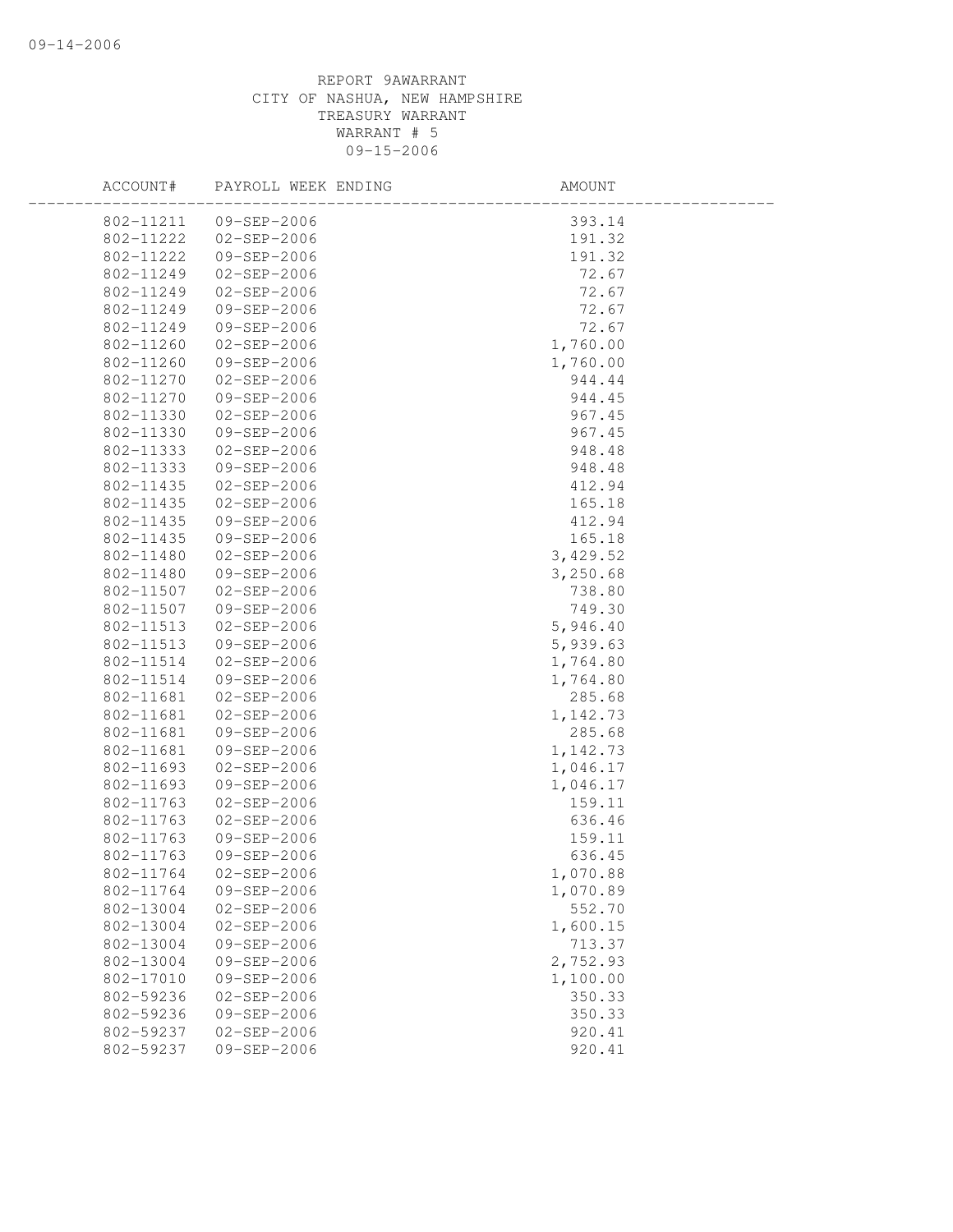REPORT 9AWARRANT
CITY OF NASHUA, NEW HAMPSHIRE
TREASURY WARRANT
WARRANT # 5
09-15-2006

| ACCOUNT# | PAYROLL WEEK ENDING | AMOUNT |
|---|---|---|
| 802-11211 | 09-SEP-2006 | 393.14 |
| 802-11222 | 02-SEP-2006 | 191.32 |
| 802-11222 | 09-SEP-2006 | 191.32 |
| 802-11249 | 02-SEP-2006 | 72.67 |
| 802-11249 | 02-SEP-2006 | 72.67 |
| 802-11249 | 09-SEP-2006 | 72.67 |
| 802-11249 | 09-SEP-2006 | 72.67 |
| 802-11260 | 02-SEP-2006 | 1,760.00 |
| 802-11260 | 09-SEP-2006 | 1,760.00 |
| 802-11270 | 02-SEP-2006 | 944.44 |
| 802-11270 | 09-SEP-2006 | 944.45 |
| 802-11330 | 02-SEP-2006 | 967.45 |
| 802-11330 | 09-SEP-2006 | 967.45 |
| 802-11333 | 02-SEP-2006 | 948.48 |
| 802-11333 | 09-SEP-2006 | 948.48 |
| 802-11435 | 02-SEP-2006 | 412.94 |
| 802-11435 | 02-SEP-2006 | 165.18 |
| 802-11435 | 09-SEP-2006 | 412.94 |
| 802-11435 | 09-SEP-2006 | 165.18 |
| 802-11480 | 02-SEP-2006 | 3,429.52 |
| 802-11480 | 09-SEP-2006 | 3,250.68 |
| 802-11507 | 02-SEP-2006 | 738.80 |
| 802-11507 | 09-SEP-2006 | 749.30 |
| 802-11513 | 02-SEP-2006 | 5,946.40 |
| 802-11513 | 09-SEP-2006 | 5,939.63 |
| 802-11514 | 02-SEP-2006 | 1,764.80 |
| 802-11514 | 09-SEP-2006 | 1,764.80 |
| 802-11681 | 02-SEP-2006 | 285.68 |
| 802-11681 | 02-SEP-2006 | 1,142.73 |
| 802-11681 | 09-SEP-2006 | 285.68 |
| 802-11681 | 09-SEP-2006 | 1,142.73 |
| 802-11693 | 02-SEP-2006 | 1,046.17 |
| 802-11693 | 09-SEP-2006 | 1,046.17 |
| 802-11763 | 02-SEP-2006 | 159.11 |
| 802-11763 | 02-SEP-2006 | 636.46 |
| 802-11763 | 09-SEP-2006 | 159.11 |
| 802-11763 | 09-SEP-2006 | 636.45 |
| 802-11764 | 02-SEP-2006 | 1,070.88 |
| 802-11764 | 09-SEP-2006 | 1,070.89 |
| 802-13004 | 02-SEP-2006 | 552.70 |
| 802-13004 | 02-SEP-2006 | 1,600.15 |
| 802-13004 | 09-SEP-2006 | 713.37 |
| 802-13004 | 09-SEP-2006 | 2,752.93 |
| 802-17010 | 09-SEP-2006 | 1,100.00 |
| 802-59236 | 02-SEP-2006 | 350.33 |
| 802-59236 | 09-SEP-2006 | 350.33 |
| 802-59237 | 02-SEP-2006 | 920.41 |
| 802-59237 | 09-SEP-2006 | 920.41 |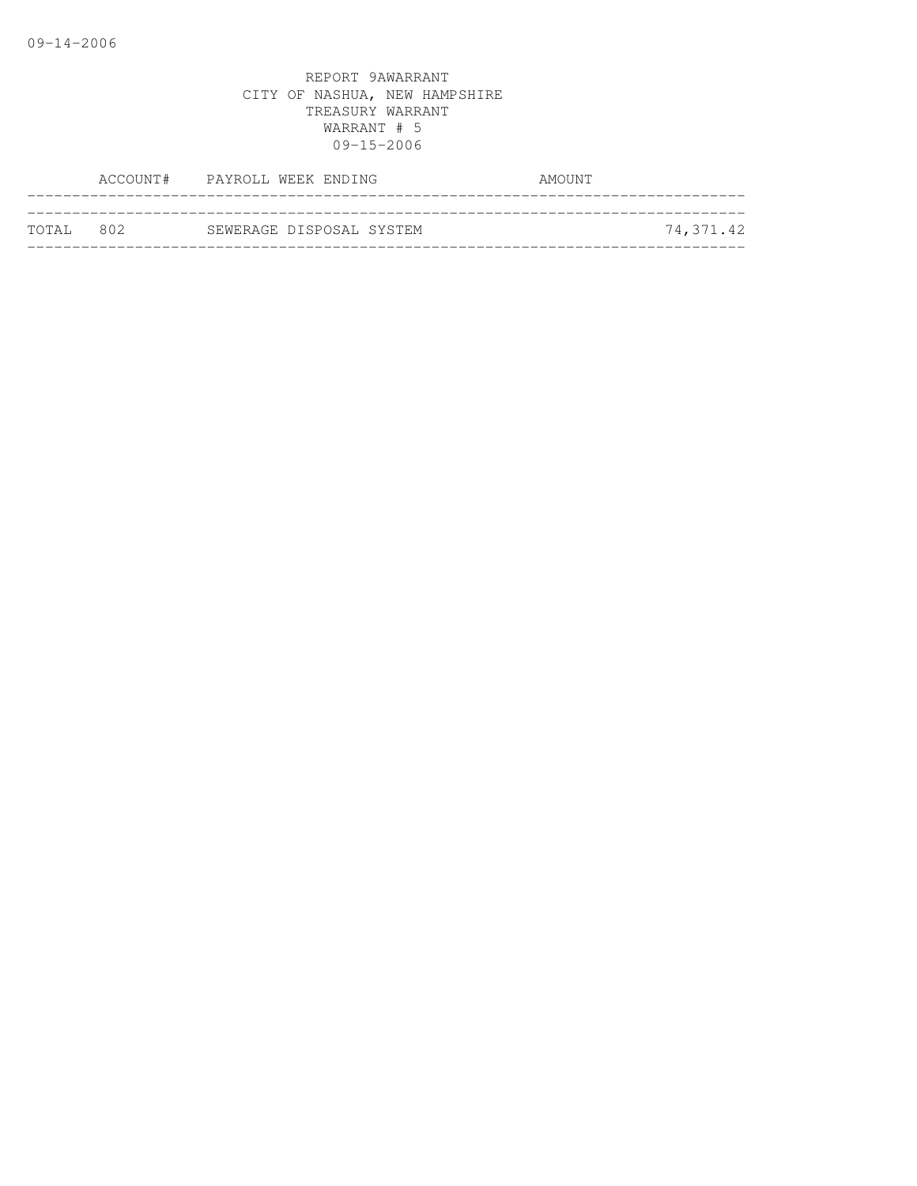REPORT 9AWARRANT
CITY OF NASHUA, NEW HAMPSHIRE
TREASURY WARRANT
WARRANT # 5
09-15-2006

| | ACCOUNT# | PAYROLL WEEK ENDING | AMOUNT |
|---|---|---|---|
| TOTAL | 802 | SEWERAGE DISPOSAL SYSTEM | 74,371.42 |